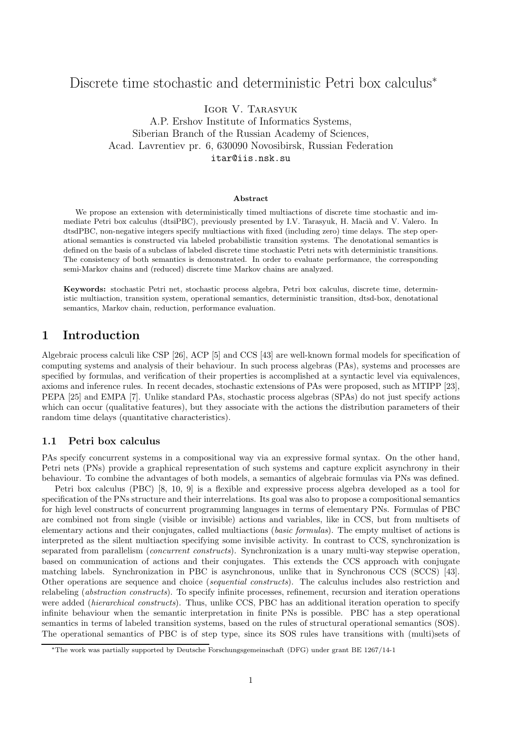# Discrete time stochastic and deterministic Petri box calculus*

Igor V. Tarasyuk

A.P. Ershov Institute of Informatics Systems,
Siberian Branch of the Russian Academy of Sciences,
Acad. Lavrentiev pr. 6, 630090 Novosibirsk, Russian Federation
itar@iis.nsk.su

**Abstract**

We propose an extension with deterministically timed multiactions of discrete time stochastic and immediate Petri box calculus (dtsiPBC), previously presented by I.V. Tarasyuk, H. Macià and V. Valero. In dtsdPBC, non-negative integers specify multiactions with fixed (including zero) time delays. The step operational semantics is constructed via labeled probabilistic transition systems. The denotational semantics is defined on the basis of a subclass of labeled discrete time stochastic Petri nets with deterministic transitions. The consistency of both semantics is demonstrated. In order to evaluate performance, the corresponding semi-Markov chains and (reduced) discrete time Markov chains are analyzed.

**Keywords:** stochastic Petri net, stochastic process algebra, Petri box calculus, discrete time, deterministic multiaction, transition system, operational semantics, deterministic transition, dtsd-box, denotational semantics, Markov chain, reduction, performance evaluation.

## 1 Introduction

Algebraic process calculi like CSP [26], ACP [5] and CCS [43] are well-known formal models for specification of computing systems and analysis of their behaviour. In such process algebras (PAs), systems and processes are specified by formulas, and verification of their properties is accomplished at a syntactic level via equivalences, axioms and inference rules. In recent decades, stochastic extensions of PAs were proposed, such as MTIPP [23], PEPA [25] and EMPA [7]. Unlike standard PAs, stochastic process algebras (SPAs) do not just specify actions which can occur (qualitative features), but they associate with the actions the distribution parameters of their random time delays (quantitative characteristics).

### 1.1 Petri box calculus

PAs specify concurrent systems in a compositional way via an expressive formal syntax. On the other hand, Petri nets (PNs) provide a graphical representation of such systems and capture explicit asynchrony in their behaviour. To combine the advantages of both models, a semantics of algebraic formulas via PNs was defined.

Petri box calculus (PBC) [8, 10, 9] is a flexible and expressive process algebra developed as a tool for specification of the PNs structure and their interrelations. Its goal was also to propose a compositional semantics for high level constructs of concurrent programming languages in terms of elementary PNs. Formulas of PBC are combined not from single (visible or invisible) actions and variables, like in CCS, but from multisets of elementary actions and their conjugates, called multiactions (*basic formulas*). The empty multiset of actions is interpreted as the silent multiaction specifying some invisible activity. In contrast to CCS, synchronization is separated from parallelism (*concurrent constructs*). Synchronization is a unary multi-way stepwise operation, based on communication of actions and their conjugates. This extends the CCS approach with conjugate matching labels. Synchronization in PBC is asynchronous, unlike that in Synchronous CCS (SCCS) [43]. Other operations are sequence and choice (*sequential constructs*). The calculus includes also restriction and relabeling (*abstraction constructs*). To specify infinite processes, refinement, recursion and iteration operations were added (*hierarchical constructs*). Thus, unlike CCS, PBC has an additional iteration operation to specify infinite behaviour when the semantic interpretation in finite PNs is possible. PBC has a step operational semantics in terms of labeled transition systems, based on the rules of structural operational semantics (SOS). The operational semantics of PBC is of step type, since its SOS rules have transitions with (multi)sets of

*The work was partially supported by Deutsche Forschungsgemeinschaft (DFG) under grant BE 1267/14-1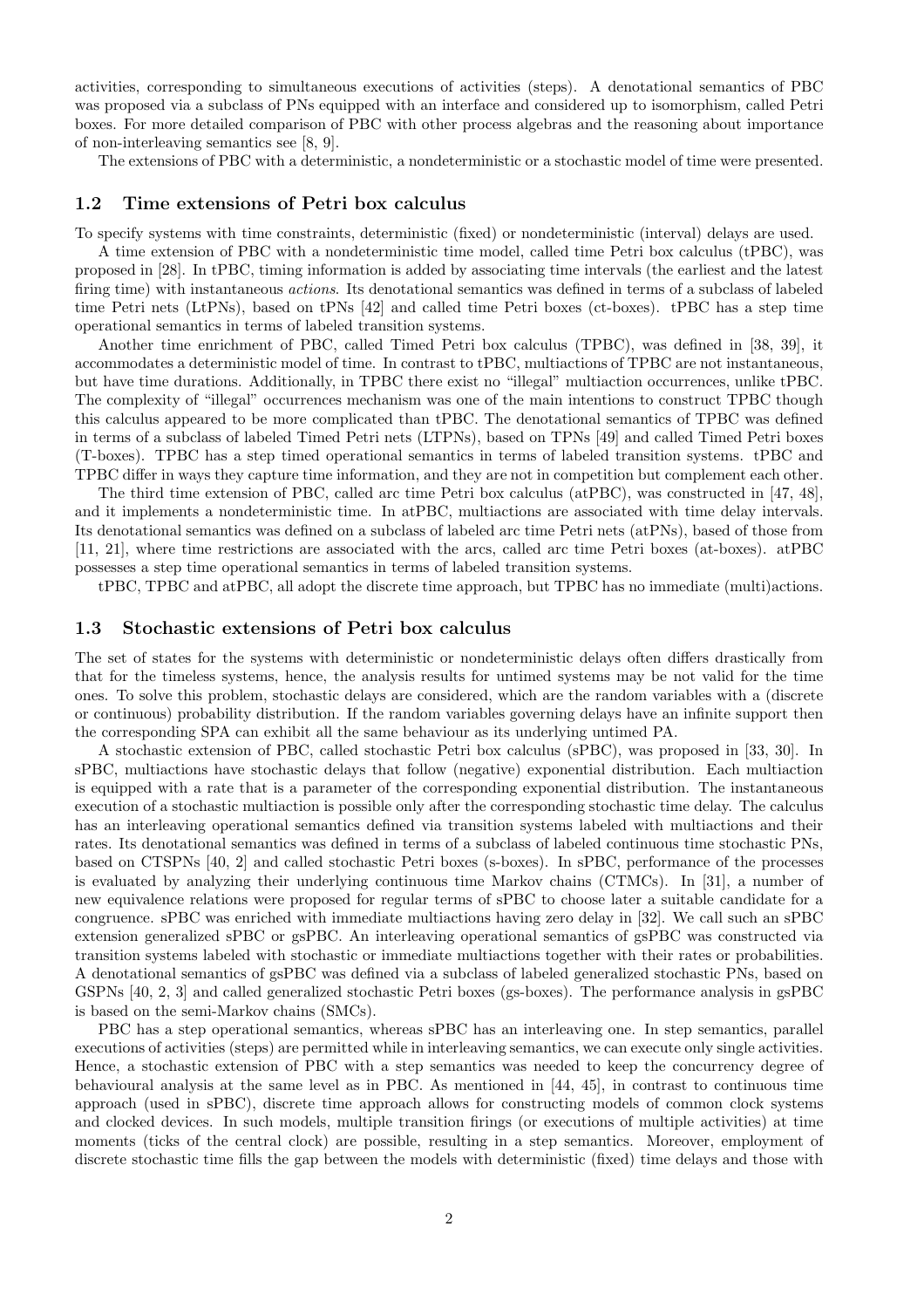activities, corresponding to simultaneous executions of activities (steps). A denotational semantics of PBC was proposed via a subclass of PNs equipped with an interface and considered up to isomorphism, called Petri boxes. For more detailed comparison of PBC with other process algebras and the reasoning about importance of non-interleaving semantics see [8, 9].

The extensions of PBC with a deterministic, a nondeterministic or a stochastic model of time were presented.

### 1.2 Time extensions of Petri box calculus

To specify systems with time constraints, deterministic (fixed) or nondeterministic (interval) delays are used.

A time extension of PBC with a nondeterministic time model, called time Petri box calculus (tPBC), was proposed in [28]. In tPBC, timing information is added by associating time intervals (the earliest and the latest firing time) with instantaneous *actions*. Its denotational semantics was defined in terms of a subclass of labeled time Petri nets (LtPNs), based on tPNs [42] and called time Petri boxes (ct-boxes). tPBC has a step time operational semantics in terms of labeled transition systems.

Another time enrichment of PBC, called Timed Petri box calculus (TPBC), was defined in [38, 39], it accommodates a deterministic model of time. In contrast to tPBC, multiactions of TPBC are not instantaneous, but have time durations. Additionally, in TPBC there exist no "illegal" multiaction occurrences, unlike tPBC. The complexity of "illegal" occurrences mechanism was one of the main intentions to construct TPBC though this calculus appeared to be more complicated than tPBC. The denotational semantics of TPBC was defined in terms of a subclass of labeled Timed Petri nets (LTPNs), based on TPNs [49] and called Timed Petri boxes (T-boxes). TPBC has a step timed operational semantics in terms of labeled transition systems. tPBC and TPBC differ in ways they capture time information, and they are not in competition but complement each other.

The third time extension of PBC, called arc time Petri box calculus (atPBC), was constructed in [47, 48], and it implements a nondeterministic time. In atPBC, multiactions are associated with time delay intervals. Its denotational semantics was defined on a subclass of labeled arc time Petri nets (atPNs), based of those from [11, 21], where time restrictions are associated with the arcs, called arc time Petri boxes (at-boxes). atPBC possesses a step time operational semantics in terms of labeled transition systems.

tPBC, TPBC and atPBC, all adopt the discrete time approach, but TPBC has no immediate (multi)actions.

### 1.3 Stochastic extensions of Petri box calculus

The set of states for the systems with deterministic or nondeterministic delays often differs drastically from that for the timeless systems, hence, the analysis results for untimed systems may be not valid for the time ones. To solve this problem, stochastic delays are considered, which are the random variables with a (discrete or continuous) probability distribution. If the random variables governing delays have an infinite support then the corresponding SPA can exhibit all the same behaviour as its underlying untimed PA.

A stochastic extension of PBC, called stochastic Petri box calculus (sPBC), was proposed in [33, 30]. In sPBC, multiactions have stochastic delays that follow (negative) exponential distribution. Each multiaction is equipped with a rate that is a parameter of the corresponding exponential distribution. The instantaneous execution of a stochastic multiaction is possible only after the corresponding stochastic time delay. The calculus has an interleaving operational semantics defined via transition systems labeled with multiactions and their rates. Its denotational semantics was defined in terms of a subclass of labeled continuous time stochastic PNs, based on CTSPNs [40, 2] and called stochastic Petri boxes (s-boxes). In sPBC, performance of the processes is evaluated by analyzing their underlying continuous time Markov chains (CTMCs). In [31], a number of new equivalence relations were proposed for regular terms of sPBC to choose later a suitable candidate for a congruence. sPBC was enriched with immediate multiactions having zero delay in [32]. We call such an sPBC extension generalized sPBC or gsPBC. An interleaving operational semantics of gsPBC was constructed via transition systems labeled with stochastic or immediate multiactions together with their rates or probabilities. A denotational semantics of gsPBC was defined via a subclass of labeled generalized stochastic PNs, based on GSPNs [40, 2, 3] and called generalized stochastic Petri boxes (gs-boxes). The performance analysis in gsPBC is based on the semi-Markov chains (SMCs).

PBC has a step operational semantics, whereas sPBC has an interleaving one. In step semantics, parallel executions of activities (steps) are permitted while in interleaving semantics, we can execute only single activities. Hence, a stochastic extension of PBC with a step semantics was needed to keep the concurrency degree of behavioural analysis at the same level as in PBC. As mentioned in [44, 45], in contrast to continuous time approach (used in sPBC), discrete time approach allows for constructing models of common clock systems and clocked devices. In such models, multiple transition firings (or executions of multiple activities) at time moments (ticks of the central clock) are possible, resulting in a step semantics. Moreover, employment of discrete stochastic time fills the gap between the models with deterministic (fixed) time delays and those with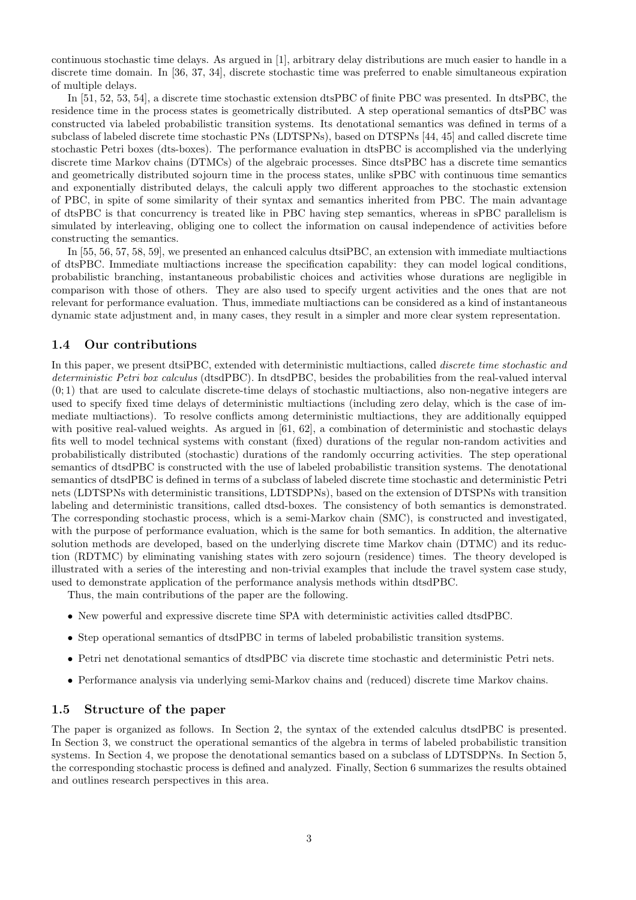continuous stochastic time delays. As argued in [1], arbitrary delay distributions are much easier to handle in a discrete time domain. In [36, 37, 34], discrete stochastic time was preferred to enable simultaneous expiration of multiple delays.

In [51, 52, 53, 54], a discrete time stochastic extension dtsPBC of finite PBC was presented. In dtsPBC, the residence time in the process states is geometrically distributed. A step operational semantics of dtsPBC was constructed via labeled probabilistic transition systems. Its denotational semantics was defined in terms of a subclass of labeled discrete time stochastic PNs (LDTSPNs), based on DTSPNs [44, 45] and called discrete time stochastic Petri boxes (dts-boxes). The performance evaluation in dtsPBC is accomplished via the underlying discrete time Markov chains (DTMCs) of the algebraic processes. Since dtsPBC has a discrete time semantics and geometrically distributed sojourn time in the process states, unlike sPBC with continuous time semantics and exponentially distributed delays, the calculi apply two different approaches to the stochastic extension of PBC, in spite of some similarity of their syntax and semantics inherited from PBC. The main advantage of dtsPBC is that concurrency is treated like in PBC having step semantics, whereas in sPBC parallelism is simulated by interleaving, obliging one to collect the information on causal independence of activities before constructing the semantics.

In [55, 56, 57, 58, 59], we presented an enhanced calculus dtsiPBC, an extension with immediate multiactions of dtsPBC. Immediate multiactions increase the specification capability: they can model logical conditions, probabilistic branching, instantaneous probabilistic choices and activities whose durations are negligible in comparison with those of others. They are also used to specify urgent activities and the ones that are not relevant for performance evaluation. Thus, immediate multiactions can be considered as a kind of instantaneous dynamic state adjustment and, in many cases, they result in a simpler and more clear system representation.

### 1.4 Our contributions

In this paper, we present dtsiPBC, extended with deterministic multiactions, called *discrete time stochastic and deterministic Petri box calculus* (dtsdPBC). In dtsdPBC, besides the probabilities from the real-valued interval $(0; 1)$ that are used to calculate discrete-time delays of stochastic multiactions, also non-negative integers are used to specify fixed time delays of deterministic multiactions (including zero delay, which is the case of immediate multiactions). To resolve conflicts among deterministic multiactions, they are additionally equipped with positive real-valued weights. As argued in [61, 62], a combination of deterministic and stochastic delays fits well to model technical systems with constant (fixed) durations of the regular non-random activities and probabilistically distributed (stochastic) durations of the randomly occurring activities. The step operational semantics of dtsdPBC is constructed with the use of labeled probabilistic transition systems. The denotational semantics of dtsdPBC is defined in terms of a subclass of labeled discrete time stochastic and deterministic Petri nets (LDTSPNs with deterministic transitions, LDTSDPNs), based on the extension of DTSPNs with transition labeling and deterministic transitions, called dtsd-boxes. The consistency of both semantics is demonstrated. The corresponding stochastic process, which is a semi-Markov chain (SMC), is constructed and investigated, with the purpose of performance evaluation, which is the same for both semantics. In addition, the alternative solution methods are developed, based on the underlying discrete time Markov chain (DTMC) and its reduction (RDTMC) by eliminating vanishing states with zero sojourn (residence) times. The theory developed is illustrated with a series of the interesting and non-trivial examples that include the travel system case study, used to demonstrate application of the performance analysis methods within dtsdPBC.

Thus, the main contributions of the paper are the following.

- New powerful and expressive discrete time SPA with deterministic activities called dtsdPBC.
- Step operational semantics of dtsdPBC in terms of labeled probabilistic transition systems.
- Petri net denotational semantics of dtsdPBC via discrete time stochastic and deterministic Petri nets.
- Performance analysis via underlying semi-Markov chains and (reduced) discrete time Markov chains.

### 1.5 Structure of the paper

The paper is organized as follows. In Section 2, the syntax of the extended calculus dtsdPBC is presented. In Section 3, we construct the operational semantics of the algebra in terms of labeled probabilistic transition systems. In Section 4, we propose the denotational semantics based on a subclass of LDTSDPNs. In Section 5, the corresponding stochastic process is defined and analyzed. Finally, Section 6 summarizes the results obtained and outlines research perspectives in this area.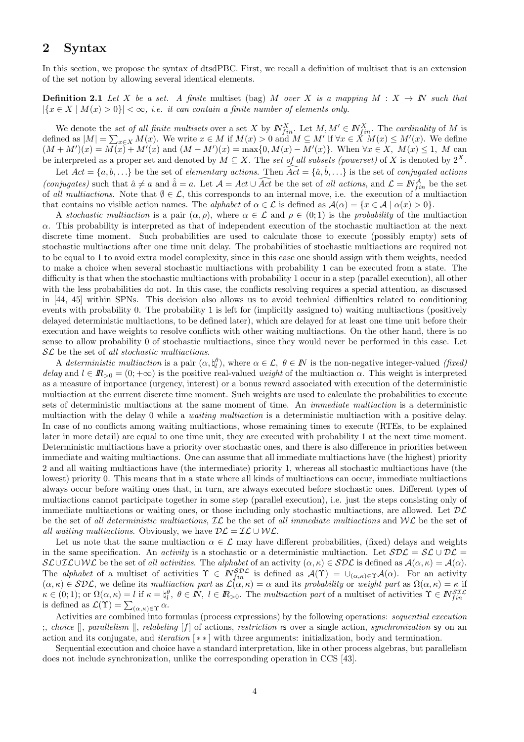## 2 Syntax

In this section, we propose the syntax of dtsdPBC. First, we recall a definition of multiset that is an extension of the set notion by allowing several identical elements.

**Definition 2.1** *Let $X$ be a set. A finite multiset (bag) $M$ over $X$ is a mapping $M : X \to \mathbb{N}$ such that $|\{x \in X \mid M(x) > 0\}| < \infty$, i.e. it can contain a finite number of elements only.*

We denote the *set of all finite multisets* over a set $X$ by $\mathbb{N}^X_{fin}$. Let $M, M' \in \mathbb{N}^X_{fin}$. The *cardinality* of $M$ is defined as $|M| = \sum_{x \in X} M(x)$. We write $x \in M$ if $M(x) > 0$ and $M \subseteq M'$ if $\forall x \in X\ M(x) \leq M'(x)$. We define $(M + M')(x) = M(x) + M'(x)$ and $(M - M')(x) = \max\{0, M(x) - M'(x)\}$. When $\forall x \in X,\ M(x) \leq 1,\ M$ can be interpreted as a proper set and denoted by $M \subseteq X$. The *set of all subsets (powerset)* of $X$ is denoted by $2^X$.

Let $Act = \{a, b, \ldots\}$ be the set of *elementary actions*. Then $\widehat{Act} = \{\hat{a}, \hat{b}, \ldots\}$ is the set of *conjugated actions (conjugates)* such that $\hat{a} \neq a$ and $\hat{\hat{a}} = a$. Let $\mathcal{A} = Act \cup \widehat{Act}$ be the set of *all actions*, and $\mathcal{L} = \mathbb{N}^{\mathcal{A}}_{fin}$ be the set of *all multiactions*. Note that $\emptyset \in \mathcal{L}$, this corresponds to an internal move, i.e. the execution of a multiaction that contains no visible action names. The *alphabet* of $\alpha \in \mathcal{L}$ is defined as $\mathcal{A}(\alpha) = \{x \in \mathcal{A} \mid \alpha(x) > 0\}$.

A *stochastic multiaction* is a pair $(\alpha, \rho)$, where $\alpha \in \mathcal{L}$ and $\rho \in (0; 1)$ is the *probability* of the multiaction $\alpha$. This probability is interpreted as that of independent execution of the stochastic multiaction at the next discrete time moment. Such probabilities are used to calculate those to execute (possibly empty) sets of stochastic multiactions after one time unit delay. The probabilities of stochastic multiactions are required not to be equal to 1 to avoid extra model complexity, since in this case one should assign with them weights, needed to make a choice when several stochastic multiactions with probability 1 can be executed from a state. The difficulty is that when the stochastic multiactions with probability 1 occur in a step (parallel execution), all other with the less probabilities do not. In this case, the conflicts resolving requires a special attention, as discussed in [44, 45] within SPNs. This decision also allows us to avoid technical difficulties related to conditioning events with probability 0. The probability 1 is left for (implicitly assigned to) waiting multiactions (positively delayed deterministic multiactions, to be defined later), which are delayed for at least one time unit before their execution and have weights to resolve conflicts with other waiting multiactions. On the other hand, there is no sense to allow probability 0 of stochastic multiactions, since they would never be performed in this case. Let $\mathcal{SL}$ be the set of *all stochastic multiactions*.

A *deterministic multiaction* is a pair $(\alpha, \natural^\theta_l)$, where $\alpha \in \mathcal{L}$, $\theta \in \mathbb{N}$ is the non-negative integer-valued *(fixed) delay* and $l \in \mathbb{R}_{>0} = (0; +\infty)$ is the positive real-valued *weight* of the multiaction $\alpha$. This weight is interpreted as a measure of importance (urgency, interest) or a bonus reward associated with execution of the deterministic multiaction at the current discrete time moment. Such weights are used to calculate the probabilities to execute sets of deterministic multiactions at the same moment of time. An *immediate multiaction* is a deterministic multiaction with the delay 0 while a *waiting multiaction* is a deterministic multiaction with a positive delay. In case of no conflicts among waiting multiactions, whose remaining times to execute (RTEs, to be explained later in more detail) are equal to one time unit, they are executed with probability 1 at the next time moment. Deterministic multiactions have a priority over stochastic ones, and there is also difference in priorities between immediate and waiting multiactions. One can assume that all immediate multiactions have (the highest) priority 2 and all waiting multiactions have (the intermediate) priority 1, whereas all stochastic multiactions have (the lowest) priority 0. This means that in a state where all kinds of multiactions can occur, immediate multiactions always occur before waiting ones that, in turn, are always executed before stochastic ones. Different types of multiactions cannot participate together in some step (parallel execution), i.e. just the steps consisting only of immediate multiactions or waiting ones, or those including only stochastic multiactions, are allowed. Let $\mathcal{DL}$ be the set of *all deterministic multiactions*, $\mathcal{IL}$ be the set of *all immediate multiactions* and $\mathcal{WL}$ be the set of *all waiting multiactions*. Obviously, we have $\mathcal{DL} = \mathcal{IL} \cup \mathcal{WL}$.

Let us note that the same multiaction $\alpha \in \mathcal{L}$ may have different probabilities, (fixed) delays and weights in the same specification. An *activity* is a stochastic or a deterministic multiaction. Let $\mathcal{SDL} = \mathcal{SL} \cup \mathcal{DL} = \mathcal{SL} \cup \mathcal{IL} \cup \mathcal{WL}$ be the set of *all activities*. The *alphabet* of an activity $(\alpha, \kappa) \in \mathcal{SDL}$ is defined as $\mathcal{A}(\alpha, \kappa) = \mathcal{A}(\alpha)$. The *alphabet* of a multiset of activities $\Upsilon \in \mathbb{N}^{\mathcal{SDL}}_{fin}$ is defined as $\mathcal{A}(\Upsilon) = \cup_{(\alpha,\kappa) \in \Upsilon} \mathcal{A}(\alpha)$. For an activity $(\alpha, \kappa) \in \mathcal{SDL}$, we define its *multiaction part* as $\mathcal{L}(\alpha, \kappa) = \alpha$ and its *probability* or *weight part* as $\Omega(\alpha, \kappa) = \kappa$ if $\kappa \in (0; 1)$; or $\Omega(\alpha, \kappa) = l$ if $\kappa = \natural^\theta_l,\ \theta \in \mathbb{N},\ l \in \mathbb{R}_{>0}$. The *multiaction part* of a multiset of activities $\Upsilon \in \mathbb{N}^{\mathcal{SIL}}_{fin}$ is defined as $\mathcal{L}(\Upsilon) = \sum_{(\alpha,\kappa) \in \Upsilon} \alpha$.

Activities are combined into formulas (process expressions) by the following operations: *sequential execution* ;, *choice* [], *parallelism* ‖, *relabeling* $[f]$ of actions, *restriction* rs over a single action, *synchronization* sy on an action and its conjugate, and *iteration* $[* *]$ with three arguments: initialization, body and termination.

Sequential execution and choice have a standard interpretation, like in other process algebras, but parallelism does not include synchronization, unlike the corresponding operation in CCS [43].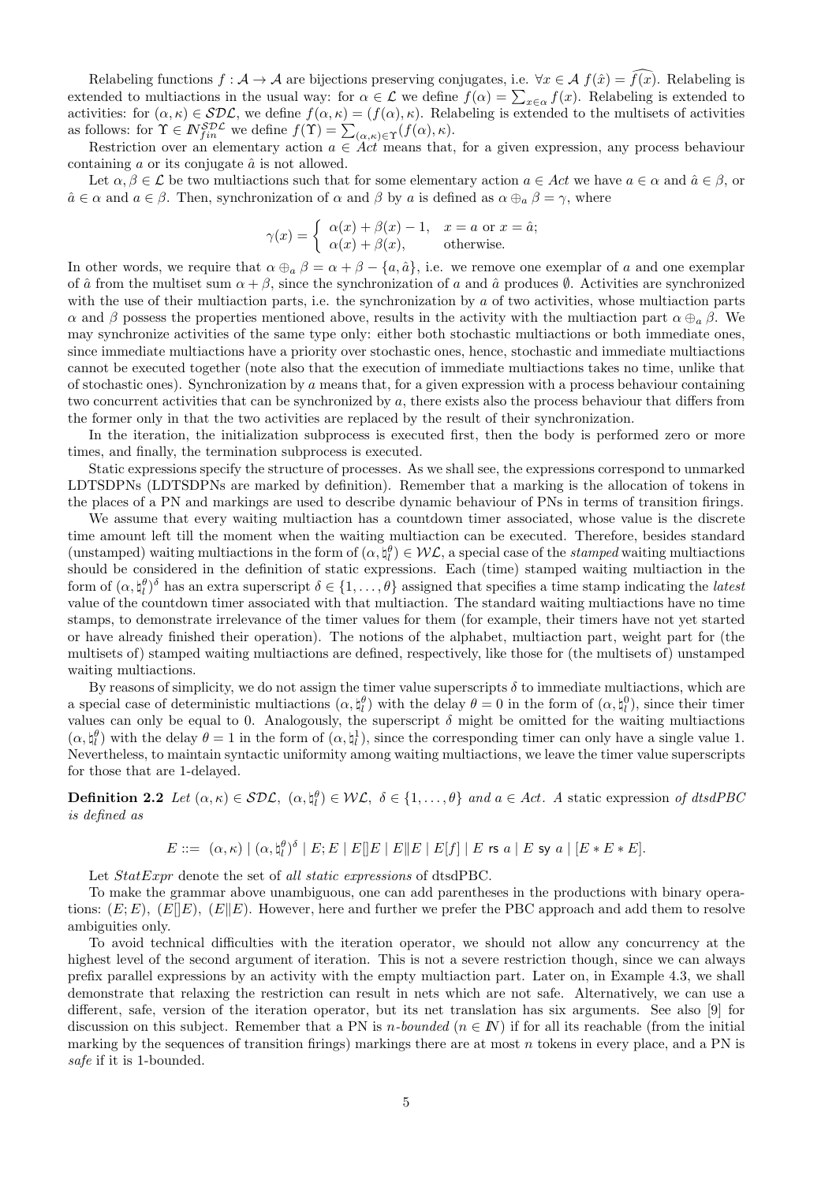Relabeling functions $f : \mathcal{A} \to \mathcal{A}$ are bijections preserving conjugates, i.e. $\forall x \in \mathcal{A}\ f(\hat{x}) = \widehat{f(x)}$. Relabeling is extended to multiactions in the usual way: for $\alpha \in \mathcal{L}$ we define $f(\alpha) = \sum_{x\in\alpha} f(x)$. Relabeling is extended to activities: for $(\alpha, \kappa) \in \mathcal{SDL}$, we define $f(\alpha, \kappa) = (f(\alpha), \kappa)$. Relabeling is extended to the multisets of activities as follows: for $\Upsilon \in I\!N_{fin}^{\mathcal{SDL}}$ we define $f(\Upsilon) = \sum_{(\alpha,\kappa)\in\Upsilon}(f(\alpha), \kappa)$.

Restriction over an elementary action $a \in Act$ means that, for a given expression, any process behaviour containing $a$ or its conjugate $\hat{a}$ is not allowed.

Let $\alpha, \beta \in \mathcal{L}$ be two multiactions such that for some elementary action $a \in Act$ we have $a \in \alpha$ and $\hat{a} \in \beta$, or $\hat{a} \in \alpha$ and $a \in \beta$. Then, synchronization of $\alpha$ and $\beta$ by $a$ is defined as $\alpha \oplus_a \beta = \gamma$, where

$$\gamma(x) = \begin{cases} \alpha(x) + \beta(x) - 1, & x = a \text{ or } x = \hat{a}; \\ \alpha(x) + \beta(x), & \text{otherwise.} \end{cases}$$

In other words, we require that $\alpha \oplus_a \beta = \alpha + \beta - \{a, \hat{a}\}$, i.e. we remove one exemplar of $a$ and one exemplar of $\hat{a}$ from the multiset sum $\alpha + \beta$, since the synchronization of $a$ and $\hat{a}$ produces $\emptyset$. Activities are synchronized with the use of their multiaction parts, i.e. the synchronization by $a$ of two activities, whose multiaction parts $\alpha$ and $\beta$ possess the properties mentioned above, results in the activity with the multiaction part $\alpha \oplus_a \beta$. We may synchronize activities of the same type only: either both stochastic multiactions or both immediate ones, since immediate multiactions have a priority over stochastic ones, hence, stochastic and immediate multiactions cannot be executed together (note also that the execution of immediate multiactions takes no time, unlike that of stochastic ones). Synchronization by $a$ means that, for a given expression with a process behaviour containing two concurrent activities that can be synchronized by $a$, there exists also the process behaviour that differs from the former only in that the two activities are replaced by the result of their synchronization.

In the iteration, the initialization subprocess is executed first, then the body is performed zero or more times, and finally, the termination subprocess is executed.

Static expressions specify the structure of processes. As we shall see, the expressions correspond to unmarked LDTSDPNs (LDTSDPNs are marked by definition). Remember that a marking is the allocation of tokens in the places of a PN and markings are used to describe dynamic behaviour of PNs in terms of transition firings.

We assume that every waiting multiaction has a countdown timer associated, whose value is the discrete time amount left till the moment when the waiting multiaction can be executed. Therefore, besides standard (unstamped) waiting multiactions in the form of $(\alpha, \natural_l^\theta) \in \mathcal{WL}$, a special case of the *stamped* waiting multiactions should be considered in the definition of static expressions. Each (time) stamped waiting multiaction in the form of $(\alpha, \natural_l^\theta)^\delta$ has an extra superscript $\delta \in \{1, \ldots, \theta\}$ assigned that specifies a time stamp indicating the *latest* value of the countdown timer associated with that multiaction. The standard waiting multiactions have no time stamps, to demonstrate irrelevance of the timer values for them (for example, their timers have not yet started or have already finished their operation). The notions of the alphabet, multiaction part, weight part for (the multisets of) stamped waiting multiactions are defined, respectively, like those for (the multisets of) unstamped waiting multiactions.

By reasons of simplicity, we do not assign the timer value superscripts $\delta$ to immediate multiactions, which are a special case of deterministic multiactions $(\alpha, \natural_l^\theta)$ with the delay $\theta = 0$ in the form of $(\alpha, \natural_l^0)$, since their timer values can only be equal to 0. Analogously, the superscript $\delta$ might be omitted for the waiting multiactions $(\alpha, \natural_l^\theta)$ with the delay $\theta = 1$ in the form of $(\alpha, \natural_l^1)$, since the corresponding timer can only have a single value 1. Nevertheless, to maintain syntactic uniformity among waiting multiactions, we leave the timer value superscripts for those that are 1-delayed.

**Definition 2.2** *Let $(\alpha, \kappa) \in \mathcal{SDL}$, $(\alpha, \natural_l^\theta) \in \mathcal{WL}$, $\delta \in \{1, \ldots, \theta\}$ and $a \in Act$. A* static expression *of dtsdPBC is defined as*

$$E ::= \ (\alpha, \kappa) \mid (\alpha, \natural_l^\theta)^\delta \mid E; E \mid E[]E \mid E\|E \mid E[f] \mid E \text{ rs } a \mid E \text{ sy } a \mid [E * E * E].$$

Let *StatExpr* denote the set of *all static expressions* of dtsdPBC.

To make the grammar above unambiguous, one can add parentheses in the productions with binary operations: $(E; E)$, $(E[]E)$, $(E\|E)$. However, here and further we prefer the PBC approach and add them to resolve ambiguities only.

To avoid technical difficulties with the iteration operator, we should not allow any concurrency at the highest level of the second argument of iteration. This is not a severe restriction though, since we can always prefix parallel expressions by an activity with the empty multiaction part. Later on, in Example 4.3, we shall demonstrate that relaxing the restriction can result in nets which are not safe. Alternatively, we can use a different, safe, version of the iteration operator, but its net translation has six arguments. See also [9] for discussion on this subject. Remember that a PN is *$n$-bounded* ($n \in I\!N$) if for all its reachable (from the initial marking by the sequences of transition firings) markings there are at most $n$ tokens in every place, and a PN is *safe* if it is 1-bounded.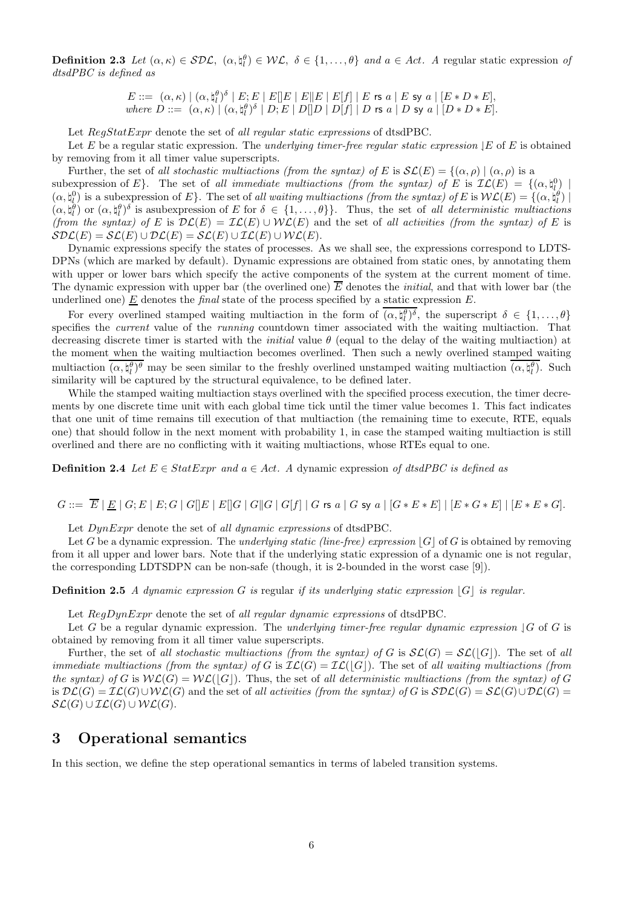**Definition 2.3** *Let $(\alpha, \kappa) \in \mathcal{SDL}$, $(\alpha, \natural_l^\theta) \in \mathcal{WL}$, $\delta \in \{1, \ldots, \theta\}$ and $a \in Act$. A* regular static expression *of dtsdPBC is defined as*

$$E ::= (\alpha, \kappa) \mid (\alpha, \natural_l^\theta)^\delta \mid E; E \mid E[]E \mid E\|E \mid E[f] \mid E \text{ rs } a \mid E \text{ sy } a \mid [E * D * E],$$
$$\textit{where } D ::= (\alpha, \kappa) \mid (\alpha, \natural_l^\theta)^\delta \mid D; E \mid D[]D \mid D[f] \mid D \text{ rs } a \mid D \text{ sy } a \mid [D * D * E].$$

Let *RegStatExpr* denote the set of *all regular static expressions* of dtsdPBC.

Let $E$ be a regular static expression. The *underlying timer-free regular static expression* $\downharpoonleft E$ of $E$ is obtained by removing from it all timer value superscripts.

Further, the set of *all stochastic multiactions (from the syntax) of* $E$ is $\mathcal{SL}(E) = \{(\alpha, \rho) \mid (\alpha, \rho)$ is a subexpression of $E\}$. The set of *all immediate multiactions (from the syntax) of* $E$ is $\mathcal{IL}(E) = \{(\alpha, \natural_l^0) \mid (\alpha, \natural_l^0)$ is a subexpression of $E\}$. The set of *all waiting multiactions (from the syntax) of* $E$ is $\mathcal{WL}(E) = \{(\alpha, \natural_l^\theta) \mid (\alpha, \natural_l^\theta)$ or $(\alpha, \natural_l^\theta)^\delta$ is asubexpression of $E$ for $\delta \in \{1, \ldots, \theta\}\}$. Thus, the set of *all deterministic multiactions (from the syntax) of* $E$ is $\mathcal{DL}(E) = \mathcal{IL}(E) \cup \mathcal{WL}(E)$ and the set of *all activities (from the syntax) of* $E$ is $\mathcal{SDL}(E) = \mathcal{SL}(E) \cup \mathcal{DL}(E) = \mathcal{SL}(E) \cup \mathcal{IL}(E) \cup \mathcal{WL}(E)$.

Dynamic expressions specify the states of processes. As we shall see, the expressions correspond to LDTS-DPNs (which are marked by default). Dynamic expressions are obtained from static ones, by annotating them with upper or lower bars which specify the active components of the system at the current moment of time. The dynamic expression with upper bar (the overlined one) $\overline{E}$ denotes the *initial*, and that with lower bar (the underlined one) $\underline{E}$ denotes the *final* state of the process specified by a static expression $E$.

For every overlined stamped waiting multiaction in the form of $\overline{(\alpha, \natural_l^\theta)^\delta}$, the superscript $\delta \in \{1, \ldots, \theta\}$ specifies the *current* value of the *running* countdown timer associated with the waiting multiaction. That decreasing discrete timer is started with the *initial* value $\theta$ (equal to the delay of the waiting multiaction) at the moment when the waiting multiaction becomes overlined. Then such a newly overlined stamped waiting multiaction $\overline{(\alpha, \natural_l^\theta)^\theta}$ may be seen similar to the freshly overlined unstamped waiting multiaction $\overline{(\alpha, \natural_l^\theta)}$. Such similarity will be captured by the structural equivalence, to be defined later.

While the stamped waiting multiaction stays overlined with the specified process execution, the timer decrements by one discrete time unit with each global time tick until the timer value becomes 1. This fact indicates that one unit of time remains till execution of that multiaction (the remaining time to execute, RTE, equals one) that should follow in the next moment with probability 1, in case the stamped waiting multiaction is still overlined and there are no conflicting with it waiting multiactions, whose RTEs equal to one.

**Definition 2.4** *Let $E \in StatExpr$ and $a \in Act$. A* dynamic expression *of dtsdPBC is defined as*

$$G ::= \overline{E} \mid \underline{E} \mid G; E \mid E; G \mid G[]E \mid E[]G \mid G\|G \mid G[f] \mid G \text{ rs } a \mid G \text{ sy } a \mid [G * E * E] \mid [E * G * E] \mid [E * E * G].$$

Let *DynExpr* denote the set of *all dynamic expressions* of dtsdPBC.

Let $G$ be a dynamic expression. The *underlying static (line-free) expression* $\lfloor G \rfloor$ of $G$ is obtained by removing from it all upper and lower bars. Note that if the underlying static expression of a dynamic one is not regular, the corresponding LDTSDPN can be non-safe (though, it is 2-bounded in the worst case [9]).

**Definition 2.5** *A dynamic expression $G$ is* regular *if its underlying static expression $\lfloor G \rfloor$ is regular.*

Let *RegDynExpr* denote the set of *all regular dynamic expressions* of dtsdPBC.

Let $G$ be a regular dynamic expression. The *underlying timer-free regular dynamic expression* $\downharpoonleft G$ of $G$ is obtained by removing from it all timer value superscripts.

Further, the set of *all stochastic multiactions (from the syntax) of* $G$ is $\mathcal{SL}(G) = \mathcal{SL}(\lfloor G \rfloor)$. The set of *all immediate multiactions (from the syntax) of* $G$ is $\mathcal{IL}(G) = \mathcal{IL}(\lfloor G \rfloor)$. The set of *all waiting multiactions (from the syntax) of* $G$ is $\mathcal{WL}(G) = \mathcal{WL}(\lfloor G \rfloor)$. Thus, the set of *all deterministic multiactions (from the syntax) of* $G$ is $\mathcal{DL}(G) = \mathcal{IL}(G) \cup \mathcal{WL}(G)$ and the set of *all activities (from the syntax) of* $G$ is $\mathcal{SDL}(G) = \mathcal{SL}(G) \cup \mathcal{DL}(G) = \mathcal{SL}(G) \cup \mathcal{IL}(G) \cup \mathcal{WL}(G)$.

# 3 Operational semantics

In this section, we define the step operational semantics in terms of labeled transition systems.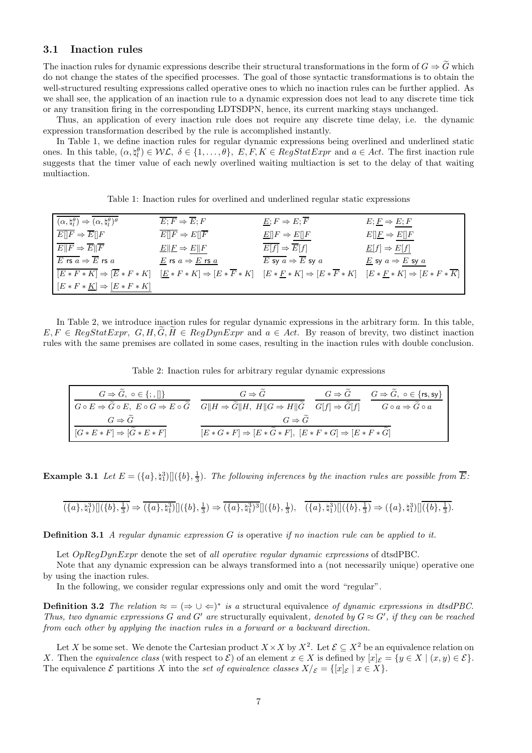### 3.1 Inaction rules

The inaction rules for dynamic expressions describe their structural transformations in the form of $G \Rightarrow \widetilde{G}$ which do not change the states of the specified processes. The goal of those syntactic transformations is to obtain the well-structured resulting expressions called operative ones to which no inaction rules can be further applied. As we shall see, the application of an inaction rule to a dynamic expression does not lead to any discrete time tick or any transition firing in the corresponding LDTSDPN, hence, its current marking stays unchanged.

Thus, an application of every inaction rule does not require any discrete time delay, i.e. the dynamic expression transformation described by the rule is accomplished instantly.

In Table 1, we define inaction rules for regular dynamic expressions being overlined and underlined static ones. In this table, $(\alpha, \natural_l^\theta) \in \mathcal{WL}$, $\delta \in \{1, \ldots, \theta\}$, $E, F, K \in RegStatExpr$ and $a \in Act$. The first inaction rule suggests that the timer value of each newly overlined waiting multiaction is set to the delay of that waiting multiaction.

Table 1: Inaction rules for overlined and underlined regular static expressions

| | | | |
|---|---|---|---|
| $\overline{(\alpha, \natural_l^\theta)} \Rightarrow \overline{(\alpha, \natural_l^\theta)^\theta}$ | $\overline{E;F} \Rightarrow \overline{E};F$ | $\underline{E};F \Rightarrow E;\overline{F}$ | $E;\underline{F} \Rightarrow \underline{E;F}$ |
| $\overline{E[]F} \Rightarrow \overline{E}[]F$ | $\overline{E[]F} \Rightarrow E[]\overline{F}$ | $\underline{E}[]F \Rightarrow \underline{E[]F}$ | $E[]\underline{F} \Rightarrow \underline{E[]F}$ |
| $\overline{E\|F} \Rightarrow \overline{E}\|\overline{F}$ | $\underline{E}\|\underline{F} \Rightarrow \underline{E\|F}$ | $\overline{E[f]} \Rightarrow \overline{E}[f]$ | $\underline{E}[f] \Rightarrow \underline{E[f]}$ |
| $\overline{E \text{ rs } a} \Rightarrow \overline{E} \text{ rs } a$ | $\underline{E} \text{ rs } a \Rightarrow \underline{E \text{ rs } a}$ | $\overline{E \text{ sy } a} \Rightarrow \overline{E} \text{ sy } a$ | $\underline{E} \text{ sy } a \Rightarrow \underline{E \text{ sy } a}$ |
| $\overline{[E * F * K]} \Rightarrow [\overline{E} * F * K]$ | $[\underline{E} * F * K] \Rightarrow [E * \overline{F} * K]$ | $[E * \underline{F} * K] \Rightarrow [E * \overline{F} * K]$ | $[E * \underline{F} * K] \Rightarrow [E * F * \overline{K}]$ |
| $[E * F * \underline{K}] \Rightarrow \underline{[E * F * K]}$ | | | |

In Table 2, we introduce inaction rules for regular dynamic expressions in the arbitrary form. In this table, $E, F \in RegStatExpr$, $G, H, \widetilde{G}, \widetilde{H} \in RegDynExpr$ and $a \in Act$. By reason of brevity, two distinct inaction rules with the same premises are collated in some cases, resulting in the inaction rules with double conclusion.

Table 2: Inaction rules for arbitrary regular dynamic expressions

| | | | |
|---|---|---|---|
| $\dfrac{G \Rightarrow \widetilde{G},\ \circ \in \{;, []\}}{G \circ E \Rightarrow \widetilde{G} \circ E,\ E \circ G \Rightarrow E \circ \widetilde{G}}$ | $\dfrac{G \Rightarrow \widetilde{G}}{G\|H \Rightarrow \widetilde{G}\|H,\ H\|G \Rightarrow H\|\widetilde{G}}$ | $\dfrac{G \Rightarrow \widetilde{G}}{G[f] \Rightarrow \widetilde{G}[f]}$ | $\dfrac{G \Rightarrow \widetilde{G},\ \circ \in \{\mathsf{rs}, \mathsf{sy}\}}{G \circ a \Rightarrow \widetilde{G} \circ a}$ |
| $\dfrac{G \Rightarrow \widetilde{G}}{[G * E * F] \Rightarrow [\widetilde{G} * E * F]}$ | $\dfrac{G \Rightarrow \widetilde{G}}{[E * G * F] \Rightarrow [E * \widetilde{G} * F],\ [E * F * G] \Rightarrow [E * F * \widetilde{G}]}$ | | |

**Example 3.1** *Let* $E = (\{a\}, \natural_1^3)[](\{b\}, \frac{1}{3})$. *The following inferences by the inaction rules are possible from* $\overline{E}$*:*

$$\overline{(\{a\}, \natural_1^3)[](\{b\}, \tfrac{1}{3})} \Rightarrow \overline{(\{a\}, \natural_1^3)}[](\{b\}, \tfrac{1}{3}) \Rightarrow \overline{(\{a\}, \natural_1^3)^3}[](\{b\}, \tfrac{1}{3}), \quad \overline{(\{a\}, \natural_1^3)[](\{b\}, \tfrac{1}{3})} \Rightarrow (\{a\}, \natural_1^3)[]\overline{(\{b\}, \tfrac{1}{3})}.$$

**Definition 3.1** *A regular dynamic expression $G$ is* operative *if no inaction rule can be applied to it.*

Let $OpRegDynExpr$ denote the set of *all operative regular dynamic expressions* of dtsdPBC.

Note that any dynamic expression can be always transformed into a (not necessarily unique) operative one by using the inaction rules.

In the following, we consider regular expressions only and omit the word "regular".

**Definition 3.2** *The relation $\approx = (\Rightarrow \cup \Leftarrow)^*$ is a* structural equivalence *of dynamic expressions in dtsdPBC. Thus, two dynamic expressions $G$ and $G'$ are* structurally equivalent*, denoted by $G \approx G'$, if they can be reached from each other by applying the inaction rules in a forward or a backward direction.*

Let $X$ be some set. We denote the Cartesian product $X \times X$ by $X^2$. Let $\mathcal{E} \subseteq X^2$ be an equivalence relation on $X$. Then the *equivalence class* (with respect to $\mathcal{E}$) of an element $x \in X$ is defined by $[x]_\mathcal{E} = \{y \in X \mid (x, y) \in \mathcal{E}\}$. The equivalence $\mathcal{E}$ partitions $X$ into the *set of equivalence classes* $X/_\mathcal{E} = \{[x]_\mathcal{E} \mid x \in X\}$.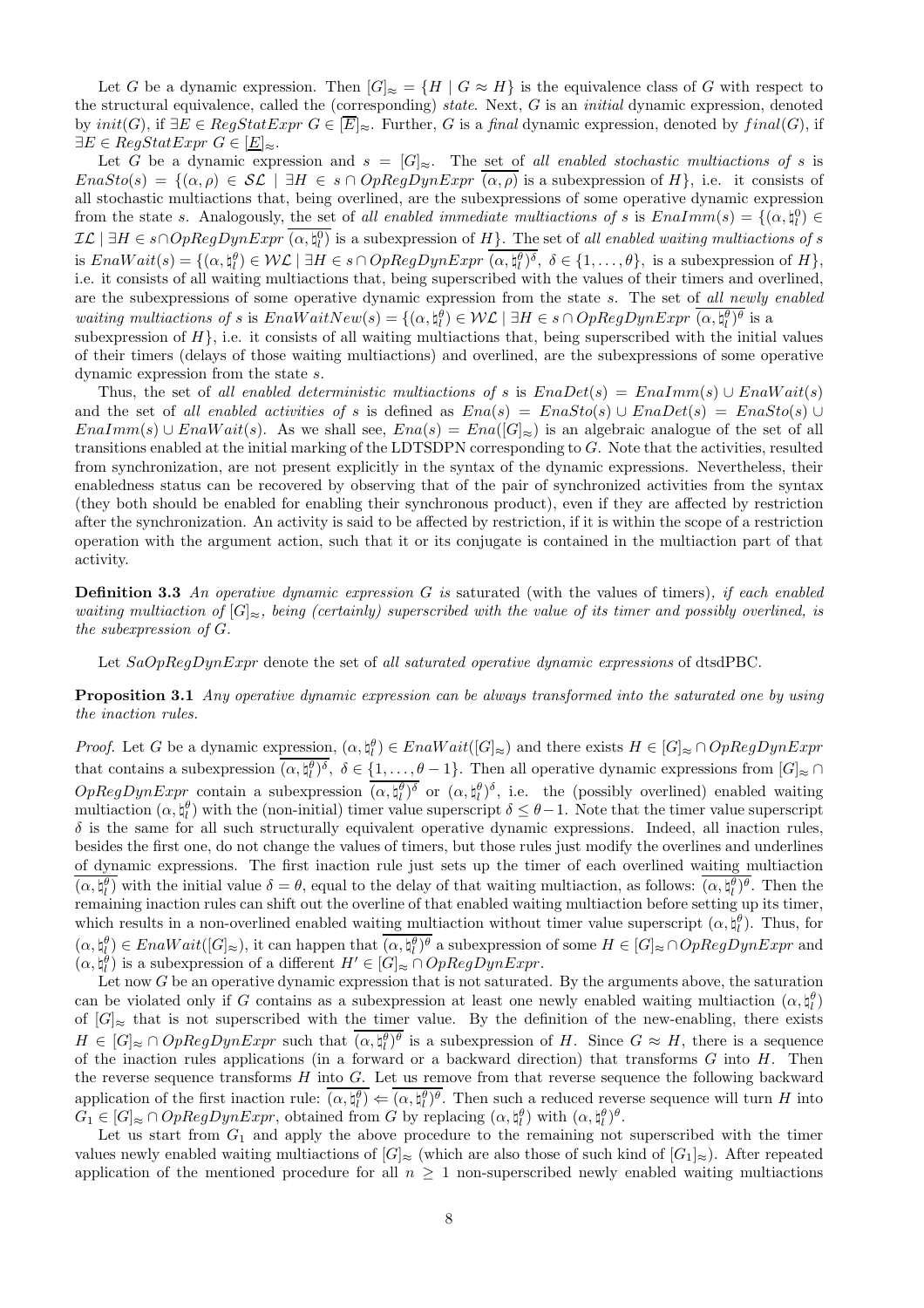Let $G$ be a dynamic expression. Then $[G]_{\approx} = \{H \mid G \approx H\}$ is the equivalence class of $G$ with respect to the structural equivalence, called the (corresponding) *state*. Next, $G$ is an *initial* dynamic expression, denoted by $init(G)$, if $\exists E \in RegStatExpr\ G \in [\overline{E}]_{\approx}$. Further, $G$ is a *final* dynamic expression, denoted by $final(G)$, if $\exists E \in RegStatExpr\ G \in [\underline{E}]_{\approx}$.

Let $G$ be a dynamic expression and $s = [G]_{\approx}$. The set of *all enabled stochastic multiactions of* $s$ is $EnaSto(s) = \{(\alpha, \rho) \in \mathcal{SL} \mid \exists H \in s \cap OpRegDynExpr\ \overline{(\alpha, \rho)}$ is a subexpression of $H\}$, i.e. it consists of all stochastic multiactions that, being overlined, are the subexpressions of some operative dynamic expression from the state $s$. Analogously, the set of *all enabled immediate multiactions of* $s$ is $EnaImm(s) = \{(\alpha, \natural_l^0) \in \mathcal{IL} \mid \exists H \in s \cap OpRegDynExpr\ \overline{(\alpha, \natural_l^0)}$ is a subexpression of $H\}$. The set of *all enabled waiting multiactions of* $s$ is $EnaWait(s) = \{(\alpha, \natural_l^\theta) \in \mathcal{WL} \mid \exists H \in s \cap OpRegDynExpr\ \overline{(\alpha, \natural_l^\theta)}^\delta,\ \delta \in \{1, \ldots, \theta\},$ is a subexpression of $H\}$, i.e. it consists of all waiting multiactions that, being superscribed with the values of their timers and overlined, are the subexpressions of some operative dynamic expression from the state $s$. The set of *all newly enabled waiting multiactions of* $s$ is $EnaWaitNew(s) = \{(\alpha, \natural_l^\theta) \in \mathcal{WL} \mid \exists H \in s \cap OpRegDynExpr\ \overline{(\alpha, \natural_l^\theta)}^\theta$ is a subexpression of $H\}$, i.e. it consists of all waiting multiactions that, being superscribed with the initial values of their timers (delays of those waiting multiactions) and overlined, are the subexpressions of some operative dynamic expression from the state $s$.

Thus, the set of *all enabled deterministic multiactions of* $s$ is $EnaDet(s) = EnaImm(s) \cup EnaWait(s)$ and the set of *all enabled activities of* $s$ is defined as $Ena(s) = EnaSto(s) \cup EnaDet(s) = EnaSto(s) \cup EnaImm(s) \cup EnaWait(s)$. As we shall see, $Ena(s) = Ena([G]_{\approx})$ is an algebraic analogue of the set of all transitions enabled at the initial marking of the LDTSDPN corresponding to $G$. Note that the activities, resulted from synchronization, are not present explicitly in the syntax of the dynamic expressions. Nevertheless, their enabledness status can be recovered by observing that of the pair of synchronized activities from the syntax (they both should be enabled for enabling their synchronous product), even if they are affected by restriction after the synchronization. An activity is said to be affected by restriction, if it is within the scope of a restriction operation with the argument action, such that it or its conjugate is contained in the multiaction part of that activity.

**Definition 3.3** *An operative dynamic expression $G$ is* saturated (with the values of timers)*, if each enabled waiting multiaction of $[G]_{\approx}$, being (certainly) superscribed with the value of its timer and possibly overlined, is the subexpression of $G$.*

Let $SaOpRegDynExpr$ denote the set of *all saturated operative dynamic expressions* of dtsdPBC.

**Proposition 3.1** *Any operative dynamic expression can be always transformed into the saturated one by using the inaction rules.*

*Proof.* Let $G$ be a dynamic expression, $(\alpha, \natural_l^\theta) \in EnaWait([G]_{\approx})$ and there exists $H \in [G]_{\approx} \cap OpRegDynExpr$ that contains a subexpression $\overline{(\alpha, \natural_l^\theta)^\delta}$, $\delta \in \{1, \ldots, \theta - 1\}$. Then all operative dynamic expressions from $[G]_{\approx} \cap OpRegDynExpr$ contain a subexpression $\overline{(\alpha, \natural_l^\theta)^\delta}$ or $(\alpha, \natural_l^\theta)^\delta$, i.e. the (possibly overlined) enabled waiting multiaction $(\alpha, \natural_l^\theta)$ with the (non-initial) timer value superscript $\delta \leq \theta - 1$. Note that the timer value superscript $\delta$ is the same for all such structurally equivalent operative dynamic expressions. Indeed, all inaction rules, besides the first one, do not change the values of timers, but those rules just modify the overlines and underlines of dynamic expressions. The first inaction rule just sets up the timer of each overlined waiting multiaction $\overline{(\alpha, \natural_l^\theta)}$ with the initial value $\delta = \theta$, equal to the delay of that waiting multiaction, as follows: $\overline{(\alpha, \natural_l^\theta)}^\theta$. Then the remaining inaction rules can shift out the overline of that enabled waiting multiaction before setting up its timer, which results in a non-overlined enabled waiting multiaction without timer value superscript $(\alpha, \natural_l^\theta)$. Thus, for $(\alpha, \natural_l^\theta) \in EnaWait([G]_{\approx})$, it can happen that $\overline{(\alpha, \natural_l^\theta)}^\theta$ a subexpression of some $H \in [G]_{\approx} \cap OpRegDynExpr$ and $(\alpha, \natural_l^\theta)$ is a subexpression of a different $H' \in [G]_{\approx} \cap OpRegDynExpr$.

Let now $G$ be an operative dynamic expression that is not saturated. By the arguments above, the saturation can be violated only if $G$ contains as a subexpression at least one newly enabled waiting multiaction $(\alpha, \natural_l^\theta)$ of $[G]_{\approx}$ that is not superscribed with the timer value. By the definition of the new-enabling, there exists $H \in [G]_{\approx} \cap OpRegDynExpr$ such that $\overline{(\alpha, \natural_l^\theta)}^\theta$ is a subexpression of $H$. Since $G \approx H$, there is a sequence of the inaction rules applications (in a forward or a backward direction) that transforms $G$ into $H$. Then the reverse sequence transforms $H$ into $G$. Let us remove from that reverse sequence the following backward application of the first inaction rule: $\overline{(\alpha, \natural_l^\theta)} \Leftarrow \overline{(\alpha, \natural_l^\theta)}^\theta$. Then such a reduced reverse sequence will turn $H$ into $G_1 \in [G]_{\approx} \cap OpRegDynExpr$, obtained from $G$ by replacing $(\alpha, \natural_l^\theta)$ with $(\alpha, \natural_l^\theta)^\theta$.

Let us start from $G_1$ and apply the above procedure to the remaining not superscribed with the timer values newly enabled waiting multiactions of $[G]_{\approx}$ (which are also those of such kind of $[G_1]_{\approx}$). After repeated application of the mentioned procedure for all $n \geq 1$ non-superscribed newly enabled waiting multiactions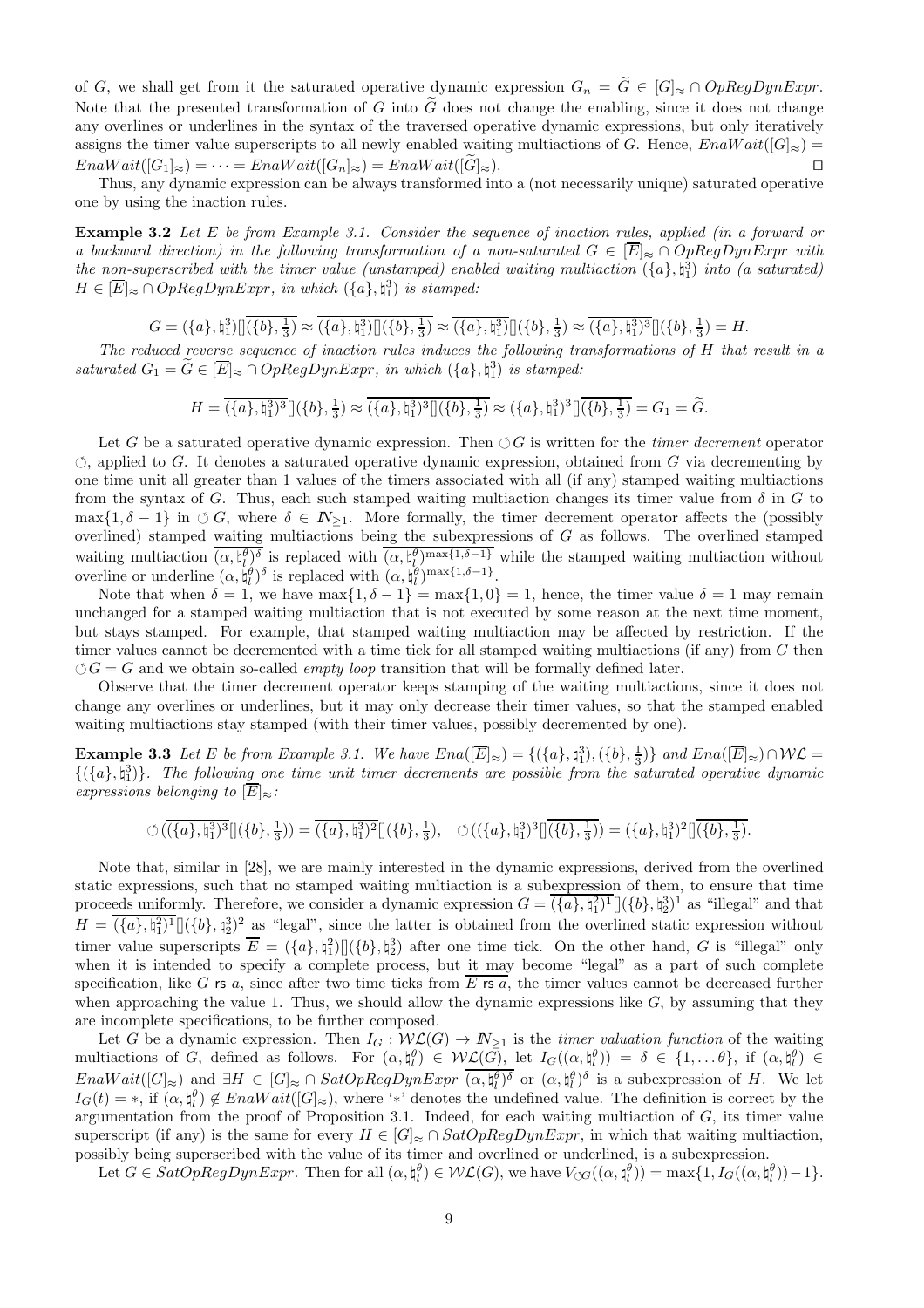of $G$, we shall get from it the saturated operative dynamic expression $G_n = \widetilde{G} \in [G]_\approx \cap OpRegDynExpr$. Note that the presented transformation of $G$ into $\widetilde{G}$ does not change the enabling, since it does not change any overlines or underlines in the syntax of the traversed operative dynamic expressions, but only iteratively assigns the timer value superscripts to all newly enabled waiting multiactions of $G$. Hence, $EnaWait([G]_\approx) = EnaWait([G_1]_\approx) = \cdots = EnaWait([G_n]_\approx) = EnaWait([\widetilde{G}]_\approx)$. ⊓⊔

Thus, any dynamic expression can be always transformed into a (not necessarily unique) saturated operative one by using the inaction rules.

**Example 3.2** *Let $E$ be from Example 3.1. Consider the sequence of inaction rules, applied (in a forward or a backward direction) in the following transformation of a non-saturated $G \in [\overline{E}]_\approx \cap OpRegDynExpr$ with the non-superscribed with the timer value (unstamped) enabled waiting multiaction $(\{a\}, \natural_1^3)$ into (a saturated) $H \in [\overline{E}]_\approx \cap OpRegDynExpr$, in which $(\{a\}, \natural_1^3)$ is stamped:*

$$G = (\{a\}, \natural_1^3)[]\overline{(\{b\}, \tfrac{1}{3})} \approx \overline{(\{a\}, \natural_1^3)[](\{b\}, \tfrac{1}{3})} \approx \overline{(\{a\}, \natural_1^3)}[](\{b\}, \tfrac{1}{3}) \approx \overline{(\{a\}, \natural_1^3)^3}[](\{b\}, \tfrac{1}{3}) = H.$$

*The reduced reverse sequence of inaction rules induces the following transformations of $H$ that result in a saturated $G_1 = \widetilde{G} \in [\overline{E}]_\approx \cap OpRegDynExpr$, in which $(\{a\}, \natural_1^3)$ is stamped:*

$$H = \overline{(\{a\}, \natural_1^3)^3}[](\{b\}, \tfrac{1}{3}) \approx \overline{(\{a\}, \natural_1^3)^3[](\{b\}, \tfrac{1}{3})} \approx (\{a\}, \natural_1^3)^3[]\overline{(\{b\}, \tfrac{1}{3})} = G_1 = \widetilde{G}.$$

Let $G$ be a saturated operative dynamic expression. Then $\circlearrowleft G$ is written for the *timer decrement* operator $\circlearrowleft$, applied to $G$. It denotes a saturated operative dynamic expression, obtained from $G$ via decrementing by one time unit all greater than 1 values of the timers associated with all (if any) stamped waiting multiactions from the syntax of $G$. Thus, each such stamped waiting multiaction changes its timer value from $\delta$ in $G$ to $\max\{1, \delta - 1\}$ in $\circlearrowleft G$, where $\delta \in I\!N_{\geq 1}$. More formally, the timer decrement operator affects the (possibly overlined) stamped waiting multiactions being the subexpressions of $G$ as follows. The overlined stamped waiting multiaction $\overline{(\alpha, \natural_l^\theta)^\delta}$ is replaced with $\overline{(\alpha, \natural_l^\theta)}^{\max\{1,\delta-1\}}$ while the stamped waiting multiaction without overline or underline $(\alpha, \natural_l^\theta)^\delta$ is replaced with $(\alpha, \natural_l^\theta)^{\max\{1,\delta-1\}}$.

Note that when $\delta = 1$, we have $\max\{1, \delta - 1\} = \max\{1, 0\} = 1$, hence, the timer value $\delta = 1$ may remain unchanged for a stamped waiting multiaction that is not executed by some reason at the next time moment, but stays stamped. For example, that stamped waiting multiaction may be affected by restriction. If the timer values cannot be decremented with a time tick for all stamped waiting multiactions (if any) from $G$ then $\circlearrowleft G = G$ and we obtain so-called *empty loop* transition that will be formally defined later.

Observe that the timer decrement operator keeps stamping of the waiting multiactions, since it does not change any overlines or underlines, but it may only decrease their timer values, so that the stamped enabled waiting multiactions stay stamped (with their timer values, possibly decremented by one).

**Example 3.3** *Let $E$ be from Example 3.1. We have $Ena([\overline{E}]_\approx) = \{(\{a\}, \natural_1^3), (\{b\}, \frac{1}{3})\}$ and $Ena([\overline{E}]_\approx) \cap \mathcal{WL} = \{(\{a\}, \natural_1^3)\}$. The following one time unit timer decrements are possible from the saturated operative dynamic expressions belonging to $[\overline{E}]_\approx$:*

$$\circlearrowleft(\overline{(\{a\}, \natural_1^3)^3}[](\{b\}, \tfrac{1}{3})) = \overline{(\{a\}, \natural_1^3)^2}[](\{b\}, \tfrac{1}{3}), \quad \circlearrowleft((\{a\}, \natural_1^3)^3[]\overline{(\{b\}, \tfrac{1}{3})}) = (\{a\}, \natural_1^3)^2[]\overline{(\{b\}, \tfrac{1}{3})}.$$

Note that, similar in [28], we are mainly interested in the dynamic expressions, derived from the overlined static expressions, such that no stamped waiting multiaction is a subexpression of them, to ensure that time proceeds uniformly. Therefore, we consider a dynamic expression $G = \overline{(\{a\}, \natural_1^2)^1}[](\{b\}, \natural_2^3)^1$ as "illegal" and that $H = \overline{(\{a\}, \natural_1^2)^1}[](\{b\}, \natural_2^3)^2$ as "legal", since the latter is obtained from the overlined static expression without timer value superscripts $\overline{E} = \overline{(\{a\}, \natural_1^2)[](\{b\}, \natural_2^3)}$ after one time tick. On the other hand, $G$ is "illegal" only when it is intended to specify a complete process, but it may become "legal" as a part of such complete specification, like $G$ rs $a$, since after two time ticks from $\overline{E \text{ rs } a}$, the timer values cannot be decreased further when approaching the value 1. Thus, we should allow the dynamic expressions like $G$, by assuming that they are incomplete specifications, to be further composed.

Let $G$ be a dynamic expression. Then $I_G : \mathcal{WL}(G) \to I\!N_{\geq 1}$ is the *timer valuation function* of the waiting multiactions of $G$, defined as follows. For $(\alpha, \natural_l^\theta) \in \mathcal{WL}(G)$, let $I_G((\alpha, \natural_l^\theta)) = \delta \in \{1, \ldots \theta\}$, if $(\alpha, \natural_l^\theta) \in EnaWait([G]_\approx)$ and $\exists H \in [G]_\approx \cap SatOpRegDynExpr$ $\overline{(\alpha, \natural_l^\theta)^\delta}$ or $(\alpha, \natural_l^\theta)^\delta$ is a subexpression of $H$. We let $I_G(t) = *$, if $(\alpha, \natural_l^\theta) \notin EnaWait([G]_\approx)$, where '$*$' denotes the undefined value. The definition is correct by the argumentation from the proof of Proposition 3.1. Indeed, for each waiting multiaction of $G$, its timer value superscript (if any) is the same for every $H \in [G]_\approx \cap SatOpRegDynExpr$, in which that waiting multiaction, possibly being superscribed with the value of its timer and overlined or underlined, is a subexpression.

Let $G \in SatOpRegDynExpr$. Then for all $(\alpha, \natural_l^\theta) \in \mathcal{WL}(G)$, we have $V_{\circlearrowleft G}((\alpha, \natural_l^\theta)) = \max\{1, I_G((\alpha, \natural_l^\theta)) - 1\}$.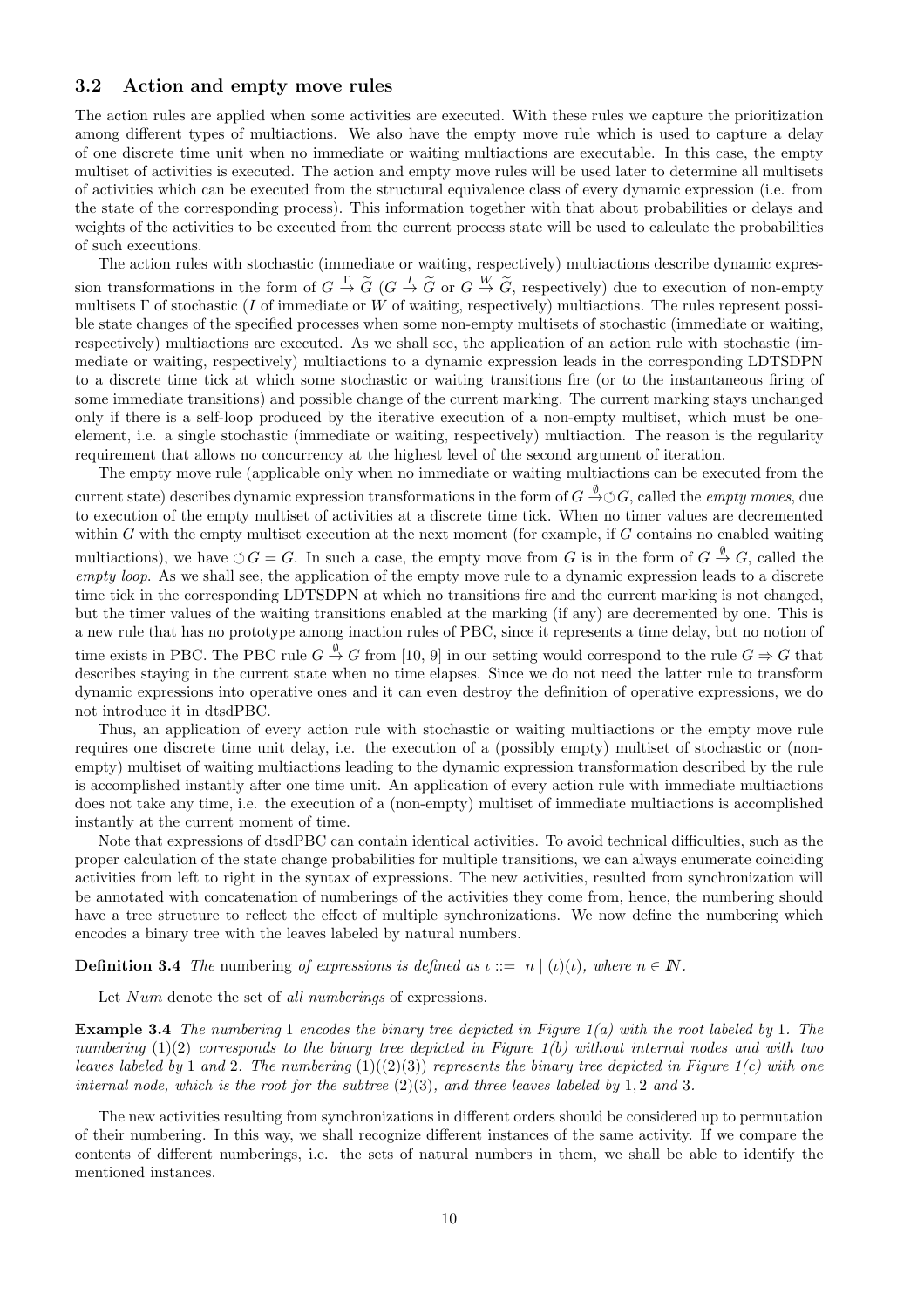### 3.2 Action and empty move rules

The action rules are applied when some activities are executed. With these rules we capture the prioritization among different types of multiactions. We also have the empty move rule which is used to capture a delay of one discrete time unit when no immediate or waiting multiactions are executable. In this case, the empty multiset of activities is executed. The action and empty move rules will be used later to determine all multisets of activities which can be executed from the structural equivalence class of every dynamic expression (i.e. from the state of the corresponding process). This information together with that about probabilities or delays and weights of the activities to be executed from the current process state will be used to calculate the probabilities of such executions.

The action rules with stochastic (immediate or waiting, respectively) multiactions describe dynamic expression transformations in the form of $G \stackrel{\Gamma}{\rightarrow} \widetilde{G}$ ($G \stackrel{I}{\rightarrow} \widetilde{G}$ or $G \stackrel{W}{\rightarrow} \widetilde{G}$, respectively) due to execution of non-empty multisets $\Gamma$ of stochastic ($I$ of immediate or $W$ of waiting, respectively) multiactions. The rules represent possible state changes of the specified processes when some non-empty multisets of stochastic (immediate or waiting, respectively) multiactions are executed. As we shall see, the application of an action rule with stochastic (immediate or waiting, respectively) multiactions to a dynamic expression leads in the corresponding LDTSDPN to a discrete time tick at which some stochastic or waiting transitions fire (or to the instantaneous firing of some immediate transitions) and possible change of the current marking. The current marking stays unchanged only if there is a self-loop produced by the iterative execution of a non-empty multiset, which must be one-element, i.e. a single stochastic (immediate or waiting, respectively) multiaction. The reason is the regularity requirement that allows no concurrency at the highest level of the second argument of iteration.

The empty move rule (applicable only when no immediate or waiting multiactions can be executed from the current state) describes dynamic expression transformations in the form of $G \stackrel{\emptyset}{\rightarrow} \circlearrowleft G$, called the *empty moves*, due to execution of the empty multiset of activities at a discrete time tick. When no timer values are decremented within $G$ with the empty multiset execution at the next moment (for example, if $G$ contains no enabled waiting multiactions), we have $\circlearrowleft G = G$. In such a case, the empty move from $G$ is in the form of $G \stackrel{\emptyset}{\rightarrow} G$, called the *empty loop*. As we shall see, the application of the empty move rule to a dynamic expression leads to a discrete time tick in the corresponding LDTSDPN at which no transitions fire and the current marking is not changed, but the timer values of the waiting transitions enabled at the marking (if any) are decremented by one. This is a new rule that has no prototype among inaction rules of PBC, since it represents a time delay, but no notion of time exists in PBC. The PBC rule $G \stackrel{\emptyset}{\rightarrow} G$ from [10, 9] in our setting would correspond to the rule $G \Rightarrow G$ that describes staying in the current state when no time elapses. Since we do not need the latter rule to transform dynamic expressions into operative ones and it can even destroy the definition of operative expressions, we do not introduce it in dtsdPBC.

Thus, an application of every action rule with stochastic or waiting multiactions or the empty move rule requires one discrete time unit delay, i.e. the execution of a (possibly empty) multiset of stochastic or (non-empty) multiset of waiting multiactions leading to the dynamic expression transformation described by the rule is accomplished instantly after one time unit. An application of every action rule with immediate multiactions does not take any time, i.e. the execution of a (non-empty) multiset of immediate multiactions is accomplished instantly at the current moment of time.

Note that expressions of dtsdPBC can contain identical activities. To avoid technical difficulties, such as the proper calculation of the state change probabilities for multiple transitions, we can always enumerate coinciding activities from left to right in the syntax of expressions. The new activities, resulted from synchronization will be annotated with concatenation of numberings of the activities they come from, hence, the numbering should have a tree structure to reflect the effect of multiple synchronizations. We now define the numbering which encodes a binary tree with the leaves labeled by natural numbers.

**Definition 3.4** *The* numbering *of expressions is defined as* $\iota ::= \ n \mid (\iota)(\iota)$*, where* $n \in \mathbb{N}$.

Let $Num$ denote the set of *all numberings* of expressions.

**Example 3.4** *The numbering* 1 *encodes the binary tree depicted in Figure 1(a) with the root labeled by* 1*. The numbering* (1)(2) *corresponds to the binary tree depicted in Figure 1(b) without internal nodes and with two leaves labeled by* 1 *and* 2*. The numbering* (1)((2)(3)) *represents the binary tree depicted in Figure 1(c) with one internal node, which is the root for the subtree* (2)(3)*, and three leaves labeled by* 1, 2 *and* 3*.*

The new activities resulting from synchronizations in different orders should be considered up to permutation of their numbering. In this way, we shall recognize different instances of the same activity. If we compare the contents of different numberings, i.e. the sets of natural numbers in them, we shall be able to identify the mentioned instances.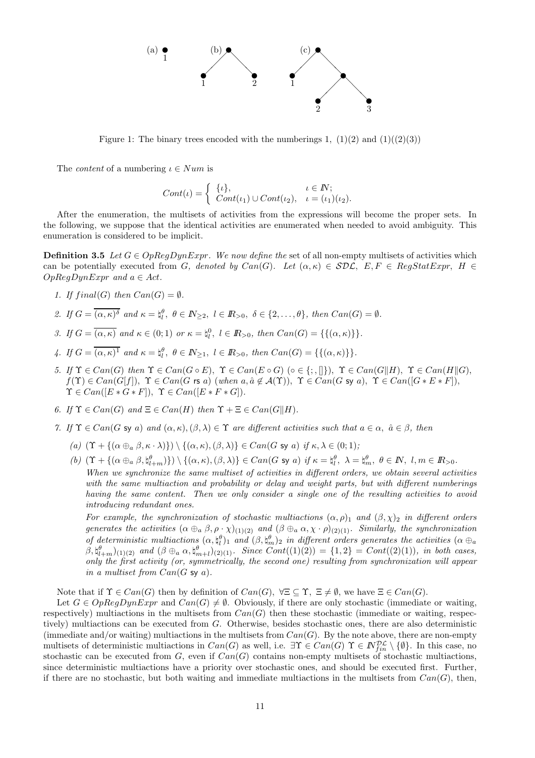(a) 1

(b) 1 2

(c) 1 2 3

Figure 1: The binary trees encoded with the numberings 1, (1)(2) and (1)((2)(3))

The *content* of a numbering $\iota \in Num$ is

$$Cont(\iota) = \begin{cases} \{\iota\}, & \iota \in \mathbb{N}; \\ Cont(\iota_1) \cup Cont(\iota_2), & \iota = (\iota_1)(\iota_2). \end{cases}$$

After the enumeration, the multisets of activities from the expressions will become the proper sets. In the following, we suppose that the identical activities are enumerated when needed to avoid ambiguity. This enumeration is considered to be implicit.

**Definition 3.5** *Let $G \in OpRegDynExpr$. We now define the* set of all non-empty multisets of activities which can be potentially executed from $G$*, denoted by $Can(G)$. Let $(\alpha, \kappa) \in \mathcal{SDL}$, $E, F \in RegStatExpr$, $H \in OpRegDynExpr$ and $a \in Act$.*

1. *If $final(G)$ then $Can(G) = \emptyset$.*
2. *If $G = \overline{(\alpha, \kappa)^{\delta}}$ and $\kappa = \natural_l^{\theta}$, $\theta \in \mathbb{N}_{\geq 2}$, $l \in \mathbb{R}_{>0}$, $\delta \in \{2, \ldots, \theta\}$, then $Can(G) = \emptyset$.*
3. *If $G = \overline{(\alpha, \kappa)}$ and $\kappa \in (0; 1)$ or $\kappa = \natural_l^0$, $l \in \mathbb{R}_{>0}$, then $Can(G) = \{\{(\alpha, \kappa)\}\}$.*
4. *If $G = \overline{(\alpha, \kappa)^1}$ and $\kappa = \natural_l^{\theta}$, $\theta \in \mathbb{N}_{\geq 1}$, $l \in \mathbb{R}_{>0}$, then $Can(G) = \{\{(\alpha, \kappa)\}\}$.*
5. *If $\Upsilon \in Can(G)$ then $\Upsilon \in Can(G \circ E)$, $\Upsilon \in Can(E \circ G)$ ($\circ \in \{;, []\}$), $\Upsilon \in Can(G \| H)$, $\Upsilon \in Can(H \| G)$, $f(\Upsilon) \in Can(G[f])$, $\Upsilon \in Can(G \text{ rs } a)$ (when $a, \hat{a} \notin \mathcal{A}(\Upsilon)$), $\Upsilon \in Can(G \text{ sy } a)$, $\Upsilon \in Can([G * E * F])$, $\Upsilon \in Can([E * G * F])$, $\Upsilon \in Can([E * F * G])$.*
6. *If $\Upsilon \in Can(G)$ and $\Xi \in Can(H)$ then $\Upsilon + \Xi \in Can(G \| H)$.*
7. *If $\Upsilon \in Can(G \text{ sy } a)$ and $(\alpha, \kappa), (\beta, \lambda) \in \Upsilon$ are different activities such that $a \in \alpha$, $\hat{a} \in \beta$, then*
   (a) *$(\Upsilon + \{(\alpha \oplus_a \beta, \kappa \cdot \lambda)\}) \setminus \{(\alpha, \kappa), (\beta, \lambda)\} \in Can(G \text{ sy } a)$ if $\kappa, \lambda \in (0; 1)$;*
   (b) *$(\Upsilon + \{(\alpha \oplus_a \beta, \natural_{l+m}^{\theta})\}) \setminus \{(\alpha, \kappa), (\beta, \lambda)\} \in Can(G \text{ sy } a)$ if $\kappa = \natural_l^{\theta}$, $\lambda = \natural_m^{\theta}$, $\theta \in \mathbb{N}$, $l, m \in \mathbb{R}_{>0}$.*
   *When we synchronize the same multiset of activities in different orders, we obtain several activities with the same multiaction and probability or delay and weight parts, but with different numberings having the same content. Then we only consider a single one of the resulting activities to avoid introducing redundant ones.*
   *For example, the synchronization of stochastic multiactions $(\alpha, \rho)_1$ and $(\beta, \chi)_2$ in different orders generates the activities $(\alpha \oplus_a \beta, \rho \cdot \chi)_{(1)(2)}$ and $(\beta \oplus_a \alpha, \chi \cdot \rho)_{(2)(1)}$. Similarly, the synchronization of deterministic multiactions $(\alpha, \natural_l^{\theta})_1$ and $(\beta, \natural_m^{\theta})_2$ in different orders generates the activities $(\alpha \oplus_a \beta, \natural_{l+m}^{\theta})_{(1)(2)}$ and $(\beta \oplus_a \alpha, \natural_{m+l}^{\theta})_{(2)(1)}$. Since $Cont((1)(2)) = \{1, 2\} = Cont((2)(1))$, in both cases, only the first activity (or, symmetrically, the second one) resulting from synchronization will appear in a multiset from $Can(G \text{ sy } a)$.*

Note that if $\Upsilon \in Can(G)$ then by definition of $Can(G)$, $\forall \Xi \subseteq \Upsilon$, $\Xi \neq \emptyset$, we have $\Xi \in Can(G)$.

Let $G \in OpRegDynExpr$ and $Can(G) \neq \emptyset$. Obviously, if there are only stochastic (immediate or waiting, respectively) multiactions in the multisets from $Can(G)$ then these stochastic (immediate or waiting, respectively) multiactions can be executed from $G$. Otherwise, besides stochastic ones, there are also deterministic (immediate and/or waiting) multiactions in the multisets from $Can(G)$. By the note above, there are non-empty multisets of deterministic multiactions in $Can(G)$ as well, i.e. $\exists \Upsilon \in Can(G)$ $\Upsilon \in \mathbb{N}_{fin}^{\mathcal{DL}} \setminus \{\emptyset\}$. In this case, no stochastic can be executed from $G$, even if $Can(G)$ contains non-empty multisets of stochastic multiactions, since deterministic multiactions have a priority over stochastic ones, and should be executed first. Further, if there are no stochastic, but both waiting and immediate multiactions in the multisets from $Can(G)$, then,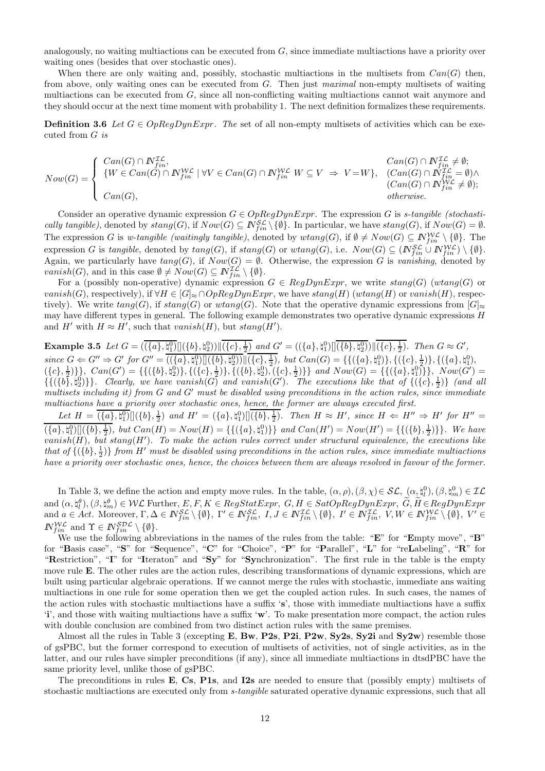analogously, no waiting multiactions can be executed from $G$, since immediate multiactions have a priority over waiting ones (besides that over stochastic ones).

When there are only waiting and, possibly, stochastic multiactions in the multisets from $Can(G)$ then, from above, only waiting ones can be executed from $G$. Then just *maximal* non-empty multisets of waiting multiactions can be executed from $G$, since all non-conflicting waiting multiactions cannot wait anymore and they should occur at the next time moment with probability 1. The next definition formalizes these requirements.

**Definition 3.6** *Let $G \in OpRegDynExpr$. The* set of all non-empty multisets of activities which can be executed from $G$ *is*

$$Now(G) = \begin{cases} Can(G) \cap \mathbb{N}_{fin}^{\mathcal{IL}}, & Can(G) \cap \mathbb{N}_{fin}^{\mathcal{IL}} \neq \emptyset; \\ \{W \in Can(G) \cap \mathbb{N}_{fin}^{\mathcal{WL}} \mid \forall V \in Can(G) \cap \mathbb{N}_{fin}^{\mathcal{WL}}\ W \subseteq V \ \Rightarrow\ V = W\}, & (Can(G) \cap \mathbb{N}_{fin}^{\mathcal{IL}} = \emptyset) \wedge \\ & (Can(G) \cap \mathbb{N}_{fin}^{\mathcal{WL}} \neq \emptyset); \\ Can(G), & \text{otherwise.} \end{cases}$$

Consider an operative dynamic expression $G \in OpRegDynExpr$. The expression $G$ is *s-tangible (stochastically tangible)*, denoted by $stang(G)$, if $Now(G) \subseteq \mathbb{N}_{fin}^{\mathcal{SL}} \setminus \{\emptyset\}$. In particular, we have $stang(G)$, if $Now(G) = \emptyset$. The expression $G$ is *w-tangible (waitingly tangible)*, denoted by $wtang(G)$, if $\emptyset \neq Now(G) \subseteq \mathbb{N}_{fin}^{\mathcal{WL}} \setminus \{\emptyset\}$. The expression $G$ is *tangible*, denoted by $tang(G)$, if $stang(G)$ or $wtang(G)$, i.e. $Now(G) \subseteq (\mathbb{N}_{fin}^{\mathcal{SL}} \cup \mathbb{N}_{fin}^{\mathcal{WL}}) \setminus \{\emptyset\}$. Again, we particularly have $tang(G)$, if $Now(G) = \emptyset$. Otherwise, the expression $G$ is *vanishing*, denoted by $vanish(G)$, and in this case $\emptyset \neq Now(G) \subseteq \mathbb{N}_{fin}^{\mathcal{IL}} \setminus \{\emptyset\}$.

For a (possibly non-operative) dynamic expression $G \in RegDynExpr$, we write $stang(G)$ ($wtang(G)$ or $vanish(G)$, respectively), if $\forall H \in [G]_\approx \cap OpRegDynExpr$, we have $stang(H)$ ($wtang(H)$ or $vanish(H)$, respectively). We write $tang(G)$, if $stang(G)$ or $wtang(G)$. Note that the operative dynamic expressions from $[G]_\approx$ may have different types in general. The following example demonstrates two operative dynamic expressions $H$ and $H'$ with $H \approx H'$, such that $vanish(H)$, but $stang(H')$.

**Example 3.5** *Let $G = (\overline{(\{a\}, \natural_1^0)}[](\{b\}, \natural_2^0))\|\overline{(\{c\}, \frac{1}{2})}$ and $G' = ((\{a\}, \natural_1^0)[]\overline{(\{b\}, \natural_2^0)})\|\overline{(\{c\}, \frac{1}{2})}$. Then $G \approx G'$, since $G \Leftarrow G'' \Rightarrow G'$ for $G'' = \overline{((\{a\}, \natural_1^0)[](\{b\}, \natural_2^0))}\|\overline{(\{c\}, \frac{1}{2})}$, but $Can(G) = \{\{(\{a\}, \natural_1^0)\}, \{(\{c\}, \frac{1}{2})\}, \{(\{a\}, \natural_1^0), (\{c\}, \frac{1}{2})\}\}$, $Can(G') = \{\{(\{b\}, \natural_2^0)\}, \{(\{c\}, \frac{1}{2})\}, \{(\{b\}, \natural_2^0), (\{c\}, \frac{1}{2})\}\}$ and $Now(G) = \{\{(\{a\}, \natural_1^0)\}\}$, $Now(G') = \{\{(\{b\}, \natural_2^0)\}\}$. Clearly, we have $vanish(G)$ and $vanish(G')$. The executions like that of $\{(\{c\}, \frac{1}{2})\}$ (and all multisets including it) from $G$ and $G'$ must be disabled using preconditions in the action rules, since immediate multiactions have a priority over stochastic ones, hence, the former are always executed first.*

*Let $H = \overline{(\{a\}, \natural_1^0)}[](\{b\}, \frac{1}{2})$ and $H' = (\{a\}, \natural_1^0)[]\overline{(\{b\}, \frac{1}{2})}$. Then $H \approx H'$, since $H \Leftarrow H'' \Rightarrow H'$ for $H'' = \overline{(\{a\}, \natural_1^0)[](\{b\}, \frac{1}{2})}$, but $Can(H) = Now(H) = \{\{(\{a\}, \natural_1^0)\}\}$ and $Can(H') = Now(H') = \{\{(\{b\}, \frac{1}{2})\}\}$. We have $vanish(H)$, but $stang(H')$. To make the action rules correct under structural equivalence, the executions like that of $\{(\{b\}, \frac{1}{2})\}$ from $H'$ must be disabled using preconditions in the action rules, since immediate multiactions have a priority over stochastic ones, hence, the choices between them are always resolved in favour of the former.*

In Table 3, we define the action and empty move rules. In the table, $(\alpha, \rho), (\beta, \chi) \in \mathcal{SL}$, $(\alpha, \natural_l^0), (\beta, \natural_m^0) \in \mathcal{IL}$ and $(\alpha, \natural_l^\theta), (\beta, \natural_m^\theta) \in \mathcal{WL}$ Further, $E, F, K \in RegStatExpr$, $G, H \in SatOpRegDynExpr$, $\widetilde{G}, \widetilde{H} \in RegDynExpr$ and $a \in Act$. Moreover, $\Gamma, \Delta \in \mathbb{N}_{fin}^{\mathcal{SL}} \setminus \{\emptyset\}$, $\Gamma' \in \mathbb{N}_{fin}^{\mathcal{SL}}$, $I, J \in \mathbb{N}_{fin}^{\mathcal{IL}} \setminus \{\emptyset\}$, $I' \in \mathbb{N}_{fin}^{\mathcal{IL}}$, $V, W \in \mathbb{N}_{fin}^{\mathcal{WL}} \setminus \{\emptyset\}$, $V' \in \mathbb{N}_{fin}^{\mathcal{WL}}$ and $\Upsilon \in \mathbb{N}_{fin}^{\mathcal{SDL}} \setminus \{\emptyset\}$.

We use the following abbreviations in the names of the rules from the table: "**E**" for "**E**mpty move", "**B**" for "**B**asis case", "**S**" for "**S**equence", "**C**" for "**C**hoice", "**P**" for "**P**arallel", "**L**" for "re**L**abeling", "**R**" for "**R**estriction", "**I**" for "**I**teraton" and "**Sy**" for "**Sy**nchronization". The first rule in the table is the empty move rule **E**. The other rules are the action rules, describing transformations of dynamic expressions, which are built using particular algebraic operations. If we cannot merge the rules with stochastic, immediate ans waiting multiactions in one rule for some operation then we get the coupled action rules. In such cases, the names of the action rules with stochastic multiactions have a suffix '**s**', those with immediate multiactions have a suffix '**i**', and those with waiting multiactions have a suffix '**w**'. To make presentation more compact, the action rules with double conclusion are combined from two distinct action rules with the same premises.

Almost all the rules in Table 3 (excepting **E**, **Bw**, **P2s**, **P2i**, **P2w**, **Sy2s**, **Sy2i** and **Sy2w**) resemble those of gsPBC, but the former correspond to execution of multisets of activities, not of single activities, as in the latter, and our rules have simpler preconditions (if any), since all immediate multiactions in dtsdPBC have the same priority level, unlike those of gsPBC.

The preconditions in rules **E**, **Cs**, **P1s**, and **I2s** are needed to ensure that (possibly empty) multisets of stochastic multiactions are executed only from *s-tangible* saturated operative dynamic expressions, such that all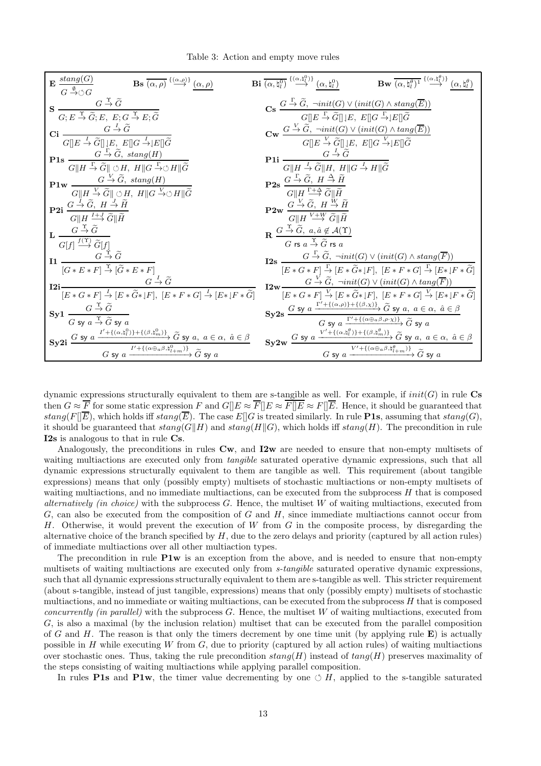Table 3: Action and empty move rules

$$\mathbf{E}\ \frac{stang(G)}{G \xrightarrow{\emptyset} \circlearrowleft G} \qquad \mathbf{Bs}\ \frac{}{\overline{(\alpha,\rho)} \xrightarrow{\{(\alpha,\rho)\}} \underline{(\alpha,\rho)}} \qquad \mathbf{Bi}\ \frac{}{\overline{(\alpha,\natural_l^0)} \xrightarrow{\{(\alpha,\natural_l^0)\}} \underline{(\alpha,\natural_l^0)}} \qquad \mathbf{Bw}\ \frac{}{\overline{(\alpha,\natural_l^\theta)}^1 \xrightarrow{\{(\alpha,\natural_l^\theta)\}} \underline{(\alpha,\natural_l^\theta)}}$$

$$\mathbf{S}\ \frac{G \xrightarrow{\Upsilon} \widetilde{G}}{G;E \xrightarrow{\Upsilon} \widetilde{G};E,\ E;G \xrightarrow{\Upsilon} E;\widetilde{G}} \qquad \mathbf{Cs}\ \frac{G \xrightarrow{\Gamma} \widetilde{G},\ \neg init(G) \vee (init(G) \wedge stang(\overline{E}))}{G[]E \xrightarrow{\Gamma} \widetilde{G}[]\lfloor E,\ E[]G \xrightarrow{\Gamma} \lfloor E[]\widetilde{G}}$$

$$\mathbf{Ci}\ \frac{G \xrightarrow{I} \widetilde{G}}{G[]E \xrightarrow{I} \widetilde{G}[]\lfloor E,\ E[]G \xrightarrow{I} \lfloor E[]\widetilde{G}} \qquad \mathbf{Cw}\ \frac{G \xrightarrow{V} \widetilde{G},\ \neg init(G) \vee (init(G) \wedge tang(\overline{E}))}{G[]E \xrightarrow{V} \widetilde{G}[]\lfloor E,\ E[]G \xrightarrow{V} \lfloor E[]\widetilde{G}}$$

$$\mathbf{P1s}\ \frac{G \xrightarrow{\Gamma} \widetilde{G},\ stang(H)}{G\|H \xrightarrow{\Gamma} \widetilde{G}\| \circlearrowleft H,\ H\|G \xrightarrow{\Gamma} \circlearrowleft H\|\widetilde{G}} \qquad \mathbf{P1i}\ \frac{G \xrightarrow{I} \widetilde{G}}{G\|H \xrightarrow{I} \widetilde{G}\|H,\ H\|G \xrightarrow{I} H\|\widetilde{G}}$$

$$\mathbf{P1w}\ \frac{G \xrightarrow{V} \widetilde{G},\ stang(H)}{G\|H \xrightarrow{V} \widetilde{G}\| \circlearrowleft H,\ H\|G \xrightarrow{V} \circlearrowleft H\|\widetilde{G}} \qquad \mathbf{P2s}\ \frac{G \xrightarrow{\Gamma} \widetilde{G},\ H \xrightarrow{\Delta} \widetilde{H}}{G\|H \xrightarrow{\Gamma+\Delta} \widetilde{G}\|\widetilde{H}}$$

$$\mathbf{P2i}\ \frac{G \xrightarrow{I} \widetilde{G},\ H \xrightarrow{J} \widetilde{H}}{G\|H \xrightarrow{I+J} \widetilde{G}\|\widetilde{H}} \qquad \mathbf{P2w}\ \frac{G \xrightarrow{V} \widetilde{G},\ H \xrightarrow{W} \widetilde{H}}{G\|H \xrightarrow{V+W} \widetilde{G}\|\widetilde{H}}$$

$$\mathbf{L}\ \frac{G \xrightarrow{\Upsilon} \widetilde{G}}{G[f] \xrightarrow{f(\Upsilon)} \widetilde{G}[f]} \qquad \mathbf{R}\ \frac{G \xrightarrow{\Upsilon} \widetilde{G},\ a,\hat{a} \notin \mathcal{A}(\Upsilon)}{G \text{ rs } a \xrightarrow{\Upsilon} \widetilde{G} \text{ rs } a}$$

$$\mathbf{I1}\ \frac{G \xrightarrow{\Upsilon} \widetilde{G}}{[G * E * F] \xrightarrow{\Upsilon} [\widetilde{G} * E * F]} \qquad \mathbf{I2s}\ \frac{G \xrightarrow{\Gamma} \widetilde{G},\ \neg init(G) \vee (init(G) \wedge stang(\overline{F}))}{[E * G * F] \xrightarrow{\Gamma} [E * \widetilde{G} * \lfloor F],\ [E * F * G] \xrightarrow{\Gamma} [E * \lfloor F * \widetilde{G}]}$$

$$\mathbf{I2i}\ \frac{G \xrightarrow{I} \widetilde{G}}{[E * G * F] \xrightarrow{I} [E * \widetilde{G} * \lfloor F],\ [E * F * G] \xrightarrow{I} [E * \lfloor F * \widetilde{G}]} \qquad \mathbf{I2w}\ \frac{G \xrightarrow{V} \widetilde{G},\ \neg init(G) \vee (init(G) \wedge tang(\overline{F}))}{[E * G * F] \xrightarrow{V} [E * \widetilde{G} * \lfloor F],\ [E * F * G] \xrightarrow{V} [E * \lfloor F * \widetilde{G}]}$$

$$\mathbf{Sy1}\ \frac{G \xrightarrow{\Upsilon} \widetilde{G}}{G \text{ sy } a \xrightarrow{\Upsilon} \widetilde{G} \text{ sy } a} \qquad \mathbf{Sy2s}\ \frac{G \text{ sy } a \xrightarrow{\Gamma' + \{(\alpha,\rho)\} + \{(\beta,\chi)\}} \widetilde{G} \text{ sy } a,\ a \in \alpha,\ \hat{a} \in \beta}{G \text{ sy } a \xrightarrow{\Gamma' + \{(\alpha \oplus_a \beta, \rho \cdot \chi)\}} \widetilde{G} \text{ sy } a}$$

$$\mathbf{Sy2i}\ \frac{G \text{ sy } a \xrightarrow{I' + \{(\alpha,\natural_l^0)\} + \{(\beta,\natural_m^0)\}} \widetilde{G} \text{ sy } a,\ a \in \alpha,\ \hat{a} \in \beta}{G \text{ sy } a \xrightarrow{I' + \{(\alpha \oplus_a \beta, \natural_{l+m}^0)\}} \widetilde{G} \text{ sy } a} \qquad \mathbf{Sy2w}\ \frac{G \text{ sy } a \xrightarrow{V' + \{(\alpha,\natural_l^\theta)\} + \{(\beta,\natural_m^\theta)\}} \widetilde{G} \text{ sy } a,\ a \in \alpha,\ \hat{a} \in \beta}{G \text{ sy } a \xrightarrow{V' + \{(\alpha \oplus_a \beta, \natural_{l+m}^\theta)\}} \widetilde{G} \text{ sy } a}$$

dynamic expressions structurally equivalent to them are s-tangible as well. For example, if $init(G)$ in rule **Cs** then $G \approx \overline{F}$ for some static expression $F$ and $G[]E \approx \overline{F}[]E \approx \overline{F[]E} \approx F[]\overline{E}$. Hence, it should be guaranteed that $stang(F[]\overline{E})$, which holds iff $stang(\overline{E})$. The case $E[]G$ is treated similarly. In rule **P1s**, assuming that $stang(G)$, it should be guaranteed that $stang(G\|H)$ and $stang(H\|G)$, which holds iff $stang(H)$. The precondition in rule **I2s** is analogous to that in rule **Cs**.

Analogously, the preconditions in rules **Cw**, and **I2w** are needed to ensure that non-empty multisets of waiting multiactions are executed only from *tangible* saturated operative dynamic expressions, such that all dynamic expressions structurally equivalent to them are tangible as well. This requirement (about tangible expressions) means that only (possibly empty) multisets of stochastic multiactions or non-empty multisets of waiting multiactions, and no immediate multiactions, can be executed from the subprocess $H$ that is composed *alternatively (in choice)* with the subprocess $G$. Hence, the multiset $W$ of waiting multiactions, executed from $G$, can also be executed from the composition of $G$ and $H$, since immediate multiactions cannot occur from $H$. Otherwise, it would prevent the execution of $W$ from $G$ in the composite process, by disregarding the alternative choice of the branch specified by $H$, due to the zero delays and priority (captured by all action rules) of immediate multiactions over all other multiaction types.

The precondition in rule **P1w** is an exception from the above, and is needed to ensure that non-empty multisets of waiting multiactions are executed only from *s-tangible* saturated operative dynamic expressions, such that all dynamic expressions structurally equivalent to them are s-tangible as well. This stricter requirement (about s-tangible, instead of just tangible, expressions) means that only (possibly empty) multisets of stochastic multiactions, and no immediate or waiting multiactions, can be executed from the subprocess $H$ that is composed *concurrently (in parallel)* with the subprocess $G$. Hence, the multiset $W$ of waiting multiactions, executed from $G$, is also a maximal (by the inclusion relation) multiset that can be executed from the parallel composition of $G$ and $H$. The reason is that only the timers decrement by one time unit (by applying rule **E**) is actually possible in $H$ while executing $W$ from $G$, due to priority (captured by all action rules) of waiting multiactions over stochastic ones. Thus, taking the rule precondition $stang(H)$ instead of $tang(H)$ preserves maximality of the steps consisting of waiting multiactions while applying parallel composition.

In rules **P1s** and **P1w**, the timer value decrementing by one $\circlearrowleft H$, applied to the s-tangible saturated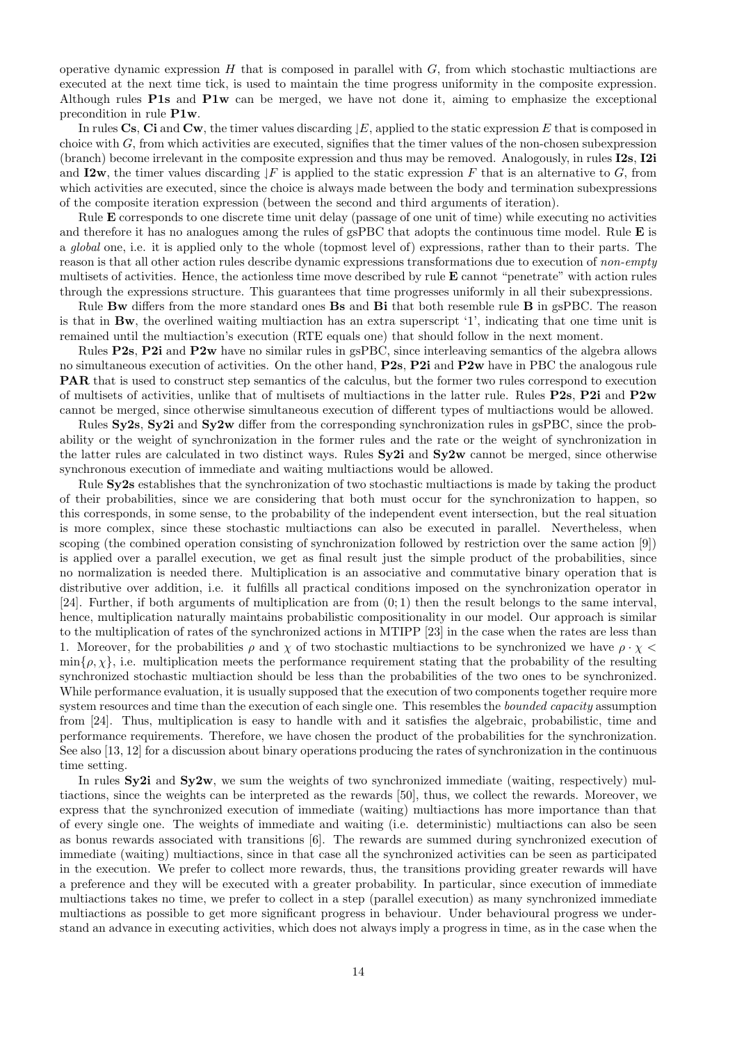operative dynamic expression $H$ that is composed in parallel with $G$, from which stochastic multiactions are executed at the next time tick, is used to maintain the time progress uniformity in the composite expression. Although rules **P1s** and **P1w** can be merged, we have not done it, aiming to emphasize the exceptional precondition in rule **P1w**.

In rules **Cs**, **Ci** and **Cw**, the timer values discarding $\lfloor E$, applied to the static expression $E$ that is composed in choice with $G$, from which activities are executed, signifies that the timer values of the non-chosen subexpression (branch) become irrelevant in the composite expression and thus may be removed. Analogously, in rules **I2s**, **I2i** and **I2w**, the timer values discarding $\lfloor F$ is applied to the static expression $F$ that is an alternative to $G$, from which activities are executed, since the choice is always made between the body and termination subexpressions of the composite iteration expression (between the second and third arguments of iteration).

Rule **E** corresponds to one discrete time unit delay (passage of one unit of time) while executing no activities and therefore it has no analogues among the rules of gsPBC that adopts the continuous time model. Rule **E** is a *global* one, i.e. it is applied only to the whole (topmost level of) expressions, rather than to their parts. The reason is that all other action rules describe dynamic expressions transformations due to execution of *non-empty* multisets of activities. Hence, the actionless time move described by rule **E** cannot "penetrate" with action rules through the expressions structure. This guarantees that time progresses uniformly in all their subexpressions.

Rule **Bw** differs from the more standard ones **Bs** and **Bi** that both resemble rule **B** in gsPBC. The reason is that in **Bw**, the overlined waiting multiaction has an extra superscript '1', indicating that one time unit is remained until the multiaction's execution (RTE equals one) that should follow in the next moment.

Rules **P2s**, **P2i** and **P2w** have no similar rules in gsPBC, since interleaving semantics of the algebra allows no simultaneous execution of activities. On the other hand, **P2s**, **P2i** and **P2w** have in PBC the analogous rule **PAR** that is used to construct step semantics of the calculus, but the former two rules correspond to execution of multisets of activities, unlike that of multisets of multiactions in the latter rule. Rules **P2s**, **P2i** and **P2w** cannot be merged, since otherwise simultaneous execution of different types of multiactions would be allowed.

Rules **Sy2s**, **Sy2i** and **Sy2w** differ from the corresponding synchronization rules in gsPBC, since the probability or the weight of synchronization in the former rules and the rate or the weight of synchronization in the latter rules are calculated in two distinct ways. Rules **Sy2i** and **Sy2w** cannot be merged, since otherwise synchronous execution of immediate and waiting multiactions would be allowed.

Rule **Sy2s** establishes that the synchronization of two stochastic multiactions is made by taking the product of their probabilities, since we are considering that both must occur for the synchronization to happen, so this corresponds, in some sense, to the probability of the independent event intersection, but the real situation is more complex, since these stochastic multiactions can also be executed in parallel. Nevertheless, when scoping (the combined operation consisting of synchronization followed by restriction over the same action [9]) is applied over a parallel execution, we get as final result just the simple product of the probabilities, since no normalization is needed there. Multiplication is an associative and commutative binary operation that is distributive over addition, i.e. it fulfills all practical conditions imposed on the synchronization operator in [24]. Further, if both arguments of multiplication are from $(0;1)$ then the result belongs to the same interval, hence, multiplication naturally maintains probabilistic compositionality in our model. Our approach is similar to the multiplication of rates of the synchronized actions in MTIPP [23] in the case when the rates are less than 1. Moreover, for the probabilities $\rho$ and $\chi$ of two stochastic multiactions to be synchronized we have $\rho \cdot \chi < \min\{\rho, \chi\}$, i.e. multiplication meets the performance requirement stating that the probability of the resulting synchronized stochastic multiaction should be less than the probabilities of the two ones to be synchronized. While performance evaluation, it is usually supposed that the execution of two components together require more system resources and time than the execution of each single one. This resembles the *bounded capacity* assumption from [24]. Thus, multiplication is easy to handle with and it satisfies the algebraic, probabilistic, time and performance requirements. Therefore, we have chosen the product of the probabilities for the synchronization. See also [13, 12] for a discussion about binary operations producing the rates of synchronization in the continuous time setting.

In rules **Sy2i** and **Sy2w**, we sum the weights of two synchronized immediate (waiting, respectively) multiactions, since the weights can be interpreted as the rewards [50], thus, we collect the rewards. Moreover, we express that the synchronized execution of immediate (waiting) multiactions has more importance than that of every single one. The weights of immediate and waiting (i.e. deterministic) multiactions can also be seen as bonus rewards associated with transitions [6]. The rewards are summed during synchronized execution of immediate (waiting) multiactions, since in that case all the synchronized activities can be seen as participated in the execution. We prefer to collect more rewards, thus, the transitions providing greater rewards will have a preference and they will be executed with a greater probability. In particular, since execution of immediate multiactions takes no time, we prefer to collect in a step (parallel execution) as many synchronized immediate multiactions as possible to get more significant progress in behaviour. Under behavioural progress we understand an advance in executing activities, which does not always imply a progress in time, as in the case when the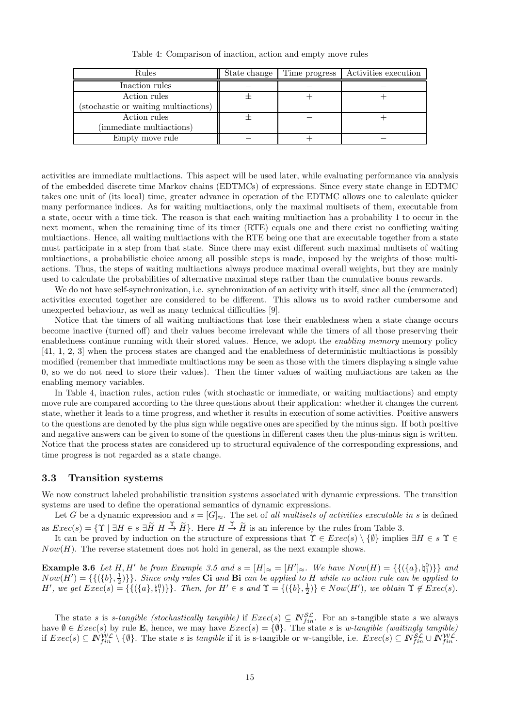Table 4: Comparison of inaction, action and empty move rules

| Rules | State change | Time progress | Activities execution |
|---|---|---|---|
| Inaction rules | − | − | − |
| Action rules (stochastic or waiting multiactions) | ± | + | + |
| Action rules (immediate multiactions) | ± | − | + |
| Empty move rule | − | + | − |

activities are immediate multiactions. This aspect will be used later, while evaluating performance via analysis of the embedded discrete time Markov chains (EDTMCs) of expressions. Since every state change in EDTMC takes one unit of (its local) time, greater advance in operation of the EDTMC allows one to calculate quicker many performance indices. As for waiting multiactions, only the maximal multisets of them, executable from a state, occur with a time tick. The reason is that each waiting multiaction has a probability 1 to occur in the next moment, when the remaining time of its timer (RTE) equals one and there exist no conflicting waiting multiactions. Hence, all waiting multiactions with the RTE being one that are executable together from a state must participate in a step from that state. Since there may exist different such maximal multisets of waiting multiactions, a probabilistic choice among all possible steps is made, imposed by the weights of those multiactions. Thus, the steps of waiting multiactions always produce maximal overall weights, but they are mainly used to calculate the probabilities of alternative maximal steps rather than the cumulative bonus rewards.

We do not have self-synchronization, i.e. synchronization of an activity with itself, since all the (enumerated) activities executed together are considered to be different. This allows us to avoid rather cumbersome and unexpected behaviour, as well as many technical difficulties [9].

Notice that the timers of all waiting multiactions that lose their enabledness when a state change occurs become inactive (turned off) and their values become irrelevant while the timers of all those preserving their enabledness continue running with their stored values. Hence, we adopt the *enabling memory* memory policy [41, 1, 2, 3] when the process states are changed and the enabledness of deterministic multiactions is possibly modified (remember that immediate multiactions may be seen as those with the timers displaying a single value 0, so we do not need to store their values). Then the timer values of waiting multiactions are taken as the enabling memory variables.

In Table 4, inaction rules, action rules (with stochastic or immediate, or waiting multiactions) and empty move rule are compared according to the three questions about their application: whether it changes the current state, whether it leads to a time progress, and whether it results in execution of some activities. Positive answers to the questions are denoted by the plus sign while negative ones are specified by the minus sign. If both positive and negative answers can be given to some of the questions in different cases then the plus-minus sign is written. Notice that the process states are considered up to structural equivalence of the corresponding expressions, and time progress is not regarded as a state change.

### 3.3 Transition systems

We now construct labeled probabilistic transition systems associated with dynamic expressions. The transition systems are used to define the operational semantics of dynamic expressions.

Let $G$ be a dynamic expression and $s = [G]_\approx$. The set of *all multisets of activities executable in* $s$ is defined as $Exec(s) = \{\Upsilon \mid \exists H \in s\ \exists \widetilde{H}\ H \xrightarrow{\Upsilon} \widetilde{H}\}$. Here $H \xrightarrow{\Upsilon} \widetilde{H}$ is an inference by the rules from Table 3.

It can be proved by induction on the structure of expressions that $\Upsilon \in Exec(s) \setminus \{\emptyset\}$ implies $\exists H \in s\ \Upsilon \in Now(H)$. The reverse statement does not hold in general, as the next example shows.

**Example 3.6** *Let $H, H'$ be from Example 3.5 and $s = [H]_\approx = [H']_\approx$. We have $Now(H) = \{\{(\{a\}, \natural_1^0)\}\}$ and $Now(H') = \{\{(\{b\}, \frac{1}{2})\}\}$. Since only rules* **Ci** *and* **Bi** *can be applied to $H$ while no action rule can be applied to $H'$, we get $Exec(s) = \{\{(\{a\}, \natural_1^0)\}\}$. Then, for $H' \in s$ and $\Upsilon = \{(\{b\}, \frac{1}{2})\} \in Now(H')$, we obtain $\Upsilon \notin Exec(s)$.*

The state $s$ is *s-tangible (stochastically tangible)* if $Exec(s) \subseteq I\!N_{fin}^{\mathcal{SL}}$. For an s-tangible state $s$ we always have $\emptyset \in Exec(s)$ by rule **E**, hence, we may have $Exec(s) = \{\emptyset\}$. The state $s$ is *w-tangible (waitingly tangible)* if $Exec(s) \subseteq I\!N_{fin}^{\mathcal{WL}} \setminus \{\emptyset\}$. The state $s$ is *tangible* if it is s-tangible or w-tangible, i.e. $Exec(s) \subseteq I\!N_{fin}^{\mathcal{SL}} \cup I\!N_{fin}^{\mathcal{WL}}$.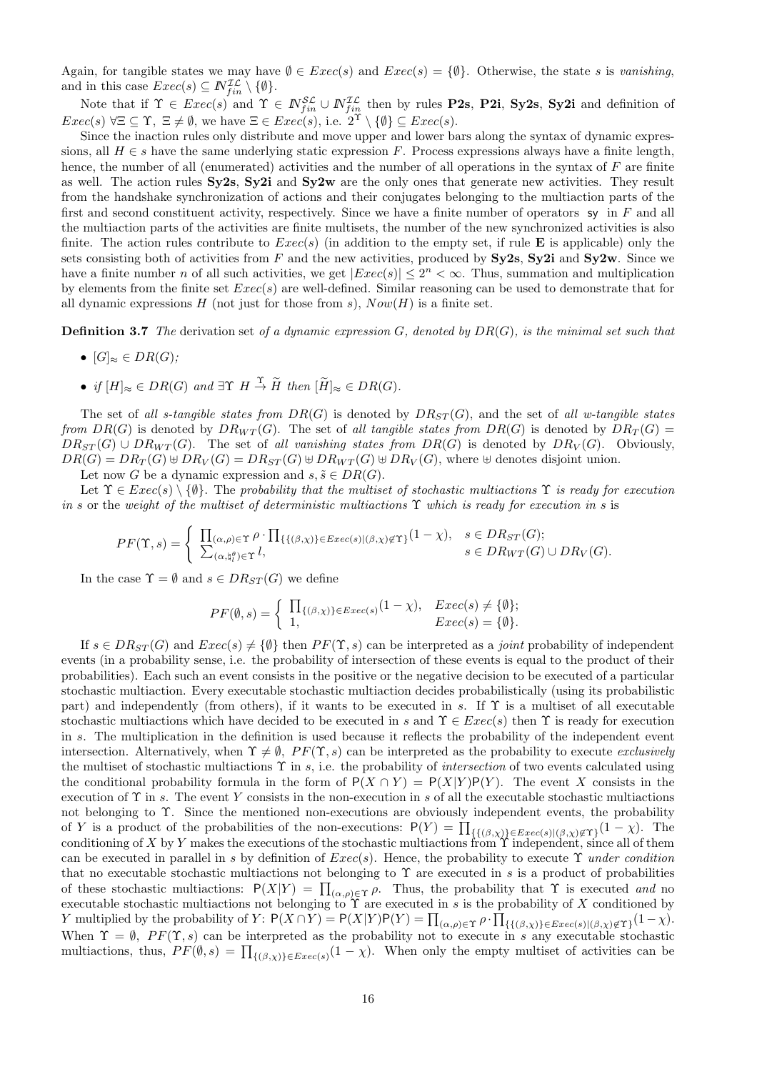Again, for tangible states we may have $\emptyset \in Exec(s)$ and $Exec(s) = \{\emptyset\}$. Otherwise, the state $s$ is *vanishing*, and in this case $Exec(s) \subseteq I\!N_{fin}^{\mathcal{IL}} \setminus \{\emptyset\}$.

Note that if $\Upsilon \in Exec(s)$ and $\Upsilon \in I\!N_{fin}^{\mathcal{SL}} \cup I\!N_{fin}^{\mathcal{IL}}$ then by rules **P2s**, **P2i**, **Sy2s**, **Sy2i** and definition of $Exec(s)$ $\forall \Xi \subseteq \Upsilon,\ \Xi \neq \emptyset$, we have $\Xi \in Exec(s)$, i.e. $2^{\Upsilon} \setminus \{\emptyset\} \subseteq Exec(s)$.

Since the inaction rules only distribute and move upper and lower bars along the syntax of dynamic expressions, all $H \in s$ have the same underlying static expression $F$. Process expressions always have a finite length, hence, the number of all (enumerated) activities and the number of all operations in the syntax of $F$ are finite as well. The action rules **Sy2s**, **Sy2i** and **Sy2w** are the only ones that generate new activities. They result from the handshake synchronization of actions and their conjugates belonging to the multiaction parts of the first and second constituent activity, respectively. Since we have a finite number of operators $\mathsf{sy}$ in $F$ and all the multiaction parts of the activities are finite multisets, the number of the new synchronized activities is also finite. The action rules contribute to $Exec(s)$ (in addition to the empty set, if rule **E** is applicable) only the sets consisting both of activities from $F$ and the new activities, produced by **Sy2s**, **Sy2i** and **Sy2w**. Since we have a finite number $n$ of all such activities, we get $|Exec(s)| \leq 2^n < \infty$. Thus, summation and multiplication by elements from the finite set $Exec(s)$ are well-defined. Similar reasoning can be used to demonstrate that for all dynamic expressions $H$ (not just for those from $s$), $Now(H)$ is a finite set.

**Definition 3.7** *The* derivation set *of a dynamic expression $G$, denoted by $DR(G)$, is the minimal set such that*

- $[G]_{\approx} \in DR(G)$*;*
- *if* $[H]_{\approx} \in DR(G)$ *and* $\exists \Upsilon\ H \xrightarrow{\Upsilon} \widetilde{H}$ *then* $[\widetilde{H}]_{\approx} \in DR(G)$*.*

The set of *all s-tangible states from $DR(G)$* is denoted by $DR_{ST}(G)$, and the set of *all w-tangible states from $DR(G)$* is denoted by $DR_{WT}(G)$. The set of *all tangible states from $DR(G)$* is denoted by $DR_T(G) = DR_{ST}(G) \cup DR_{WT}(G)$. The set of *all vanishing states from $DR(G)$* is denoted by $DR_V(G)$. Obviously, $DR(G) = DR_T(G) \uplus DR_V(G) = DR_{ST}(G) \uplus DR_{WT}(G) \uplus DR_V(G)$, where $\uplus$ denotes disjoint union.

Let now $G$ be a dynamic expression and $s, \tilde{s} \in DR(G)$.

Let $\Upsilon \in Exec(s) \setminus \{\emptyset\}$. The *probability that the multiset of stochastic multiactions $\Upsilon$ is ready for execution in $s$* or the *weight of the multiset of deterministic multiactions $\Upsilon$ which is ready for execution in $s$* is

$$PF(\Upsilon, s) = \begin{cases} \prod_{(\alpha,\rho)\in\Upsilon} \rho \cdot \prod_{\{\{(\beta,\chi)\}\in Exec(s) \mid (\beta,\chi)\notin\Upsilon\}} (1-\chi), & s \in DR_{ST}(G); \\ \sum_{(\alpha,\natural_l^\theta)\in\Upsilon} l, & s \in DR_{WT}(G) \cup DR_V(G). \end{cases}$$

In the case $\Upsilon = \emptyset$ and $s \in DR_{ST}(G)$ we define

$$PF(\emptyset, s) = \begin{cases} \prod_{\{(\beta,\chi)\}\in Exec(s)} (1-\chi), & Exec(s) \neq \{\emptyset\}; \\ 1, & Exec(s) = \{\emptyset\}. \end{cases}$$

If $s \in DR_{ST}(G)$ and $Exec(s) \neq \{\emptyset\}$ then $PF(\Upsilon, s)$ can be interpreted as a *joint* probability of independent events (in a probability sense, i.e. the probability of intersection of these events is equal to the product of their probabilities). Each such an event consists in the positive or the negative decision to be executed of a particular stochastic multiaction. Every executable stochastic multiaction decides probabilistically (using its probabilistic part) and independently (from others), if it wants to be executed in $s$. If $\Upsilon$ is a multiset of all executable stochastic multiactions which have decided to be executed in $s$ and $\Upsilon \in Exec(s)$ then $\Upsilon$ is ready for execution in $s$. The multiplication in the definition is used because it reflects the probability of the independent event intersection. Alternatively, when $\Upsilon \neq \emptyset$, $PF(\Upsilon, s)$ can be interpreted as the probability to execute *exclusively* the multiset of stochastic multiactions $\Upsilon$ in $s$, i.e. the probability of *intersection* of two events calculated using the conditional probability formula in the form of $\mathsf{P}(X \cap Y) = \mathsf{P}(X|Y)\mathsf{P}(Y)$. The event $X$ consists in the execution of $\Upsilon$ in $s$. The event $Y$ consists in the non-execution in $s$ of all the executable stochastic multiactions not belonging to $\Upsilon$. Since the mentioned non-executions are obviously independent events, the probability of $Y$ is a product of the probabilities of the non-executions: $\mathsf{P}(Y) = \prod_{\{\{(\beta,\chi)\}\in Exec(s) \mid (\beta,\chi)\notin\Upsilon\}} (1-\chi)$. The conditioning of $X$ by $Y$ makes the executions of the stochastic multiactions from $\Upsilon$ independent, since all of them can be executed in parallel in $s$ by definition of $Exec(s)$. Hence, the probability to execute $\Upsilon$ *under condition* that no executable stochastic multiactions not belonging to $\Upsilon$ are executed in $s$ is a product of probabilities of these stochastic multiactions: $\mathsf{P}(X|Y) = \prod_{(\alpha,\rho)\in\Upsilon} \rho$. Thus, the probability that $\Upsilon$ is executed *and* no executable stochastic multiactions not belonging to $\Upsilon$ are executed in $s$ is the probability of $X$ conditioned by $Y$ multiplied by the probability of $Y$: $\mathsf{P}(X \cap Y) = \mathsf{P}(X|Y)\mathsf{P}(Y) = \prod_{(\alpha,\rho)\in\Upsilon} \rho \cdot \prod_{\{\{(\beta,\chi)\}\in Exec(s) \mid (\beta,\chi)\notin\Upsilon\}} (1-\chi)$. When $\Upsilon = \emptyset$, $PF(\Upsilon, s)$ can be interpreted as the probability not to execute in $s$ any executable stochastic multiactions, thus, $PF(\emptyset, s) = \prod_{\{(\beta,\chi)\}\in Exec(s)} (1-\chi)$. When only the empty multiset of activities can be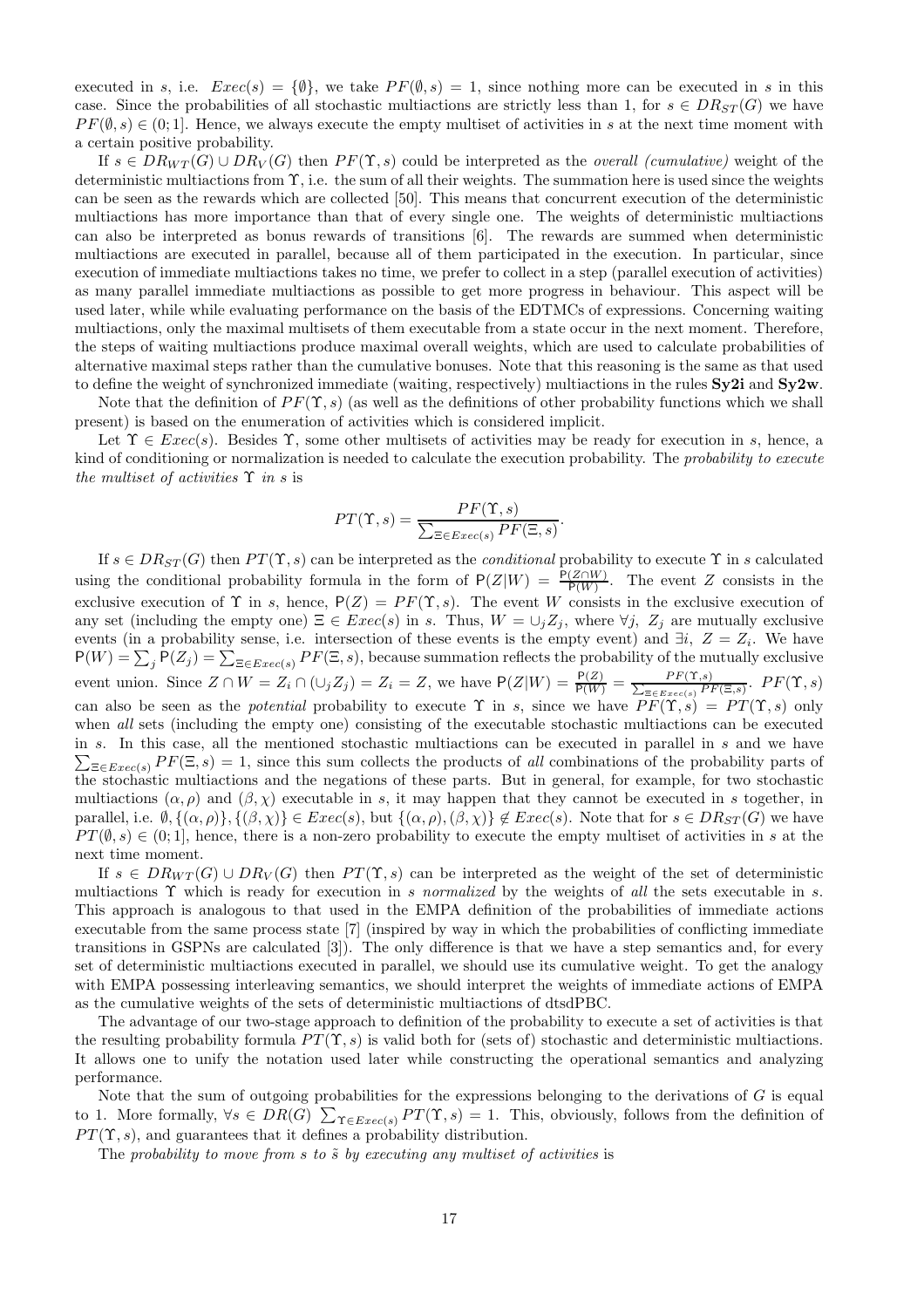executed in $s$, i.e. $Exec(s) = \{\emptyset\}$, we take $PF(\emptyset, s) = 1$, since nothing more can be executed in $s$ in this case. Since the probabilities of all stochastic multiactions are strictly less than 1, for $s \in DR_{ST}(G)$ we have $PF(\emptyset, s) \in (0; 1]$. Hence, we always execute the empty multiset of activities in $s$ at the next time moment with a certain positive probability.

If $s \in DR_{WT}(G) \cup DR_V(G)$ then $PF(\Upsilon, s)$ could be interpreted as the *overall (cumulative)* weight of the deterministic multiactions from $\Upsilon$, i.e. the sum of all their weights. The summation here is used since the weights can be seen as the rewards which are collected [50]. This means that concurrent execution of the deterministic multiactions has more importance than that of every single one. The weights of deterministic multiactions can also be interpreted as bonus rewards of transitions [6]. The rewards are summed when deterministic multiactions are executed in parallel, because all of them participated in the execution. In particular, since execution of immediate multiactions takes no time, we prefer to collect in a step (parallel execution of activities) as many parallel immediate multiactions as possible to get more progress in behaviour. This aspect will be used later, while while evaluating performance on the basis of the EDTMCs of expressions. Concerning waiting multiactions, only the maximal multisets of them executable from a state occur in the next moment. Therefore, the steps of waiting multiactions produce maximal overall weights, which are used to calculate probabilities of alternative maximal steps rather than the cumulative bonuses. Note that this reasoning is the same as that used to define the weight of synchronized immediate (waiting, respectively) multiactions in the rules **Sy2i** and **Sy2w**.

Note that the definition of $PF(\Upsilon, s)$ (as well as the definitions of other probability functions which we shall present) is based on the enumeration of activities which is considered implicit.

Let $\Upsilon \in Exec(s)$. Besides $\Upsilon$, some other multisets of activities may be ready for execution in $s$, hence, a kind of conditioning or normalization is needed to calculate the execution probability. The *probability to execute the multiset of activities* $\Upsilon$ *in* $s$ is

$$PT(\Upsilon, s) = \frac{PF(\Upsilon, s)}{\sum_{\Xi \in Exec(s)} PF(\Xi, s)}.$$

If $s \in DR_{ST}(G)$ then $PT(\Upsilon, s)$ can be interpreted as the *conditional* probability to execute $\Upsilon$ in $s$ calculated using the conditional probability formula in the form of $\mathsf{P}(Z|W) = \frac{\mathsf{P}(Z \cap W)}{\mathsf{P}(W)}$. The event $Z$ consists in the exclusive execution of $\Upsilon$ in $s$, hence, $\mathsf{P}(Z) = PF(\Upsilon, s)$. The event $W$ consists in the exclusive execution of any set (including the empty one) $\Xi \in Exec(s)$ in $s$. Thus, $W = \cup_j Z_j$, where $\forall j,\ Z_j$ are mutually exclusive events (in a probability sense, i.e. intersection of these events is the empty event) and $\exists i,\ Z = Z_i$. We have $\mathsf{P}(W) = \sum_j \mathsf{P}(Z_j) = \sum_{\Xi \in Exec(s)} PF(\Xi, s)$, because summation reflects the probability of the mutually exclusive event union. Since $Z \cap W = Z_i \cap (\cup_j Z_j) = Z_i = Z$, we have $\mathsf{P}(Z|W) = \frac{\mathsf{P}(Z)}{\mathsf{P}(W)} = \frac{PF(\Upsilon, s)}{\sum_{\Xi \in Exec(s)} PF(\Xi, s)}$. $PF(\Upsilon, s)$ can also be seen as the *potential* probability to execute $\Upsilon$ in $s$, since we have $PF(\Upsilon, s) = PT(\Upsilon, s)$ only when *all* sets (including the empty one) consisting of the executable stochastic multiactions can be executed in $s$. In this case, all the mentioned stochastic multiactions can be executed in parallel in $s$ and we have $\sum_{\Xi \in Exec(s)} PF(\Xi, s) = 1$, since this sum collects the products of *all* combinations of the probability parts of the stochastic multiactions and the negations of these parts. But in general, for example, for two stochastic multiactions $(\alpha, \rho)$ and $(\beta, \chi)$ executable in $s$, it may happen that they cannot be executed in $s$ together, in parallel, i.e. $\emptyset, \{(\alpha, \rho)\}, \{(\beta, \chi)\} \in Exec(s)$, but $\{(\alpha, \rho), (\beta, \chi)\} \notin Exec(s)$. Note that for $s \in DR_{ST}(G)$ we have $PT(\emptyset, s) \in (0; 1]$, hence, there is a non-zero probability to execute the empty multiset of activities in $s$ at the next time moment.

If $s \in DR_{WT}(G) \cup DR_V(G)$ then $PT(\Upsilon, s)$ can be interpreted as the weight of the set of deterministic multiactions $\Upsilon$ which is ready for execution in $s$ *normalized* by the weights of *all* the sets executable in $s$. This approach is analogous to that used in the EMPA definition of the probabilities of immediate actions executable from the same process state [7] (inspired by way in which the probabilities of conflicting immediate transitions in GSPNs are calculated [3]). The only difference is that we have a step semantics and, for every set of deterministic multiactions executed in parallel, we should use its cumulative weight. To get the analogy with EMPA possessing interleaving semantics, we should interpret the weights of immediate actions of EMPA as the cumulative weights of the sets of deterministic multiactions of dtsdPBC.

The advantage of our two-stage approach to definition of the probability to execute a set of activities is that the resulting probability formula $PT(\Upsilon, s)$ is valid both for (sets of) stochastic and deterministic multiactions. It allows one to unify the notation used later while constructing the operational semantics and analyzing performance.

Note that the sum of outgoing probabilities for the expressions belonging to the derivations of $G$ is equal to 1. More formally, $\forall s \in DR(G)\ \sum_{\Upsilon \in Exec(s)} PT(\Upsilon, s) = 1$. This, obviously, follows from the definition of $PT(\Upsilon, s)$, and guarantees that it defines a probability distribution.

The *probability to move from* $s$ *to* $\tilde{s}$ *by executing any multiset of activities* is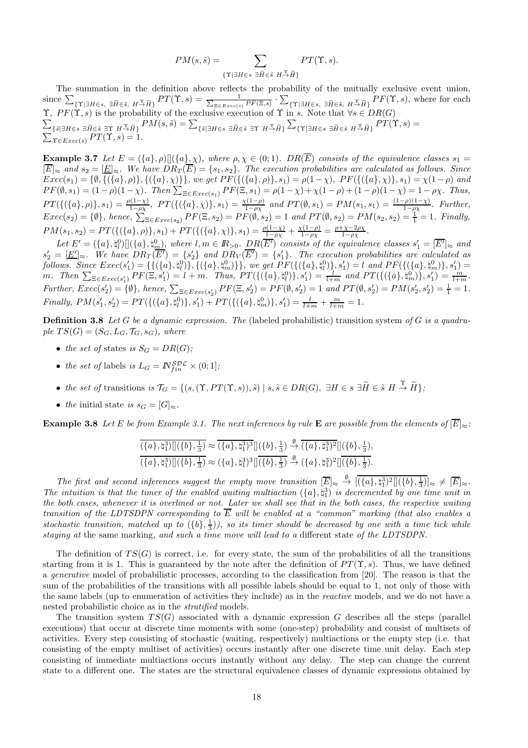$$PM(s,\tilde{s}) = \sum_{\{\Upsilon \mid \exists H \in s\ \exists \widetilde{H} \in \tilde{s}\ H \stackrel{\Upsilon}{\rightarrow} \widetilde{H}\}} PT(\Upsilon, s).$$

The summation in the definition above reflects the probability of the mutually exclusive event union, since $\sum_{\{\Upsilon \mid \exists H \in s,\ \exists \widetilde{H} \in \tilde{s},\ H \stackrel{\Upsilon}{\rightarrow} \widetilde{H}\}} PT(\Upsilon, s) = \frac{1}{\sum_{\Xi \in Exec(s)} PF(\Xi, s)} \cdot \sum_{\{\Upsilon \mid \exists H \in s,\ \exists \widetilde{H} \in \tilde{s},\ H \stackrel{\Upsilon}{\rightarrow} \widetilde{H}\}} PF(\Upsilon, s)$, where for each $\Upsilon$, $PF(\Upsilon, s)$ is the probability of the exclusive execution of $\Upsilon$ in $s$. Note that $\forall s \in DR(G)$ $\sum_{\{\tilde{s} \mid \exists H \in s\ \exists \widetilde{H} \in \tilde{s}\ \exists \Upsilon\ H \stackrel{\Upsilon}{\rightarrow} \widetilde{H}\}} PM(s,\tilde{s}) = \sum_{\{\tilde{s} \mid \exists H \in s\ \exists \widetilde{H} \in \tilde{s}\ \exists \Upsilon\ H \stackrel{\Upsilon}{\rightarrow} \widetilde{H}\}} \sum_{\{\Upsilon \mid \exists H \in s\ \exists \widetilde{H} \in \tilde{s}\ H \stackrel{\Upsilon}{\rightarrow} \widetilde{H}\}} PT(\Upsilon, s) = \sum_{\Upsilon \in Exec(s)} PT(\Upsilon, s) = 1.$

**Example 3.7** *Let $E = (\{a\}, \rho)[](\{a\}, \chi)$, where $\rho, \chi \in (0; 1)$. $DR(\overline{E})$ consists of the equivalence classes $s_1 = [\overline{E}]_\approx$ and $s_2 = [\underline{E}]_\approx$. We have $DR_T(\overline{E}) = \{s_1, s_2\}$. The execution probabilities are calculated as follows. Since $Exec(s_1) = \{\emptyset, \{(\{a\}, \rho)\}, \{(\{a\}, \chi)\}\}$, we get $PF(\{(\{a\}, \rho)\}, s_1) = \rho(1-\chi)$, $PF(\{(\{a\}, \chi)\}, s_1) = \chi(1-\rho)$ and $PF(\emptyset, s_1) = (1-\rho)(1-\chi)$. Then $\sum_{\Xi \in Exec(s_1)} PF(\Xi, s_1) = \rho(1-\chi) + \chi(1-\rho) + (1-\rho)(1-\chi) = 1 - \rho\chi$. Thus, $PT(\{(\{a\}, \rho)\}, s_1) = \frac{\rho(1-\chi)}{1-\rho\chi}$, $PT(\{(\{a\}, \chi)\}, s_1) = \frac{\chi(1-\rho)}{1-\rho\chi}$ and $PT(\emptyset, s_1) = PM(s_1, s_1) = \frac{(1-\rho)(1-\chi)}{1-\rho\chi}$. Further, $Exec(s_2) = \{\emptyset\}$, hence, $\sum_{\Xi \in Exec(s_2)} PF(\Xi, s_2) = PF(\emptyset, s_2) = 1$ and $PT(\emptyset, s_2) = PM(s_2, s_2) = \frac{1}{1} = 1$. Finally, $PM(s_1, s_2) = PT(\{(\{a\}, \rho)\}, s_1) + PT(\{(\{a\}, \chi)\}, s_1) = \frac{\rho(1-\chi)}{1-\rho\chi} + \frac{\chi(1-\rho)}{1-\rho\chi} = \frac{\rho+\chi-2\rho\chi}{1-\rho\chi}$.*

*Let $E' = (\{a\}, \natural_l^0)[](\{a\}, \natural_m^0)$, where $l, m \in \mathbb{R}_{>0}$. $DR(\overline{E'})$ consists of the equivalence classes $s_1' = [\overline{E'}]_\approx$ and $s_2' = [\underline{E'}]_\approx$. We have $DR_T(\overline{E'}) = \{s_2'\}$ and $DR_V(\overline{E'}) = \{s_1'\}$. The execution probabilities are calculated as follows. Since $Exec(s_1') = \{\{(\{a\}, \natural_l^0)\}, \{(\{a\}, \natural_m^0)\}\}$, we get $PF(\{(\{a\}, \natural_l^0)\}, s_1') = l$ and $PF(\{(\{a\}, \natural_m^0)\}, s_1') = m$. Then $\sum_{\Xi \in Exec(s_1')} PF(\Xi, s_1') = l + m$. Thus, $PT(\{(\{a\}, \natural_l^0)\}, s_1') = \frac{l}{l+m}$ and $PT(\{(\{a\}, \natural_m^0)\}, s_1') = \frac{m}{l+m}$. Further, $Exec(s_2') = \{\emptyset\}$, hence, $\sum_{\Xi \in Exec(s_2')} PF(\Xi, s_2') = PF(\emptyset, s_2') = 1$ and $PT(\emptyset, s_2') = PM(s_2', s_2') = \frac{1}{1} = 1$. Finally, $PM(s_1', s_2') = PT(\{(\{a\}, \natural_l^0)\}, s_1') + PT(\{(\{a\}, \natural_m^0)\}, s_1') = \frac{l}{l+m} + \frac{m}{l+m} = 1$.*

**Definition 3.8** *Let $G$ be a dynamic expression. The* (labeled probabilistic) transition system *of $G$ is a quadruple $TS(G) = (S_G, L_G, \mathcal{T}_G, s_G)$, where*

- *the set of* states *is $S_G = DR(G)$;*
- *the set of* labels *is $L_G = \mathbb{N}_{fin}^{\mathcal{SDL}} \times (0; 1]$;*
- *the set of* transitions *is $\mathcal{T}_G = \{(s, (\Upsilon, PT(\Upsilon, s)), \tilde{s}) \mid s, \tilde{s} \in DR(G),\ \exists H \in s\ \exists \widetilde{H} \in \tilde{s}\ H \stackrel{\Upsilon}{\rightarrow} \widetilde{H}\}$;*
- *the* initial state *is $s_G = [G]_\approx$.*

**Example 3.8** *Let $E$ be from Example 3.1. The next inferences by rule* **E** *are possible from the elements of $[\overline{E}]_\approx$:*

$$\overline{(\{a\}, \natural_1^3)[](\{b\}, \tfrac{1}{3})} \approx \overline{(\{a\}, \natural_1^3)^3}[](\{b\}, \tfrac{1}{3}) \stackrel{\emptyset}{\rightarrow} \overline{(\{a\}, \natural_1^3)^2}[](\{b\}, \tfrac{1}{3}),$$
$$\overline{(\{a\}, \natural_1^3)[](\{b\}, \tfrac{1}{3})} \approx (\{a\}, \natural_1^3)^3[]\overline{(\{b\}, \tfrac{1}{3})} \stackrel{\emptyset}{\rightarrow} (\{a\}, \natural_1^3)^2[]\overline{(\{b\}, \tfrac{1}{3})}.$$

*The first and second inferences suggest the empty move transition $[\overline{E}]_\approx \stackrel{\emptyset}{\rightarrow} [\overline{(\{a\}, \natural_1^3)^2[](\{b\}, \frac{1}{3})}]_\approx \neq [\overline{E}]_\approx$. The intuition is that the timer of the enabled waiting multiaction $(\{a\}, \natural_1^3)$ is decremented by one time unit in the both cases, whenever it is overlined or not. Later we shall see that in the both cases, the respective waiting transition of the LDTSDPN corresponding to $\overline{E}$ will be enabled at a "common" marking (that also enables a stochastic transition, matched up to $(\{b\}, \frac{1}{3})$), so its timer should be decreased by one with a time tick while staying at* the same marking*, and such a time move will lead to a* different state *of the LDTSDPN.*

The definition of $TS(G)$ is correct, i.e. for every state, the sum of the probabilities of all the transitions starting from it is 1. This is guaranteed by the note after the definition of $PT(\Upsilon, s)$. Thus, we have defined a *generative* model of probabilistic processes, according to the classification from [20]. The reason is that the sum of the probabilities of the transitions with all possible labels should be equal to 1, not only of those with the same labels (up to enumeration of activities they include) as in the *reactive* models, and we do not have a nested probabilistic choice as in the *stratified* models.

The transition system $TS(G)$ associated with a dynamic expression $G$ describes all the steps (parallel executions) that occur at discrete time moments with some (one-step) probability and consist of multisets of activities. Every step consisting of stochastic (waiting, respectively) multiactions or the empty step (i.e. that consisting of the empty multiset of activities) occurs instantly after one discrete time unit delay. Each step consisting of immediate multiactions occurs instantly without any delay. The step can change the current state to a different one. The states are the structural equivalence classes of dynamic expressions obtained by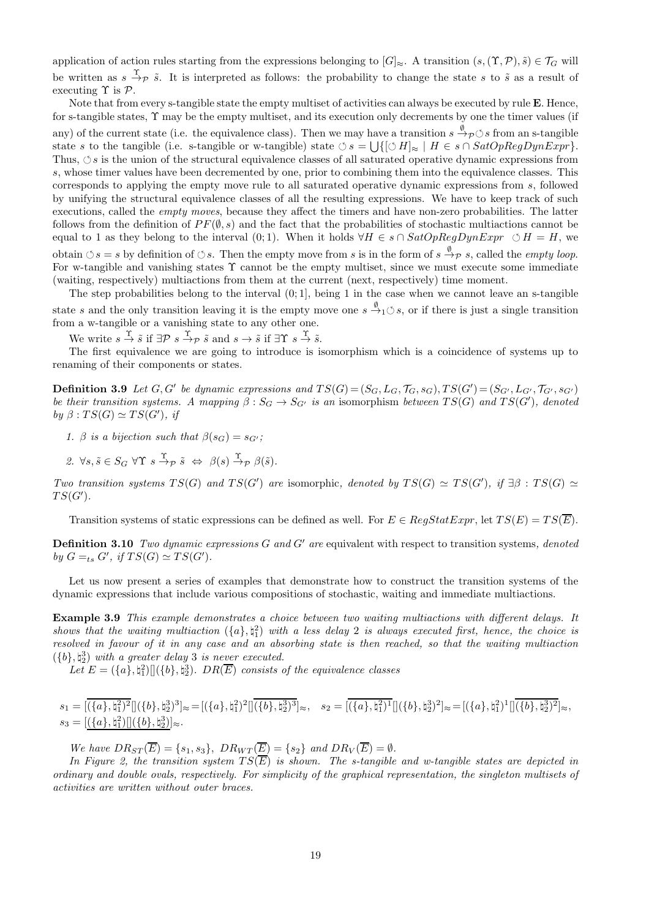application of action rules starting from the expressions belonging to $[G]_\approx$. A transition $(s,(\Upsilon,\mathcal{P}),\tilde{s})\in\mathcal{T}_G$ will be written as $s\stackrel{\Upsilon}{\rightarrow}_\mathcal{P}\tilde{s}$. It is interpreted as follows: the probability to change the state $s$ to $\tilde{s}$ as a result of executing $\Upsilon$ is $\mathcal{P}$.

Note that from every s-tangible state the empty multiset of activities can always be executed by rule **E**. Hence, for s-tangible states, $\Upsilon$ may be the empty multiset, and its execution only decrements by one the timer values (if any) of the current state (i.e. the equivalence class). Then we may have a transition $s\stackrel{\emptyset}{\rightarrow}_\mathcal{P}\circlearrowleft s$ from an s-tangible state $s$ to the tangible (i.e. s-tangible or w-tangible) state $\circlearrowleft s=\bigcup\{[\circlearrowleft H]_\approx\mid H\in s\cap SatOpRegDynExpr\}$. Thus, $\circlearrowleft s$ is the union of the structural equivalence classes of all saturated operative dynamic expressions from $s$, whose timer values have been decremented by one, prior to combining them into the equivalence classes. This corresponds to applying the empty move rule to all saturated operative dynamic expressions from $s$, followed by unifying the structural equivalence classes of all the resulting expressions. We have to keep track of such executions, called the *empty moves*, because they affect the timers and have non-zero probabilities. The latter follows from the definition of $PF(\emptyset,s)$ and the fact that the probabilities of stochastic multiactions cannot be equal to 1 as they belong to the interval $(0;1)$. When it holds $\forall H\in s\cap SatOpRegDynExpr\ \circlearrowleft H=H$, we obtain $\circlearrowleft s=s$ by definition of $\circlearrowleft s$. Then the empty move from $s$ is in the form of $s\stackrel{\emptyset}{\rightarrow}_\mathcal{P} s$, called the *empty loop*. For w-tangible and vanishing states $\Upsilon$ cannot be the empty multiset, since we must execute some immediate (waiting, respectively) multiactions from them at the current (next, respectively) time moment.

The step probabilities belong to the interval $(0;1]$, being 1 in the case when we cannot leave an s-tangible state $s$ and the only transition leaving it is the empty move one $s\stackrel{\emptyset}{\rightarrow}_1\circlearrowleft s$, or if there is just a single transition from a w-tangible or a vanishing state to any other one.

We write $s\stackrel{\Upsilon}{\rightarrow}\tilde{s}$ if $\exists\mathcal{P}\ s\stackrel{\Upsilon}{\rightarrow}_\mathcal{P}\tilde{s}$ and $s\rightarrow\tilde{s}$ if $\exists\Upsilon\ s\stackrel{\Upsilon}{\rightarrow}\tilde{s}$.

The first equivalence we are going to introduce is isomorphism which is a coincidence of systems up to renaming of their components or states.

**Definition 3.9** *Let $G,G'$ be dynamic expressions and $TS(G)=(S_G,L_G,\mathcal{T}_G,s_G),TS(G')=(S_{G'},L_{G'},\mathcal{T}_{G'},s_{G'})$ be their transition systems. A mapping $\beta:S_G\rightarrow S_{G'}$ is an* isomorphism *between $TS(G)$ and $TS(G')$, denoted by $\beta:TS(G)\simeq TS(G')$, if*

1. *$\beta$ is a bijection such that $\beta(s_G)=s_{G'}$;*
2. *$\forall s,\tilde{s}\in S_G\ \forall\Upsilon\ s\stackrel{\Upsilon}{\rightarrow}_\mathcal{P}\tilde{s}\ \Leftrightarrow\ \beta(s)\stackrel{\Upsilon}{\rightarrow}_\mathcal{P}\beta(\tilde{s})$.*

*Two transition systems $TS(G)$ and $TS(G')$ are* isomorphic*, denoted by $TS(G)\simeq TS(G')$, if $\exists\beta:TS(G)\simeq TS(G')$.*

Transition systems of static expressions can be defined as well. For $E\in RegStatExpr$, let $TS(E)=TS(\overline{E})$.

**Definition 3.10** *Two dynamic expressions $G$ and $G'$ are* equivalent with respect to transition systems*, denoted by $G=_{ts}G'$, if $TS(G)\simeq TS(G')$.*

Let us now present a series of examples that demonstrate how to construct the transition systems of the dynamic expressions that include various compositions of stochastic, waiting and immediate multiactions.

**Example 3.9** *This example demonstrates a choice between two waiting multiactions with different delays. It shows that the waiting multiaction $(\{a\},\natural_1^2)$ with a less delay 2 is always executed first, hence, the choice is resolved in favour of it in any case and an absorbing state is then reached, so that the waiting multiaction $(\{b\},\natural_2^3)$ with a greater delay 3 is never executed.*

*Let $E=(\{a\},\natural_1^2)[](\{b\},\natural_2^3)$. $DR(\overline{E})$ consists of the equivalence classes*

$$s_1=[\overline{(\{a\},\natural_1^2)^2}[](\{b\},\natural_2^3)^3]_\approx=[(\{a\},\natural_1^2)^2[]\overline{(\{b\},\natural_2^3)^3}]_\approx,\quad s_2=[\overline{(\{a\},\natural_1^2)^1}[](\{b\},\natural_2^3)^2]_\approx=[(\{a\},\natural_1^2)^1[]\overline{(\{b\},\natural_2^3)^2}]_\approx,$$
$$s_3=[\underline{(\{a\},\natural_1^2)[](\{b\},\natural_2^3)}]_\approx.$$

*We have $DR_{ST}(\overline{E})=\{s_1,s_3\}$, $DR_{WT}(\overline{E})=\{s_2\}$ and $DR_V(\overline{E})=\emptyset$.*

*In Figure 2, the transition system $TS(\overline{E})$ is shown. The s-tangible and w-tangible states are depicted in ordinary and double ovals, respectively. For simplicity of the graphical representation, the singleton multisets of activities are written without outer braces.*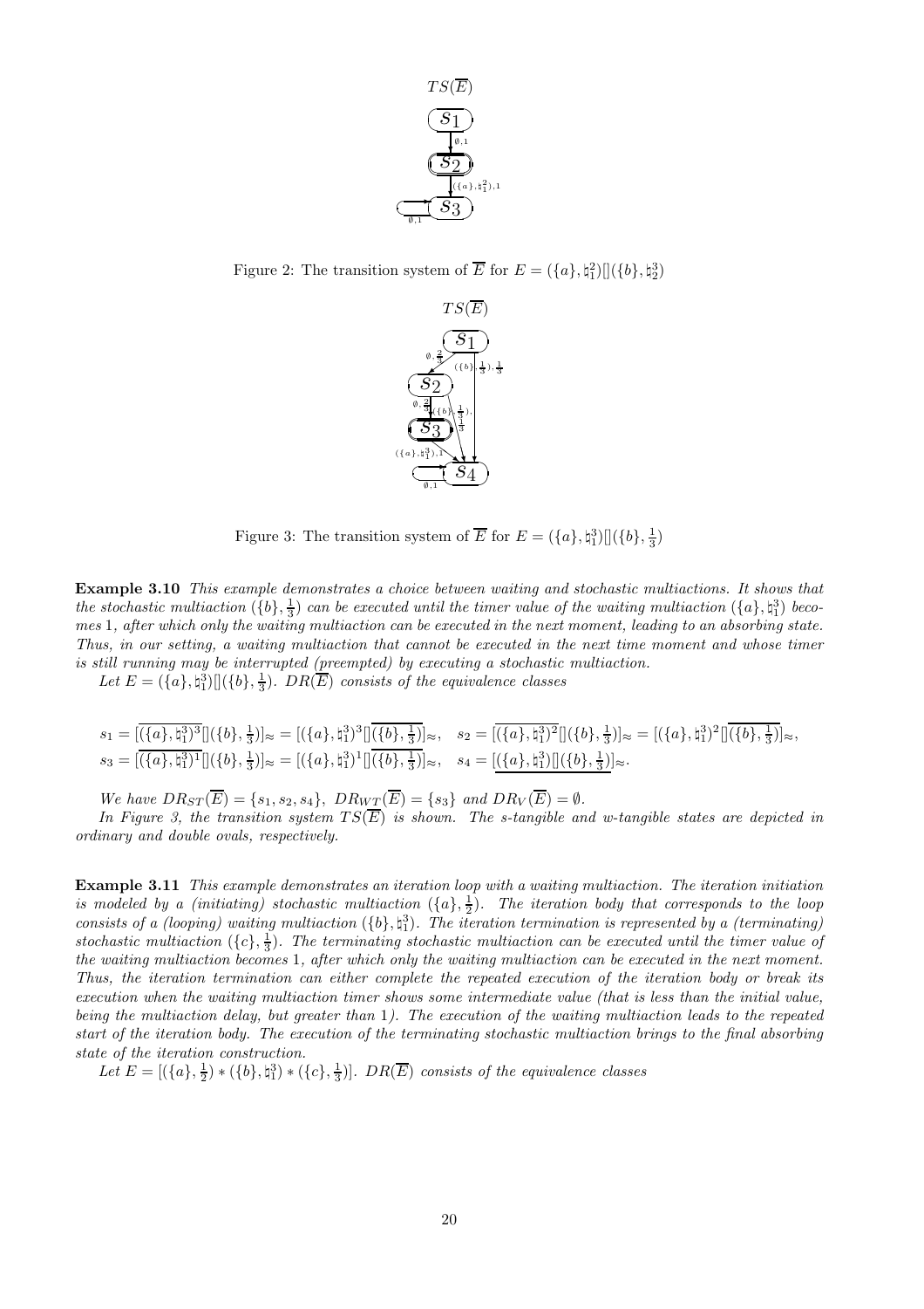$TS(\overline{E})$

$s_1$

$\emptyset, 1$

$s_2$

$(\{a\}, \natural_1^2), 1$

$s_3$

$\emptyset, 1$

Figure 2: The transition system of $\overline{E}$ for $E = (\{a\}, \natural_1^2)[](\{b\}, \natural_2^3)$

$TS(\overline{E})$

$s_1$

$\emptyset, \frac{2}{3}$

$(\{b\}, \frac{1}{3}), \frac{1}{3}$

$s_2$

$\emptyset, \frac{2}{3}$

$(\{b\}, \frac{1}{3}), \frac{1}{3}$

$s_3$

$(\{a\}, \natural_1^3), 1$

$s_4$

$\emptyset, 1$

Figure 3: The transition system of $\overline{E}$ for $E = (\{a\}, \natural_1^3)[](\{b\}, \frac{1}{3})$

**Example 3.10** *This example demonstrates a choice between waiting and stochastic multiactions. It shows that the stochastic multiaction $(\{b\}, \frac{1}{3})$ can be executed until the timer value of the waiting multiaction $(\{a\}, \natural_1^3)$ becomes 1, after which only the waiting multiaction can be executed in the next moment, leading to an absorbing state. Thus, in our setting, a waiting multiaction that cannot be executed in the next time moment and whose timer is still running may be interrupted (preempted) by executing a stochastic multiaction.*

*Let $E = (\{a\}, \natural_1^3)[](\{b\}, \frac{1}{3})$. $DR(\overline{E})$ consists of the equivalence classes*

$$s_1 = [\overline{(\{a\}, \natural_1^3)^3}[](\{b\}, \tfrac{1}{3})]_\approx = [(\{a\}, \natural_1^3)^3[]\overline{(\{b\}, \tfrac{1}{3})}]_\approx, \quad s_2 = [\overline{(\{a\}, \natural_1^3)^2}[](\{b\}, \tfrac{1}{3})]_\approx = [(\{a\}, \natural_1^3)^2[]\overline{(\{b\}, \tfrac{1}{3})}]_\approx,$$
$$s_3 = [\overline{(\{a\}, \natural_1^3)^1}[](\{b\}, \tfrac{1}{3})]_\approx = [(\{a\}, \natural_1^3)^1[]\overline{(\{b\}, \tfrac{1}{3})}]_\approx, \quad s_4 = [\underline{(\{a\}, \natural_1^3)[](\{b\}, \tfrac{1}{3})}]_\approx.$$

*We have $DR_{ST}(\overline{E}) = \{s_1, s_2, s_4\}$, $DR_{WT}(\overline{E}) = \{s_3\}$ and $DR_V(\overline{E}) = \emptyset$.*

*In Figure 3, the transition system $TS(\overline{E})$ is shown. The s-tangible and w-tangible states are depicted in ordinary and double ovals, respectively.*

**Example 3.11** *This example demonstrates an iteration loop with a waiting multiaction. The iteration initiation is modeled by a (initiating) stochastic multiaction $(\{a\}, \frac{1}{2})$. The iteration body that corresponds to the loop consists of a (looping) waiting multiaction $(\{b\}, \natural_1^3)$. The iteration termination is represented by a (terminating) stochastic multiaction $(\{c\}, \frac{1}{3})$. The terminating stochastic multiaction can be executed until the timer value of the waiting multiaction becomes 1, after which only the waiting multiaction can be executed in the next moment. Thus, the iteration termination can either complete the repeated execution of the iteration body or break its execution when the waiting multiaction timer shows some intermediate value (that is less than the initial value, being the multiaction delay, but greater than 1). The execution of the waiting multiaction leads to the repeated start of the iteration body. The execution of the terminating stochastic multiaction brings to the final absorbing state of the iteration construction.*

*Let $E = [(\{a\}, \frac{1}{2}) * (\{b\}, \natural_1^3) * (\{c\}, \frac{1}{3})]$. $DR(\overline{E})$ consists of the equivalence classes*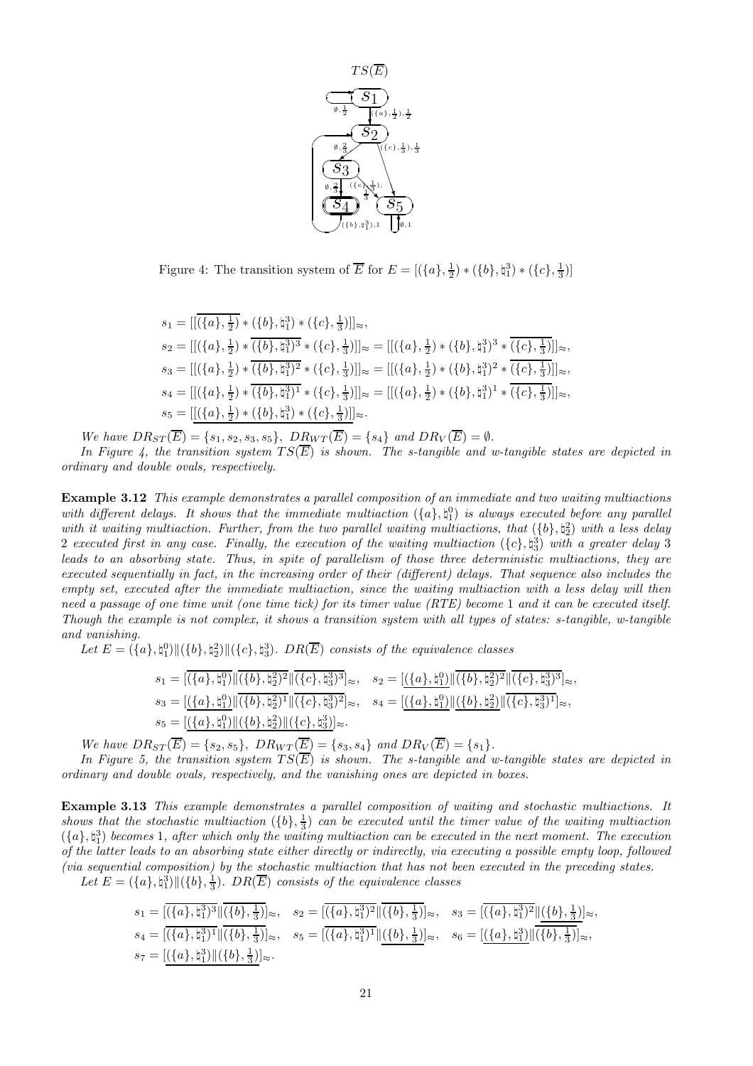$TS(\overline{E})$

$s_1$

$\emptyset, \frac{1}{2}$

$(\{a\}, \frac{1}{2}), \frac{1}{2}$

$s_2$

$\emptyset, \frac{2}{3}$

$(\{c\}, \frac{1}{3}), \frac{1}{3}$

$s_3$

$\emptyset, \frac{2}{3}$

$(\{c\}, \frac{1}{3}), \frac{1}{3}$

$s_4$

$s_5$

$(\{b\}, \natural_1^3), 1$

$\emptyset, 1$

Figure 4: The transition system of $\overline{E}$ for $E = [(\{a\}, \frac{1}{2}) * (\{b\}, \natural_1^3) * (\{c\}, \frac{1}{3})]$

$$
\begin{aligned}
s_1 &= [[\overline{(\{a\}, \tfrac{1}{2})} * (\{b\}, \natural_1^3) * (\{c\}, \tfrac{1}{3})]]_\approx, \\
s_2 &= [[(\{a\}, \tfrac{1}{2}) * \overline{(\{b\}, \natural_1^3)^3} * (\{c\}, \tfrac{1}{3})]]_\approx = [[(\{a\}, \tfrac{1}{2}) * (\{b\}, \natural_1^3)^3 * \overline{(\{c\}, \tfrac{1}{3})}]]_\approx, \\
s_3 &= [[(\{a\}, \tfrac{1}{2}) * \overline{(\{b\}, \natural_1^3)^2} * (\{c\}, \tfrac{1}{3})]]_\approx = [[(\{a\}, \tfrac{1}{2}) * (\{b\}, \natural_1^3)^2 * \overline{(\{c\}, \tfrac{1}{3})}]]_\approx, \\
s_4 &= [[(\{a\}, \tfrac{1}{2}) * \overline{(\{b\}, \natural_1^3)^1} * (\{c\}, \tfrac{1}{3})]]_\approx = [[(\{a\}, \tfrac{1}{2}) * (\{b\}, \natural_1^3)^1 * \overline{(\{c\}, \tfrac{1}{3})}]]_\approx, \\
s_5 &= [\underline{[(\{a\}, \tfrac{1}{2}) * (\{b\}, \natural_1^3) * (\{c\}, \tfrac{1}{3})]}]_\approx.
\end{aligned}
$$

*We have* $DR_{ST}(\overline{E}) = \{s_1, s_2, s_3, s_5\}$, $DR_{WT}(\overline{E}) = \{s_4\}$ *and* $DR_V(\overline{E}) = \emptyset$.

*In Figure 4, the transition system* $TS(\overline{E})$ *is shown. The s-tangible and w-tangible states are depicted in ordinary and double ovals, respectively.*

**Example 3.12** *This example demonstrates a parallel composition of an immediate and two waiting multiactions with different delays. It shows that the immediate multiaction* $(\{a\}, \natural_1^0)$ *is always executed before any parallel with it waiting multiaction. Further, from the two parallel waiting multiactions, that* $(\{b\}, \natural_2^2)$ *with a less delay 2 executed first in any case. Finally, the execution of the waiting multiaction* $(\{c\}, \natural_3^3)$ *with a greater delay 3 leads to an absorbing state. Thus, in spite of parallelism of those three deterministic multiactions, they are executed sequentially in fact, in the increasing order of their (different) delays. That sequence also includes the empty set, executed after the immediate multiaction, since the waiting multiaction with a less delay will then need a passage of one time unit (one time tick) for its timer value (RTE) become 1 and it can be executed itself. Though the example is not complex, it shows a transition system with all types of states: s-tangible, w-tangible and vanishing.*

*Let* $E = (\{a\}, \natural_1^0) \| (\{b\}, \natural_2^2) \| (\{c\}, \natural_3^3)$. $DR(\overline{E})$ *consists of the equivalence classes*

$$
\begin{aligned}
s_1 &= [\overline{(\{a\}, \natural_1^0)} \| \overline{(\{b\}, \natural_2^2)^2} \| \overline{(\{c\}, \natural_3^3)^3}]_\approx, \quad s_2 = [\underline{(\{a\}, \natural_1^0)} \| \overline{(\{b\}, \natural_2^2)^2} \| \overline{(\{c\}, \natural_3^3)^3}]_\approx, \\
s_3 &= [\underline{(\{a\}, \natural_1^0)} \| \overline{(\{b\}, \natural_2^2)^1} \| \overline{(\{c\}, \natural_3^3)^2}]_\approx, \quad s_4 = [\underline{(\{a\}, \natural_1^0)} \| \underline{(\{b\}, \natural_2^2)} \| \overline{(\{c\}, \natural_3^3)^1}]_\approx, \\
s_5 &= [\underline{(\{a\}, \natural_1^0)} \| \underline{(\{b\}, \natural_2^2)} \| \underline{(\{c\}, \natural_3^3)}]_\approx.
\end{aligned}
$$

*We have* $DR_{ST}(\overline{E}) = \{s_2, s_5\}$, $DR_{WT}(\overline{E}) = \{s_3, s_4\}$ *and* $DR_V(\overline{E}) = \{s_1\}$.

*In Figure 5, the transition system* $TS(\overline{E})$ *is shown. The s-tangible and w-tangible states are depicted in ordinary and double ovals, respectively, and the vanishing ones are depicted in boxes.*

**Example 3.13** *This example demonstrates a parallel composition of waiting and stochastic multiactions. It shows that the stochastic multiaction* $(\{b\}, \frac{1}{3})$ *can be executed until the timer value of the waiting multiaction* $(\{a\}, \natural_1^3)$ *becomes 1, after which only the waiting multiaction can be executed in the next moment. The execution of the latter leads to an absorbing state either directly or indirectly, via executing a possible empty loop, followed (via sequential composition) by the stochastic multiaction that has not been executed in the preceding states.*

*Let* $E = (\{a\}, \natural_1^3) \| (\{b\}, \frac{1}{3})$. $DR(\overline{E})$ *consists of the equivalence classes*

$$
\begin{aligned}
s_1 &= [\overline{(\{a\}, \natural_1^3)^3} \| \overline{(\{b\}, \tfrac{1}{3})}]_\approx, \quad s_2 = [\overline{(\{a\}, \natural_1^3)^2} \| \overline{(\{b\}, \tfrac{1}{3})}]_\approx, \quad s_3 = [\overline{(\{a\}, \natural_1^3)^2} \| \underline{(\{b\}, \tfrac{1}{3})}]_\approx, \\
s_4 &= [\overline{(\{a\}, \natural_1^3)^1} \| \overline{(\{b\}, \tfrac{1}{3})}]_\approx, \quad s_5 = [\overline{(\{a\}, \natural_1^3)^1} \| \underline{(\{b\}, \tfrac{1}{3})}]_\approx, \quad s_6 = [\underline{(\{a\}, \natural_1^3)} \| \overline{(\{b\}, \tfrac{1}{3})}]_\approx, \\
s_7 &= [\underline{(\{a\}, \natural_1^3)} \| \underline{(\{b\}, \tfrac{1}{3})}]_\approx.
\end{aligned}
$$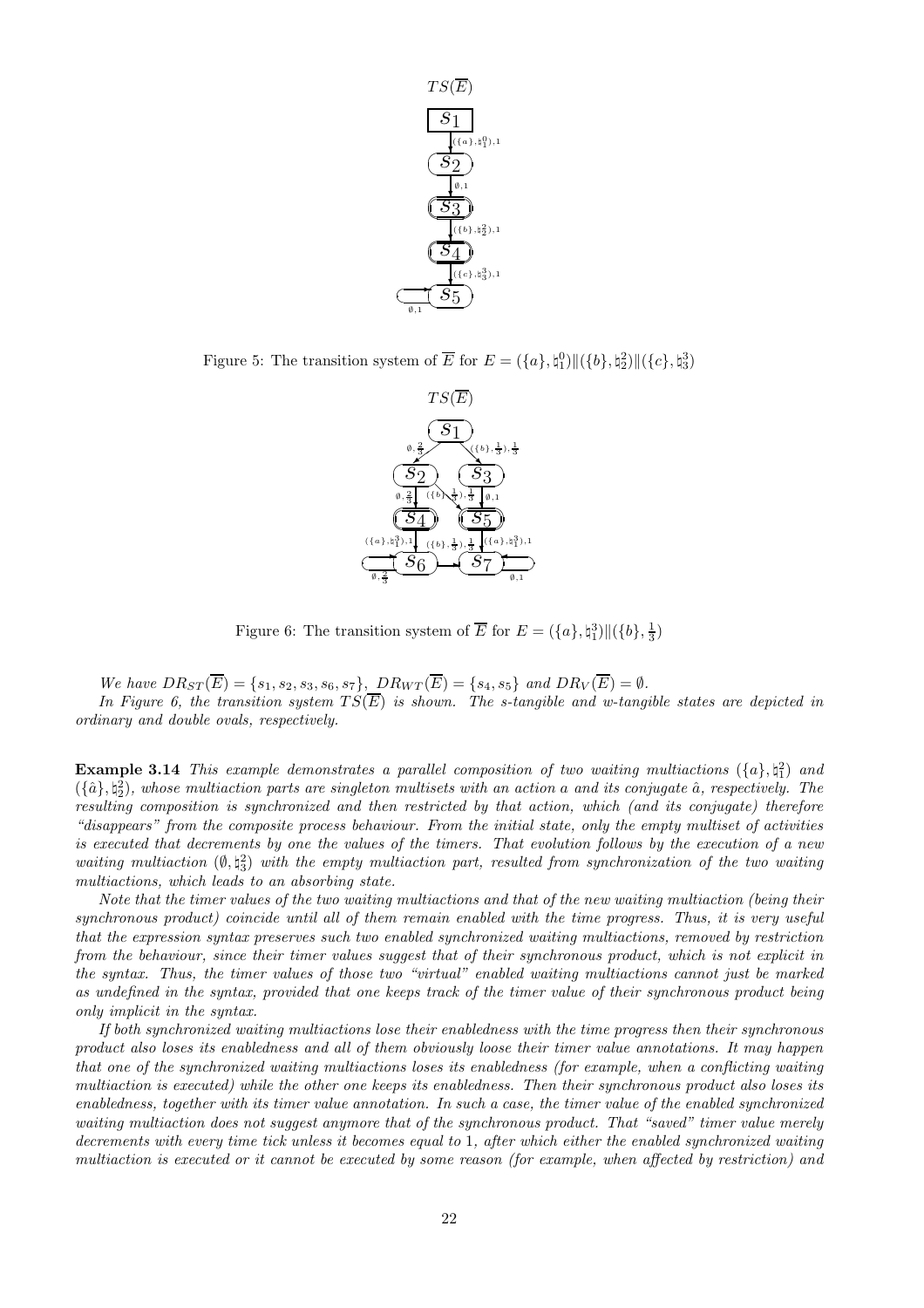$TS(\overline{E})$

$s_1$

$(\{a\},\natural_1^0),1$

$s_2$

$\emptyset,1$

$s_3$

$(\{b\},\natural_2^2),1$

$s_4$

$(\{c\},\natural_3^3),1$

$s_5$

$\emptyset,1$

Figure 5: The transition system of $\overline{E}$ for $E = (\{a\},\natural_1^0)\|(\{b\},\natural_2^2)\|(\{c\},\natural_3^3)$

$TS(\overline{E})$

$s_1$

$\emptyset,\frac{2}{3}$ $(\{b\},\frac{1}{3}),\frac{1}{3}$

$s_2$ $s_3$

$\emptyset,\frac{2}{3}$ $(\{b\},\frac{1}{3}),\frac{1}{3}$ $\emptyset,1$

$s_4$ $s_5$

$(\{a\},\natural_1^3),1$ $(\{b\},\frac{1}{3}),\frac{1}{3}$ $(\{a\},\natural_1^3),1$

$s_6$ $s_7$

$\emptyset,\frac{2}{3}$ $\emptyset,1$

Figure 6: The transition system of $\overline{E}$ for $E = (\{a\},\natural_1^3)\|(\{b\},\frac{1}{3})$

*We have $DR_{ST}(\overline{E}) = \{s_1, s_2, s_3, s_6, s_7\}$, $DR_{WT}(\overline{E}) = \{s_4, s_5\}$ and $DR_V(\overline{E}) = \emptyset$.*

*In Figure 6, the transition system $TS(\overline{E})$ is shown. The s-tangible and w-tangible states are depicted in ordinary and double ovals, respectively.*

**Example 3.14** *This example demonstrates a parallel composition of two waiting multiactions $(\{a\},\natural_1^2)$ and $(\{\hat{a}\},\natural_2^2)$, whose multiaction parts are singleton multisets with an action $a$ and its conjugate $\hat{a}$, respectively. The resulting composition is synchronized and then restricted by that action, which (and its conjugate) therefore "disappears" from the composite process behaviour. From the initial state, only the empty multiset of activities is executed that decrements by one the values of the timers. That evolution follows by the execution of a new waiting multiaction $(\emptyset,\natural_3^2)$ with the empty multiaction part, resulted from synchronization of the two waiting multiactions, which leads to an absorbing state.*

*Note that the timer values of the two waiting multiactions and that of the new waiting multiaction (being their synchronous product) coincide until all of them remain enabled with the time progress. Thus, it is very useful that the expression syntax preserves such two enabled synchronized waiting multiactions, removed by restriction from the behaviour, since their timer values suggest that of their synchronous product, which is not explicit in the syntax. Thus, the timer values of those two "virtual" enabled waiting multiactions cannot just be marked as undefined in the syntax, provided that one keeps track of the timer value of their synchronous product being only implicit in the syntax.*

*If both synchronized waiting multiactions lose their enabledness with the time progress then their synchronous product also loses its enabledness and all of them obviously loose their timer value annotations. It may happen that one of the synchronized waiting multiactions loses its enabledness (for example, when a conflicting waiting multiaction is executed) while the other one keeps its enabledness. Then their synchronous product also loses its enabledness, together with its timer value annotation. In such a case, the timer value of the enabled synchronized waiting multiaction does not suggest anymore that of the synchronous product. That "saved" timer value merely decrements with every time tick unless it becomes equal to 1, after which either the enabled synchronized waiting multiaction is executed or it cannot be executed by some reason (for example, when affected by restriction) and*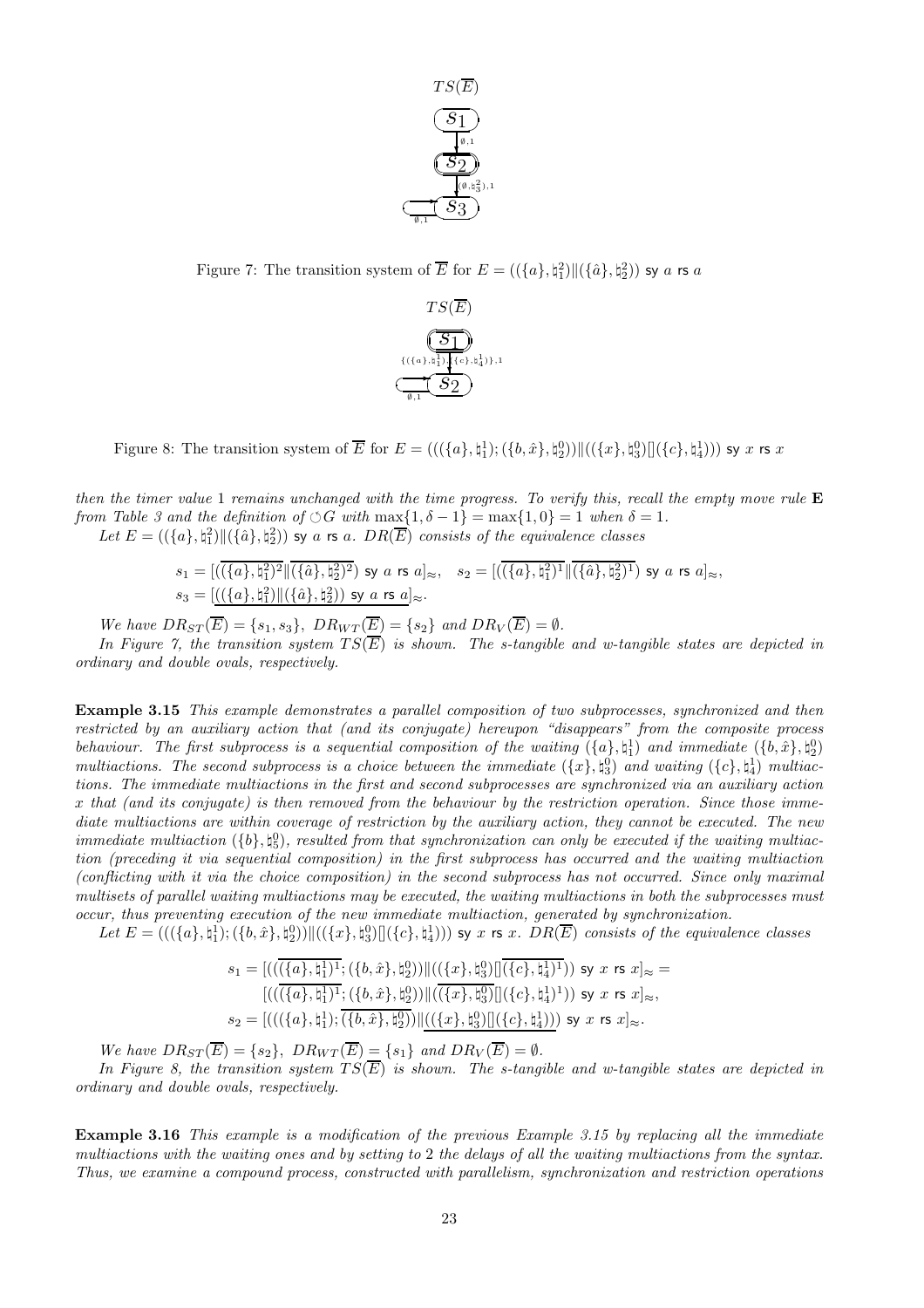$TS(\overline{E})$

$s_1$

$\emptyset,1$

$s_2$

$(\emptyset,\natural_3^2),1$

$s_3$

$\emptyset,1$

Figure 7: The transition system of $\overline{E}$ for $E = ((\{a\},\natural_1^2)\|(\{\hat{a}\},\natural_2^2))$ sy $a$ rs $a$

$TS(\overline{E})$

$s_1$

$\{(\{a\},\natural_1^1),(\{c\},\natural_4^1)\},1$

$s_2$

$\emptyset,1$

Figure 8: The transition system of $\overline{E}$ for $E = (((\{a\},\natural_1^1);(\{b,\hat{x}\},\natural_2^0))\|((\{x\},\natural_3^0)[](\{c\},\natural_4^1)))$ sy $x$ rs $x$

*then the timer value* 1 *remains unchanged with the time progress. To verify this, recall the empty move rule* **E** *from Table 3 and the definition of* $\circlearrowleft G$ *with* $\max\{1,\delta-1\} = \max\{1,0\} = 1$ *when* $\delta = 1$.

*Let* $E = ((\{a\},\natural_1^2)\|(\{\hat{a}\},\natural_2^2))$ sy $a$ rs $a$. $DR(\overline{E})$ *consists of the equivalence classes*

$$s_1 = [(\overline{(\{a\},\natural_1^2)^2}\|\overline{(\{\hat{a}\},\natural_2^2)^2})\text{ sy } a \text{ rs } a]_\approx,\quad s_2 = [(\overline{(\{a\},\natural_1^2)^1}\|\overline{(\{\hat{a}\},\natural_2^2)^1})\text{ sy } a \text{ rs } a]_\approx,$$
$$s_3 = [\underline{((\{a\},\natural_1^2)\|(\{\hat{a}\},\natural_2^2))\text{ sy } a \text{ rs } a}]_\approx.$$

*We have* $DR_{ST}(\overline{E}) = \{s_1,s_3\}$, $DR_{WT}(\overline{E}) = \{s_2\}$ *and* $DR_V(\overline{E}) = \emptyset$.

*In Figure 7, the transition system* $TS(\overline{E})$ *is shown. The s-tangible and w-tangible states are depicted in ordinary and double ovals, respectively.*

**Example 3.15** *This example demonstrates a parallel composition of two subprocesses, synchronized and then restricted by an auxiliary action that (and its conjugate) hereupon "disappears" from the composite process behaviour. The first subprocess is a sequential composition of the waiting* $(\{a\},\natural_1^1)$ *and immediate* $(\{b,\hat{x}\},\natural_2^0)$ *multiactions. The second subprocess is a choice between the immediate* $(\{x\},\natural_3^0)$ *and waiting* $(\{c\},\natural_4^1)$ *multiactions. The immediate multiactions in the first and second subprocesses are synchronized via an auxiliary action* $x$ *that (and its conjugate) is then removed from the behaviour by the restriction operation. Since those immediate multiactions are within coverage of restriction by the auxiliary action, they cannot be executed. The new immediate multiaction* $(\{b\},\natural_5^0)$*, resulted from that synchronization can only be executed if the waiting multiaction (preceding it via sequential composition) in the first subprocess has occurred and the waiting multiaction (conflicting with it via the choice composition) in the second subprocess has not occurred. Since only maximal multisets of parallel waiting multiactions may be executed, the waiting multiactions in both the subprocesses must occur, thus preventing execution of the new immediate multiaction, generated by synchronization.*

*Let* $E = (((\{a\},\natural_1^1);(\{b,\hat{x}\},\natural_2^0))\|((\{x\},\natural_3^0)[](\{c\},\natural_4^1)))$ sy $x$ rs $x$. $DR(\overline{E})$ *consists of the equivalence classes*

$$s_1 = [((\overline{(\{a\},\natural_1^1)^1};(\{b,\hat{x}\},\natural_2^0))\|((\{x\},\natural_3^0)[]\overline{(\{c\},\natural_4^1)^1}))\text{ sy } x \text{ rs } x]_\approx =$$
$$[((\overline{(\{a\},\natural_1^1)^1};(\{b,\hat{x}\},\natural_2^0))\|(\overline{(\{x\},\natural_3^0)}[](\{c\},\natural_4^1)^1))\text{ sy } x \text{ rs } x]_\approx,$$
$$s_2 = [(((\{a\},\natural_1^1);\overline{(\{b,\hat{x}\},\natural_2^0)})\|\underline{((\{x\},\natural_3^0)[](\{c\},\natural_4^1))})\text{ sy } x \text{ rs } x]_\approx.$$

*We have* $DR_{ST}(\overline{E}) = \{s_2\}$, $DR_{WT}(\overline{E}) = \{s_1\}$ *and* $DR_V(\overline{E}) = \emptyset$.

*In Figure 8, the transition system* $TS(\overline{E})$ *is shown. The s-tangible and w-tangible states are depicted in ordinary and double ovals, respectively.*

**Example 3.16** *This example is a modification of the previous Example 3.15 by replacing all the immediate multiactions with the waiting ones and by setting to* 2 *the delays of all the waiting multiactions from the syntax. Thus, we examine a compound process, constructed with parallelism, synchronization and restriction operations*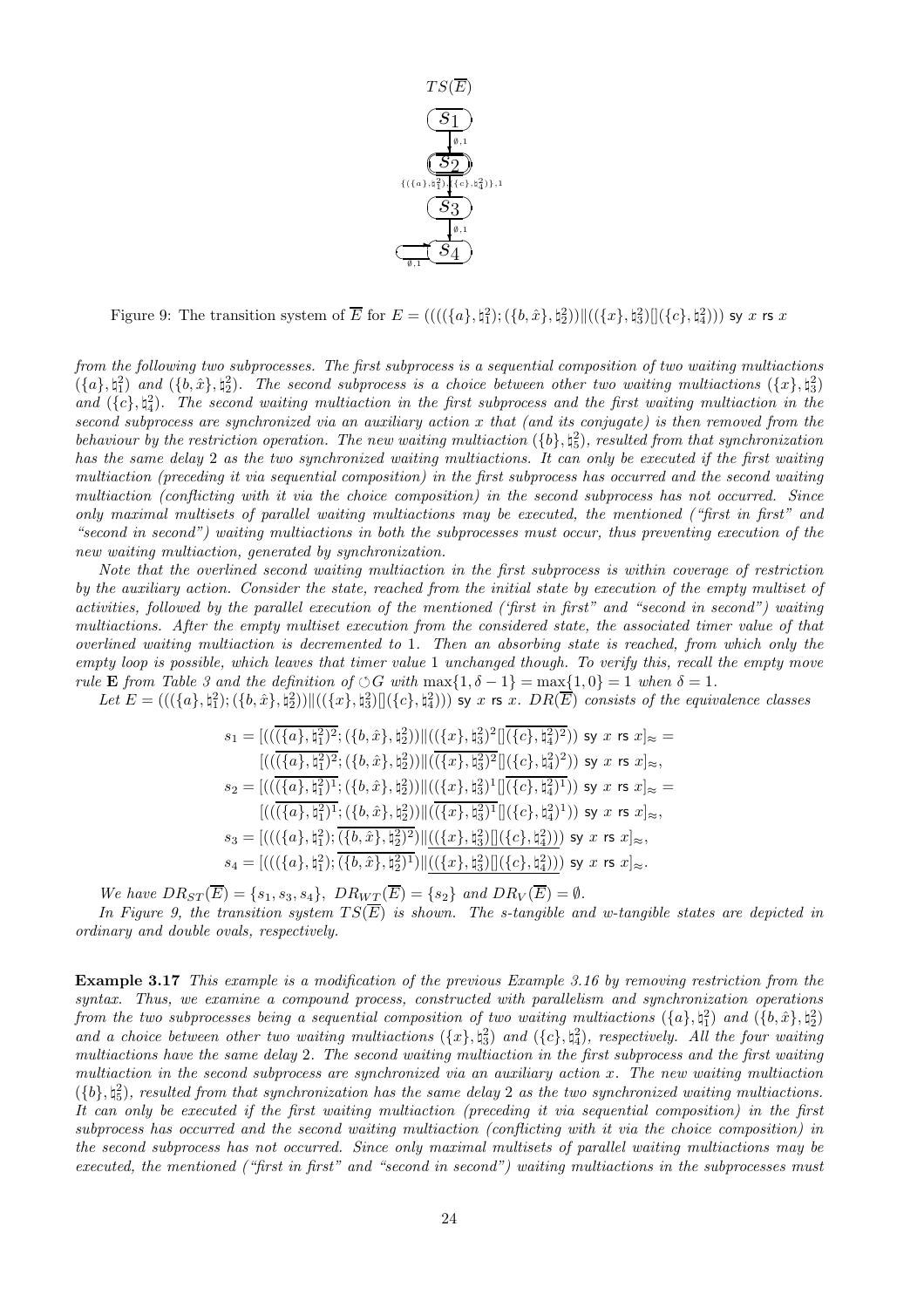$TS(\overline{E})$

$s_1$

$\emptyset,1$

$s_2$

$\{(\{a\},\natural_1^2),(\{c\},\natural_4^2)\},1$

$s_3$

$\emptyset,1$

$s_4$

$\emptyset,1$

Figure 9: The transition system of $\overline{E}$ for $E = (((((\{a\},\natural_1^2);(\{b,\hat{x}\},\natural_2^2))\|((\{x\},\natural_3^2)[](\{c\},\natural_4^2)))$ sy $x$ rs $x$

*from the following two subprocesses. The first subprocess is a sequential composition of two waiting multiactions $(\{a\},\natural_1^2)$ and $(\{b,\hat{x}\},\natural_2^2)$. The second subprocess is a choice between other two waiting multiactions $(\{x\},\natural_3^2)$ and $(\{c\},\natural_4^2)$. The second waiting multiaction in the first subprocess and the first waiting multiaction in the second subprocess are synchronized via an auxiliary action $x$ that (and its conjugate) is then removed from the behaviour by the restriction operation. The new waiting multiaction $(\{b\},\natural_5^2)$, resulted from that synchronization has the same delay 2 as the two synchronized waiting multiactions. It can only be executed if the first waiting multiaction (preceding it via sequential composition) in the first subprocess has occurred and the second waiting multiaction (conflicting with it via the choice composition) in the second subprocess has not occurred. Since only maximal multisets of parallel waiting multiactions may be executed, the mentioned ("first in first" and "second in second") waiting multiactions in both the subprocesses must occur, thus preventing execution of the new waiting multiaction, generated by synchronization.*

*Note that the overlined second waiting multiaction in the first subprocess is within coverage of restriction by the auxiliary action. Consider the state, reached from the initial state by execution of the empty multiset of activities, followed by the parallel execution of the mentioned ("first in first" and "second in second") waiting multiactions. After the empty multiset execution from the considered state, the associated timer value of that overlined waiting multiaction is decremented to 1. Then an absorbing state is reached, from which only the empty loop is possible, which leaves that timer value 1 unchanged though. To verify this, recall the empty move rule **E** from Table 3 and the definition of $\circlearrowleft G$ with $\max\{1,\delta-1\} = \max\{1,0\} = 1$ when $\delta = 1$.*

*Let $E = (((\{a\},\natural_1^2);(\{b,\hat{x}\},\natural_2^2))\|((\{x\},\natural_3^2)[](\{c\},\natural_4^2)))$ sy $x$ rs $x$. $DR(\overline{E})$ consists of the equivalence classes*

$$s_1 = [(((\overline{(\{a\},\natural_1^2)^2};(\{b,\hat{x}\},\natural_2^2))\|((\{x\},\natural_3^2)^2[]\overline{(\{c\},\natural_4^2)^2})) \text{ sy } x \text{ rs } x]_\approx =$$
$$[(((\overline{(\{a\},\natural_1^2)^2};(\{b,\hat{x}\},\natural_2^2))\|(\overline{(\{x\},\natural_3^2)^2}[](\{c\},\natural_4^2)^2)) \text{ sy } x \text{ rs } x]_\approx,$$
$$s_2 = [(((\overline{(\{a\},\natural_1^2)^1};(\{b,\hat{x}\},\natural_2^2))\|((\{x\},\natural_3^2)^1[]\overline{(\{c\},\natural_4^2)^1})) \text{ sy } x \text{ rs } x]_\approx =$$
$$[(((\overline{(\{a\},\natural_1^2)^1};(\{b,\hat{x}\},\natural_2^2))\|(\overline{(\{x\},\natural_3^2)^1}[](\{c\},\natural_4^2)^1)) \text{ sy } x \text{ rs } x]_\approx,$$
$$s_3 = [(((\{a\},\natural_1^2);\overline{(\{b,\hat{x}\},\natural_2^2)^2})\|\underline{((\{x\},\natural_3^2)[](\{c\},\natural_4^2))}) \text{ sy } x \text{ rs } x]_\approx,$$
$$s_4 = [(((\{a\},\natural_1^2);\overline{(\{b,\hat{x}\},\natural_2^2)^1})\|\underline{((\{x\},\natural_3^2)[](\{c\},\natural_4^2))}) \text{ sy } x \text{ rs } x]_\approx.$$

*We have $DR_{ST}(\overline{E}) = \{s_1,s_3,s_4\}$, $DR_{WT}(\overline{E}) = \{s_2\}$ and $DR_V(\overline{E}) = \emptyset$.*

*In Figure 9, the transition system $TS(\overline{E})$ is shown. The s-tangible and w-tangible states are depicted in ordinary and double ovals, respectively.*

**Example 3.17** *This example is a modification of the previous Example 3.16 by removing restriction from the syntax. Thus, we examine a compound process, constructed with parallelism and synchronization operations from the two subprocesses being a sequential composition of two waiting multiactions $(\{a\},\natural_1^2)$ and $(\{b,\hat{x}\},\natural_2^2)$ and a choice between other two waiting multiactions $(\{x\},\natural_3^2)$ and $(\{c\},\natural_4^2)$, respectively. All the four waiting multiactions have the same delay 2. The second waiting multiaction in the first subprocess and the first waiting multiaction in the second subprocess are synchronized via an auxiliary action $x$. The new waiting multiaction $(\{b\},\natural_5^2)$, resulted from that synchronization has the same delay 2 as the two synchronized waiting multiactions. It can only be executed if the first waiting multiaction (preceding it via sequential composition) in the first subprocess has occurred and the second waiting multiaction (conflicting with it via the choice composition) in the second subprocess has not occurred. Since only maximal multisets of parallel waiting multiactions may be executed, the mentioned ("first in first" and "second in second") waiting multiactions in the subprocesses must*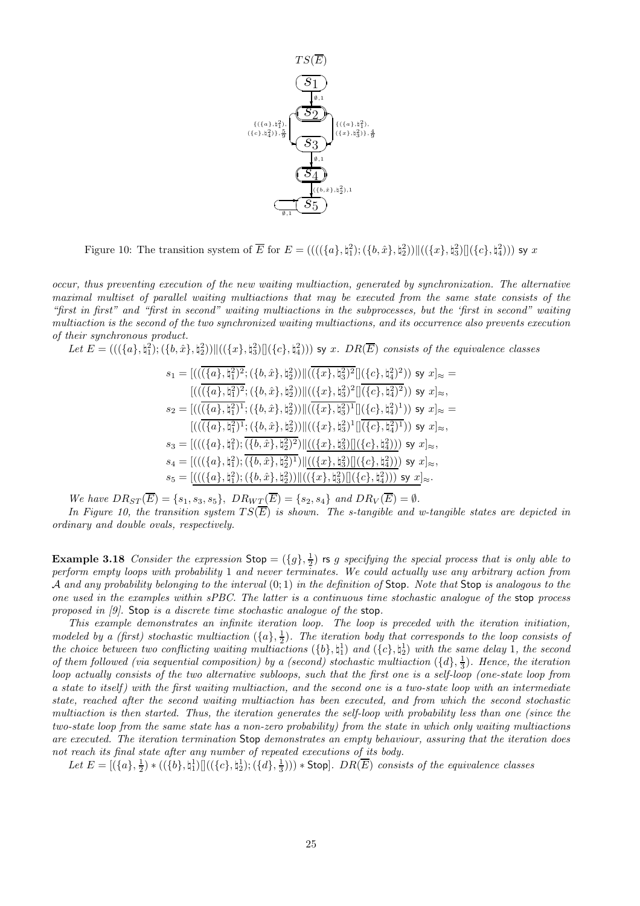$TS(\overline{E})$

$s_1$

$\emptyset,1$

$s_2$

$\{(\{a\},\natural_1^2),(\{c\},\natural_4^2)\},\frac{5}{9}$

$\{(\{a\},\natural_1^2),(\{x\},\natural_3^2)\},\frac{4}{9}$

$s_3$

$\emptyset,1$

$s_4$

$(\{b,\hat{x}\},\natural_2^2),1$

$s_5$

$\emptyset,1$

Figure 10: The transition system of $\overline{E}$ for $E = ((((\{a\},\natural_1^2);(\{b,\hat{x}\},\natural_2^2))\|((\{x\},\natural_3^2)[](\{c\},\natural_4^2)))$ sy $x$

*occur, thus preventing execution of the new waiting multiaction, generated by synchronization. The alternative maximal multiset of parallel waiting multiactions that may be executed from the same state consists of the "first in first" and "first in second" waiting multiactions in the subprocesses, but the 'first in second" waiting multiaction is the second of the two synchronized waiting multiactions, and its occurrence also prevents execution of their synchronous product.*

*Let* $E = (((\{a\},\natural_1^2);(\{b,\hat{x}\},\natural_2^2))\|((\{x\},\natural_3^2)[](\{c\},\natural_4^2)))$ sy $x$*.* $DR(\overline{E})$ *consists of the equivalence classes*

$$
\begin{aligned}
s_1 &= [(((\overline{(\{a\},\natural_1^2)^2};(\{b,\hat{x}\},\natural_2^2))\|(\overline{(\{x\},\natural_3^2)^2}[](\{c\},\natural_4^2)^2))\ \mathsf{sy}\ x]_\approx = \\
&\quad [(((\overline{(\{a\},\natural_1^2)^2};(\{b,\hat{x}\},\natural_2^2))\|((\{x\},\natural_3^2)^2[]\overline{(\{c\},\natural_4^2)^2}))\ \mathsf{sy}\ x]_\approx, \\
s_2 &= [(((\overline{(\{a\},\natural_1^2)^1};(\{b,\hat{x}\},\natural_2^2))\|(\overline{(\{x\},\natural_3^2)^1}[](\{c\},\natural_4^2)^1))\ \mathsf{sy}\ x]_\approx = \\
&\quad [(((\overline{(\{a\},\natural_1^2)^1};(\{b,\hat{x}\},\natural_2^2))\|((\{x\},\natural_3^2)^1[]\overline{(\{c\},\natural_4^2)^1}))\ \mathsf{sy}\ x]_\approx, \\
s_3 &= [(((\{a\},\natural_1^2);\overline{(\{b,\hat{x}\},\natural_2^2)^2})\|\underline{((\{x\},\natural_3^2)[](\{c\},\natural_4^2))})\ \mathsf{sy}\ x]_\approx, \\
s_4 &= [(((\{a\},\natural_1^2);\overline{(\{b,\hat{x}\},\natural_2^2)^1})\|\underline{((\{x\},\natural_3^2)[](\{c\},\natural_4^2))})\ \mathsf{sy}\ x]_\approx, \\
s_5 &= [\underline{(((\{a\},\natural_1^2);(\{b,\hat{x}\},\natural_2^2))\|((\{x\},\natural_3^2)[](\{c\},\natural_4^2)))\ \mathsf{sy}\ x}]_\approx.
\end{aligned}
$$

*We have* $DR_{ST}(\overline{E}) = \{s_1, s_3, s_5\}$, $DR_{WT}(\overline{E}) = \{s_2, s_4\}$ *and* $DR_V(\overline{E}) = \emptyset$*.*

*In Figure 10, the transition system* $TS(\overline{E})$ *is shown. The s-tangible and w-tangible states are depicted in ordinary and double ovals, respectively.*

**Example 3.18** *Consider the expression* $\mathsf{Stop} = (\{g\},\frac{1}{2})$ rs $g$ *specifying the special process that is only able to perform empty loops with probability* 1 *and never terminates. We could actually use any arbitrary action from* $\mathcal{A}$ *and any probability belonging to the interval* $(0;1)$ *in the definition of* Stop*. Note that* Stop *is analogous to the one used in the examples within sPBC. The latter is a continuous time stochastic analogue of the* stop *process proposed in [9].* Stop *is a discrete time stochastic analogue of the* stop*.*

*This example demonstrates an infinite iteration loop. The loop is preceded with the iteration initiation, modeled by a (first) stochastic multiaction* $(\{a\},\frac{1}{2})$*. The iteration body that corresponds to the loop consists of the choice between two conflicting waiting multiactions* $(\{b\},\natural_1^1)$ *and* $(\{c\},\natural_2^1)$ *with the same delay* 1*, the second of them followed (via sequential composition) by a (second) stochastic multiaction* $(\{d\},\frac{1}{3})$*. Hence, the iteration loop actually consists of the two alternative subloops, such that the first one is a self-loop (one-state loop from a state to itself) with the first waiting multiaction, and the second one is a two-state loop with an intermediate state, reached after the second waiting multiaction has been executed, and from which the second stochastic multiaction is then started. Thus, the iteration generates the self-loop with probability less than one (since the two-state loop from the same state has a non-zero probability) from the state in which only waiting multiactions are executed. The iteration termination* Stop *demonstrates an empty behaviour, assuring that the iteration does not reach its final state after any number of repeated executions of its body.*

*Let* $E = [(\{a\},\frac{1}{2}) * ((\{b\},\natural_1^1)[]((\{c\},\natural_2^1);(\{d\},\frac{1}{3}))) * \mathsf{Stop}]$*.* $DR(\overline{E})$ *consists of the equivalence classes*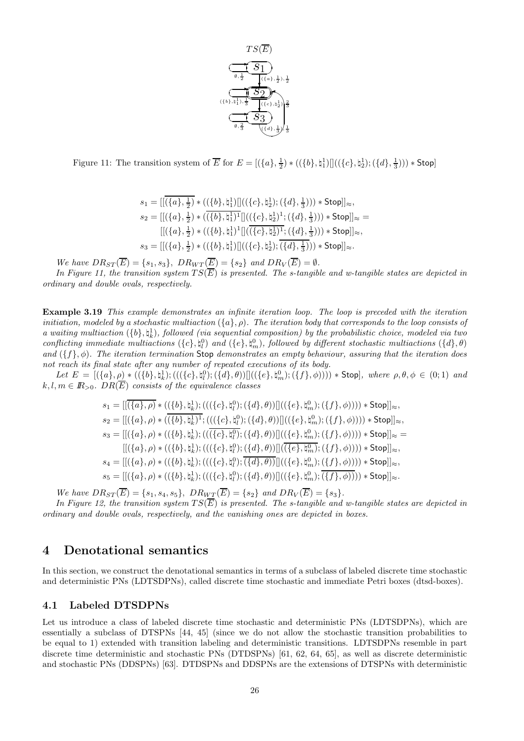$TS(\overline{E})$

$s_1$

$\emptyset, \frac{1}{2}$

$(\{a\}, \frac{1}{2}), \frac{1}{2}$

$s_2$

$(\{b\}, \natural_1^1), \frac{1}{3}$

$(\{c\}, \natural_2^1)$ $\frac{2}{3}$

$s_3$

$\emptyset, \frac{2}{3}$

$(\{d\}, \frac{1}{3})$ $\frac{1}{3}$

Figure 11: The transition system of $\overline{E}$ for $E = [(\{a\}, \frac{1}{2}) * ((\{b\}, \natural_1^1)[]((\{c\}, \natural_2^1); (\{d\}, \frac{1}{3}))) * \mathsf{Stop}]$

$$s_1 = [[\overline{(\{a\}, \tfrac{1}{2})} * ((\{b\}, \natural_1^1)[]((\{c\}, \natural_2^1); (\{d\}, \tfrac{1}{3}))) * \mathsf{Stop}]]_\approx,$$
$$s_2 = [[(\{a\}, \tfrac{1}{2}) * (\overline{(\{b\}, \natural_1^1)^1}[]((\{c\}, \natural_2^1)^1; (\{d\}, \tfrac{1}{3}))) * \mathsf{Stop}]]_\approx =$$
$$[[(\{a\}, \tfrac{1}{2}) * ((\{b\}, \natural_1^1)^1[](\overline{(\{c\}, \natural_2^1)^1}; (\{d\}, \tfrac{1}{3}))) * \mathsf{Stop}]]_\approx,$$
$$s_3 = [[(\{a\}, \tfrac{1}{2}) * ((\{b\}, \natural_1^1)[]((\{c\}, \natural_2^1); \overline{(\{d\}, \tfrac{1}{3})})) * \mathsf{Stop}]]_\approx.$$

*We have* $DR_{ST}(\overline{E}) = \{s_1, s_3\}$*,* $DR_{WT}(\overline{E}) = \{s_2\}$ *and* $DR_V(\overline{E}) = \emptyset$*.*

*In Figure 11, the transition system* $TS(\overline{E})$ *is presented. The s-tangible and w-tangible states are depicted in ordinary and double ovals, respectively.*

**Example 3.19** *This example demonstrates an infinite iteration loop. The loop is preceded with the iteration initiation, modeled by a stochastic multiaction* $(\{a\}, \rho)$*. The iteration body that corresponds to the loop consists of a waiting multiaction* $(\{b\}, \natural_k^1)$*, followed (via sequential composition) by the probabilistic choice, modeled via two conflicting immediate multiactions* $(\{c\}, \natural_l^0)$ *and* $(\{e\}, \natural_m^0)$*, followed by different stochastic multiactions* $(\{d\}, \theta)$ *and* $(\{f\}, \phi)$*. The iteration termination* $\mathsf{Stop}$ *demonstrates an empty behaviour, assuring that the iteration does not reach its final state after any number of repeated executions of its body.*

*Let* $E = [(\{a\}, \rho) * ((\{b\}, \natural_k^1); (((\{c\}, \natural_l^0); (\{d\}, \theta))[](((\{e\}, \natural_m^0); (\{f\}, \phi)))) * \mathsf{Stop}]$*, where* $\rho, \theta, \phi \in (0; 1)$ *and* $k, l, m \in I\!R_{>0}$*.* $DR(\overline{E})$ *consists of the equivalence classes*

$$s_1 = [[\overline{(\{a\}, \rho)} * ((\{b\}, \natural_k^1); (((\{c\}, \natural_l^0); (\{d\}, \theta))[](((\{e\}, \natural_m^0); (\{f\}, \phi)))) * \mathsf{Stop}]]_\approx,$$
$$s_2 = [[(\{a\}, \rho) * (\overline{(\{b\}, \natural_k^1)^1}; (((\{c\}, \natural_l^0); (\{d\}, \theta))[](((\{e\}, \natural_m^0); (\{f\}, \phi)))) * \mathsf{Stop}]]_\approx,$$
$$s_3 = [[(\{a\}, \rho) * ((\{b\}, \natural_k^1); ((\overline{(\{c\}, \natural_l^0)}; (\{d\}, \theta))[](((\{e\}, \natural_m^0); (\{f\}, \phi)))) * \mathsf{Stop}]]_\approx =$$
$$[[(\{a\}, \rho) * ((\{b\}, \natural_k^1); (((\{c\}, \natural_l^0); (\{d\}, \theta))[]((\overline{(\{e\}, \natural_m^0)}; (\{f\}, \phi)))) * \mathsf{Stop}]]_\approx,$$
$$s_4 = [[(\{a\}, \rho) * ((\{b\}, \natural_k^1); (((\{c\}, \natural_l^0); \overline{(\{d\}, \theta)})[](((\{e\}, \natural_m^0); (\{f\}, \phi)))) * \mathsf{Stop}]]_\approx,$$
$$s_5 = [[(\{a\}, \rho) * ((\{b\}, \natural_k^1); (((\{c\}, \natural_l^0); (\{d\}, \theta))[](((\{e\}, \natural_m^0); \overline{(\{f\}, \phi)}))) * \mathsf{Stop}]]_\approx.$$

*We have* $DR_{ST}(\overline{E}) = \{s_1, s_4, s_5\}$*,* $DR_{WT}(\overline{E}) = \{s_2\}$ *and* $DR_V(\overline{E}) = \{s_3\}$*.*

*In Figure 12, the transition system* $TS(\overline{E})$ *is presented. The s-tangible and w-tangible states are depicted in ordinary and double ovals, respectively, and the vanishing ones are depicted in boxes.*

# 4 Denotational semantics

In this section, we construct the denotational semantics in terms of a subclass of labeled discrete time stochastic and deterministic PNs (LDTSDPNs), called discrete time stochastic and immediate Petri boxes (dtsd-boxes).

## 4.1 Labeled DTSDPNs

Let us introduce a class of labeled discrete time stochastic and deterministic PNs (LDTSDPNs), which are essentially a subclass of DTSPNs [44, 45] (since we do not allow the stochastic transition probabilities to be equal to 1) extended with transition labeling and deterministic transitions. LDTSDPNs resemble in part discrete time deterministic and stochastic PNs (DTDSPNs) [61, 62, 64, 65], as well as discrete deterministic and stochastic PNs (DDSPNs) [63]. DTDSPNs and DDSPNs are the extensions of DTSPNs with deterministic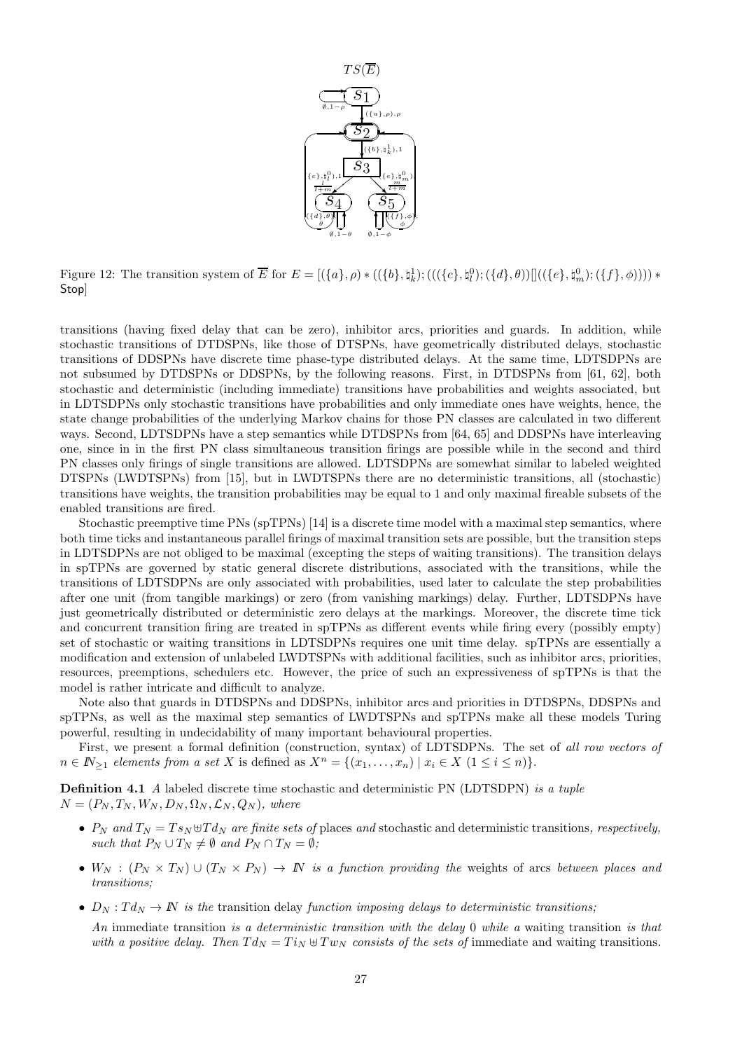$TS(\overline{E})$

$s_1$

$\emptyset, 1-\rho$

$(\{a\},\rho),\rho$

$s_2$

$(\{b\},\natural_k^1),1$

$s_3$

$\{c\},\natural_l^0),1$

$\frac{l}{l+m}$

$\{e\},\natural_m^0)$

$\frac{m}{l+m}$

$s_4$

$s_5$

$(\{d\},\theta)$

$\theta$

$(\{f\},\phi)$

$\phi$

$\emptyset, 1-\theta$

$\emptyset, 1-\phi$

Figure 12: The transition system of $\overline{E}$ for $E = [(\{a\},\rho) * ((\{b\},\natural_k^1);(((\{c\},\natural_l^0);(\{d\},\theta))[]((\{e\},\natural_m^0);(\{f\},\phi)))) * \mathsf{Stop}]$

transitions (having fixed delay that can be zero), inhibitor arcs, priorities and guards. In addition, while stochastic transitions of DTDSPNs, like those of DTSPNs, have geometrically distributed delays, stochastic transitions of DDSPNs have discrete time phase-type distributed delays. At the same time, LDTSDPNs are not subsumed by DTDSPNs or DDSPNs, by the following reasons. First, in DTDSPNs from [61, 62], both stochastic and deterministic (including immediate) transitions have probabilities and weights associated, but in LDTSDPNs only stochastic transitions have probabilities and only immediate ones have weights, hence, the state change probabilities of the underlying Markov chains for those PN classes are calculated in two different ways. Second, LDTSDPNs have a step semantics while DTDSPNs from [64, 65] and DDSPNs have interleaving one, since in in the first PN class simultaneous transition firings are possible while in the second and third PN classes only firings of single transitions are allowed. LDTSDPNs are somewhat similar to labeled weighted DTSPNs (LWDTSPNs) from [15], but in LWDTSPNs there are no deterministic transitions, all (stochastic) transitions have weights, the transition probabilities may be equal to 1 and only maximal fireable subsets of the enabled transitions are fired.

Stochastic preemptive time PNs (spTPNs) [14] is a discrete time model with a maximal step semantics, where both time ticks and instantaneous parallel firings of maximal transition sets are possible, but the transition steps in LDTSDPNs are not obliged to be maximal (excepting the steps of waiting transitions). The transition delays in spTPNs are governed by static general discrete distributions, associated with the transitions, while the transitions of LDTSDPNs are only associated with probabilities, used later to calculate the step probabilities after one unit (from tangible markings) or zero (from vanishing markings) delay. Further, LDTSDPNs have just geometrically distributed or deterministic zero delays at the markings. Moreover, the discrete time tick and concurrent transition firing are treated in spTPNs as different events while firing every (possibly empty) set of stochastic or waiting transitions in LDTSDPNs requires one unit time delay. spTPNs are essentially a modification and extension of unlabeled LWDTSPNs with additional facilities, such as inhibitor arcs, priorities, resources, preemptions, schedulers etc. However, the price of such an expressiveness of spTPNs is that the model is rather intricate and difficult to analyze.

Note also that guards in DTDSPNs and DDSPNs, inhibitor arcs and priorities in DTDSPNs, DDSPNs and spTPNs, as well as the maximal step semantics of LWDTSPNs and spTPNs make all these models Turing powerful, resulting in undecidability of many important behavioural properties.

First, we present a formal definition (construction, syntax) of LDTSDPNs. The set of *all row vectors of* $n \in \mathbb{N}_{\geq 1}$ *elements from a set* $X$ is defined as $X^n = \{(x_1,\dots,x_n) \mid x_i \in X\ (1 \leq i \leq n)\}$.

**Definition 4.1** *A* labeled discrete time stochastic and deterministic PN (LDTSDPN) *is a tuple* $N = (P_N, T_N, W_N, D_N, \Omega_N, \mathcal{L}_N, Q_N)$, *where*

- $P_N$ *and* $T_N = Ts_N \uplus Td_N$ *are finite sets of* places *and* stochastic and deterministic transitions, *respectively, such that* $P_N \cup T_N \neq \emptyset$ *and* $P_N \cap T_N = \emptyset$;
- $W_N : (P_N \times T_N) \cup (T_N \times P_N) \to \mathbb{N}$ *is a function providing the* weights of arcs *between places and transitions;*
- $D_N : Td_N \to \mathbb{N}$ *is the* transition delay *function imposing delays to deterministic transitions;*

  *An* immediate transition *is a deterministic transition with the delay* 0 *while a* waiting transition *is that with a positive delay. Then* $Td_N = Ti_N \uplus Tw_N$ *consists of the sets of* immediate and waiting transitions.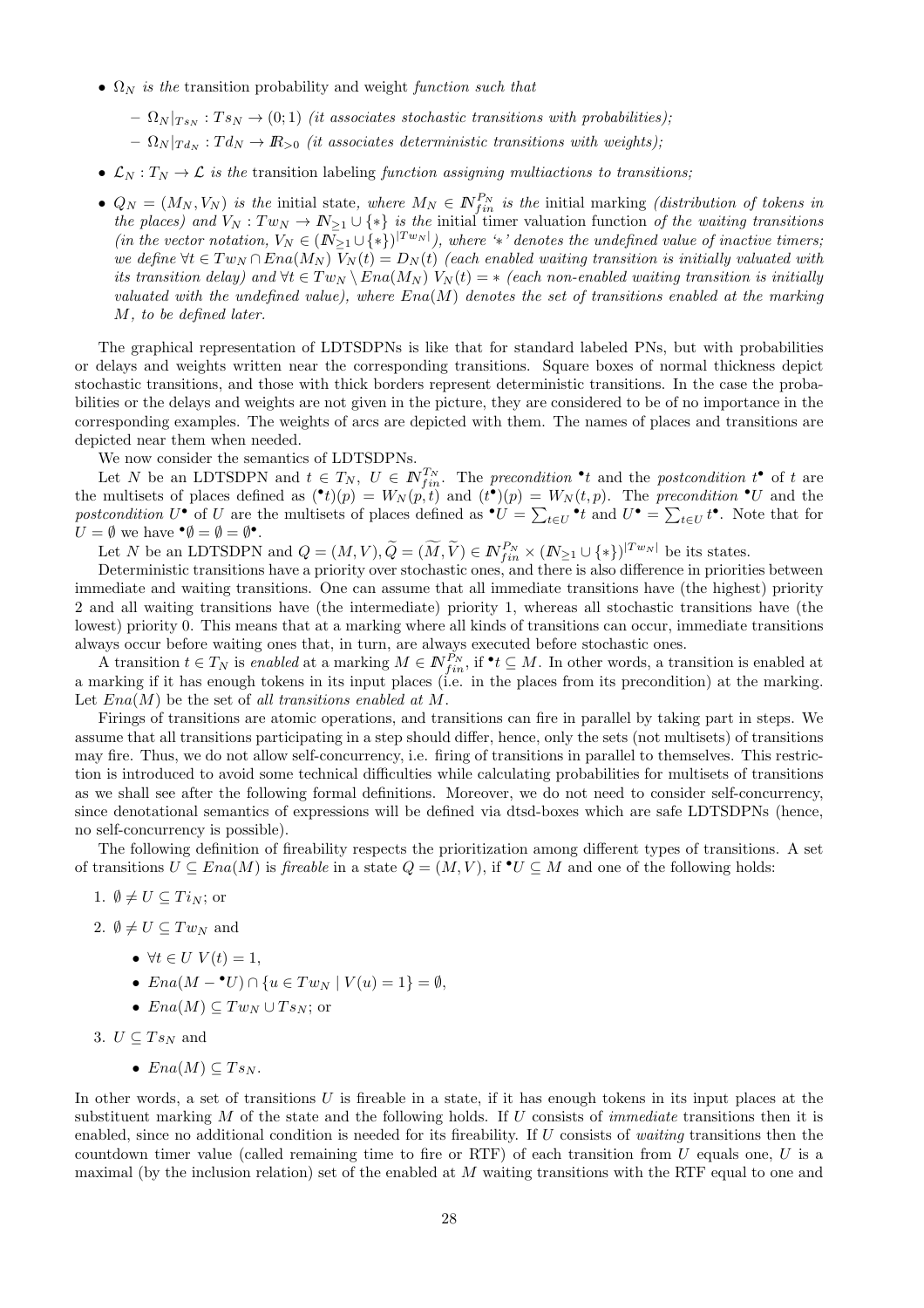- $\Omega_N$ *is the* transition probability and weight *function such that*
  - $\Omega_N|_{Ts_N} : Ts_N \to (0;1)$ *(it associates stochastic transitions with probabilities);*
  - $\Omega_N|_{Td_N} : Td_N \to \mathbb{R}_{>0}$ *(it associates deterministic transitions with weights);*
- $\mathcal{L}_N : T_N \to \mathcal{L}$ *is the* transition labeling *function assigning multiactions to transitions;*
- $Q_N = (M_N, V_N)$ *is the* initial state*, where* $M_N \in \mathbb{N}_{fin}^{P_N}$ *is the* initial marking *(distribution of tokens in the places) and* $V_N : Tw_N \to \mathbb{N}_{\geq 1} \cup \{*\}$ *is the* initial timer valuation function *of the waiting transitions (in the vector notation,* $V_N \in (\mathbb{N}_{\geq 1} \cup \{*\})^{|Tw_N|}$*), where '$*$' denotes the undefined value of inactive timers; we define* $\forall t \in Tw_N \cap Ena(M_N)\ V_N(t) = D_N(t)$ *(each enabled waiting transition is initially valuated with its transition delay) and* $\forall t \in Tw_N \setminus Ena(M_N)\ V_N(t) = *$ *(each non-enabled waiting transition is initially valuated with the undefined value), where* $Ena(M)$ *denotes the set of transitions enabled at the marking* $M$*, to be defined later.*

The graphical representation of LDTSDPNs is like that for standard labeled PNs, but with probabilities or delays and weights written near the corresponding transitions. Square boxes of normal thickness depict stochastic transitions, and those with thick borders represent deterministic transitions. In the case the probabilities or the delays and weights are not given in the picture, they are considered to be of no importance in the corresponding examples. The weights of arcs are depicted with them. The names of places and transitions are depicted near them when needed.

We now consider the semantics of LDTSDPNs.

Let $N$ be an LDTSDPN and $t \in T_N,\ U \in \mathbb{N}_{fin}^{T_N}$. The *precondition* ${}^\bullet t$ and the *postcondition* $t^\bullet$ of $t$ are the multisets of places defined as $({}^\bullet t)(p) = W_N(p,t)$ and $(t^\bullet)(p) = W_N(t,p)$. The *precondition* ${}^\bullet U$ and the *postcondition* $U^\bullet$ of $U$ are the multisets of places defined as ${}^\bullet U = \sum_{t \in U} {}^\bullet t$ and $U^\bullet = \sum_{t \in U} t^\bullet$. Note that for $U = \emptyset$ we have ${}^\bullet\emptyset = \emptyset = \emptyset^\bullet$.

Let $N$ be an LDTSDPN and $Q = (M,V), \widetilde{Q} = (\widetilde{M}, \widetilde{V}) \in \mathbb{N}_{fin}^{P_N} \times (\mathbb{N}_{\geq 1} \cup \{*\})^{|Tw_N|}$ be its states.

Deterministic transitions have a priority over stochastic ones, and there is also difference in priorities between immediate and waiting transitions. One can assume that all immediate transitions have (the highest) priority 2 and all waiting transitions have (the intermediate) priority 1, whereas all stochastic transitions have (the lowest) priority 0. This means that at a marking where all kinds of transitions can occur, immediate transitions always occur before waiting ones that, in turn, are always executed before stochastic ones.

A transition $t \in T_N$ is *enabled* at a marking $M \in \mathbb{N}_{fin}^{P_N}$, if ${}^\bullet t \subseteq M$. In other words, a transition is enabled at a marking if it has enough tokens in its input places (i.e. in the places from its precondition) at the marking. Let $Ena(M)$ be the set of *all transitions enabled at* $M$.

Firings of transitions are atomic operations, and transitions can fire in parallel by taking part in steps. We assume that all transitions participating in a step should differ, hence, only the sets (not multisets) of transitions may fire. Thus, we do not allow self-concurrency, i.e. firing of transitions in parallel to themselves. This restriction is introduced to avoid some technical difficulties while calculating probabilities for multisets of transitions as we shall see after the following formal definitions. Moreover, we do not need to consider self-concurrency, since denotational semantics of expressions will be defined via dtsd-boxes which are safe LDTSDPNs (hence, no self-concurrency is possible).

The following definition of fireability respects the prioritization among different types of transitions. A set of transitions $U \subseteq Ena(M)$ is *fireable* in a state $Q = (M,V)$, if ${}^\bullet U \subseteq M$ and one of the following holds:

1. $\emptyset \neq U \subseteq Ti_N$; or
2. $\emptyset \neq U \subseteq Tw_N$ and
   - $\forall t \in U\ V(t) = 1$,
   - $Ena(M - {}^\bullet U) \cap \{u \in Tw_N \mid V(u) = 1\} = \emptyset$,
   - $Ena(M) \subseteq Tw_N \cup Ts_N$; or
3. $U \subseteq Ts_N$ and
   - $Ena(M) \subseteq Ts_N$.

In other words, a set of transitions $U$ is fireable in a state, if it has enough tokens in its input places at the substituent marking $M$ of the state and the following holds. If $U$ consists of *immediate* transitions then it is enabled, since no additional condition is needed for its fireability. If $U$ consists of *waiting* transitions then the countdown timer value (called remaining time to fire or RTF) of each transition from $U$ equals one, $U$ is a maximal (by the inclusion relation) set of the enabled at $M$ waiting transitions with the RTF equal to one and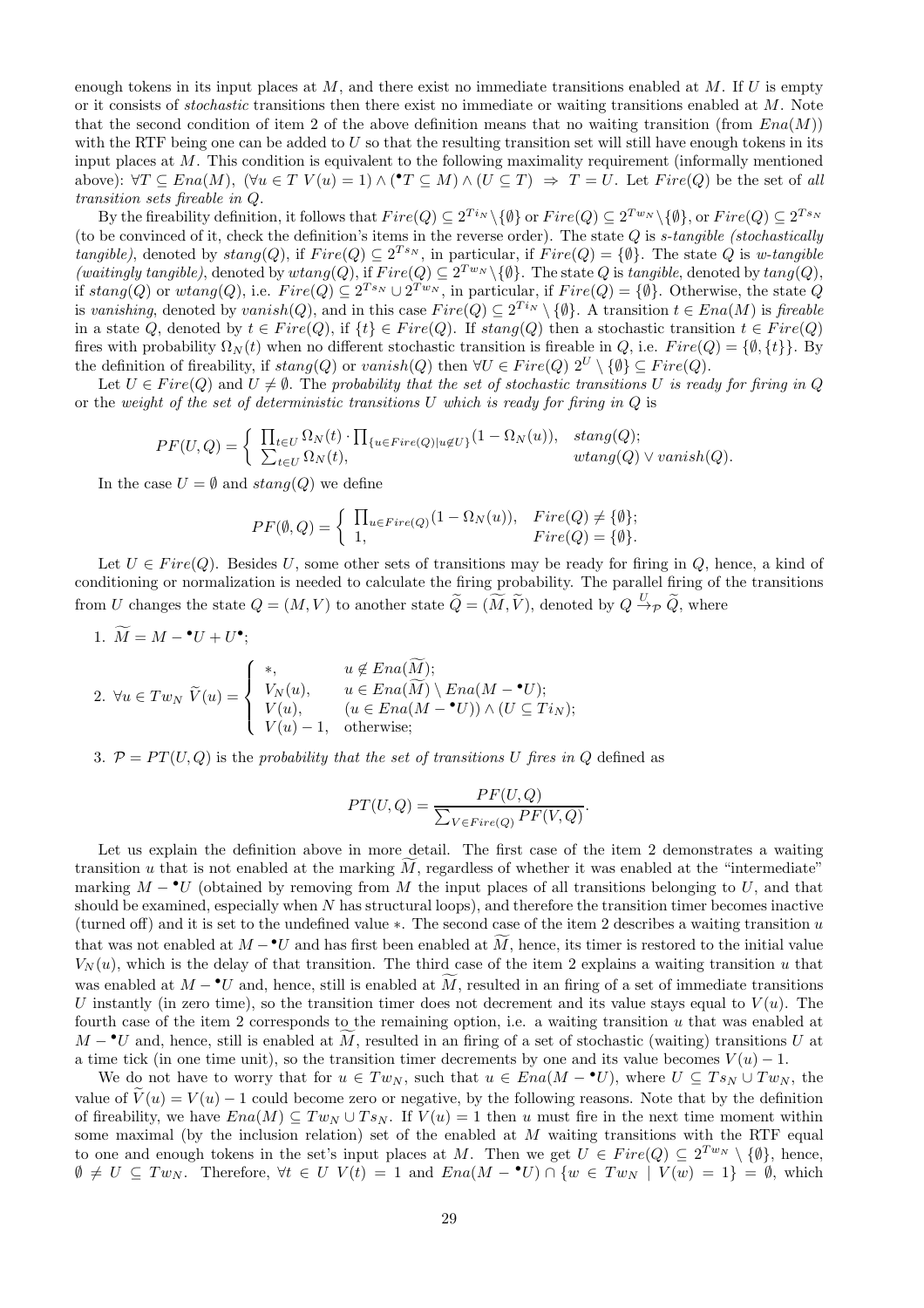enough tokens in its input places at $M$, and there exist no immediate transitions enabled at $M$. If $U$ is empty or it consists of *stochastic* transitions then there exist no immediate or waiting transitions enabled at $M$. Note that the second condition of item 2 of the above definition means that no waiting transition (from $Ena(M)$) with the RTF being one can be added to $U$ so that the resulting transition set will still have enough tokens in its input places at $M$. This condition is equivalent to the following maximality requirement (informally mentioned above): $\forall T \subseteq Ena(M),\ (\forall u \in T\ V(u) = 1) \wedge ({}^\bullet T \subseteq M) \wedge (U \subseteq T) \Rightarrow T = U$. Let $Fire(Q)$ be the set of *all transition sets fireable in* $Q$.

By the fireability definition, it follows that $Fire(Q) \subseteq 2^{Ti_N} \setminus \{\emptyset\}$ or $Fire(Q) \subseteq 2^{Tw_N} \setminus \{\emptyset\}$, or $Fire(Q) \subseteq 2^{Ts_N}$ (to be convinced of it, check the definition's items in the reverse order). The state $Q$ is *s-tangible (stochastically tangible)*, denoted by $stang(Q)$, if $Fire(Q) \subseteq 2^{Ts_N}$, in particular, if $Fire(Q) = \{\emptyset\}$. The state $Q$ is *w-tangible (waitingly tangible)*, denoted by $wtang(Q)$, if $Fire(Q) \subseteq 2^{Tw_N} \setminus \{\emptyset\}$. The state $Q$ is *tangible*, denoted by $tang(Q)$, if $stang(Q)$ or $wtang(Q)$, i.e. $Fire(Q) \subseteq 2^{Ts_N} \cup 2^{Tw_N}$, in particular, if $Fire(Q) = \{\emptyset\}$. Otherwise, the state $Q$ is *vanishing*, denoted by $vanish(Q)$, and in this case $Fire(Q) \subseteq 2^{Ti_N} \setminus \{\emptyset\}$. A transition $t \in Ena(M)$ is *fireable* in a state $Q$, denoted by $t \in Fire(Q)$, if $\{t\} \in Fire(Q)$. If $stang(Q)$ then a stochastic transition $t \in Fire(Q)$ fires with probability $\Omega_N(t)$ when no different stochastic transition is fireable in $Q$, i.e. $Fire(Q) = \{\emptyset, \{t\}\}$. By the definition of fireability, if $stang(Q)$ or $vanish(Q)$ then $\forall U \in Fire(Q)\ 2^U \setminus \{\emptyset\} \subseteq Fire(Q)$.

Let $U \in Fire(Q)$ and $U \neq \emptyset$. The *probability that the set of stochastic transitions $U$ is ready for firing in $Q$* or the *weight of the set of deterministic transitions $U$ which is ready for firing in $Q$* is

$$PF(U,Q) = \begin{cases} \prod_{t \in U} \Omega_N(t) \cdot \prod_{\{u \in Fire(Q) \mid u \notin U\}} (1 - \Omega_N(u)), & stang(Q); \\ \sum_{t \in U} \Omega_N(t), & wtang(Q) \vee vanish(Q). \end{cases}$$

In the case $U = \emptyset$ and $stang(Q)$ we define

$$PF(\emptyset, Q) = \begin{cases} \prod_{u \in Fire(Q)} (1 - \Omega_N(u)), & Fire(Q) \neq \{\emptyset\}; \\ 1, & Fire(Q) = \{\emptyset\}. \end{cases}$$

Let $U \in Fire(Q)$. Besides $U$, some other sets of transitions may be ready for firing in $Q$, hence, a kind of conditioning or normalization is needed to calculate the firing probability. The parallel firing of the transitions from $U$ changes the state $Q = (M, V)$ to another state $\widetilde{Q} = (\widetilde{M}, \widetilde{V})$, denoted by $Q \xrightarrow{U}_{\mathcal{P}} \widetilde{Q}$, where

1. $\widetilde{M} = M - {}^\bullet U + U^\bullet$;

2. $\forall u \in Tw_N\ \widetilde{V}(u) = \begin{cases} *, & u \notin Ena(\widetilde{M}); \\ V_N(u), & u \in Ena(\widetilde{M}) \setminus Ena(M - {}^\bullet U); \\ V(u), & (u \in Ena(M - {}^\bullet U)) \wedge (U \subseteq Ti_N); \\ V(u) - 1, & \text{otherwise;} \end{cases}$

3. $\mathcal{P} = PT(U,Q)$ is the *probability that the set of transitions $U$ fires in $Q$* defined as

$$PT(U,Q) = \frac{PF(U,Q)}{\sum_{V \in Fire(Q)} PF(V,Q)}.$$

Let us explain the definition above in more detail. The first case of the item 2 demonstrates a waiting transition $u$ that is not enabled at the marking $\widetilde{M}$, regardless of whether it was enabled at the "intermediate" marking $M - {}^\bullet U$ (obtained by removing from $M$ the input places of all transitions belonging to $U$, and that should be examined, especially when $N$ has structural loops), and therefore the transition timer becomes inactive (turned off) and it is set to the undefined value $*$. The second case of the item 2 describes a waiting transition $u$ that was not enabled at $M - {}^\bullet U$ and has first been enabled at $\widetilde{M}$, hence, its timer is restored to the initial value $V_N(u)$, which is the delay of that transition. The third case of the item 2 explains a waiting transition $u$ that was enabled at $M - {}^\bullet U$ and, hence, still is enabled at $\widetilde{M}$, resulted in an firing of a set of immediate transitions $U$ instantly (in zero time), so the transition timer does not decrement and its value stays equal to $V(u)$. The fourth case of the item 2 corresponds to the remaining option, i.e. a waiting transition $u$ that was enabled at $M - {}^\bullet U$ and, hence, still is enabled at $\widetilde{M}$, resulted in an firing of a set of stochastic (waiting) transitions $U$ at a time tick (in one time unit), so the transition timer decrements by one and its value becomes $V(u) - 1$.

We do not have to worry that for $u \in Tw_N$, such that $u \in Ena(M - {}^\bullet U)$, where $U \subseteq Ts_N \cup Tw_N$, the value of $\widetilde{V}(u) = V(u) - 1$ could become zero or negative, by the following reasons. Note that by the definition of fireability, we have $Ena(M) \subseteq Tw_N \cup Ts_N$. If $V(u) = 1$ then $u$ must fire in the next time moment within some maximal (by the inclusion relation) set of the enabled at $M$ waiting transitions with the RTF equal to one and enough tokens in the set's input places at $M$. Then we get $U \in Fire(Q) \subseteq 2^{Tw_N} \setminus \{\emptyset\}$, hence, $\emptyset \neq U \subseteq Tw_N$. Therefore, $\forall t \in U\ V(t) = 1$ and $Ena(M - {}^\bullet U) \cap \{w \in Tw_N \mid V(w) = 1\} = \emptyset$, which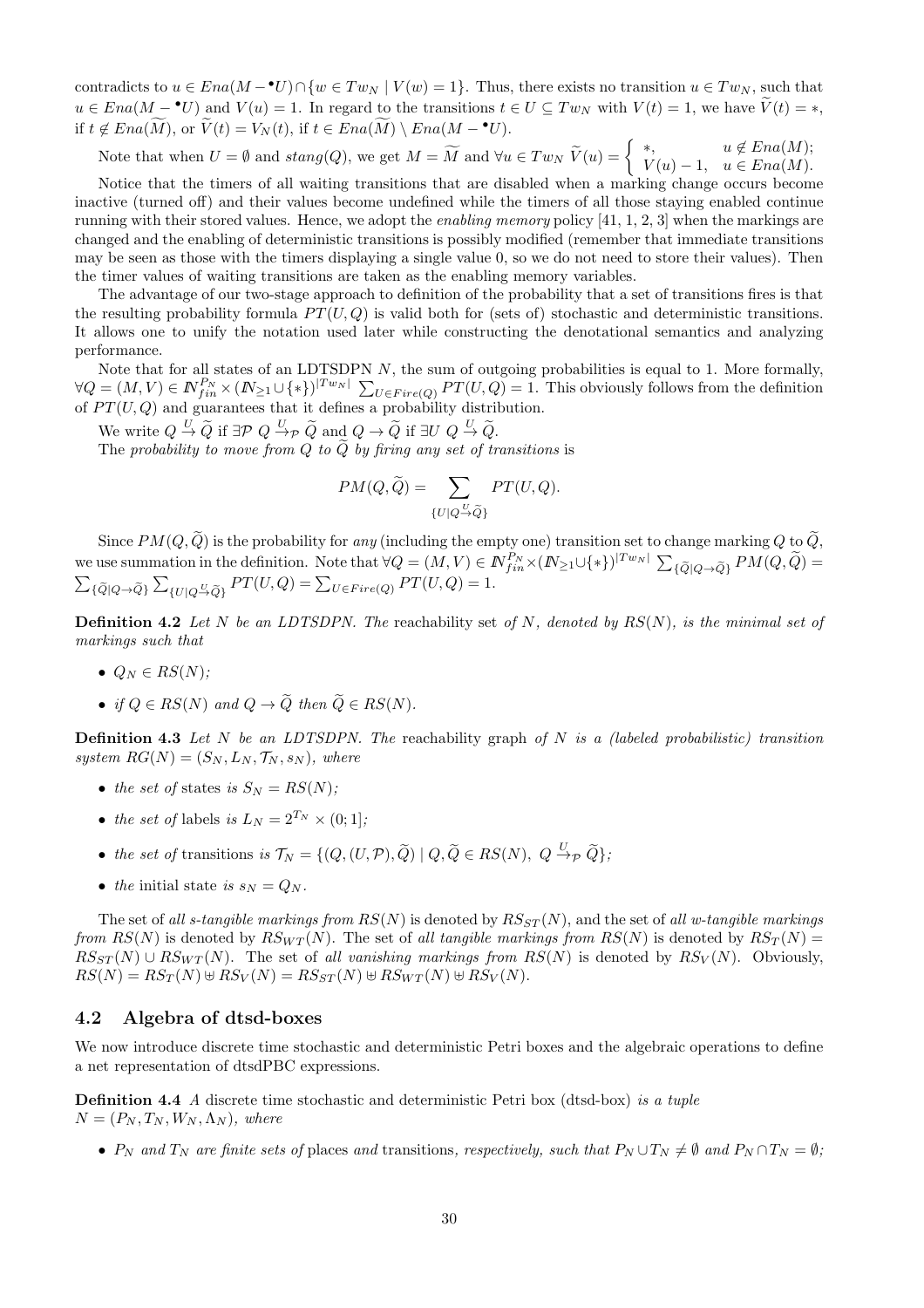contradicts to $u \in Ena(M - {}^\bullet U) \cap \{w \in Tw_N \mid V(w) = 1\}$. Thus, there exists no transition $u \in Tw_N$, such that $u \in Ena(M - {}^\bullet U)$ and $V(u) = 1$. In regard to the transitions $t \in U \subseteq Tw_N$ with $V(t) = 1$, we have $\widetilde{V}(t) = *$, if $t \notin Ena(\widetilde{M})$, or $\widetilde{V}(t) = V_N(t)$, if $t \in Ena(\widetilde{M}) \setminus Ena(M - {}^\bullet U)$.

Note that when $U = \emptyset$ and $stang(Q)$, we get $M = \widetilde{M}$ and $\forall u \in Tw_N\ \widetilde{V}(u) = \begin{cases} *, & u \notin Ena(M); \\ V(u) - 1, & u \in Ena(M). \end{cases}$

Notice that the timers of all waiting transitions that are disabled when a marking change occurs become inactive (turned off) and their values become undefined while the timers of all those staying enabled continue running with their stored values. Hence, we adopt the *enabling memory* policy [41, 1, 2, 3] when the markings are changed and the enabling of deterministic transitions is possibly modified (remember that immediate transitions may be seen as those with the timers displaying a single value 0, so we do not need to store their values). Then the timer values of waiting transitions are taken as the enabling memory variables.

The advantage of our two-stage approach to definition of the probability that a set of transitions fires is that the resulting probability formula $PT(U, Q)$ is valid both for (sets of) stochastic and deterministic transitions. It allows one to unify the notation used later while constructing the denotational semantics and analyzing performance.

Note that for all states of an LDTSDPN $N$, the sum of outgoing probabilities is equal to 1. More formally, $\forall Q = (M, V) \in \mathbb{N}_{fin}^{P_N} \times (\mathbb{N}_{\geq 1} \cup \{*\})^{|Tw_N|}\ \sum_{U \in Fire(Q)} PT(U, Q) = 1$. This obviously follows from the definition of $PT(U, Q)$ and guarantees that it defines a probability distribution.

We write $Q \xrightarrow{U} \widetilde{Q}$ if $\exists \mathcal{P}\ Q \xrightarrow{U}_{\mathcal{P}} \widetilde{Q}$ and $Q \to \widetilde{Q}$ if $\exists U\ Q \xrightarrow{U} \widetilde{Q}$.

The *probability to move from $Q$ to $\widetilde{Q}$ by firing any set of transitions* is

$$PM(Q, \widetilde{Q}) = \sum_{\{U \mid Q \xrightarrow{U} \widetilde{Q}\}} PT(U, Q).$$

Since $PM(Q, \widetilde{Q})$ is the probability for *any* (including the empty one) transition set to change marking $Q$ to $\widetilde{Q}$, we use summation in the definition. Note that $\forall Q = (M, V) \in \mathbb{N}_{fin}^{P_N} \times (\mathbb{N}_{\geq 1} \cup \{*\})^{|Tw_N|}\ \sum_{\{\widetilde{Q} \mid Q \to \widetilde{Q}\}} PM(Q, \widetilde{Q}) = \sum_{\{\widetilde{Q} \mid Q \to \widetilde{Q}\}} \sum_{\{U \mid Q \xrightarrow{U} \widetilde{Q}\}} PT(U, Q) = \sum_{U \in Fire(Q)} PT(U, Q) = 1$.

**Definition 4.2** *Let $N$ be an LDTSDPN. The* reachability set *of $N$, denoted by $RS(N)$, is the minimal set of markings such that*

- *$Q_N \in RS(N)$;*
- *if $Q \in RS(N)$ and $Q \to \widetilde{Q}$ then $\widetilde{Q} \in RS(N)$.*

**Definition 4.3** *Let $N$ be an LDTSDPN. The* reachability graph *of $N$ is a (labeled probabilistic) transition system $RG(N) = (S_N, L_N, \mathcal{T}_N, s_N)$, where*

- *the set of* states *is $S_N = RS(N)$;*
- *the set of* labels *is $L_N = 2^{T_N} \times (0; 1]$;*
- *the set of* transitions *is $\mathcal{T}_N = \{(Q, (U, \mathcal{P}), \widetilde{Q}) \mid Q, \widetilde{Q} \in RS(N),\ Q \xrightarrow{U}_{\mathcal{P}} \widetilde{Q}\}$;*
- *the* initial state *is $s_N = Q_N$.*

The set of *all s-tangible markings from $RS(N)$* is denoted by $RS_{ST}(N)$, and the set of *all w-tangible markings from $RS(N)$* is denoted by $RS_{WT}(N)$. The set of *all tangible markings from $RS(N)$* is denoted by $RS_T(N) = RS_{ST}(N) \cup RS_{WT}(N)$. The set of *all vanishing markings from $RS(N)$* is denoted by $RS_V(N)$. Obviously, $RS(N) = RS_T(N) \uplus RS_V(N) = RS_{ST}(N) \uplus RS_{WT}(N) \uplus RS_V(N)$.

### 4.2 Algebra of dtsd-boxes

We now introduce discrete time stochastic and deterministic Petri boxes and the algebraic operations to define a net representation of dtsdPBC expressions.

**Definition 4.4** *A discrete time stochastic and deterministic Petri box (dtsd-box) is a tuple $N = (P_N, T_N, W_N, \Lambda_N)$, where*

- *$P_N$ and $T_N$ are finite sets of* places *and* transitions*, respectively, such that $P_N \cup T_N \neq \emptyset$ and $P_N \cap T_N = \emptyset$;*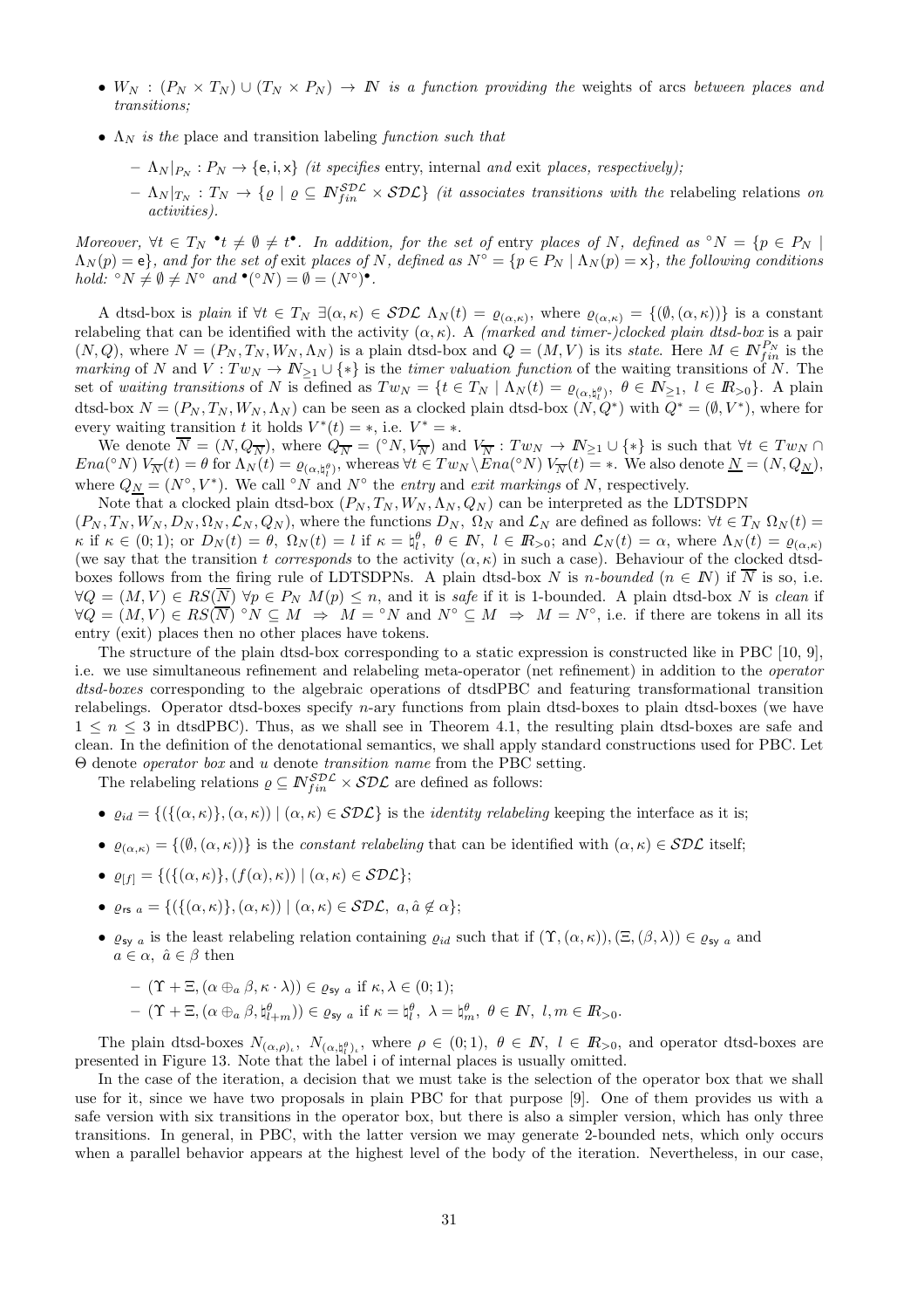- $W_N : (P_N \times T_N) \cup (T_N \times P_N) \to \mathbb{N}$ *is a function providing the* weights of arcs *between places and transitions;*
- $\Lambda_N$ *is the* place and transition labeling *function such that*
  - $\Lambda_N|_{P_N} : P_N \to \{\mathsf{e}, \mathsf{i}, \mathsf{x}\}$ *(it specifies* entry, internal *and* exit *places, respectively);*
  - $\Lambda_N|_{T_N} : T_N \to \{\varrho \mid \varrho \subseteq \mathbb{N}_{fin}^{\mathcal{SDL}} \times \mathcal{SDL}\}$ *(it associates transitions with the* relabeling relations *on activities).*

*Moreover,* $\forall t \in T_N\ {}^\bullet t \neq \emptyset \neq t^\bullet$*. In addition, for the set of* entry *places of* $N$*, defined as* ${}^\circ N = \{p \in P_N \mid \Lambda_N(p) = \mathsf{e}\}$*, and for the set of* exit *places of* $N$*, defined as* $N^\circ = \{p \in P_N \mid \Lambda_N(p) = \mathsf{x}\}$*, the following conditions hold:* ${}^\circ N \neq \emptyset \neq N^\circ$ *and* ${}^\bullet({}^\circ N) = \emptyset = (N^\circ)^\bullet$*.*

A dtsd-box is *plain* if $\forall t \in T_N\ \exists(\alpha,\kappa) \in \mathcal{SDL}\ \Lambda_N(t) = \varrho_{(\alpha,\kappa)}$, where $\varrho_{(\alpha,\kappa)} = \{(\emptyset,(\alpha,\kappa))\}$ is a constant relabeling that can be identified with the activity $(\alpha,\kappa)$. A *(marked and timer-)clocked plain dtsd-box* is a pair $(N,Q)$, where $N = (P_N, T_N, W_N, \Lambda_N)$ is a plain dtsd-box and $Q = (M,V)$ is its *state*. Here $M \in \mathbb{N}_{fin}^{P_N}$ is the *marking* of $N$ and $V : Tw_N \to \mathbb{N}_{\geq 1} \cup \{*\}$ is the *timer valuation function* of the waiting transitions of $N$. The set of *waiting transitions* of $N$ is defined as $Tw_N = \{t \in T_N \mid \Lambda_N(t) = \varrho_{(\alpha,\natural_l^\theta)},\ \theta \in \mathbb{N}_{\geq 1},\ l \in \mathbb{R}_{>0}\}$. A plain dtsd-box $N = (P_N, T_N, W_N, \Lambda_N)$ can be seen as a clocked plain dtsd-box $(N, Q^*)$ with $Q^* = (\emptyset, V^*)$, where for every waiting transition $t$ it holds $V^*(t) = *$, i.e. $V^* = *$.

We denote $\overline{N} = (N, Q_{\overline{N}})$, where $Q_{\overline{N}} = ({}^\circ N, V_{\overline{N}})$ and $V_{\overline{N}} : Tw_N \to \mathbb{N}_{\geq 1} \cup \{*\}$ is such that $\forall t \in Tw_N \cap Ena({}^\circ N)\ V_{\overline{N}}(t) = \theta$ for $\Lambda_N(t) = \varrho_{(\alpha,\natural_l^\theta)}$, whereas $\forall t \in Tw_N \setminus Ena({}^\circ N)\ V_{\overline{N}}(t) = *$. We also denote $\underline{N} = (N, Q_{\underline{N}})$, where $Q_{\underline{N}} = (N^\circ, V^*)$. We call ${}^\circ N$ and $N^\circ$ the *entry* and *exit markings* of $N$, respectively.

Note that a clocked plain dtsd-box $(P_N, T_N, W_N, \Lambda_N, Q_N)$ can be interpreted as the LDTSDPN $(P_N, T_N, W_N, D_N, \Omega_N, \mathcal{L}_N, Q_N)$, where the functions $D_N$, $\Omega_N$ and $\mathcal{L}_N$ are defined as follows: $\forall t \in T_N\ \Omega_N(t) = \kappa$ if $\kappa \in (0;1)$; or $D_N(t) = \theta$, $\Omega_N(t) = l$ if $\kappa = \natural_l^\theta$, $\theta \in \mathbb{N}$, $l \in \mathbb{R}_{>0}$; and $\mathcal{L}_N(t) = \alpha$, where $\Lambda_N(t) = \varrho_{(\alpha,\kappa)}$ (we say that the transition $t$ *corresponds* to the activity $(\alpha,\kappa)$ in such a case). Behaviour of the clocked dtsd-boxes follows from the firing rule of LDTSDPNs. A plain dtsd-box $N$ is $n$*-bounded* ($n \in \mathbb{N}$) if $\overline{N}$ is so, i.e. $\forall Q = (M,V) \in RS(\overline{N})\ \forall p \in P_N\ M(p) \leq n$, and it is *safe* if it is 1-bounded. A plain dtsd-box $N$ is *clean* if $\forall Q = (M,V) \in RS(\overline{N})\ {}^\circ N \subseteq M \Rightarrow M = {}^\circ N$ and $N^\circ \subseteq M \Rightarrow M = N^\circ$, i.e. if there are tokens in all its entry (exit) places then no other places have tokens.

The structure of the plain dtsd-box corresponding to a static expression is constructed like in PBC [10, 9], i.e. we use simultaneous refinement and relabeling meta-operator (net refinement) in addition to the *operator dtsd-boxes* corresponding to the algebraic operations of dtsdPBC and featuring transformational transition relabelings. Operator dtsd-boxes specify $n$-ary functions from plain dtsd-boxes to plain dtsd-boxes (we have $1 \leq n \leq 3$ in dtsdPBC). Thus, as we shall see in Theorem 4.1, the resulting plain dtsd-boxes are safe and clean. In the definition of the denotational semantics, we shall apply standard constructions used for PBC. Let $\Theta$ denote *operator box* and $u$ denote *transition name* from the PBC setting.

The relabeling relations $\varrho \subseteq \mathbb{N}_{fin}^{\mathcal{SDL}} \times \mathcal{SDL}$ are defined as follows:

- $\varrho_{id} = \{(\{(\alpha,\kappa)\},(\alpha,\kappa)) \mid (\alpha,\kappa) \in \mathcal{SDL}\}$ is the *identity relabeling* keeping the interface as it is;
- $\varrho_{(\alpha,\kappa)} = \{(\emptyset,(\alpha,\kappa))\}$ is the *constant relabeling* that can be identified with $(\alpha,\kappa) \in \mathcal{SDL}$ itself;
- $\varrho_{[f]} = \{(\{(\alpha,\kappa)\},(f(\alpha),\kappa)) \mid (\alpha,\kappa) \in \mathcal{SDL}\}$;
- $\varrho_{\mathsf{rs}\ a} = \{(\{(\alpha,\kappa)\},(\alpha,\kappa)) \mid (\alpha,\kappa) \in \mathcal{SDL},\ a, \hat{a} \notin \alpha\}$;
- $\varrho_{\mathsf{sy}\ a}$ is the least relabeling relation containing $\varrho_{id}$ such that if $(\Upsilon,(\alpha,\kappa)),(\Xi,(\beta,\lambda)) \in \varrho_{\mathsf{sy}\ a}$ and $a \in \alpha,\ \hat{a} \in \beta$ then
  - $(\Upsilon + \Xi, (\alpha \oplus_a \beta, \kappa \cdot \lambda)) \in \varrho_{\mathsf{sy}\ a}$ if $\kappa, \lambda \in (0;1)$;
  - $(\Upsilon + \Xi, (\alpha \oplus_a \beta, \natural_{l+m}^\theta)) \in \varrho_{\mathsf{sy}\ a}$ if $\kappa = \natural_l^\theta,\ \lambda = \natural_m^\theta,\ \theta \in \mathbb{N},\ l, m \in \mathbb{R}_{>0}$.

The plain dtsd-boxes $N_{(\alpha,\rho)_\iota}$, $N_{(\alpha,\natural_l^\theta)_\iota}$, where $\rho \in (0;1)$, $\theta \in \mathbb{N}$, $l \in \mathbb{R}_{>0}$, and operator dtsd-boxes are presented in Figure 13. Note that the label $\mathsf{i}$ of internal places is usually omitted.

In the case of the iteration, a decision that we must take is the selection of the operator box that we shall use for it, since we have two proposals in plain PBC for that purpose [9]. One of them provides us with a safe version with six transitions in the operator box, but there is also a simpler version, which has only three transitions. In general, in PBC, with the latter version we may generate 2-bounded nets, which only occurs when a parallel behavior appears at the highest level of the body of the iteration. Nevertheless, in our case,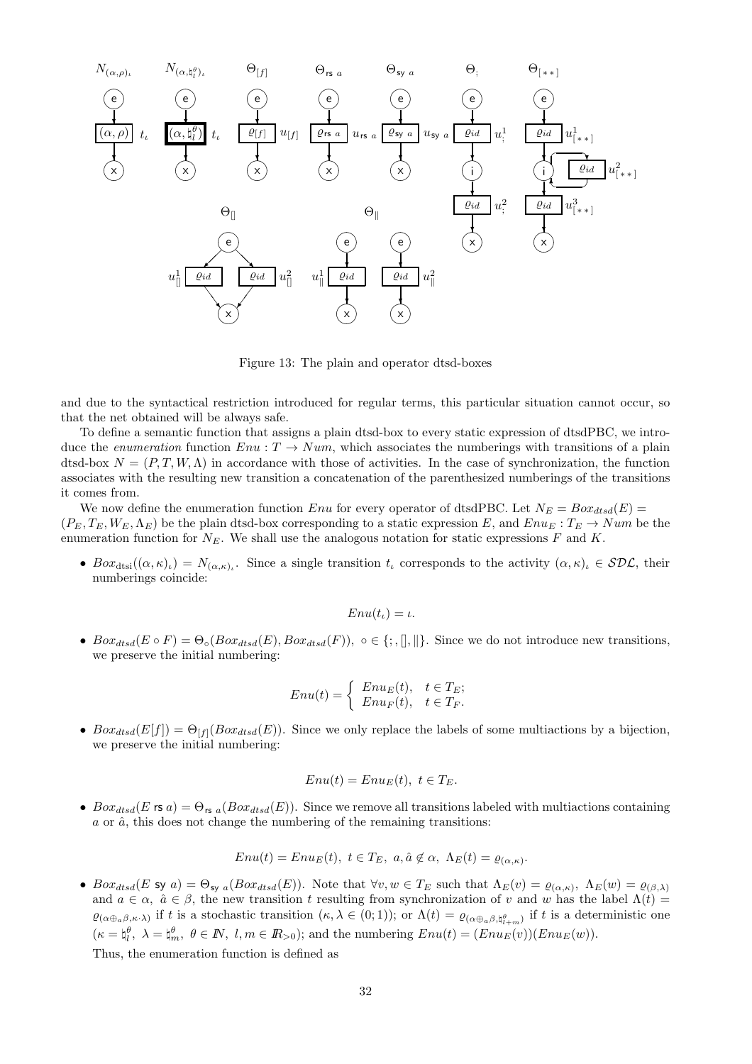$N_{(\alpha,\rho)_\iota}$ $N_{(\alpha,\natural_l^\theta)_\iota}$ $\Theta_{[f]}$ $\Theta_{\mathsf{rs}\ a}$ $\Theta_{\mathsf{sy}\ a}$ $\Theta_;$ $\Theta_{[**]}$

$\Theta_{[]}$ $\Theta_{\|}$

Figure 13: The plain and operator dtsd-boxes

and due to the syntactical restriction introduced for regular terms, this particular situation cannot occur, so that the net obtained will be always safe.

To define a semantic function that assigns a plain dtsd-box to every static expression of dtsdPBC, we introduce the *enumeration* function $Enu : T \to Num$, which associates the numberings with transitions of a plain dtsd-box $N = (P, T, W, \Lambda)$ in accordance with those of activities. In the case of synchronization, the function associates with the resulting new transition a concatenation of the parenthesized numberings of the transitions it comes from.

We now define the enumeration function $Enu$ for every operator of dtsdPBC. Let $N_E = Box_{dtsd}(E) = (P_E, T_E, W_E, \Lambda_E)$ be the plain dtsd-box corresponding to a static expression $E$, and $Enu_E : T_E \to Num$ be the enumeration function for $N_E$. We shall use the analogous notation for static expressions $F$ and $K$.

- $Box_{\mathrm{dtsi}}((\alpha,\kappa)_\iota) = N_{(\alpha,\kappa)_\iota}$. Since a single transition $t_\iota$ corresponds to the activity $(\alpha,\kappa)_\iota \in \mathcal{SDL}$, their numberings coincide:

$$Enu(t_\iota) = \iota.$$

- $Box_{dtsd}(E \circ F) = \Theta_\circ(Box_{dtsd}(E), Box_{dtsd}(F)),\ \circ \in \{;, [], \|\}$. Since we do not introduce new transitions, we preserve the initial numbering:

$$Enu(t) = \begin{cases} Enu_E(t), & t \in T_E; \\ Enu_F(t), & t \in T_F. \end{cases}$$

- $Box_{dtsd}(E[f]) = \Theta_{[f]}(Box_{dtsd}(E))$. Since we only replace the labels of some multiactions by a bijection, we preserve the initial numbering:

$$Enu(t) = Enu_E(t),\ t \in T_E.$$

- $Box_{dtsd}(E\ \mathsf{rs}\ a) = \Theta_{\mathsf{rs}\ a}(Box_{dtsd}(E))$. Since we remove all transitions labeled with multiactions containing $a$ or $\hat{a}$, this does not change the numbering of the remaining transitions:

$$Enu(t) = Enu_E(t),\ t \in T_E,\ a, \hat{a} \notin \alpha,\ \Lambda_E(t) = \varrho_{(\alpha,\kappa)}.$$

- $Box_{dtsd}(E\ \mathsf{sy}\ a) = \Theta_{\mathsf{sy}\ a}(Box_{dtsd}(E))$. Note that $\forall v, w \in T_E$ such that $\Lambda_E(v) = \varrho_{(\alpha,\kappa)},\ \Lambda_E(w) = \varrho_{(\beta,\lambda)}$ and $a \in \alpha,\ \hat{a} \in \beta$, the new transition $t$ resulting from synchronization of $v$ and $w$ has the label $\Lambda(t) = \varrho_{(\alpha\oplus_a\beta,\kappa\cdot\lambda)}$ if $t$ is a stochastic transition $(\kappa, \lambda \in (0;1))$; or $\Lambda(t) = \varrho_{(\alpha\oplus_a\beta,\natural_{l+m}^\theta)}$ if $t$ is a deterministic one $(\kappa = \natural_l^\theta,\ \lambda = \natural_m^\theta,\ \theta \in I\!N,\ l, m \in I\!R_{>0})$; and the numbering $Enu(t) = (Enu_E(v))(Enu_E(w))$.

  Thus, the enumeration function is defined as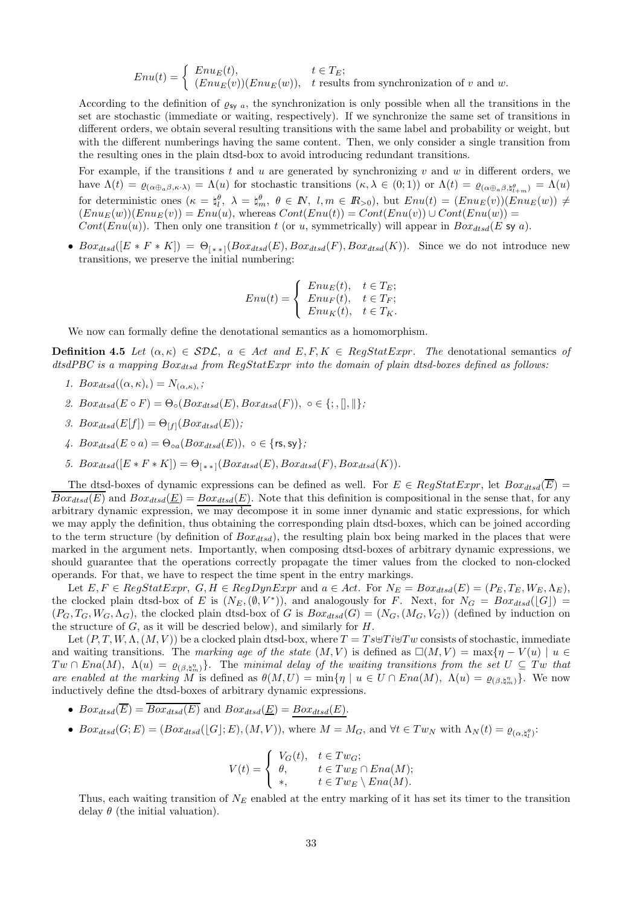$$Enu(t) = \begin{cases} Enu_E(t), & t \in T_E; \\ (Enu_E(v))(Enu_E(w)), & t \text{ results from synchronization of } v \text{ and } w. \end{cases}$$

According to the definition of $\varrho_{\mathsf{sy}\ a}$, the synchronization is only possible when all the transitions in the set are stochastic (immediate or waiting, respectively). If we synchronize the same set of transitions in different orders, we obtain several resulting transitions with the same label and probability or weight, but with the different numberings having the same content. Then, we only consider a single transition from the resulting ones in the plain dtsd-box to avoid introducing redundant transitions.

For example, if the transitions $t$ and $u$ are generated by synchronizing $v$ and $w$ in different orders, we have $\Lambda(t) = \varrho_{(\alpha \oplus_a \beta, \kappa \cdot \lambda)} = \Lambda(u)$ for stochastic transitions ($\kappa, \lambda \in (0;1)$) or $\Lambda(t) = \varrho_{(\alpha \oplus_a \beta, \natural^{\theta}_{l+m})} = \Lambda(u)$ for deterministic ones ($\kappa = \natural^{\theta}_l,\ \lambda = \natural^{\theta}_m,\ \theta \in \mathbb{N},\ l, m \in \mathbb{R}_{>0}$), but $Enu(t) = (Enu_E(v))(Enu_E(w)) \neq (Enu_E(w))(Enu_E(v)) = Enu(u)$, whereas $Cont(Enu(t)) = Cont(Enu(v)) \cup Cont(Enu(w)) = Cont(Enu(u))$. Then only one transition $t$ (or $u$, symmetrically) will appear in $Box_{dtsd}(E\ \mathsf{sy}\ a)$.

- $Box_{dtsd}([E * F * K]) = \Theta_{[**]}(Box_{dtsd}(E), Box_{dtsd}(F), Box_{dtsd}(K))$. Since we do not introduce new transitions, we preserve the initial numbering:

$$Enu(t) = \begin{cases} Enu_E(t), & t \in T_E; \\ Enu_F(t), & t \in T_F; \\ Enu_K(t), & t \in T_K. \end{cases}$$

We now can formally define the denotational semantics as a homomorphism.

**Definition 4.5** *Let $(\alpha, \kappa) \in \mathcal{SDL}$, $a \in Act$ and $E, F, K \in RegStatExpr$. The* denotational semantics *of dtsdPBC is a mapping $Box_{dtsd}$ from $RegStatExpr$ into the domain of plain dtsd-boxes defined as follows:*

1. $Box_{dtsd}((\alpha, \kappa)_\iota) = N_{(\alpha,\kappa)_\iota}$;
2. $Box_{dtsd}(E \circ F) = \Theta_\circ(Box_{dtsd}(E), Box_{dtsd}(F)),\ \circ \in \{;, [], \|\}$;
3. $Box_{dtsd}(E[f]) = \Theta_{[f]}(Box_{dtsd}(E))$;
4. $Box_{dtsd}(E \circ a) = \Theta_{\circ a}(Box_{dtsd}(E)),\ \circ \in \{\mathsf{rs}, \mathsf{sy}\}$;
5. $Box_{dtsd}([E * F * K]) = \Theta_{[**]}(Box_{dtsd}(E), Box_{dtsd}(F), Box_{dtsd}(K))$.

The dtsd-boxes of dynamic expressions can be defined as well. For $E \in RegStatExpr$, let $Box_{dtsd}(\overline{E}) = \overline{Box_{dtsd}(E)}$ and $Box_{dtsd}(\underline{E}) = \underline{Box_{dtsd}(E)}$. Note that this definition is compositional in the sense that, for any arbitrary dynamic expression, we may decompose it in some inner dynamic and static expressions, for which we may apply the definition, thus obtaining the corresponding plain dtsd-boxes, which can be joined according to the term structure (by definition of $Box_{dtsd}$), the resulting plain box being marked in the places that were marked in the argument nets. Importantly, when composing dtsd-boxes of arbitrary dynamic expressions, we should guarantee that the operations correctly propagate the timer values from the clocked to non-clocked operands. For that, we have to respect the time spent in the entry markings.

Let $E, F \in RegStatExpr$, $G, H \in RegDynExpr$ and $a \in Act$. For $N_E = Box_{dtsd}(E) = (P_E, T_E, W_E, \Lambda_E)$, the clocked plain dtsd-box of $E$ is $(N_E, (\emptyset, V^*))$, and analogously for $F$. Next, for $N_G = Box_{dtsd}(\lfloor G \rfloor) = (P_G, T_G, W_G, \Lambda_G)$, the clocked plain dtsd-box of $G$ is $Box_{dtsd}(G) = (N_G, (M_G, V_G))$ (defined by induction on the structure of $G$, as it will be descried below), and similarly for $H$.

Let $(P, T, W, \Lambda, (M, V))$ be a clocked plain dtsd-box, where $T = Ts \uplus Ti \uplus Tw$ consists of stochastic, immediate and waiting transitions. The *marking age of the state* $(M, V)$ is defined as $\square(M, V) = \max\{\eta - V(u) \mid u \in Tw \cap Ena(M),\ \Lambda(u) = \varrho_{(\beta, \natural^{\eta}_m)}\}$. The *minimal delay of the waiting transitions from the set $U \subseteq Tw$ that are enabled at the marking $M$* is defined as $\theta(M, U) = \min\{\eta \mid u \in U \cap Ena(M),\ \Lambda(u) = \varrho_{(\beta, \natural^{\eta}_m)}\}$. We now inductively define the dtsd-boxes of arbitrary dynamic expressions.

- $Box_{dtsd}(\overline{E}) = \overline{Box_{dtsd}(E)}$ and $Box_{dtsd}(\underline{E}) = \underline{Box_{dtsd}(E)}$.
- $Box_{dtsd}(G; E) = (Box_{dtsd}(\lfloor G \rfloor; E), (M, V))$, where $M = M_G$, and $\forall t \in Tw_N$ with $\Lambda_N(t) = \varrho_{(\alpha, \natural^{\theta}_l)}$:

$$V(t) = \begin{cases} V_G(t), & t \in Tw_G; \\ \theta, & t \in Tw_E \cap Ena(M); \\ *, & t \in Tw_E \setminus Ena(M). \end{cases}$$

Thus, each waiting transition of $N_E$ enabled at the entry marking of it has set its timer to the transition delay $\theta$ (the initial valuation).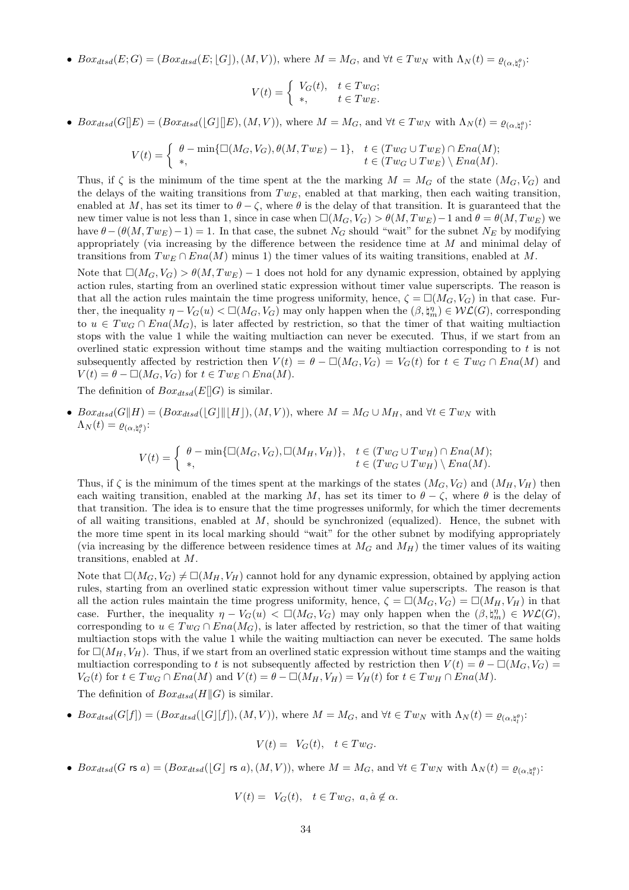- $Box_{dtsd}(E;G) = (Box_{dtsd}(E;\lfloor G \rfloor), (M,V))$, where $M = M_G$, and $\forall t \in Tw_N$ with $\Lambda_N(t) = \varrho_{(\alpha,\natural_l^\theta)}$:

$$V(t) = \begin{cases} V_G(t), & t \in Tw_G; \\ *, & t \in Tw_E. \end{cases}$$

- $Box_{dtsd}(G[]E) = (Box_{dtsd}(\lfloor G \rfloor[]E), (M,V))$, where $M = M_G$, and $\forall t \in Tw_N$ with $\Lambda_N(t) = \varrho_{(\alpha,\natural_l^\theta)}$:

$$V(t) = \begin{cases} \theta - \min\{\square(M_G,V_G), \theta(M,Tw_E) - 1\}, & t \in (Tw_G \cup Tw_E) \cap Ena(M); \\ *, & t \in (Tw_G \cup Tw_E) \setminus Ena(M). \end{cases}$$

Thus, if $\zeta$ is the minimum of the time spent at the the marking $M = M_G$ of the state $(M_G,V_G)$ and the delays of the waiting transitions from $Tw_E$, enabled at that marking, then each waiting transition, enabled at $M$, has set its timer to $\theta - \zeta$, where $\theta$ is the delay of that transition. It is guaranteed that the new timer value is not less than 1, since in case when $\square(M_G,V_G) > \theta(M,Tw_E) - 1$ and $\theta = \theta(M,Tw_E)$ we have $\theta - (\theta(M,Tw_E) - 1) = 1$. In that case, the subnet $N_G$ should "wait" for the subnet $N_E$ by modifying appropriately (via increasing by the difference between the residence time at $M$ and minimal delay of transitions from $Tw_E \cap Ena(M)$ minus 1) the timer values of its waiting transitions, enabled at $M$.

Note that $\square(M_G,V_G) > \theta(M,Tw_E) - 1$ does not hold for any dynamic expression, obtained by applying action rules, starting from an overlined static expression without timer value superscripts. The reason is that all the action rules maintain the time progress uniformity, hence, $\zeta = \square(M_G,V_G)$ in that case. Further, the inequality $\eta - V_G(u) < \square(M_G,V_G)$ may only happen when the $(\beta,\natural_m^\eta) \in \mathcal{WL}(G)$, corresponding to $u \in Tw_G \cap Ena(M_G)$, is later affected by restriction, so that the timer of that waiting multiaction stops with the value 1 while the waiting multiaction can never be executed. Thus, if we start from an overlined static expression without time stamps and the waiting multiaction corresponding to $t$ is not subsequently affected by restriction then $V(t) = \theta - \square(M_G,V_G) = V_G(t)$ for $t \in Tw_G \cap Ena(M)$ and $V(t) = \theta - \square(M_G,V_G)$ for $t \in Tw_E \cap Ena(M)$.

The definition of $Box_{dtsd}(E[]G)$ is similar.

- $Box_{dtsd}(G\|H) = (Box_{dtsd}(\lfloor G \rfloor \| \lfloor H \rfloor), (M,V))$, where $M = M_G \cup M_H$, and $\forall t \in Tw_N$ with $\Lambda_N(t) = \varrho_{(\alpha,\natural_l^\theta)}$:

$$V(t) = \begin{cases} \theta - \min\{\square(M_G,V_G), \square(M_H,V_H)\}, & t \in (Tw_G \cup Tw_H) \cap Ena(M); \\ *, & t \in (Tw_G \cup Tw_H) \setminus Ena(M). \end{cases}$$

Thus, if $\zeta$ is the minimum of the times spent at the markings of the states $(M_G,V_G)$ and $(M_H,V_H)$ then each waiting transition, enabled at the marking $M$, has set its timer to $\theta - \zeta$, where $\theta$ is the delay of that transition. The idea is to ensure that the time progresses uniformly, for which the timer decrements of all waiting transitions, enabled at $M$, should be synchronized (equalized). Hence, the subnet with the more time spent in its local marking should "wait" for the other subnet by modifying appropriately (via increasing by the difference between residence times at $M_G$ and $M_H$) the timer values of its waiting transitions, enabled at $M$.

Note that $\square(M_G,V_G) \neq \square(M_H,V_H)$ cannot hold for any dynamic expression, obtained by applying action rules, starting from an overlined static expression without timer value superscripts. The reason is that all the action rules maintain the time progress uniformity, hence, $\zeta = \square(M_G,V_G) = \square(M_H,V_H)$ in that case. Further, the inequality $\eta - V_G(u) < \square(M_G,V_G)$ may only happen when the $(\beta,\natural_m^\eta) \in \mathcal{WL}(G)$, corresponding to $u \in Tw_G \cap Ena(M_G)$, is later affected by restriction, so that the timer of that waiting multiaction stops with the value 1 while the waiting multiaction can never be executed. The same holds for $\square(M_H,V_H)$. Thus, if we start from an overlined static expression without time stamps and the waiting multiaction corresponding to $t$ is not subsequently affected by restriction then $V(t) = \theta - \square(M_G,V_G) = V_G(t)$ for $t \in Tw_G \cap Ena(M)$ and $V(t) = \theta - \square(M_H,V_H) = V_H(t)$ for $t \in Tw_H \cap Ena(M)$.

The definition of $Box_{dtsd}(H\|G)$ is similar.

- $Box_{dtsd}(G[f]) = (Box_{dtsd}(\lfloor G \rfloor[f]), (M,V))$, where $M = M_G$, and $\forall t \in Tw_N$ with $\Lambda_N(t) = \varrho_{(\alpha,\natural_l^\theta)}$:

$$V(t) = \ V_G(t), \quad t \in Tw_G.$$

- $Box_{dtsd}(G \text{ rs } a) = (Box_{dtsd}(\lfloor G \rfloor \text{ rs } a), (M,V))$, where $M = M_G$, and $\forall t \in Tw_N$ with $\Lambda_N(t) = \varrho_{(\alpha,\natural_l^\theta)}$:

$$V(t) = \ V_G(t), \quad t \in Tw_G, \ a, \hat{a} \notin \alpha.$$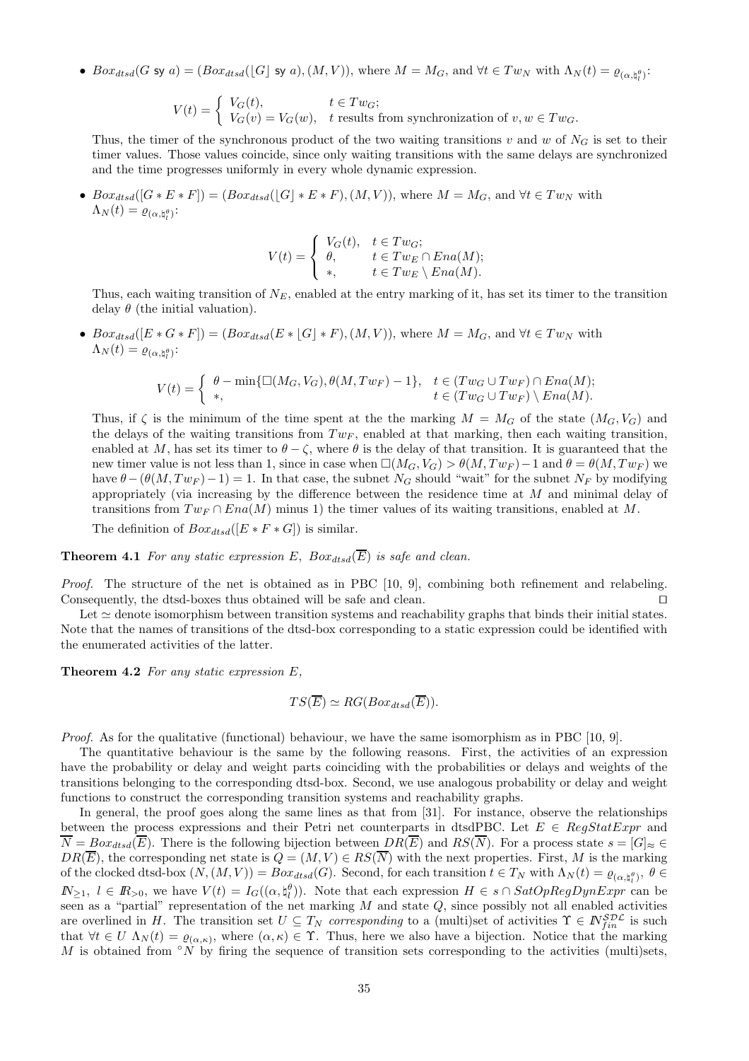- $Box_{dtsd}(G \text{ sy } a) = (Box_{dtsd}(\lfloor G\rfloor \text{ sy } a), (M, V))$, where $M = M_G$, and $\forall t \in Tw_N$ with $\Lambda_N(t) = \varrho_{(\alpha,\natural_l^\theta)}$:

$$V(t) = \begin{cases} V_G(t), & t \in Tw_G; \\ V_G(v) = V_G(w), & t \text{ results from synchronization of } v, w \in Tw_G. \end{cases}$$

  Thus, the timer of the synchronous product of the two waiting transitions $v$ and $w$ of $N_G$ is set to their timer values. Those values coincide, since only waiting transitions with the same delays are synchronized and the time progresses uniformly in every whole dynamic expression.

- $Box_{dtsd}([G * E * F]) = (Box_{dtsd}(\lfloor G\rfloor * E * F), (M, V))$, where $M = M_G$, and $\forall t \in Tw_N$ with $\Lambda_N(t) = \varrho_{(\alpha,\natural_l^\theta)}$:

$$V(t) = \begin{cases} V_G(t), & t \in Tw_G; \\ \theta, & t \in Tw_E \cap Ena(M); \\ *, & t \in Tw_E \setminus Ena(M). \end{cases}$$

  Thus, each waiting transition of $N_E$, enabled at the entry marking of it, has set its timer to the transition delay $\theta$ (the initial valuation).

- $Box_{dtsd}([E * G * F]) = (Box_{dtsd}(E * \lfloor G\rfloor * F), (M, V))$, where $M = M_G$, and $\forall t \in Tw_N$ with $\Lambda_N(t) = \varrho_{(\alpha,\natural_l^\theta)}$:

$$V(t) = \begin{cases} \theta - \min\{\Box(M_G, V_G), \theta(M, Tw_F) - 1\}, & t \in (Tw_G \cup Tw_F) \cap Ena(M); \\ *, & t \in (Tw_G \cup Tw_F) \setminus Ena(M). \end{cases}$$

  Thus, if $\zeta$ is the minimum of the time spent at the the marking $M = M_G$ of the state $(M_G, V_G)$ and the delays of the waiting transitions from $Tw_F$, enabled at that marking, then each waiting transition, enabled at $M$, has set its timer to $\theta - \zeta$, where $\theta$ is the delay of that transition. It is guaranteed that the new timer value is not less than 1, since in case when $\Box(M_G, V_G) > \theta(M, Tw_F) - 1$ and $\theta = \theta(M, Tw_F)$ we have $\theta - (\theta(M, Tw_F) - 1) = 1$. In that case, the subnet $N_G$ should "wait" for the subnet $N_F$ by modifying appropriately (via increasing by the difference between the residence time at $M$ and minimal delay of transitions from $Tw_F \cap Ena(M)$ minus 1) the timer values of its waiting transitions, enabled at $M$.

  The definition of $Box_{dtsd}([E * F * G])$ is similar.

**Theorem 4.1** *For any static expression $E$, $Box_{dtsd}(\overline{E})$ is safe and clean.*

*Proof.* The structure of the net is obtained as in PBC [10, 9], combining both refinement and relabeling. Consequently, the dtsd-boxes thus obtained will be safe and clean. ⊓⊔

Let $\simeq$ denote isomorphism between transition systems and reachability graphs that binds their initial states. Note that the names of transitions of the dtsd-box corresponding to a static expression could be identified with the enumerated activities of the latter.

**Theorem 4.2** *For any static expression $E$,*

$$TS(\overline{E}) \simeq RG(Box_{dtsd}(\overline{E})).$$

*Proof.* As for the qualitative (functional) behaviour, we have the same isomorphism as in PBC [10, 9].

The quantitative behaviour is the same by the following reasons. First, the activities of an expression have the probability or delay and weight parts coinciding with the probabilities or delays and weights of the transitions belonging to the corresponding dtsd-box. Second, we use analogous probability or delay and weight functions to construct the corresponding transition systems and reachability graphs.

In general, the proof goes along the same lines as that from [31]. For instance, observe the relationships between the process expressions and their Petri net counterparts in dtsdPBC. Let $E \in RegStatExpr$ and $\overline{N} = Box_{dtsd}(\overline{E})$. There is the following bijection between $DR(\overline{E})$ and $RS(\overline{N})$. For a process state $s = [G]_\approx \in DR(\overline{E})$, the corresponding net state is $Q = (M, V) \in RS(\overline{N})$ with the next properties. First, $M$ is the marking of the clocked dtsd-box $(N, (M, V)) = Box_{dtsd}(G)$. Second, for each transition $t \in T_N$ with $\Lambda_N(t) = \varrho_{(\alpha,\natural_l^\theta)}$, $\theta \in \mathbb{N}_{\geq 1}$, $l \in \mathbb{R}_{>0}$, we have $V(t) = I_G((\alpha, \natural_l^\theta))$. Note that each expression $H \in s \cap SatOpRegDynExpr$ can be seen as a "partial" representation of the net marking $M$ and state $Q$, since possibly not all enabled activities are overlined in $H$. The transition set $U \subseteq T_N$ *corresponding* to a (multi)set of activities $\Upsilon \in \mathbb{N}_{fin}^{\mathcal{SDL}}$ is such that $\forall t \in U\ \Lambda_N(t) = \varrho_{(\alpha,\kappa)}$, where $(\alpha, \kappa) \in \Upsilon$. Thus, here we also have a bijection. Notice that the marking $M$ is obtained from $^\circ N$ by firing the sequence of transition sets corresponding to the activities (multi)sets,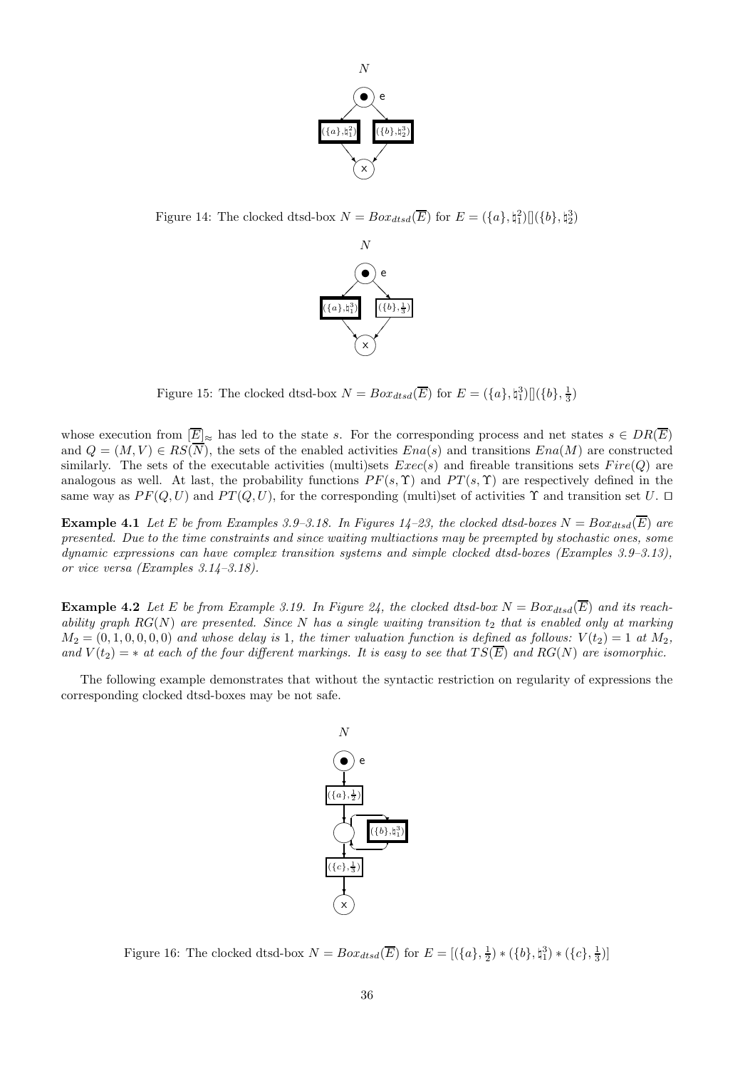N

e

$(\{a\},\natural_1^2)$ $(\{b\},\natural_2^3)$

x

Figure 14: The clocked dtsd-box $N = Box_{dtsd}(\overline{E})$ for $E = (\{a\},\natural_1^2)[](\{b\},\natural_2^3)$

N

e

$(\{a\},\natural_1^3)$ $(\{b\},\frac{1}{3})$

x

Figure 15: The clocked dtsd-box $N = Box_{dtsd}(\overline{E})$ for $E = (\{a\},\natural_1^3)[](\{b\},\frac{1}{3})$

whose execution from $[\overline{E}]_\approx$ has led to the state $s$. For the corresponding process and net states $s \in DR(\overline{E})$ and $Q = (M, V) \in RS(\overline{N})$, the sets of the enabled activities $Ena(s)$ and transitions $Ena(M)$ are constructed similarly. The sets of the executable activities (multi)sets $Exec(s)$ and fireable transitions sets $Fire(Q)$ are analogous as well. At last, the probability functions $PF(s, \Upsilon)$ and $PT(s, \Upsilon)$ are respectively defined in the same way as $PF(Q, U)$ and $PT(Q, U)$, for the corresponding (multi)set of activities $\Upsilon$ and transition set $U$. ◻

**Example 4.1** *Let $E$ be from Examples 3.9–3.18. In Figures 14–23, the clocked dtsd-boxes $N = Box_{dtsd}(\overline{E})$ are presented. Due to the time constraints and since waiting multiactions may be preempted by stochastic ones, some dynamic expressions can have complex transition systems and simple clocked dtsd-boxes (Examples 3.9–3.13), or vice versa (Examples 3.14–3.18).*

**Example 4.2** *Let $E$ be from Example 3.19. In Figure 24, the clocked dtsd-box $N = Box_{dtsd}(\overline{E})$ and its reachability graph $RG(N)$ are presented. Since $N$ has a single waiting transition $t_2$ that is enabled only at marking $M_2 = (0, 1, 0, 0, 0, 0)$ and whose delay is 1, the timer valuation function is defined as follows: $V(t_2) = 1$ at $M_2$, and $V(t_2) = *$ at each of the four different markings. It is easy to see that $TS(\overline{E})$ and $RG(N)$ are isomorphic.*

The following example demonstrates that without the syntactic restriction on regularity of expressions the corresponding clocked dtsd-boxes may be not safe.

N

e

$(\{a\},\frac{1}{2})$

$(\{b\},\natural_1^3)$

$(\{c\},\frac{1}{3})$

x

Figure 16: The clocked dtsd-box $N = Box_{dtsd}(\overline{E})$ for $E = [(\{a\},\frac{1}{2}) * (\{b\},\natural_1^3) * (\{c\},\frac{1}{3})]$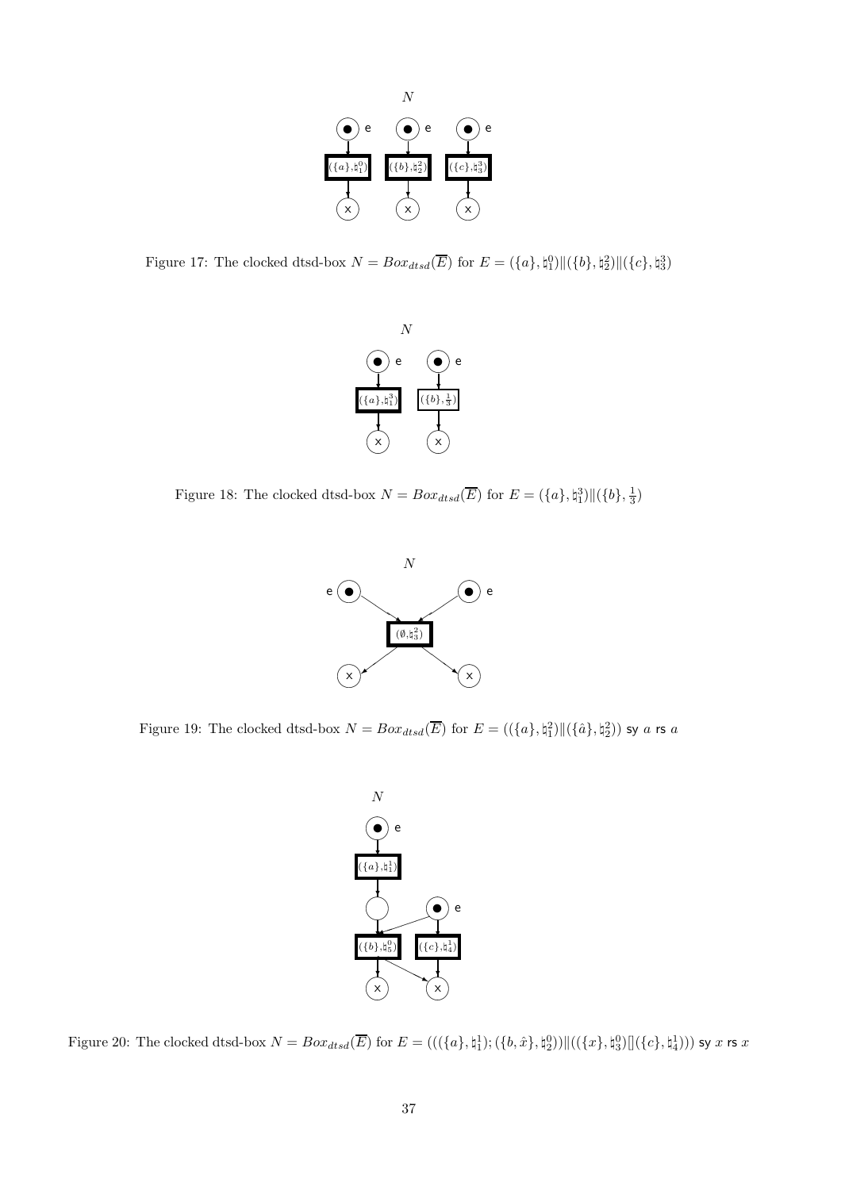$N$

e e e

$(\{a\},\natural_1^0)$ $(\{b\},\natural_2^2)$ $(\{c\},\natural_3^3)$

x x x

Figure 17: The clocked dtsd-box $N = Box_{dtsd}(\overline{E})$ for $E = (\{a\},\natural_1^0)\|(\{b\},\natural_2^2)\|(\{c\},\natural_3^3)$

$N$

e e

$(\{a\},\natural_1^3)$ $(\{b\},\frac{1}{3})$

x x

Figure 18: The clocked dtsd-box $N = Box_{dtsd}(\overline{E})$ for $E = (\{a\},\natural_1^3)\|(\{b\},\frac{1}{3})$

$N$

e e

$(\emptyset,\natural_3^2)$

x x

Figure 19: The clocked dtsd-box $N = Box_{dtsd}(\overline{E})$ for $E = ((\{a\},\natural_1^2)\|(\{\hat{a}\},\natural_2^2))$ sy $a$ rs $a$

$N$

e

$(\{a\},\natural_1^1)$

e

$(\{b\},\natural_5^0)$ $(\{c\},\natural_4^1)$

x x

Figure 20: The clocked dtsd-box $N = Box_{dtsd}(\overline{E})$ for $E = (((\{a\},\natural_1^1);(\{b,\hat{x}\},\natural_2^0))\|((\{x\},\natural_3^0)[](\{c\},\natural_4^1)))$ sy $x$ rs $x$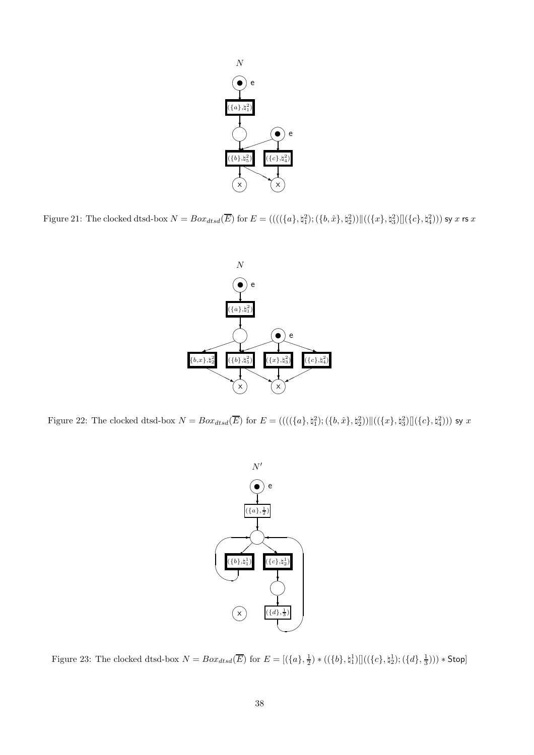$N$

e

$(\{a\},\natural_1^2)$

e

$(\{b\},\natural_5^2)$

$(\{c\},\natural_4^2)$

x

x

Figure 21: The clocked dtsd-box $N = Box_{dtsd}(\overline{E})$ for $E = ((((\{a\},\natural_1^2);(\{b,\hat{x}\},\natural_2^2))\|((\{x\},\natural_3^2)[](\{c\},\natural_4^2)))$ sy $x$ rs $x$

$N$

e

$(\{a\},\natural_1^2)$

e

$\{b,x\},\natural_2^2$

$(\{b\},\natural_5^2)$

$(\{x\},\natural_3^2)$

$(\{c\},\natural_4^2)$

x

x

Figure 22: The clocked dtsd-box $N = Box_{dtsd}(\overline{E})$ for $E = ((((\{a\},\natural_1^2);(\{b,\hat{x}\},\natural_2^2))\|((\{x\},\natural_3^2)[](\{c\},\natural_4^2)))$ sy $x$

$N'$

e

$(\{a\},\frac{1}{2})$

$(\{b\},\natural_1^1)$

$(\{c\},\natural_2^1)$

x

$(\{d\},\frac{1}{3})$

Figure 23: The clocked dtsd-box $N = Box_{dtsd}(\overline{E})$ for $E = [(\{a\},\frac{1}{2}) * ((\{b\},\natural_1^1)[]((\{c\},\natural_2^1);(\{d\},\frac{1}{3}))) * \mathsf{Stop}]$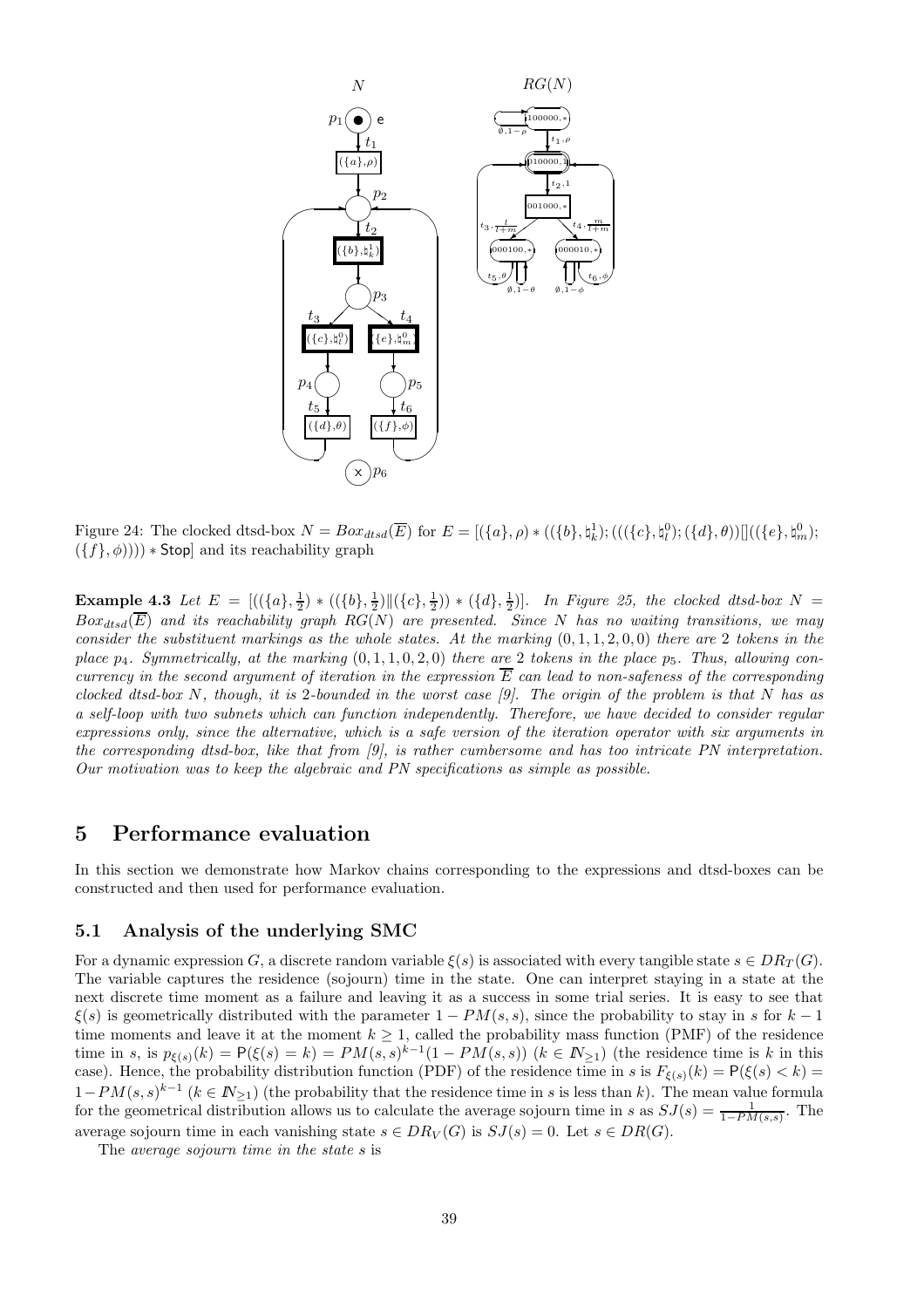Figure 24: The clocked dtsd-box $N = Box_{dtsd}(\overline{E})$ for $E = [(\{a\},\rho) * ((\{b\},\natural_k^1);(((\{c\},\natural_l^0);(\{d\},\theta))[]((\{e\},\natural_m^0);(\{f\},\phi)))) * \mathsf{Stop}]$ and its reachability graph

**Example 4.3** *Let $E = [((\{a\},\frac{1}{2}) * ((\{b\},\frac{1}{2})\|(\{c\},\frac{1}{2})) * (\{d\},\frac{1}{2})]$. In Figure 25, the clocked dtsd-box $N = Box_{dtsd}(\overline{E})$ and its reachability graph $RG(N)$ are presented. Since $N$ has no waiting transitions, we may consider the substituent markings as the whole states. At the marking $(0,1,1,2,0,0)$ there are 2 tokens in the place $p_4$. Symmetrically, at the marking $(0,1,1,0,2,0)$ there are 2 tokens in the place $p_5$. Thus, allowing concurrency in the second argument of iteration in the expression $\overline{E}$ can lead to non-safeness of the corresponding clocked dtsd-box $N$, though, it is 2-bounded in the worst case [9]. The origin of the problem is that $N$ has as a self-loop with two subnets which can function independently. Therefore, we have decided to consider regular expressions only, since the alternative, which is a safe version of the iteration operator with six arguments in the corresponding dtsd-box, like that from [9], is rather cumbersome and has too intricate PN interpretation. Our motivation was to keep the algebraic and PN specifications as simple as possible.*

# 5 Performance evaluation

In this section we demonstrate how Markov chains corresponding to the expressions and dtsd-boxes can be constructed and then used for performance evaluation.

## 5.1 Analysis of the underlying SMC

For a dynamic expression $G$, a discrete random variable $\xi(s)$ is associated with every tangible state $s \in DR_T(G)$. The variable captures the residence (sojourn) time in the state. One can interpret staying in a state at the next discrete time moment as a failure and leaving it as a success in some trial series. It is easy to see that $\xi(s)$ is geometrically distributed with the parameter $1 - PM(s,s)$, since the probability to stay in $s$ for $k-1$ time moments and leave it at the moment $k \geq 1$, called the probability mass function (PMF) of the residence time in $s$, is $p_{\xi(s)}(k) = \mathsf{P}(\xi(s) = k) = PM(s,s)^{k-1}(1 - PM(s,s))$ ($k \in \mathbb{N}_{\geq 1}$) (the residence time is $k$ in this case). Hence, the probability distribution function (PDF) of the residence time in $s$ is $F_{\xi(s)}(k) = \mathsf{P}(\xi(s) < k) = 1 - PM(s,s)^{k-1}$ ($k \in \mathbb{N}_{\geq 1}$) (the probability that the residence time in $s$ is less than $k$). The mean value formula for the geometrical distribution allows us to calculate the average sojourn time in $s$ as $SJ(s) = \frac{1}{1-PM(s,s)}$. The average sojourn time in each vanishing state $s \in DR_V(G)$ is $SJ(s) = 0$. Let $s \in DR(G)$.

The *average sojourn time in the state s* is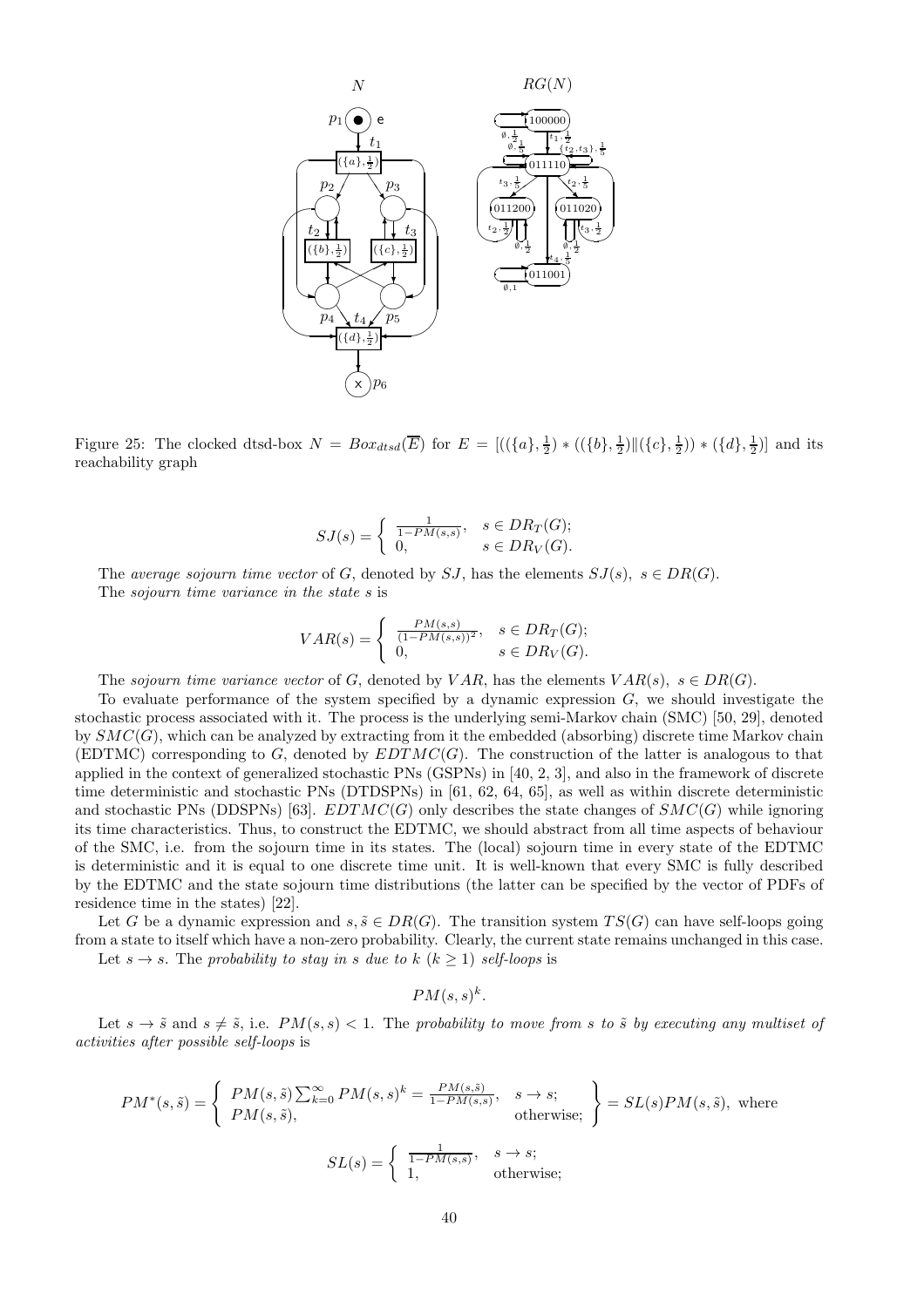N

$p_1$ e

$t_1$

$(\{a\},\frac{1}{2})$

$p_2$ $p_3$

$t_2$ $t_3$

$(\{b\},\frac{1}{2})$ $(\{c\},\frac{1}{2})$

$p_4$ $t_4$ $p_5$

$(\{d\},\frac{1}{2})$

x $p_6$

RG(N)

100000

$\emptyset,\frac{1}{2}$ $t_1,\frac{1}{2}$

$\emptyset,\frac{1}{5}$ $\{t_2,t_3\},\frac{1}{5}$

011110

$t_3,\frac{1}{5}$ $t_2,\frac{1}{5}$

011200 011020

$t_2,\frac{1}{2}$ $\emptyset,\frac{1}{2}$ $\emptyset,\frac{1}{2}$ $t_3,\frac{1}{2}$

$t_4,\frac{1}{5}$

011001

$\emptyset,1$

Figure 25: The clocked dtsd-box $N = Box_{dtsd}(\overline{E})$ for $E = [((\{a\},\frac{1}{2}) * ((\{b\},\frac{1}{2})\|(\{c\},\frac{1}{2})) * (\{d\},\frac{1}{2})]$ and its reachability graph

$$SJ(s) = \begin{cases} \frac{1}{1-PM(s,s)}, & s \in DR_T(G); \\ 0, & s \in DR_V(G). \end{cases}$$

The *average sojourn time vector* of $G$, denoted by $SJ$, has the elements $SJ(s),\ s \in DR(G)$.

The *sojourn time variance in the state s* is

$$VAR(s) = \begin{cases} \frac{PM(s,s)}{(1-PM(s,s))^2}, & s \in DR_T(G); \\ 0, & s \in DR_V(G). \end{cases}$$

The *sojourn time variance vector* of $G$, denoted by $VAR$, has the elements $VAR(s),\ s \in DR(G)$.

To evaluate performance of the system specified by a dynamic expression $G$, we should investigate the stochastic process associated with it. The process is the underlying semi-Markov chain (SMC) [50, 29], denoted by $SMC(G)$, which can be analyzed by extracting from it the embedded (absorbing) discrete time Markov chain (EDTMC) corresponding to $G$, denoted by $EDTMC(G)$. The construction of the latter is analogous to that applied in the context of generalized stochastic PNs (GSPNs) in [40, 2, 3], and also in the framework of discrete time deterministic and stochastic PNs (DTDSPNs) in [61, 62, 64, 65], as well as within discrete deterministic and stochastic PNs (DDSPNs) [63]. $EDTMC(G)$ only describes the state changes of $SMC(G)$ while ignoring its time characteristics. Thus, to construct the EDTMC, we should abstract from all time aspects of behaviour of the SMC, i.e. from the sojourn time in its states. The (local) sojourn time in every state of the EDTMC is deterministic and it is equal to one discrete time unit. It is well-known that every SMC is fully described by the EDTMC and the state sojourn time distributions (the latter can be specified by the vector of PDFs of residence time in the states) [22].

Let $G$ be a dynamic expression and $s, \tilde{s} \in DR(G)$. The transition system $TS(G)$ can have self-loops going from a state to itself which have a non-zero probability. Clearly, the current state remains unchanged in this case.

Let $s \to s$. The *probability to stay in s due to k* ($k \geq 1$) *self-loops* is

$$PM(s,s)^k.$$

Let $s \to \tilde{s}$ and $s \neq \tilde{s}$, i.e. $PM(s,s) < 1$. The *probability to move from s to $\tilde{s}$ by executing any multiset of activities after possible self-loops* is

$$PM^*(s,\tilde{s}) = \left\{ \begin{array}{ll} PM(s,\tilde{s}) \sum_{k=0}^{\infty} PM(s,s)^k = \frac{PM(s,\tilde{s})}{1-PM(s,s)}, & s \to s; \\ PM(s,\tilde{s}), & \text{otherwise}; \end{array} \right\} = SL(s)PM(s,\tilde{s}),\ \text{where}$$

$$SL(s) = \begin{cases} \frac{1}{1-PM(s,s)}, & s \to s; \\ 1, & \text{otherwise}; \end{cases}$$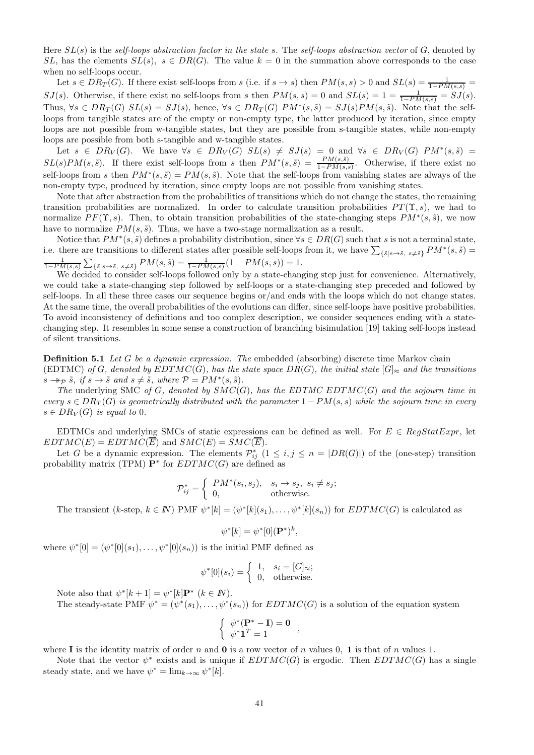Here $SL(s)$ is the *self-loops abstraction factor in the state* $s$. The *self-loops abstraction vector* of $G$, denoted by $SL$, has the elements $SL(s),\ s \in DR(G)$. The value $k = 0$ in the summation above corresponds to the case when no self-loops occur.

Let $s \in DR_T(G)$. If there exist self-loops from $s$ (i.e. if $s \to s$) then $PM(s,s) > 0$ and $SL(s) = \frac{1}{1-PM(s,s)} = SJ(s)$. Otherwise, if there exist no self-loops from $s$ then $PM(s,s) = 0$ and $SL(s) = 1 = \frac{1}{1-PM(s,s)} = SJ(s)$. Thus, $\forall s \in DR_T(G)\ SL(s) = SJ(s)$, hence, $\forall s \in DR_T(G)\ PM^*(s,\tilde{s}) = SJ(s)PM(s,\tilde{s})$. Note that the self-loops from tangible states are of the empty or non-empty type, the latter produced by iteration, since empty loops are not possible from w-tangible states, but they are possible from s-tangible states, while non-empty loops are possible from both s-tangible and w-tangible states.

Let $s \in DR_V(G)$. We have $\forall s \in DR_V(G)\ SL(s) \neq SJ(s) = 0$ and $\forall s \in DR_V(G)\ PM^*(s,\tilde{s}) = SL(s)PM(s,\tilde{s})$. If there exist self-loops from $s$ then $PM^*(s,\tilde{s}) = \frac{PM(s,\tilde{s})}{1-PM(s,s)}$. Otherwise, if there exist no self-loops from $s$ then $PM^*(s,\tilde{s}) = PM(s,\tilde{s})$. Note that the self-loops from vanishing states are always of the non-empty type, produced by iteration, since empty loops are not possible from vanishing states.

Note that after abstraction from the probabilities of transitions which do not change the states, the remaining transition probabilities are normalized. In order to calculate transition probabilities $PT(\Upsilon, s)$, we had to normalize $PF(\Upsilon, s)$. Then, to obtain transition probabilities of the state-changing steps $PM^*(s,\tilde{s})$, we now have to normalize $PM(s,\tilde{s})$. Thus, we have a two-stage normalization as a result.

Notice that $PM^*(s,\tilde{s})$ defines a probability distribution, since $\forall s \in DR(G)$ such that $s$ is not a terminal state, i.e. there are transitions to different states after possible self-loops from it, we have $\sum_{\{\tilde{s}|s\to\tilde{s},\ s\neq\tilde{s}\}} PM^*(s,\tilde{s}) = \frac{1}{1-PM(s,s)} \sum_{\{\tilde{s}|s\to\tilde{s},\ s\neq\tilde{s}\}} PM(s,\tilde{s}) = \frac{1}{1-PM(s,s)}(1 - PM(s,s)) = 1$.

We decided to consider self-loops followed only by a state-changing step just for convenience. Alternatively, we could take a state-changing step followed by self-loops or a state-changing step preceded and followed by self-loops. In all these three cases our sequence begins or/and ends with the loops which do not change states. At the same time, the overall probabilities of the evolutions can differ, since self-loops have positive probabilities. To avoid inconsistency of definitions and too complex description, we consider sequences ending with a state-changing step. It resembles in some sense a construction of branching bisimulation [19] taking self-loops instead of silent transitions.

**Definition 5.1** *Let $G$ be a dynamic expression. The* embedded (absorbing) discrete time Markov chain (EDTMC) *of $G$, denoted by $EDTMC(G)$, has the state space $DR(G)$, the initial state $[G]_\approx$ and the transitions $s \twoheadrightarrow_{\mathcal{P}} \tilde{s}$, if $s \to \tilde{s}$ and $s \neq \tilde{s}$, where $\mathcal{P} = PM^*(s,\tilde{s})$.*

*The* underlying SMC *of $G$, denoted by $SMC(G)$, has the EDTMC $EDTMC(G)$ and the sojourn time in every $s \in DR_T(G)$ is geometrically distributed with the parameter $1 - PM(s,s)$ while the sojourn time in every $s \in DR_V(G)$ is equal to 0.*

EDTMCs and underlying SMCs of static expressions can be defined as well. For $E \in RegStatExpr$, let $EDTMC(E) = EDTMC(\overline{E})$ and $SMC(E) = SMC(\overline{E})$.

Let $G$ be a dynamic expression. The elements $\mathcal{P}^*_{ij}$ $(1 \leq i,j \leq n = |DR(G)|)$ of the (one-step) transition probability matrix (TPM) $\mathbf{P}^*$ for $EDTMC(G)$ are defined as

$$\mathcal{P}^*_{ij} = \begin{cases} PM^*(s_i, s_j), & s_i \to s_j,\ s_i \neq s_j; \\ 0, & \text{otherwise.} \end{cases}$$

The transient ($k$-step, $k \in I\!N$) PMF $\psi^*[k] = (\psi^*[k](s_1), \ldots, \psi^*[k](s_n))$ for $EDTMC(G)$ is calculated as

$$\psi^*[k] = \psi^*[0](\mathbf{P}^*)^k,$$

where $\psi^*[0] = (\psi^*[0](s_1), \ldots, \psi^*[0](s_n))$ is the initial PMF defined as

$$\psi^*[0](s_i) = \begin{cases} 1, & s_i = [G]_\approx; \\ 0, & \text{otherwise.} \end{cases}$$

Note also that $\psi^*[k+1] = \psi^*[k]\mathbf{P}^*$ $(k \in I\!N)$.

The steady-state PMF $\psi^* = (\psi^*(s_1), \ldots, \psi^*(s_n))$ for $EDTMC(G)$ is a solution of the equation system

$$\begin{cases} \psi^*(\mathbf{P}^* - \mathbf{I}) = \mathbf{0} \\ \psi^*\mathbf{1}^T = 1 \end{cases},$$

where $\mathbf{I}$ is the identity matrix of order $n$ and $\mathbf{0}$ is a row vector of $n$ values 0, $\mathbf{1}$ is that of $n$ values 1.

Note that the vector $\psi^*$ exists and is unique if $EDTMC(G)$ is ergodic. Then $EDTMC(G)$ has a single steady state, and we have $\psi^* = \lim_{k\to\infty} \psi^*[k]$.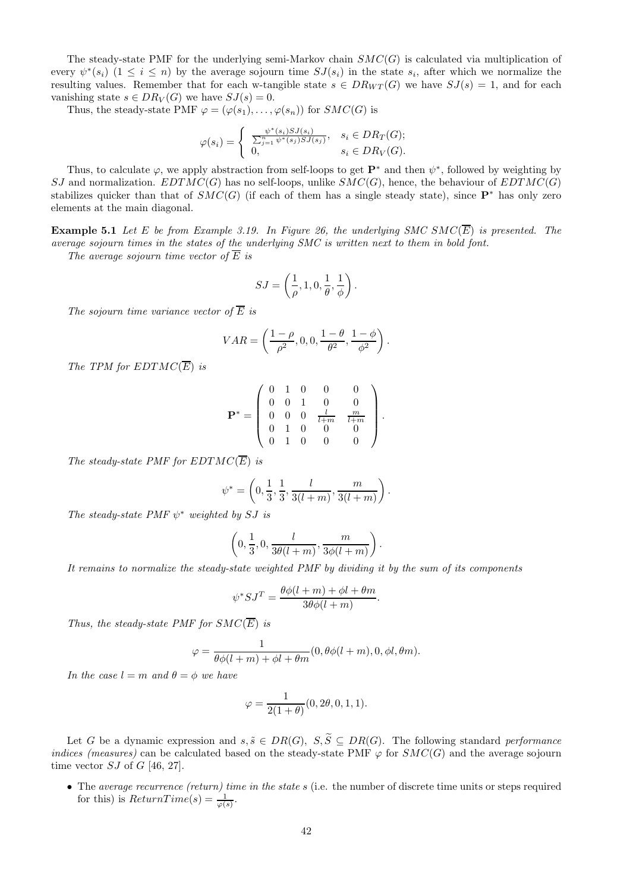The steady-state PMF for the underlying semi-Markov chain $SMC(G)$ is calculated via multiplication of every $\psi^*(s_i)$ $(1 \leq i \leq n)$ by the average sojourn time $SJ(s_i)$ in the state $s_i$, after which we normalize the resulting values. Remember that for each w-tangible state $s \in DR_{WT}(G)$ we have $SJ(s) = 1$, and for each vanishing state $s \in DR_V(G)$ we have $SJ(s) = 0$.

Thus, the steady-state PMF $\varphi = (\varphi(s_1), \ldots, \varphi(s_n))$ for $SMC(G)$ is

$$\varphi(s_i) = \begin{cases} \frac{\psi^*(s_i)SJ(s_i)}{\sum_{j=1}^n \psi^*(s_j)SJ(s_j)}, & s_i \in DR_T(G); \\ 0, & s_i \in DR_V(G). \end{cases}$$

Thus, to calculate $\varphi$, we apply abstraction from self-loops to get $\mathbf{P}^*$ and then $\psi^*$, followed by weighting by $SJ$ and normalization. $EDTMC(G)$ has no self-loops, unlike $SMC(G)$, hence, the behaviour of $EDTMC(G)$ stabilizes quicker than that of $SMC(G)$ (if each of them has a single steady state), since $\mathbf{P}^*$ has only zero elements at the main diagonal.

**Example 5.1** *Let $E$ be from Example 3.19. In Figure 26, the underlying SMC $SMC(\overline{E})$ is presented. The average sojourn times in the states of the underlying SMC is written next to them in bold font.*

*The average sojourn time vector of $\overline{E}$ is*

$$SJ = \left(\frac{1}{\rho}, 1, 0, \frac{1}{\theta}, \frac{1}{\phi}\right).$$

*The sojourn time variance vector of $\overline{E}$ is*

$$VAR = \left(\frac{1-\rho}{\rho^2}, 0, 0, \frac{1-\theta}{\theta^2}, \frac{1-\phi}{\phi^2}\right).$$

*The TPM for $EDTMC(\overline{E})$ is*

$$\mathbf{P}^* = \begin{pmatrix} 0 & 1 & 0 & 0 & 0 \\ 0 & 0 & 1 & 0 & 0 \\ 0 & 0 & 0 & \frac{l}{l+m} & \frac{m}{l+m} \\ 0 & 1 & 0 & 0 & 0 \\ 0 & 1 & 0 & 0 & 0 \end{pmatrix}.$$

*The steady-state PMF for $EDTMC(\overline{E})$ is*

$$\psi^* = \left(0, \frac{1}{3}, \frac{1}{3}, \frac{l}{3(l+m)}, \frac{m}{3(l+m)}\right).$$

*The steady-state PMF $\psi^*$ weighted by $SJ$ is*

$$\left(0, \frac{1}{3}, 0, \frac{l}{3\theta(l+m)}, \frac{m}{3\phi(l+m)}\right).$$

*It remains to normalize the steady-state weighted PMF by dividing it by the sum of its components*

$$\psi^* SJ^T = \frac{\theta\phi(l+m) + \phi l + \theta m}{3\theta\phi(l+m)}.$$

*Thus, the steady-state PMF for $SMC(\overline{E})$ is*

$$\varphi = \frac{1}{\theta\phi(l+m) + \phi l + \theta m}(0, \theta\phi(l+m), 0, \phi l, \theta m).$$

*In the case $l = m$ and $\theta = \phi$ we have*

$$\varphi = \frac{1}{2(1+\theta)}(0, 2\theta, 0, 1, 1).$$

Let $G$ be a dynamic expression and $s, \tilde{s} \in DR(G)$, $S, \widetilde{S} \subseteq DR(G)$. The following standard *performance indices (measures)* can be calculated based on the steady-state PMF $\varphi$ for $SMC(G)$ and the average sojourn time vector $SJ$ of $G$ [46, 27].

- The *average recurrence (return) time in the state $s$* (i.e. the number of discrete time units or steps required for this) is $ReturnTime(s) = \frac{1}{\varphi(s)}$.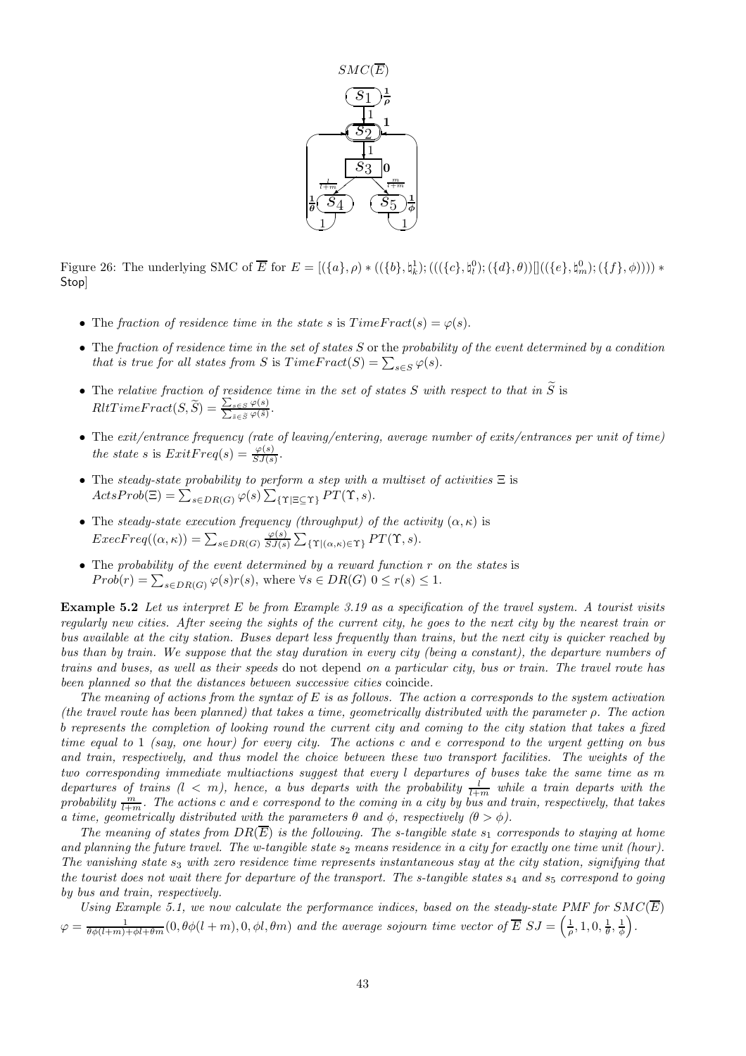$SMC(\overline{E})$

$s_1$ $\frac{1}{\rho}$

1

$s_2$ **1**

1

$s_3$ **0**

$\frac{l}{l+m}$ $\frac{m}{l+m}$

$\frac{1}{\theta}$ $s_4$ $s_5$ $\frac{1}{\phi}$

1 1

Figure 26: The underlying SMC of $\overline{E}$ for $E = [(\{a\}, \rho) * ((\{b\}, \natural_k^1); (((\{c\}, \natural_l^0); (\{d\}, \theta))[]((\{e\}, \natural_m^0); (\{f\}, \phi)))) * \mathsf{Stop}]$

- The *fraction of residence time in the state* $s$ is $TimeFract(s) = \varphi(s)$.
- The *fraction of residence time in the set of states* $S$ or the *probability of the event determined by a condition that is true for all states from* $S$ is $TimeFract(S) = \sum_{s \in S} \varphi(s)$.
- The *relative fraction of residence time in the set of states* $S$ *with respect to that in* $\widetilde{S}$ is $RltTimeFract(S, \widetilde{S}) = \frac{\sum_{s \in S} \varphi(s)}{\sum_{\tilde{s} \in \widetilde{S}} \varphi(\tilde{s})}$.
- The *exit/entrance frequency (rate of leaving/entering, average number of exits/entrances per unit of time) the state* $s$ is $ExitFreq(s) = \frac{\varphi(s)}{SJ(s)}$.
- The *steady-state probability to perform a step with a multiset of activities* $\Xi$ is $ActsProb(\Xi) = \sum_{s \in DR(G)} \varphi(s) \sum_{\{\Upsilon | \Xi \subseteq \Upsilon\}} PT(\Upsilon, s)$.
- The *steady-state execution frequency (throughput) of the activity* $(\alpha, \kappa)$ is $ExecFreq((\alpha, \kappa)) = \sum_{s \in DR(G)} \frac{\varphi(s)}{SJ(s)} \sum_{\{\Upsilon | (\alpha, \kappa) \in \Upsilon\}} PT(\Upsilon, s)$.
- The *probability of the event determined by a reward function* $r$ *on the states* is $Prob(r) = \sum_{s \in DR(G)} \varphi(s) r(s)$, where $\forall s \in DR(G)\ 0 \le r(s) \le 1$.

**Example 5.2** *Let us interpret $E$ be from Example 3.19 as a specification of the travel system. A tourist visits regularly new cities. After seeing the sights of the current city, he goes to the next city by the nearest train or bus available at the city station. Buses depart less frequently than trains, but the next city is quicker reached by bus than by train. We suppose that the stay duration in every city (being a constant), the departure numbers of trains and buses, as well as their speeds* do not depend *on a particular city, bus or train. The travel route has been planned so that the distances between successive cities* coincide.

*The meaning of actions from the syntax of $E$ is as follows. The action $a$ corresponds to the system activation (the travel route has been planned) that takes a time, geometrically distributed with the parameter $\rho$. The action $b$ represents the completion of looking round the current city and coming to the city station that takes a fixed time equal to 1 (say, one hour) for every city. The actions $c$ and $e$ correspond to the urgent getting on bus and train, respectively, and thus model the choice between these two transport facilities. The weights of the two corresponding immediate multiactions suggest that every $l$ departures of buses take the same time as $m$ departures of trains ($l < m$), hence, a bus departs with the probability $\frac{l}{l+m}$ while a train departs with the probability $\frac{m}{l+m}$. The actions $c$ and $e$ correspond to the coming in a city by bus and train, respectively, that takes a time, geometrically distributed with the parameters $\theta$ and $\phi$, respectively ($\theta > \phi$).*

*The meaning of states from $DR(\overline{E})$ is the following. The s-tangible state $s_1$ corresponds to staying at home and planning the future travel. The w-tangible state $s_2$ means residence in a city for exactly one time unit (hour). The vanishing state $s_3$ with zero residence time represents instantaneous stay at the city station, signifying that the tourist does not wait there for departure of the transport. The s-tangible states $s_4$ and $s_5$ correspond to going by bus and train, respectively.*

*Using Example 5.1, we now calculate the performance indices, based on the steady-state PMF for $SMC(\overline{E})$ $\varphi = \frac{1}{\theta\phi(l+m)+\phi l+\theta m}(0, \theta\phi(l+m), 0, \phi l, \theta m)$ and the average sojourn time vector of $\overline{E}$ $SJ = \left(\frac{1}{\rho}, 1, 0, \frac{1}{\theta}, \frac{1}{\phi}\right)$.*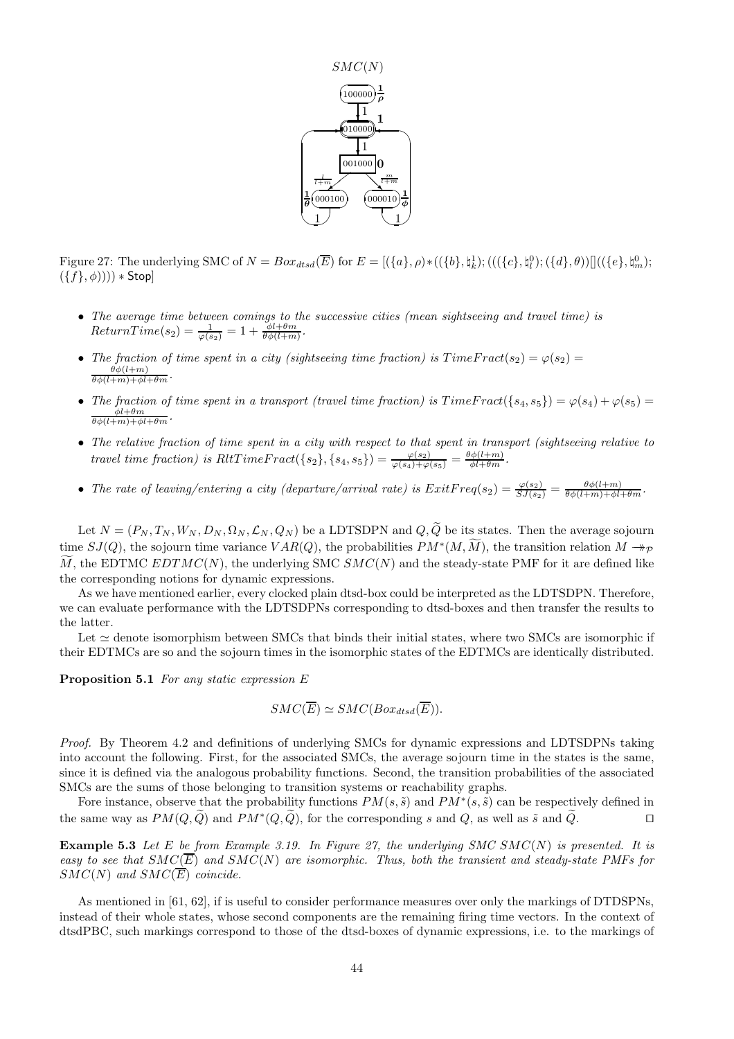$SMC(N)$

100000 $\frac{1}{\rho}$

1

010000 $\mathbf{1}$

1

001000 $\mathbf{0}$

$\frac{l}{l+m}$

$\frac{m}{l+m}$

$\frac{1}{\theta}$ 000100

000010 $\frac{1}{\phi}$

1

1

Figure 27: The underlying SMC of $N = Box_{dtsd}(\overline{E})$ for $E = [(\{a\}, \rho) * ((\{b\}, \natural_k^1); (((\{c\}, \natural_l^0); (\{d\}, \theta))[]((\{e\}, \natural_m^0); (\{f\}, \phi)))) * \mathsf{Stop}]$

- *The average time between comings to the successive cities (mean sightseeing and travel time) is* $ReturnTime(s_2) = \frac{1}{\varphi(s_2)} = 1 + \frac{\phi l + \theta m}{\theta\phi(l+m)}$.
- *The fraction of time spent in a city (sightseeing time fraction) is* $TimeFract(s_2) = \varphi(s_2) = \frac{\theta\phi(l+m)}{\theta\phi(l+m)+\phi l+\theta m}$.
- *The fraction of time spent in a transport (travel time fraction) is* $TimeFract(\{s_4, s_5\}) = \varphi(s_4) + \varphi(s_5) = \frac{\phi l+\theta m}{\theta\phi(l+m)+\phi l+\theta m}$.
- *The relative fraction of time spent in a city with respect to that spent in transport (sightseeing relative to travel time fraction) is* $RltTimeFract(\{s_2\}, \{s_4, s_5\}) = \frac{\varphi(s_2)}{\varphi(s_4)+\varphi(s_5)} = \frac{\theta\phi(l+m)}{\phi l+\theta m}$.
- *The rate of leaving/entering a city (departure/arrival rate) is* $ExitFreq(s_2) = \frac{\varphi(s_2)}{SJ(s_2)} = \frac{\theta\phi(l+m)}{\theta\phi(l+m)+\phi l+\theta m}$.

Let $N = (P_N, T_N, W_N, D_N, \Omega_N, \mathcal{L}_N, Q_N)$ be a LDTSDPN and $Q, \widetilde{Q}$ be its states. Then the average sojourn time $SJ(Q)$, the sojourn time variance $VAR(Q)$, the probabilities $PM^*(M, \widetilde{M})$, the transition relation $M \twoheadrightarrow_{\mathcal{P}} \widetilde{M}$, the EDTMC $EDTMC(N)$, the underlying SMC $SMC(N)$ and the steady-state PMF for it are defined like the corresponding notions for dynamic expressions.

As we have mentioned earlier, every clocked plain dtsd-box could be interpreted as the LDTSDPN. Therefore, we can evaluate performance with the LDTSDPNs corresponding to dtsd-boxes and then transfer the results to the latter.

Let $\simeq$ denote isomorphism between SMCs that binds their initial states, where two SMCs are isomorphic if their EDTMCs are so and the sojourn times in the isomorphic states of the EDTMCs are identically distributed.

**Proposition 5.1** *For any static expression* $E$

$$SMC(\overline{E}) \simeq SMC(Box_{dtsd}(\overline{E})).$$

*Proof.* By Theorem 4.2 and definitions of underlying SMCs for dynamic expressions and LDTSDPNs taking into account the following. First, for the associated SMCs, the average sojourn time in the states is the same, since it is defined via the analogous probability functions. Second, the transition probabilities of the associated SMCs are the sums of those belonging to transition systems or reachability graphs.

Fore instance, observe that the probability functions $PM(s, \tilde{s})$ and $PM^*(s, \tilde{s})$ can be respectively defined in the same way as $PM(Q, \widetilde{Q})$ and $PM^*(Q, \widetilde{Q})$, for the corresponding $s$ and $Q$, as well as $\tilde{s}$ and $\widetilde{Q}$. ⊓⊔

**Example 5.3** *Let E be from Example 3.19. In Figure 27, the underlying SMC $SMC(N)$ is presented. It is easy to see that $SMC(\overline{E})$ and $SMC(N)$ are isomorphic. Thus, both the transient and steady-state PMFs for $SMC(N)$ and $SMC(\overline{E})$ coincide.*

As mentioned in [61, 62], if is useful to consider performance measures over only the markings of DTDSPNs, instead of their whole states, whose second components are the remaining firing time vectors. In the context of dtsdPBC, such markings correspond to those of the dtsd-boxes of dynamic expressions, i.e. to the markings of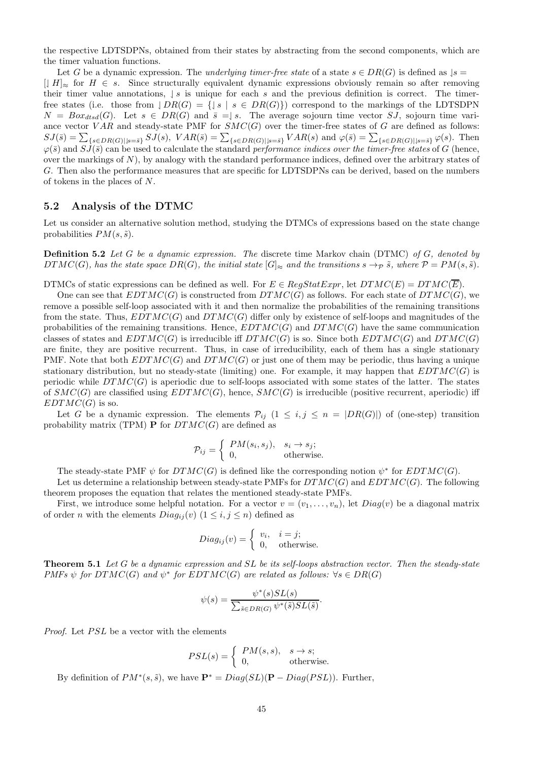the respective LDTSDPNs, obtained from their states by abstracting from the second components, which are the timer valuation functions.

Let $G$ be a dynamic expression. The *underlying timer-free state* of a state $s \in DR(G)$ is defined as $\downharpoonleft s = [\downharpoonleft H]_\approx$ for $H \in s$. Since structurally equivalent dynamic expressions obviously remain so after removing their timer value annotations, $\downharpoonleft s$ is unique for each $s$ and the previous definition is correct. The timer-free states (i.e. those from $\downharpoonleft DR(G) = \{\downharpoonleft s \mid s \in DR(G)\}$) correspond to the markings of the LDTSDPN $N = Box_{dtsd}(G)$. Let $s \in DR(G)$ and $\bar{s} = \downharpoonleft s$. The average sojourn time vector $SJ$, sojourn time variance vector $VAR$ and steady-state PMF for $SMC(G)$ over the timer-free states of $G$ are defined as follows: $SJ(\bar{s}) = \sum_{\{s \in DR(G) \mid \downharpoonleft s = \bar{s}\}} SJ(s)$, $VAR(\bar{s}) = \sum_{\{s \in DR(G) \mid \downharpoonleft s = \bar{s}\}} VAR(s)$ and $\varphi(\bar{s}) = \sum_{\{s \in DR(G) \mid \downharpoonleft s = \bar{s}\}} \varphi(s)$. Then $\varphi(\bar{s})$ and $SJ(\bar{s})$ can be used to calculate the standard *performance indices over the timer-free states* of $G$ (hence, over the markings of $N$), by analogy with the standard performance indices, defined over the arbitrary states of $G$. Then also the performance measures that are specific for LDTSDPNs can be derived, based on the numbers of tokens in the places of $N$.

## 5.2 Analysis of the DTMC

Let us consider an alternative solution method, studying the DTMCs of expressions based on the state change probabilities $PM(s, \tilde{s})$.

**Definition 5.2** *Let $G$ be a dynamic expression. The* discrete time Markov chain (DTMC) *of $G$, denoted by $DTMC(G)$, has the state space $DR(G)$, the initial state $[G]_\approx$ and the transitions $s \rightarrow_{\mathcal{P}} \tilde{s}$, where $\mathcal{P} = PM(s, \tilde{s})$.*

DTMCs of static expressions can be defined as well. For $E \in RegStatExpr$, let $DTMC(E) = DTMC(\overline{E})$.

One can see that $EDTMC(G)$ is constructed from $DTMC(G)$ as follows. For each state of $DTMC(G)$, we remove a possible self-loop associated with it and then normalize the probabilities of the remaining transitions from the state. Thus, $EDTMC(G)$ and $DTMC(G)$ differ only by existence of self-loops and magnitudes of the probabilities of the remaining transitions. Hence, $EDTMC(G)$ and $DTMC(G)$ have the same communication classes of states and $EDTMC(G)$ is irreducible iff $DTMC(G)$ is so. Since both $EDTMC(G)$ and $DTMC(G)$ are finite, they are positive recurrent. Thus, in case of irreducibility, each of them has a single stationary PMF. Note that both $EDTMC(G)$ and $DTMC(G)$ or just one of them may be periodic, thus having a unique stationary distribution, but no steady-state (limiting) one. For example, it may happen that $EDTMC(G)$ is periodic while $DTMC(G)$ is aperiodic due to self-loops associated with some states of the latter. The states of $SMC(G)$ are classified using $EDTMC(G)$, hence, $SMC(G)$ is irreducible (positive recurrent, aperiodic) iff $EDTMC(G)$ is so.

Let $G$ be a dynamic expression. The elements $\mathcal{P}_{ij}$ $(1 \leq i, j \leq n = |DR(G)|)$ of (one-step) transition probability matrix (TPM) $\mathbf{P}$ for $DTMC(G)$ are defined as

$$\mathcal{P}_{ij} = \begin{cases} PM(s_i, s_j), & s_i \rightarrow s_j; \\ 0, & \text{otherwise.} \end{cases}$$

The steady-state PMF $\psi$ for $DTMC(G)$ is defined like the corresponding notion $\psi^*$ for $EDTMC(G)$.

Let us determine a relationship between steady-state PMFs for $DTMC(G)$ and $EDTMC(G)$. The following theorem proposes the equation that relates the mentioned steady-state PMFs.

First, we introduce some helpful notation. For a vector $v = (v_1, \ldots, v_n)$, let $Diag(v)$ be a diagonal matrix of order $n$ with the elements $Diag_{ij}(v)$ $(1 \leq i, j \leq n)$ defined as

$$Diag_{ij}(v) = \begin{cases} v_i, & i = j; \\ 0, & \text{otherwise.} \end{cases}$$

**Theorem 5.1** *Let $G$ be a dynamic expression and $SL$ be its self-loops abstraction vector. Then the steady-state PMFs $\psi$ for $DTMC(G)$ and $\psi^*$ for $EDTMC(G)$ are related as follows: $\forall s \in DR(G)$*

$$\psi(s) = \frac{\psi^*(s) SL(s)}{\sum_{\tilde{s} \in DR(G)} \psi^*(\tilde{s}) SL(\tilde{s})}.$$

*Proof.* Let $PSL$ be a vector with the elements

$$PSL(s) = \begin{cases} PM(s, s), & s \rightarrow s; \\ 0, & \text{otherwise.} \end{cases}$$

By definition of $PM^*(s, \tilde{s})$, we have $\mathbf{P}^* = Diag(SL)(\mathbf{P} - Diag(PSL))$. Further,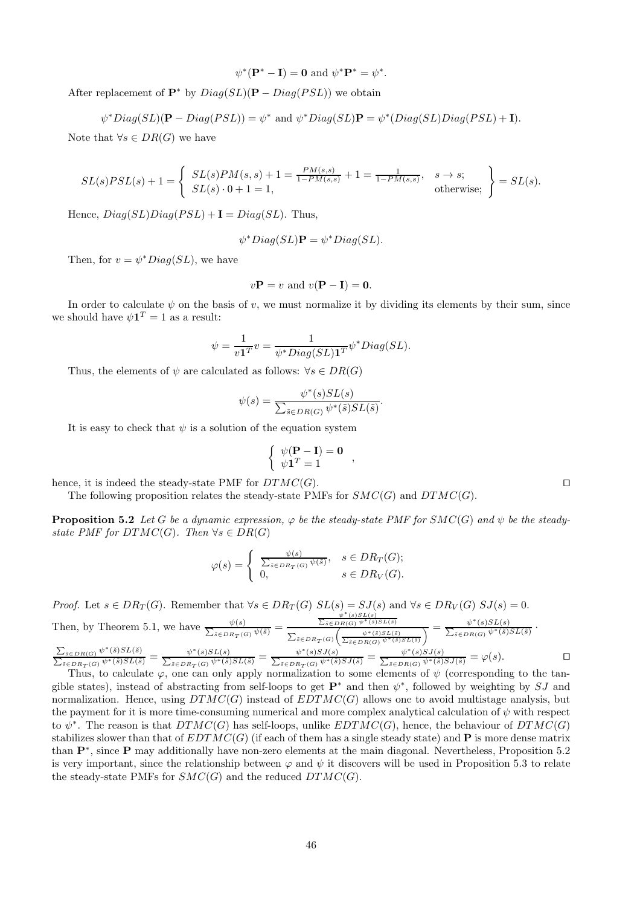$$\psi^*(\mathbf{P}^* - \mathbf{I}) = \mathbf{0} \text{ and } \psi^*\mathbf{P}^* = \psi^*.$$

After replacement of $\mathbf{P}^*$ by $Diag(SL)(\mathbf{P} - Diag(PSL))$ we obtain

$$\psi^* Diag(SL)(\mathbf{P} - Diag(PSL)) = \psi^* \text{ and } \psi^* Diag(SL)\mathbf{P} = \psi^*(Diag(SL)Diag(PSL) + \mathbf{I}).$$

Note that $\forall s \in DR(G)$ we have

$$SL(s)PSL(s) + 1 = \left\{ \begin{array}{ll} SL(s)PM(s,s) + 1 = \frac{PM(s,s)}{1-PM(s,s)} + 1 = \frac{1}{1-PM(s,s)}, & s \to s; \\ SL(s) \cdot 0 + 1 = 1, & \text{otherwise}; \end{array} \right\} = SL(s).$$

Hence, $Diag(SL)Diag(PSL) + \mathbf{I} = Diag(SL)$. Thus,

$$\psi^* Diag(SL)\mathbf{P} = \psi^* Diag(SL).$$

Then, for $v = \psi^* Diag(SL)$, we have

$$v\mathbf{P} = v \text{ and } v(\mathbf{P} - \mathbf{I}) = \mathbf{0}.$$

In order to calculate $\psi$ on the basis of $v$, we must normalize it by dividing its elements by their sum, since we should have $\psi\mathbf{1}^T = 1$ as a result:

$$\psi = \frac{1}{v\mathbf{1}^T}v = \frac{1}{\psi^* Diag(SL)\mathbf{1}^T}\psi^* Diag(SL).$$

Thus, the elements of $\psi$ are calculated as follows: $\forall s \in DR(G)$

$$\psi(s) = \frac{\psi^*(s)SL(s)}{\sum_{\tilde{s} \in DR(G)} \psi^*(\tilde{s})SL(\tilde{s})}.$$

It is easy to check that $\psi$ is a solution of the equation system

$$\left\{ \begin{array}{l} \psi(\mathbf{P} - \mathbf{I}) = \mathbf{0} \\ \psi\mathbf{1}^T = 1 \end{array} \right. ,$$

hence, it is indeed the steady-state PMF for $DTMC(G)$. ⊓⊔

The following proposition relates the steady-state PMFs for $SMC(G)$ and $DTMC(G)$.

**Proposition 5.2** *Let $G$ be a dynamic expression, $\varphi$ be the steady-state PMF for $SMC(G)$ and $\psi$ be the steady-state PMF for $DTMC(G)$. Then $\forall s \in DR(G)$*

$$\varphi(s) = \left\{ \begin{array}{ll} \frac{\psi(s)}{\sum_{\tilde{s} \in DR_T(G)} \psi(\tilde{s})}, & s \in DR_T(G); \\ 0, & s \in DR_V(G). \end{array} \right.$$

*Proof.* Let $s \in DR_T(G)$. Remember that $\forall s \in DR_T(G)$ $SL(s) = SJ(s)$ and $\forall s \in DR_V(G)$ $SJ(s) = 0$. Then, by Theorem 5.1, we have $\frac{\psi(s)}{\sum_{\tilde{s} \in DR_T(G)} \psi(\tilde{s})} = \frac{\frac{\psi^*(s)SL(s)}{\sum_{\tilde{s} \in DR(G)} \psi^*(\tilde{s})SL(\tilde{s})}}{\sum_{\tilde{s} \in DR_T(G)} \left( \frac{\psi^*(\tilde{s})SL(\tilde{s})}{\sum_{\tilde{s} \in DR(G)} \psi^*(\tilde{s})SL(\tilde{s})} \right)} = \frac{\psi^*(s)SL(s)}{\sum_{\tilde{s} \in DR(G)} \psi^*(\tilde{s})SL(\tilde{s})} \cdot$ $\frac{\sum_{\tilde{s} \in DR(G)} \psi^*(\tilde{s})SL(\tilde{s})}{\sum_{\tilde{s} \in DR_T(G)} \psi^*(\tilde{s})SL(\tilde{s})} = \frac{\psi^*(s)SL(s)}{\sum_{\tilde{s} \in DR_T(G)} \psi^*(\tilde{s})SL(\tilde{s})} = \frac{\psi^*(s)SJ(s)}{\sum_{\tilde{s} \in DR_T(G)} \psi^*(\tilde{s})SJ(\tilde{s})} = \frac{\psi^*(s)SJ(s)}{\sum_{\tilde{s} \in DR(G)} \psi^*(\tilde{s})SJ(\tilde{s})} = \varphi(s).$ ⊓⊔

Thus, to calculate $\varphi$, one can only apply normalization to some elements of $\psi$ (corresponding to the tangible states), instead of abstracting from self-loops to get $\mathbf{P}^*$ and then $\psi^*$, followed by weighting by $SJ$ and normalization. Hence, using $DTMC(G)$ instead of $EDTMC(G)$ allows one to avoid multistage analysis, but the payment for it is more time-consuming numerical and more complex analytical calculation of $\psi$ with respect to $\psi^*$. The reason is that $DTMC(G)$ has self-loops, unlike $EDTMC(G)$, hence, the behaviour of $DTMC(G)$ stabilizes slower than that of $EDTMC(G)$ (if each of them has a single steady state) and $\mathbf{P}$ is more dense matrix than $\mathbf{P}^*$, since $\mathbf{P}$ may additionally have non-zero elements at the main diagonal. Nevertheless, Proposition 5.2 is very important, since the relationship between $\varphi$ and $\psi$ it discovers will be used in Proposition 5.3 to relate the steady-state PMFs for $SMC(G)$ and the reduced $DTMC(G)$.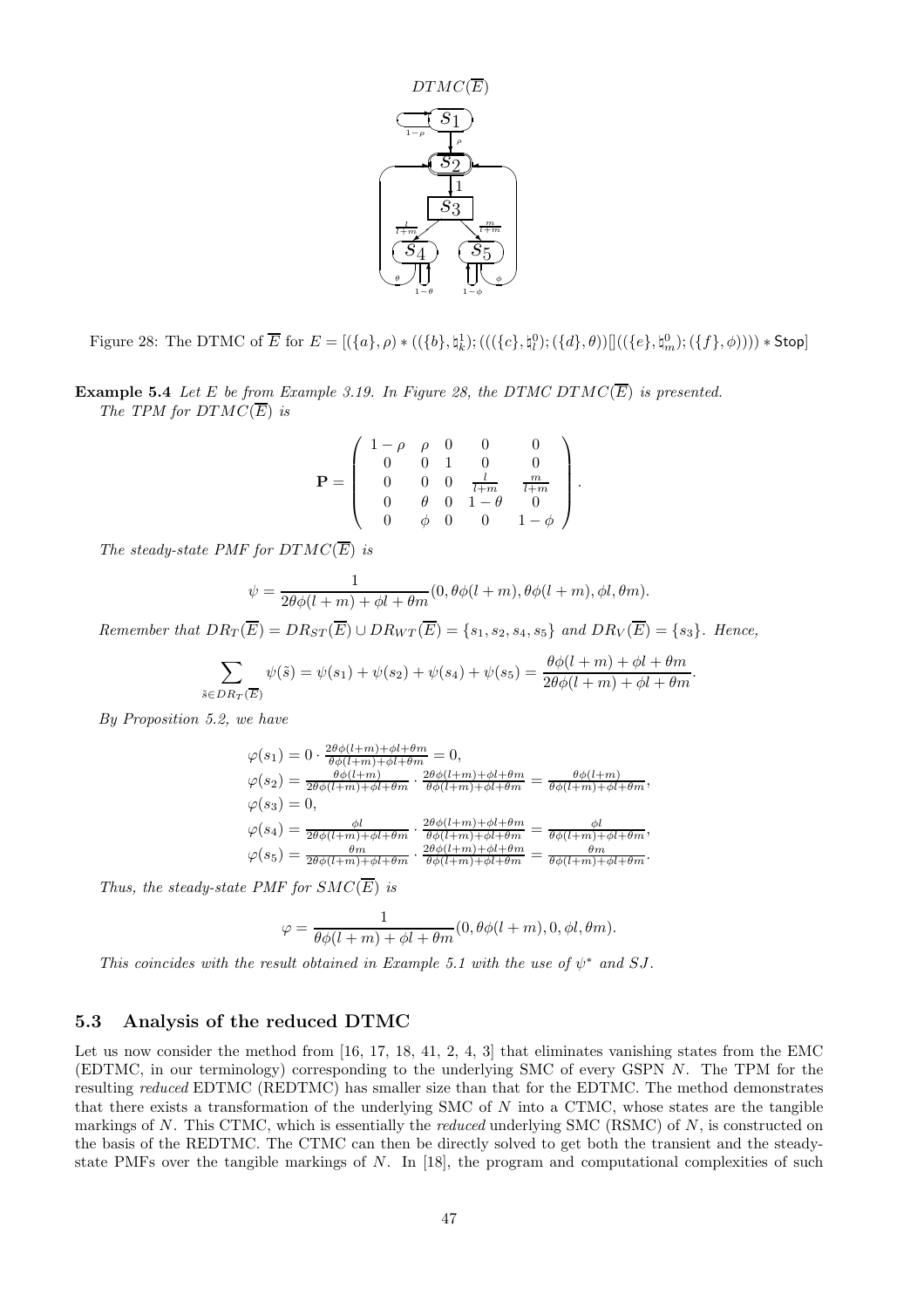$DTMC(\overline{E})$

$s_1$

$1-\rho$

$\rho$

$s_2$

1

$s_3$

$\frac{l}{l+m}$

$\frac{m}{l+m}$

$s_4$

$s_5$

$\theta$

$1-\theta$

$1-\phi$

$\phi$

Figure 28: The DTMC of $\overline{E}$ for $E = [(\{a\}, \rho) * ((\{b\}, \natural_k^1); (((\{c\}, \natural_l^0); (\{d\}, \theta))[]((\{e\}, \natural_m^0); (\{f\}, \phi)))) * \mathsf{Stop}]$

**Example 5.4** *Let $E$ be from Example 3.19. In Figure 28, the DTMC $DTMC(\overline{E})$ is presented. The TPM for $DTMC(\overline{E})$ is*

$$\mathbf{P} = \begin{pmatrix} 1-\rho & \rho & 0 & 0 & 0 \\ 0 & 0 & 1 & 0 & 0 \\ 0 & 0 & 0 & \frac{l}{l+m} & \frac{m}{l+m} \\ 0 & \theta & 0 & 1-\theta & 0 \\ 0 & \phi & 0 & 0 & 1-\phi \end{pmatrix}.$$

*The steady-state PMF for $DTMC(\overline{E})$ is*

$$\psi = \frac{1}{2\theta\phi(l+m) + \phi l + \theta m}(0, \theta\phi(l+m), \theta\phi(l+m), \phi l, \theta m).$$

*Remember that $DR_T(\overline{E}) = DR_{ST}(\overline{E}) \cup DR_{WT}(\overline{E}) = \{s_1, s_2, s_4, s_5\}$ and $DR_V(\overline{E}) = \{s_3\}$. Hence,*

$$\sum_{\tilde{s} \in DR_T(\overline{E})} \psi(\tilde{s}) = \psi(s_1) + \psi(s_2) + \psi(s_4) + \psi(s_5) = \frac{\theta\phi(l+m) + \phi l + \theta m}{2\theta\phi(l+m) + \phi l + \theta m}.$$

*By Proposition 5.2, we have*

$$\begin{aligned}
\varphi(s_1) &= 0 \cdot \tfrac{2\theta\phi(l+m)+\phi l+\theta m}{\theta\phi(l+m)+\phi l+\theta m} = 0, \\
\varphi(s_2) &= \tfrac{\theta\phi(l+m)}{2\theta\phi(l+m)+\phi l+\theta m} \cdot \tfrac{2\theta\phi(l+m)+\phi l+\theta m}{\theta\phi(l+m)+\phi l+\theta m} = \tfrac{\theta\phi(l+m)}{\theta\phi(l+m)+\phi l+\theta m}, \\
\varphi(s_3) &= 0, \\
\varphi(s_4) &= \tfrac{\phi l}{2\theta\phi(l+m)+\phi l+\theta m} \cdot \tfrac{2\theta\phi(l+m)+\phi l+\theta m}{\theta\phi(l+m)+\phi l+\theta m} = \tfrac{\phi l}{\theta\phi(l+m)+\phi l+\theta m}, \\
\varphi(s_5) &= \tfrac{\theta m}{2\theta\phi(l+m)+\phi l+\theta m} \cdot \tfrac{2\theta\phi(l+m)+\phi l+\theta m}{\theta\phi(l+m)+\phi l+\theta m} = \tfrac{\theta m}{\theta\phi(l+m)+\phi l+\theta m}.
\end{aligned}$$

*Thus, the steady-state PMF for $SMC(\overline{E})$ is*

$$\varphi = \frac{1}{\theta\phi(l+m) + \phi l + \theta m}(0, \theta\phi(l+m), 0, \phi l, \theta m).$$

*This coincides with the result obtained in Example 5.1 with the use of $\psi^*$ and $SJ$.*

### 5.3 Analysis of the reduced DTMC

Let us now consider the method from [16, 17, 18, 41, 2, 4, 3] that eliminates vanishing states from the EMC (EDTMC, in our terminology) corresponding to the underlying SMC of every GSPN $N$. The TPM for the resulting *reduced* EDTMC (REDTMC) has smaller size than that for the EDTMC. The method demonstrates that there exists a transformation of the underlying SMC of $N$ into a CTMC, whose states are the tangible markings of $N$. This CTMC, which is essentially the *reduced* underlying SMC (RSMC) of $N$, is constructed on the basis of the REDTMC. The CTMC can then be directly solved to get both the transient and the steady-state PMFs over the tangible markings of $N$. In [18], the program and computational complexities of such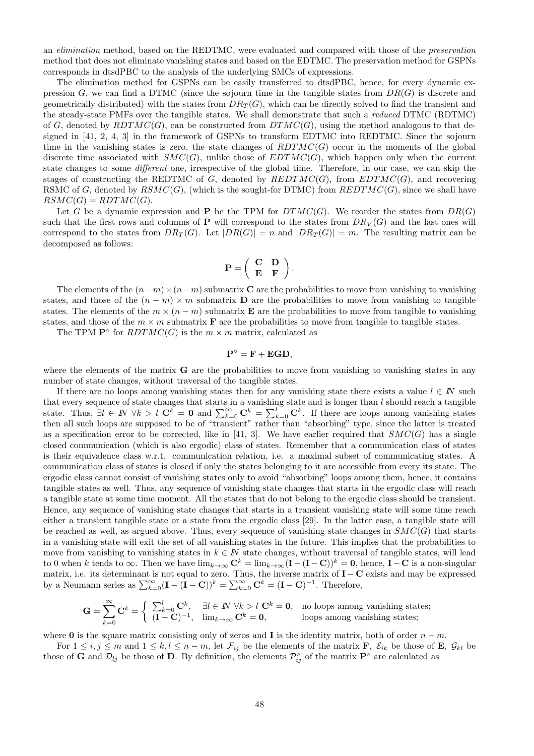an *elimination* method, based on the REDTMC, were evaluated and compared with those of the *preservation* method that does not eliminate vanishing states and based on the EDTMC. The preservation method for GSPNs corresponds in dtsdPBC to the analysis of the underlying SMCs of expressions.

The elimination method for GSPNs can be easily transferred to dtsdPBC, hence, for every dynamic expression $G$, we can find a DTMC (since the sojourn time in the tangible states from $DR(G)$ is discrete and geometrically distributed) with the states from $DR_T(G)$, which can be directly solved to find the transient and the steady-state PMFs over the tangible states. We shall demonstrate that such a *reduced* DTMC (RDTMC) of $G$, denoted by $RDTMC(G)$, can be constructed from $DTMC(G)$, using the method analogous to that designed in [41, 2, 4, 3] in the framework of GSPNs to transform EDTMC into REDTMC. Since the sojourn time in the vanishing states is zero, the state changes of $RDTMC(G)$ occur in the moments of the global discrete time associated with $SMC(G)$, unlike those of $EDTMC(G)$, which happen only when the current state changes to some *different* one, irrespective of the global time. Therefore, in our case, we can skip the stages of constructing the REDTMC of $G$, denoted by $REDTMC(G)$, from $EDTMC(G)$, and recovering RSMC of $G$, denoted by $RSMC(G)$, (which is the sought-for DTMC) from $REDTMC(G)$, since we shall have $RSMC(G) = RDTMC(G)$.

Let $G$ be a dynamic expression and $\mathbf{P}$ be the TPM for $DTMC(G)$. We reorder the states from $DR(G)$ such that the first rows and columns of $\mathbf{P}$ will correspond to the states from $DR_V(G)$ and the last ones will correspond to the states from $DR_T(G)$. Let $|DR(G)| = n$ and $|DR_T(G)| = m$. The resulting matrix can be decomposed as follows:

$$\mathbf{P} = \begin{pmatrix} \mathbf{C} & \mathbf{D} \\ \mathbf{E} & \mathbf{F} \end{pmatrix}.$$

The elements of the $(n-m)\times(n-m)$ submatrix $\mathbf{C}$ are the probabilities to move from vanishing to vanishing states, and those of the $(n-m)\times m$ submatrix $\mathbf{D}$ are the probabilities to move from vanishing to tangible states. The elements of the $m\times(n-m)$ submatrix $\mathbf{E}$ are the probabilities to move from tangible to vanishing states, and those of the $m\times m$ submatrix $\mathbf{F}$ are the probabilities to move from tangible to tangible states.

The TPM $\mathbf{P}^\diamond$ for $RDTMC(G)$ is the $m\times m$ matrix, calculated as

$$\mathbf{P}^\diamond = \mathbf{F} + \mathbf{EGD},$$

where the elements of the matrix $\mathbf{G}$ are the probabilities to move from vanishing to vanishing states in any number of state changes, without traversal of the tangible states.

If there are no loops among vanishing states then for any vanishing state there exists a value $l \in I\!N$ such that every sequence of state changes that starts in a vanishing state and is longer than $l$ should reach a tangible state. Thus, $\exists l \in I\!N\ \forall k > l\ \mathbf{C}^k = \mathbf{0}$ and $\sum_{k=0}^{\infty}\mathbf{C}^k = \sum_{k=0}^{l}\mathbf{C}^k$. If there are loops among vanishing states then all such loops are supposed to be of "transient" rather than "absorbing" type, since the latter is treated as a specification error to be corrected, like in [41, 3]. We have earlier required that $SMC(G)$ has a single closed communication (which is also ergodic) class of states. Remember that a communication class of states is their equivalence class w.r.t. communication relation, i.e. a maximal subset of communicating states. A communication class of states is closed if only the states belonging to it are accessible from every its state. The ergodic class cannot consist of vanishing states only to avoid "absorbing" loops among them, hence, it contains tangible states as well. Thus, any sequence of vanishing state changes that starts in the ergodic class will reach a tangible state at some time moment. All the states that do not belong to the ergodic class should be transient. Hence, any sequence of vanishing state changes that starts in a transient vanishing state will some time reach either a transient tangible state or a state from the ergodic class [29]. In the latter case, a tangible state will be reached as well, as argued above. Thus, every sequence of vanishing state changes in $SMC(G)$ that starts in a vanishing state will exit the set of all vanishing states in the future. This implies that the probabilities to move from vanishing to vanishing states in $k \in I\!N$ state changes, without traversal of tangible states, will lead to 0 when $k$ tends to $\infty$. Then we have $\lim_{k\to\infty}\mathbf{C}^k = \lim_{k\to\infty}(\mathbf{I}-(\mathbf{I}-\mathbf{C}))^k = \mathbf{0}$, hence, $\mathbf{I}-\mathbf{C}$ is a non-singular matrix, i.e. its determinant is not equal to zero. Thus, the inverse matrix of $\mathbf{I}-\mathbf{C}$ exists and may be expressed by a Neumann series as $\sum_{k=0}^{\infty}(\mathbf{I}-(\mathbf{I}-\mathbf{C}))^k = \sum_{k=0}^{\infty}\mathbf{C}^k = (\mathbf{I}-\mathbf{C})^{-1}$. Therefore,

$$\mathbf{G} = \sum_{k=0}^{\infty}\mathbf{C}^k = \begin{cases} \sum_{k=0}^{l}\mathbf{C}^k, & \exists l \in I\!N\ \forall k > l\ \mathbf{C}^k = \mathbf{0}, \quad \text{no loops among vanishing states;} \\ (\mathbf{I}-\mathbf{C})^{-1}, & \lim_{k\to\infty}\mathbf{C}^k = \mathbf{0}, \quad \text{loops among vanishing states;} \end{cases}$$

where $\mathbf{0}$ is the square matrix consisting only of zeros and $\mathbf{I}$ is the identity matrix, both of order $n-m$.

For $1 \le i,j \le m$ and $1 \le k,l \le n-m$, let $\mathcal{F}_{ij}$ be the elements of the matrix $\mathbf{F}$, $\mathcal{E}_{ik}$ be those of $\mathbf{E}$, $\mathcal{G}_{kl}$ be those of $\mathbf{G}$ and $\mathcal{D}_{lj}$ be those of $\mathbf{D}$. By definition, the elements $\mathcal{P}^\diamond_{ij}$ of the matrix $\mathbf{P}^\diamond$ are calculated as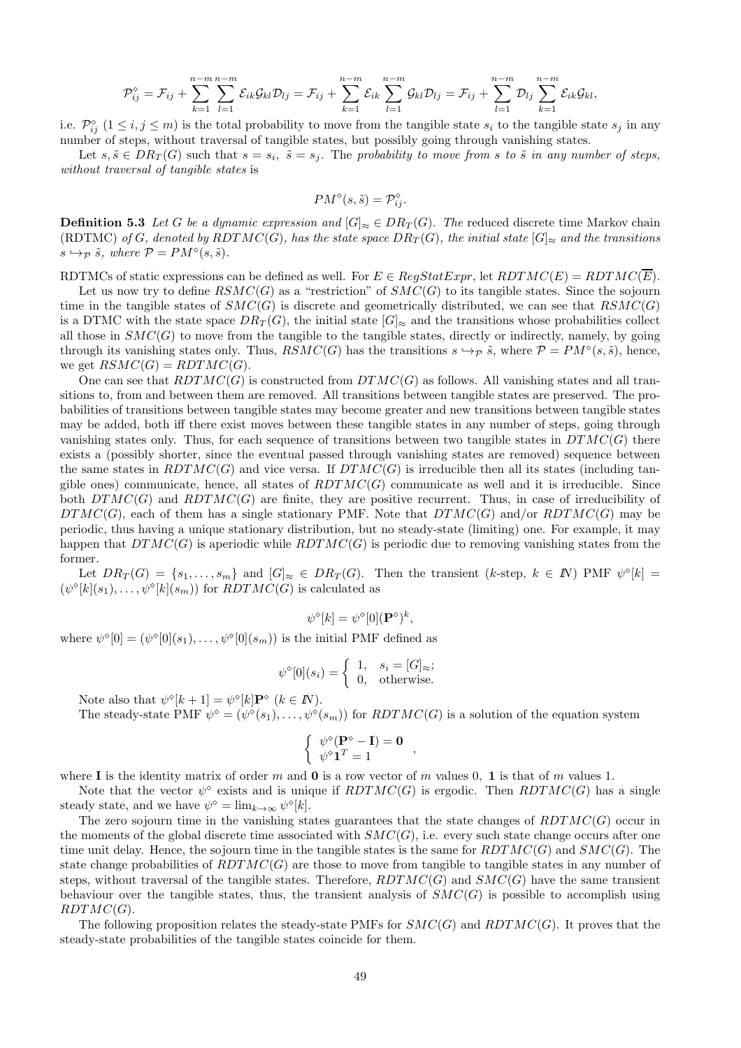$$\mathcal{P}^\diamond_{ij} = \mathcal{F}_{ij} + \sum_{k=1}^{n-m}\sum_{l=1}^{n-m} \mathcal{E}_{ik}\mathcal{G}_{kl}\mathcal{D}_{lj} = \mathcal{F}_{ij} + \sum_{k=1}^{n-m} \mathcal{E}_{ik} \sum_{l=1}^{n-m} \mathcal{G}_{kl}\mathcal{D}_{lj} = \mathcal{F}_{ij} + \sum_{l=1}^{n-m} \mathcal{D}_{lj} \sum_{k=1}^{n-m} \mathcal{E}_{ik}\mathcal{G}_{kl},$$

i.e. $\mathcal{P}^\diamond_{ij}$ $(1 \le i, j \le m)$ is the total probability to move from the tangible state $s_i$ to the tangible state $s_j$ in any number of steps, without traversal of tangible states, but possibly going through vanishing states.

Let $s, \tilde{s} \in DR_T(G)$ such that $s = s_i,\ \tilde{s} = s_j$. The *probability to move from $s$ to $\tilde{s}$ in any number of steps, without traversal of tangible states* is

$$PM^\diamond(s, \tilde{s}) = \mathcal{P}^\diamond_{ij}.$$

**Definition 5.3** *Let $G$ be a dynamic expression and $[G]_\approx \in DR_T(G)$. The* reduced discrete time Markov chain (RDTMC) *of $G$, denoted by $RDTMC(G)$, has the state space $DR_T(G)$, the initial state $[G]_\approx$ and the transitions $s \hookrightarrow_\mathcal{P} \tilde{s}$, where $\mathcal{P} = PM^\diamond(s, \tilde{s})$.*

RDTMCs of static expressions can be defined as well. For $E \in RegStatExpr$, let $RDTMC(E) = RDTMC(\overline{E})$.

Let us now try to define $RSMC(G)$ as a "restriction" of $SMC(G)$ to its tangible states. Since the sojourn time in the tangible states of $SMC(G)$ is discrete and geometrically distributed, we can see that $RSMC(G)$ is a DTMC with the state space $DR_T(G)$, the initial state $[G]_\approx$ and the transitions whose probabilities collect all those in $SMC(G)$ to move from the tangible to the tangible states, directly or indirectly, namely, by going through its vanishing states only. Thus, $RSMC(G)$ has the transitions $s \hookrightarrow_\mathcal{P} \tilde{s}$, where $\mathcal{P} = PM^\diamond(s, \tilde{s})$, hence, we get $RSMC(G) = RDTMC(G)$.

One can see that $RDTMC(G)$ is constructed from $DTMC(G)$ as follows. All vanishing states and all transitions to, from and between them are removed. All transitions between tangible states are preserved. The probabilities of transitions between tangible states may become greater and new transitions between tangible states may be added, both iff there exist moves between these tangible states in any number of steps, going through vanishing states only. Thus, for each sequence of transitions between two tangible states in $DTMC(G)$ there exists a (possibly shorter, since the eventual passed through vanishing states are removed) sequence between the same states in $RDTMC(G)$ and vice versa. If $DTMC(G)$ is irreducible then all its states (including tangible ones) communicate, hence, all states of $RDTMC(G)$ communicate as well and it is irreducible. Since both $DTMC(G)$ and $RDTMC(G)$ are finite, they are positive recurrent. Thus, in case of irreducibility of $DTMC(G)$, each of them has a single stationary PMF. Note that $DTMC(G)$ and/or $RDTMC(G)$ may be periodic, thus having a unique stationary distribution, but no steady-state (limiting) one. For example, it may happen that $DTMC(G)$ is aperiodic while $RDTMC(G)$ is periodic due to removing vanishing states from the former.

Let $DR_T(G) = \{s_1, \ldots, s_m\}$ and $[G]_\approx \in DR_T(G)$. Then the transient ($k$-step, $k \in I\!N$) PMF $\psi^\diamond[k] = (\psi^\diamond[k](s_1), \ldots, \psi^\diamond[k](s_m))$ for $RDTMC(G)$ is calculated as

$$\psi^\diamond[k] = \psi^\diamond[0](\mathbf{P}^\diamond)^k,$$

where $\psi^\diamond[0] = (\psi^\diamond[0](s_1), \ldots, \psi^\diamond[0](s_m))$ is the initial PMF defined as

$$\psi^\diamond[0](s_i) = \begin{cases} 1, & s_i = [G]_\approx; \\ 0, & \text{otherwise.} \end{cases}$$

Note also that $\psi^\diamond[k+1] = \psi^\diamond[k]\mathbf{P}^\diamond$ $(k \in I\!N)$.

The steady-state PMF $\psi^\diamond = (\psi^\diamond(s_1), \ldots, \psi^\diamond(s_m))$ for $RDTMC(G)$ is a solution of the equation system

$$\begin{cases} \psi^\diamond(\mathbf{P}^\diamond - \mathbf{I}) = \mathbf{0} \\ \psi^\diamond \mathbf{1}^T = 1 \end{cases},$$

where $\mathbf{I}$ is the identity matrix of order $m$ and $\mathbf{0}$ is a row vector of $m$ values 0, $\mathbf{1}$ is that of $m$ values 1.

Note that the vector $\psi^\diamond$ exists and is unique if $RDTMC(G)$ is ergodic. Then $RDTMC(G)$ has a single steady state, and we have $\psi^\diamond = \lim_{k\to\infty} \psi^\diamond[k]$.

The zero sojourn time in the vanishing states guarantees that the state changes of $RDTMC(G)$ occur in the moments of the global discrete time associated with $SMC(G)$, i.e. every such state change occurs after one time unit delay. Hence, the sojourn time in the tangible states is the same for $RDTMC(G)$ and $SMC(G)$. The state change probabilities of $RDTMC(G)$ are those to move from tangible to tangible states in any number of steps, without traversal of the tangible states. Therefore, $RDTMC(G)$ and $SMC(G)$ have the same transient behaviour over the tangible states, thus, the transient analysis of $SMC(G)$ is possible to accomplish using $RDTMC(G)$.

The following proposition relates the steady-state PMFs for $SMC(G)$ and $RDTMC(G)$. It proves that the steady-state probabilities of the tangible states coincide for them.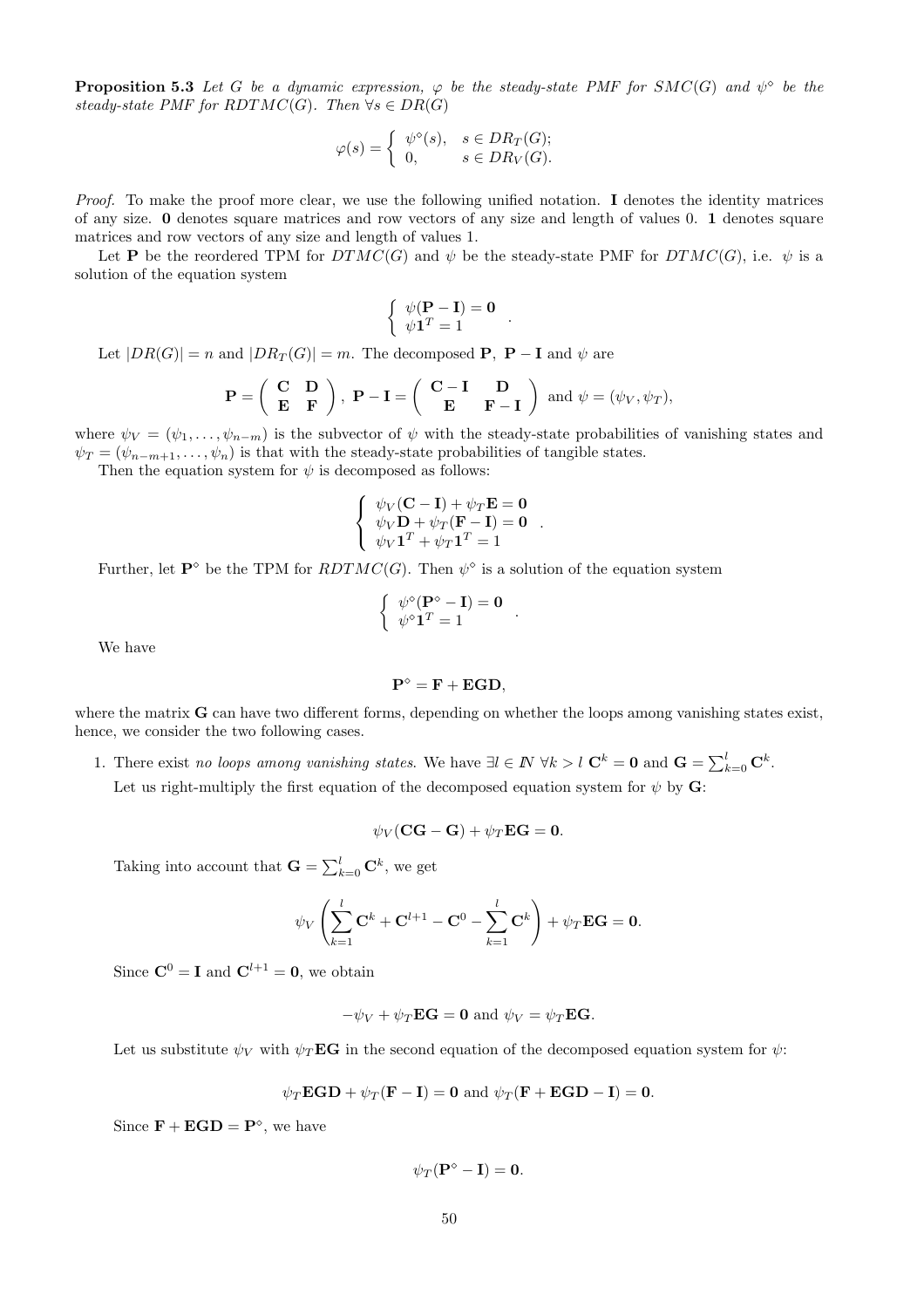**Proposition 5.3** *Let $G$ be a dynamic expression, $\varphi$ be the steady-state PMF for $SMC(G)$ and $\psi^\diamond$ be the steady-state PMF for $RDTMC(G)$. Then $\forall s \in DR(G)$*

$$\varphi(s) = \begin{cases} \psi^\diamond(s), & s \in DR_T(G); \\ 0, & s \in DR_V(G). \end{cases}$$

*Proof.* To make the proof more clear, we use the following unified notation. $\mathbf{I}$ denotes the identity matrices of any size. $\mathbf{0}$ denotes square matrices and row vectors of any size and length of values 0. $\mathbf{1}$ denotes square matrices and row vectors of any size and length of values 1.

Let $\mathbf{P}$ be the reordered TPM for $DTMC(G)$ and $\psi$ be the steady-state PMF for $DTMC(G)$, i.e. $\psi$ is a solution of the equation system

$$\begin{cases} \psi(\mathbf{P} - \mathbf{I}) = \mathbf{0} \\ \psi\mathbf{1}^T = 1 \end{cases}.$$

Let $|DR(G)| = n$ and $|DR_T(G)| = m$. The decomposed $\mathbf{P}$, $\mathbf{P} - \mathbf{I}$ and $\psi$ are

$$\mathbf{P} = \begin{pmatrix} \mathbf{C} & \mathbf{D} \\ \mathbf{E} & \mathbf{F} \end{pmatrix}, \ \mathbf{P} - \mathbf{I} = \begin{pmatrix} \mathbf{C} - \mathbf{I} & \mathbf{D} \\ \mathbf{E} & \mathbf{F} - \mathbf{I} \end{pmatrix} \text{ and } \psi = (\psi_V, \psi_T),$$

where $\psi_V = (\psi_1, \ldots, \psi_{n-m})$ is the subvector of $\psi$ with the steady-state probabilities of vanishing states and $\psi_T = (\psi_{n-m+1}, \ldots, \psi_n)$ is that with the steady-state probabilities of tangible states.

Then the equation system for $\psi$ is decomposed as follows:

$$\begin{cases} \psi_V(\mathbf{C} - \mathbf{I}) + \psi_T\mathbf{E} = \mathbf{0} \\ \psi_V\mathbf{D} + \psi_T(\mathbf{F} - \mathbf{I}) = \mathbf{0} \\ \psi_V\mathbf{1}^T + \psi_T\mathbf{1}^T = 1 \end{cases}.$$

Further, let $\mathbf{P}^\diamond$ be the TPM for $RDTMC(G)$. Then $\psi^\diamond$ is a solution of the equation system

$$\begin{cases} \psi^\diamond(\mathbf{P}^\diamond - \mathbf{I}) = \mathbf{0} \\ \psi^\diamond\mathbf{1}^T = 1 \end{cases}.$$

We have

$$\mathbf{P}^\diamond = \mathbf{F} + \mathbf{EGD},$$

where the matrix $\mathbf{G}$ can have two different forms, depending on whether the loops among vanishing states exist, hence, we consider the two following cases.

1. There exist *no loops among vanishing states*. We have $\exists l \in I\!N \ \forall k > l \ \mathbf{C}^k = \mathbf{0}$ and $\mathbf{G} = \sum_{k=0}^{l} \mathbf{C}^k$.

   Let us right-multiply the first equation of the decomposed equation system for $\psi$ by $\mathbf{G}$:

   $$\psi_V(\mathbf{CG} - \mathbf{G}) + \psi_T\mathbf{EG} = \mathbf{0}.$$

   Taking into account that $\mathbf{G} = \sum_{k=0}^{l} \mathbf{C}^k$, we get

   $$\psi_V\left(\sum_{k=1}^{l} \mathbf{C}^k + \mathbf{C}^{l+1} - \mathbf{C}^0 - \sum_{k=1}^{l} \mathbf{C}^k\right) + \psi_T\mathbf{EG} = \mathbf{0}.$$

   Since $\mathbf{C}^0 = \mathbf{I}$ and $\mathbf{C}^{l+1} = \mathbf{0}$, we obtain

   $$-\psi_V + \psi_T\mathbf{EG} = \mathbf{0} \text{ and } \psi_V = \psi_T\mathbf{EG}.$$

   Let us substitute $\psi_V$ with $\psi_T\mathbf{EG}$ in the second equation of the decomposed equation system for $\psi$:

   $$\psi_T\mathbf{EGD} + \psi_T(\mathbf{F} - \mathbf{I}) = \mathbf{0} \text{ and } \psi_T(\mathbf{F} + \mathbf{EGD} - \mathbf{I}) = \mathbf{0}.$$

   Since $\mathbf{F} + \mathbf{EGD} = \mathbf{P}^\diamond$, we have

   $$\psi_T(\mathbf{P}^\diamond - \mathbf{I}) = \mathbf{0}.$$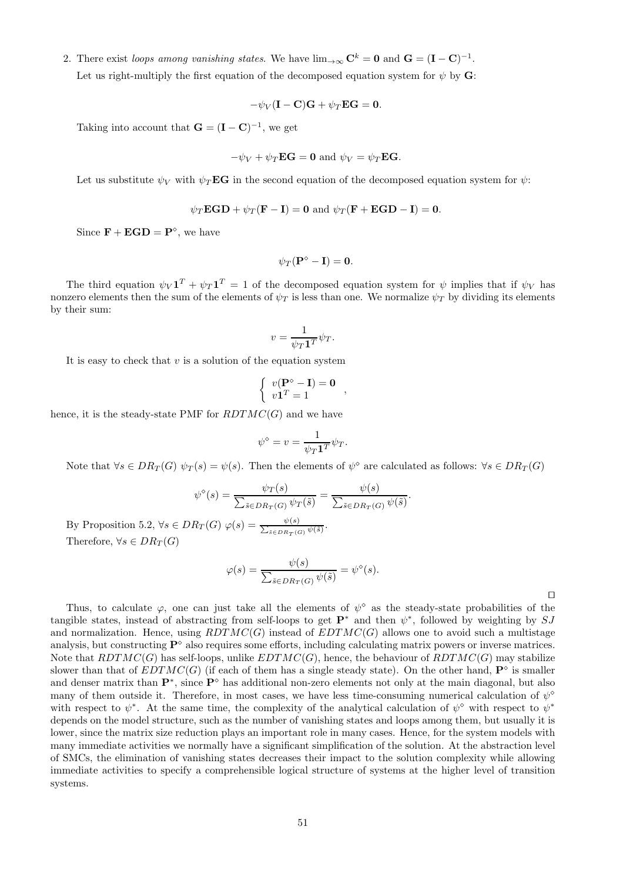2. There exist *loops among vanishing states*. We have $\lim_{\to\infty} \mathbf{C}^k = \mathbf{0}$ and $\mathbf{G} = (\mathbf{I} - \mathbf{C})^{-1}$.

   Let us right-multiply the first equation of the decomposed equation system for $\psi$ by $\mathbf{G}$:

$$-\psi_V(\mathbf{I} - \mathbf{C})\mathbf{G} + \psi_T \mathbf{E}\mathbf{G} = \mathbf{0}.$$

   Taking into account that $\mathbf{G} = (\mathbf{I} - \mathbf{C})^{-1}$, we get

$$-\psi_V + \psi_T \mathbf{E}\mathbf{G} = \mathbf{0} \text{ and } \psi_V = \psi_T \mathbf{E}\mathbf{G}.$$

   Let us substitute $\psi_V$ with $\psi_T \mathbf{E}\mathbf{G}$ in the second equation of the decomposed equation system for $\psi$:

$$\psi_T \mathbf{E}\mathbf{G}\mathbf{D} + \psi_T(\mathbf{F} - \mathbf{I}) = \mathbf{0} \text{ and } \psi_T(\mathbf{F} + \mathbf{E}\mathbf{G}\mathbf{D} - \mathbf{I}) = \mathbf{0}.$$

   Since $\mathbf{F} + \mathbf{E}\mathbf{G}\mathbf{D} = \mathbf{P}^\diamond$, we have

$$\psi_T(\mathbf{P}^\diamond - \mathbf{I}) = \mathbf{0}.$$

   The third equation $\psi_V \mathbf{1}^T + \psi_T \mathbf{1}^T = 1$ of the decomposed equation system for $\psi$ implies that if $\psi_V$ has nonzero elements then the sum of the elements of $\psi_T$ is less than one. We normalize $\psi_T$ by dividing its elements by their sum:

$$v = \frac{1}{\psi_T \mathbf{1}^T} \psi_T.$$

   It is easy to check that $v$ is a solution of the equation system

$$\begin{cases} v(\mathbf{P}^\diamond - \mathbf{I}) = \mathbf{0} \\ v\mathbf{1}^T = 1 \end{cases},$$

   hence, it is the steady-state PMF for $RDTMC(G)$ and we have

$$\psi^\diamond = v = \frac{1}{\psi_T \mathbf{1}^T} \psi_T.$$

   Note that $\forall s \in DR_T(G)\ \psi_T(s) = \psi(s)$. Then the elements of $\psi^\diamond$ are calculated as follows: $\forall s \in DR_T(G)$

$$\psi^\diamond(s) = \frac{\psi_T(s)}{\sum_{\tilde{s} \in DR_T(G)} \psi_T(\tilde{s})} = \frac{\psi(s)}{\sum_{\tilde{s} \in DR_T(G)} \psi(\tilde{s})}.$$

   By Proposition 5.2, $\forall s \in DR_T(G)\ \varphi(s) = \frac{\psi(s)}{\sum_{\tilde{s} \in DR_T(G)} \psi(\tilde{s})}$.

   Therefore, $\forall s \in DR_T(G)$

$$\varphi(s) = \frac{\psi(s)}{\sum_{\tilde{s} \in DR_T(G)} \psi(\tilde{s})} = \psi^\diamond(s).$$

□

Thus, to calculate $\varphi$, one can just take all the elements of $\psi^\diamond$ as the steady-state probabilities of the tangible states, instead of abstracting from self-loops to get $\mathbf{P}^*$ and then $\psi^*$, followed by weighting by $SJ$ and normalization. Hence, using $RDTMC(G)$ instead of $EDTMC(G)$ allows one to avoid such a multistage analysis, but constructing $\mathbf{P}^\diamond$ also requires some efforts, including calculating matrix powers or inverse matrices. Note that $RDTMC(G)$ has self-loops, unlike $EDTMC(G)$, hence, the behaviour of $RDTMC(G)$ may stabilize slower than that of $EDTMC(G)$ (if each of them has a single steady state). On the other hand, $\mathbf{P}^\diamond$ is smaller and denser matrix than $\mathbf{P}^*$, since $\mathbf{P}^\diamond$ has additional non-zero elements not only at the main diagonal, but also many of them outside it. Therefore, in most cases, we have less time-consuming numerical calculation of $\psi^\diamond$ with respect to $\psi^*$. At the same time, the complexity of the analytical calculation of $\psi^\diamond$ with respect to $\psi^*$ depends on the model structure, such as the number of vanishing states and loops among them, but usually it is lower, since the matrix size reduction plays an important role in many cases. Hence, for the system models with many immediate activities we normally have a significant simplification of the solution. At the abstraction level of SMCs, the elimination of vanishing states decreases their impact to the solution complexity while allowing immediate activities to specify a comprehensible logical structure of systems at the higher level of transition systems.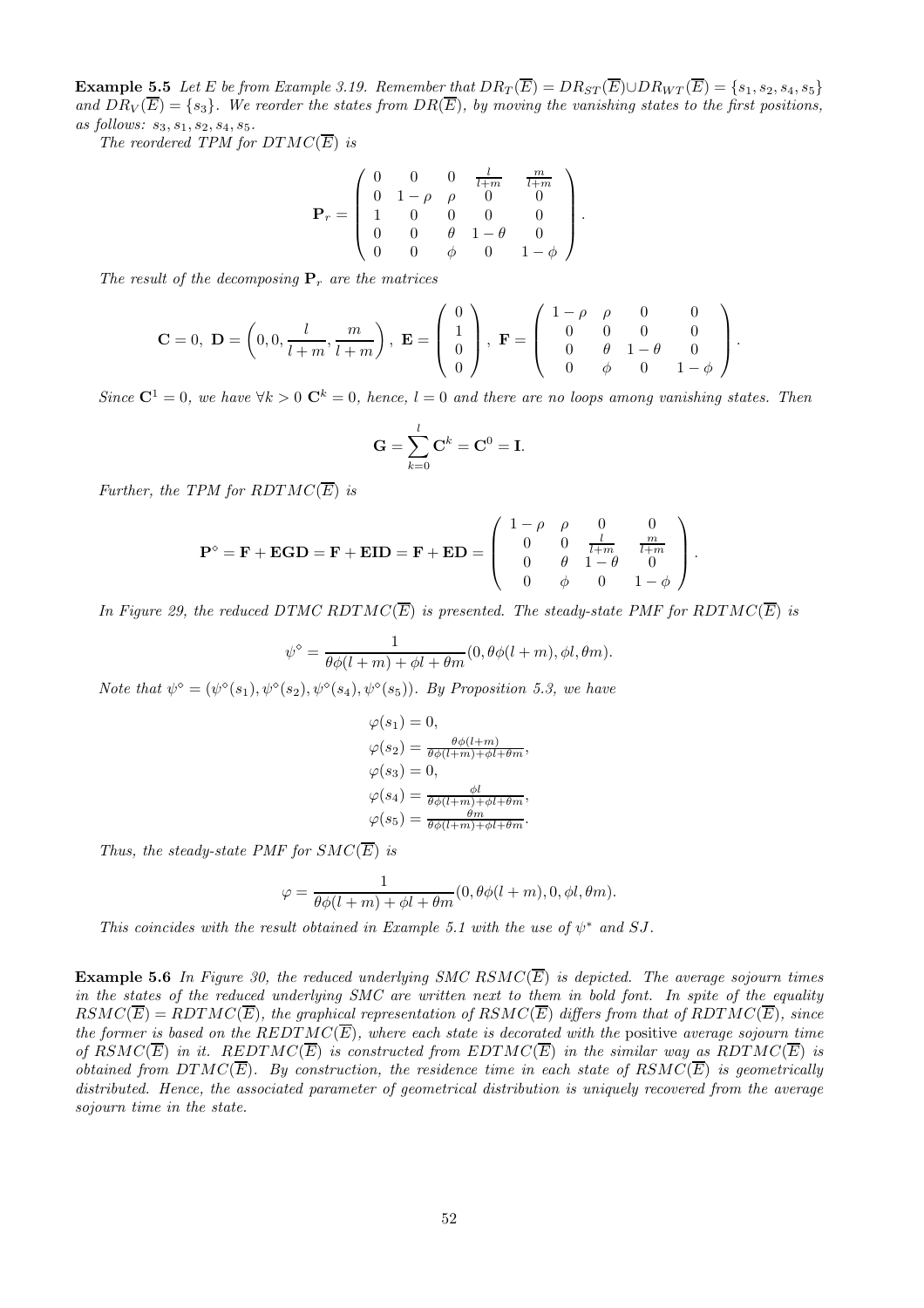**Example 5.5** *Let $E$ be from Example 3.19. Remember that $DR_T(\overline{E}) = DR_{ST}(\overline{E}) \cup DR_{WT}(\overline{E}) = \{s_1, s_2, s_4, s_5\}$ and $DR_V(\overline{E}) = \{s_3\}$. We reorder the states from $DR(\overline{E})$, by moving the vanishing states to the first positions, as follows: $s_3, s_1, s_2, s_4, s_5$.*

*The reordered TPM for $DTMC(\overline{E})$ is*

$$\mathbf{P}_r = \begin{pmatrix} 0 & 0 & 0 & \frac{l}{l+m} & \frac{m}{l+m} \\ 0 & 1-\rho & \rho & 0 & 0 \\ 1 & 0 & 0 & 0 & 0 \\ 0 & 0 & \theta & 1-\theta & 0 \\ 0 & 0 & \phi & 0 & 1-\phi \end{pmatrix}.$$

*The result of the decomposing $\mathbf{P}_r$ are the matrices*

$$\mathbf{C} = 0,\ \mathbf{D} = \left(0, 0, \frac{l}{l+m}, \frac{m}{l+m}\right),\ \mathbf{E} = \begin{pmatrix} 0 \\ 1 \\ 0 \\ 0 \end{pmatrix},\ \mathbf{F} = \begin{pmatrix} 1-\rho & \rho & 0 & 0 \\ 0 & 0 & 0 & 0 \\ 0 & \theta & 1-\theta & 0 \\ 0 & \phi & 0 & 1-\phi \end{pmatrix}.$$

*Since $\mathbf{C}^1 = 0$, we have $\forall k > 0\ \mathbf{C}^k = 0$, hence, $l = 0$ and there are no loops among vanishing states. Then*

$$\mathbf{G} = \sum_{k=0}^{l} \mathbf{C}^k = \mathbf{C}^0 = \mathbf{I}.$$

*Further, the TPM for $RDTMC(\overline{E})$ is*

$$\mathbf{P}^\diamond = \mathbf{F} + \mathbf{EGD} = \mathbf{F} + \mathbf{EID} = \mathbf{F} + \mathbf{ED} = \begin{pmatrix} 1-\rho & \rho & 0 & 0 \\ 0 & 0 & \frac{l}{l+m} & \frac{m}{l+m} \\ 0 & \theta & 1-\theta & 0 \\ 0 & \phi & 0 & 1-\phi \end{pmatrix}.$$

*In Figure 29, the reduced DTMC $RDTMC(\overline{E})$ is presented. The steady-state PMF for $RDTMC(\overline{E})$ is*

$$\psi^\diamond = \frac{1}{\theta\phi(l+m) + \phi l + \theta m}(0, \theta\phi(l+m), \phi l, \theta m).$$

*Note that $\psi^\diamond = (\psi^\diamond(s_1), \psi^\diamond(s_2), \psi^\diamond(s_4), \psi^\diamond(s_5))$. By Proposition 5.3, we have*

$$\begin{aligned}
&\varphi(s_1) = 0, \\
&\varphi(s_2) = \tfrac{\theta\phi(l+m)}{\theta\phi(l+m)+\phi l+\theta m}, \\
&\varphi(s_3) = 0, \\
&\varphi(s_4) = \tfrac{\phi l}{\theta\phi(l+m)+\phi l+\theta m}, \\
&\varphi(s_5) = \tfrac{\theta m}{\theta\phi(l+m)+\phi l+\theta m}.
\end{aligned}$$

*Thus, the steady-state PMF for $SMC(\overline{E})$ is*

$$\varphi = \frac{1}{\theta\phi(l+m) + \phi l + \theta m}(0, \theta\phi(l+m), 0, \phi l, \theta m).$$

*This coincides with the result obtained in Example 5.1 with the use of $\psi^*$ and $SJ$.*

**Example 5.6** *In Figure 30, the reduced underlying SMC $RSMC(\overline{E})$ is depicted. The average sojourn times in the states of the reduced underlying SMC are written next to them in bold font. In spite of the equality $RSMC(\overline{E}) = RDTMC(\overline{E})$, the graphical representation of $RSMC(\overline{E})$ differs from that of $RDTMC(\overline{E})$, since the former is based on the $REDTMC(\overline{E})$, where each state is decorated with the* positive *average sojourn time of $RSMC(\overline{E})$ in it. $REDTMC(\overline{E})$ is constructed from $EDTMC(\overline{E})$ in the similar way as $RDTMC(\overline{E})$ is obtained from $DTMC(\overline{E})$. By construction, the residence time in each state of $RSMC(\overline{E})$ is geometrically distributed. Hence, the associated parameter of geometrical distribution is uniquely recovered from the average sojourn time in the state.*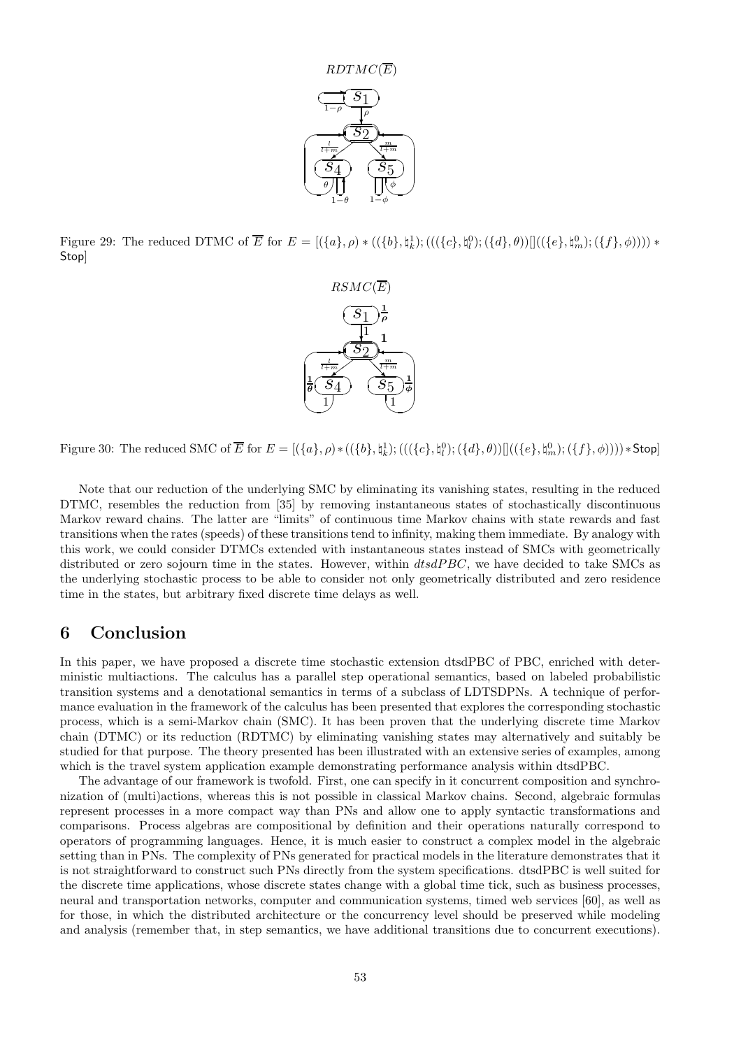$RDTMC(\overline{E})$

$S_1$

$1-\rho$

$\rho$

$S_2$

$\frac{l}{l+m}$

$\frac{m}{l+m}$

$S_4$

$S_5$

$\theta$

$1-\theta$

$1-\phi$

$\phi$

Figure 29: The reduced DTMC of $\overline{E}$ for $E = [(\{a\}, \rho) * ((\{b\}, \natural_k^1); (((\{c\}, \natural_l^0); (\{d\}, \theta))[]((\{e\}, \natural_m^0); (\{f\}, \phi)))) * \mathsf{Stop}]$

$RSMC(\overline{E})$

$S_1$

$\frac{\mathbf{1}}{\boldsymbol{\rho}}$

$1$

$\mathbf{1}$

$S_2$

$\frac{l}{l+m}$

$\frac{m}{l+m}$

$\frac{\mathbf{1}}{\boldsymbol{\theta}}$

$S_4$

$S_5$

$\frac{\mathbf{1}}{\boldsymbol{\phi}}$

$1$

$1$

Figure 30: The reduced SMC of $\overline{E}$ for $E = [(\{a\}, \rho) * ((\{b\}, \natural_k^1); (((\{c\}, \natural_l^0); (\{d\}, \theta))[]((\{e\}, \natural_m^0); (\{f\}, \phi)))) * \mathsf{Stop}]$

Note that our reduction of the underlying SMC by eliminating its vanishing states, resulting in the reduced DTMC, resembles the reduction from [35] by removing instantaneous states of stochastically discontinuous Markov reward chains. The latter are "limits" of continuous time Markov chains with state rewards and fast transitions when the rates (speeds) of these transitions tend to infinity, making them immediate. By analogy with this work, we could consider DTMCs extended with instantaneous states instead of SMCs with geometrically distributed or zero sojourn time in the states. However, within $dtsdPBC$, we have decided to take SMCs as the underlying stochastic process to be able to consider not only geometrically distributed and zero residence time in the states, but arbitrary fixed discrete time delays as well.

# 6 Conclusion

In this paper, we have proposed a discrete time stochastic extension dtsdPBC of PBC, enriched with deterministic multiactions. The calculus has a parallel step operational semantics, based on labeled probabilistic transition systems and a denotational semantics in terms of a subclass of LDTSDPNs. A technique of performance evaluation in the framework of the calculus has been presented that explores the corresponding stochastic process, which is a semi-Markov chain (SMC). It has been proven that the underlying discrete time Markov chain (DTMC) or its reduction (RDTMC) by eliminating vanishing states may alternatively and suitably be studied for that purpose. The theory presented has been illustrated with an extensive series of examples, among which is the travel system application example demonstrating performance analysis within dtsdPBC.

The advantage of our framework is twofold. First, one can specify in it concurrent composition and synchronization of (multi)actions, whereas this is not possible in classical Markov chains. Second, algebraic formulas represent processes in a more compact way than PNs and allow one to apply syntactic transformations and comparisons. Process algebras are compositional by definition and their operations naturally correspond to operators of programming languages. Hence, it is much easier to construct a complex model in the algebraic setting than in PNs. The complexity of PNs generated for practical models in the literature demonstrates that it is not straightforward to construct such PNs directly from the system specifications. dtsdPBC is well suited for the discrete time applications, whose discrete states change with a global time tick, such as business processes, neural and transportation networks, computer and communication systems, timed web services [60], as well as for those, in which the distributed architecture or the concurrency level should be preserved while modeling and analysis (remember that, in step semantics, we have additional transitions due to concurrent executions).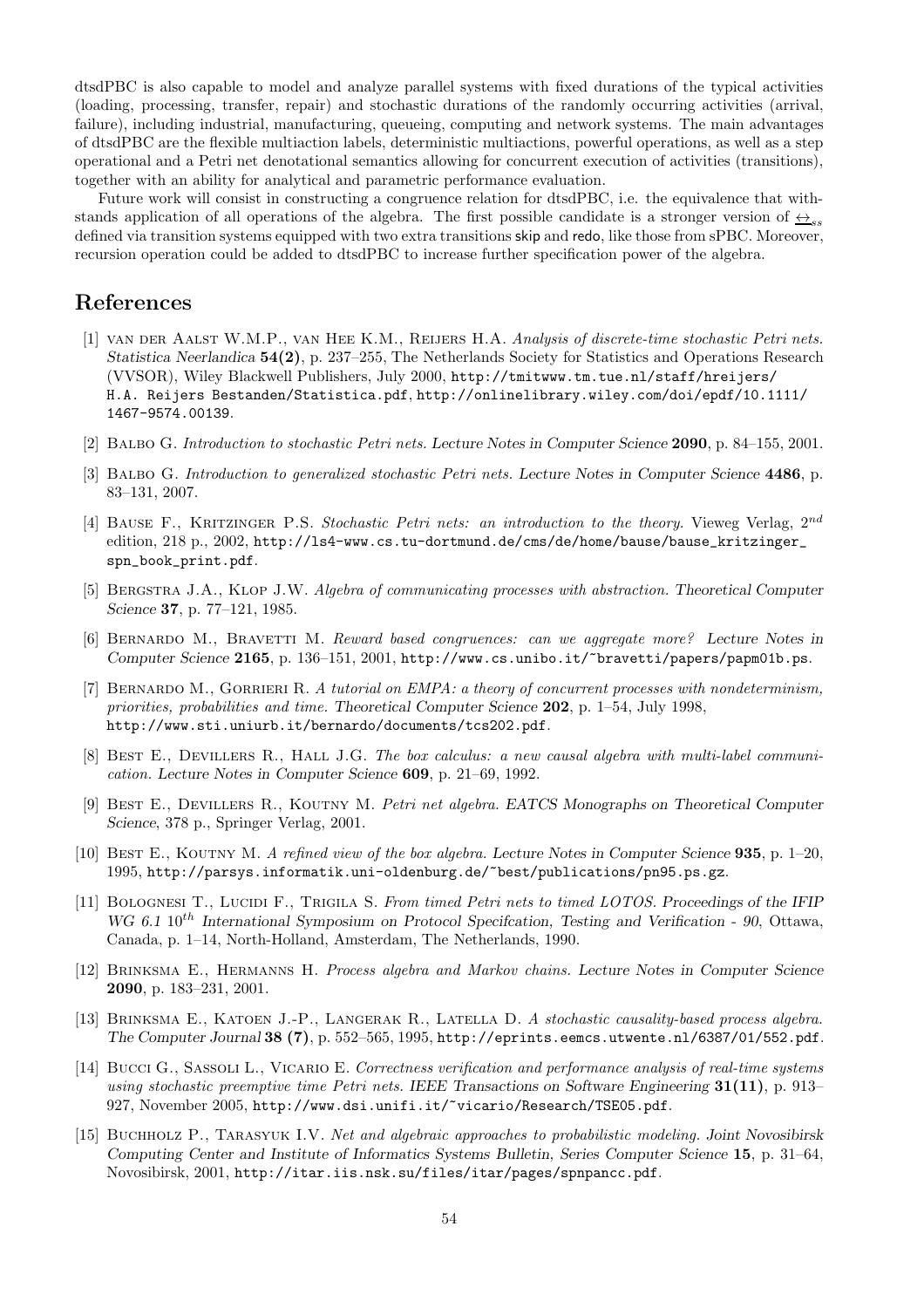dtsdPBC is also capable to model and analyze parallel systems with fixed durations of the typical activities (loading, processing, transfer, repair) and stochastic durations of the randomly occurring activities (arrival, failure), including industrial, manufacturing, queueing, computing and network systems. The main advantages of dtsdPBC are the flexible multiaction labels, deterministic multiactions, powerful operations, as well as a step operational and a Petri net denotational semantics allowing for concurrent execution of activities (transitions), together with an ability for analytical and parametric performance evaluation.

Future work will consist in constructing a congruence relation for dtsdPBC, i.e. the equivalence that withstands application of all operations of the algebra. The first possible candidate is a stronger version of $\underline{\leftrightarrow}_{ss}$ defined via transition systems equipped with two extra transitions skip and redo, like those from sPBC. Moreover, recursion operation could be added to dtsdPBC to increase further specification power of the algebra.

# References

[1] van der Aalst W.M.P., van Hee K.M., Reijers H.A. *Analysis of discrete-time stochastic Petri nets.* Statistica Neerlandica **54(2)**, p. 237–255, The Netherlands Society for Statistics and Operations Research (VVSOR), Wiley Blackwell Publishers, July 2000, http://tmitwww.tm.tue.nl/staff/hreijers/H.A. Reijers Bestanden/Statistica.pdf, http://onlinelibrary.wiley.com/doi/epdf/10.1111/1467-9574.00139.

[2] Balbo G. *Introduction to stochastic Petri nets.* Lecture Notes in Computer Science **2090**, p. 84–155, 2001.

[3] Balbo G. *Introduction to generalized stochastic Petri nets.* Lecture Notes in Computer Science **4486**, p. 83–131, 2007.

[4] Bause F., Kritzinger P.S. *Stochastic Petri nets: an introduction to the theory.* Vieweg Verlag, $2^{nd}$ edition, 218 p., 2002, http://ls4-www.cs.tu-dortmund.de/cms/de/home/bause/bause_kritzinger_spn_book_print.pdf.

[5] Bergstra J.A., Klop J.W. *Algebra of communicating processes with abstraction.* Theoretical Computer Science **37**, p. 77–121, 1985.

[6] Bernardo M., Bravetti M. *Reward based congruences: can we aggregate more?* Lecture Notes in Computer Science **2165**, p. 136–151, 2001, http://www.cs.unibo.it/~bravetti/papers/papm01b.ps.

[7] Bernardo M., Gorrieri R. *A tutorial on EMPA: a theory of concurrent processes with nondeterminism, priorities, probabilities and time.* Theoretical Computer Science **202**, p. 1–54, July 1998, http://www.sti.uniurb.it/bernardo/documents/tcs202.pdf.

[8] Best E., Devillers R., Hall J.G. *The box calculus: a new causal algebra with multi-label communication.* Lecture Notes in Computer Science **609**, p. 21–69, 1992.

[9] Best E., Devillers R., Koutny M. *Petri net algebra.* EATCS Monographs on Theoretical Computer Science, 378 p., Springer Verlag, 2001.

[10] Best E., Koutny M. *A refined view of the box algebra.* Lecture Notes in Computer Science **935**, p. 1–20, 1995, http://parsys.informatik.uni-oldenburg.de/~best/publications/pn95.ps.gz.

[11] Bolognesi T., Lucidi F., Trigila S. *From timed Petri nets to timed LOTOS.* Proceedings of the IFIP WG 6.1 $10^{th}$ International Symposium on Protocol Specifcation, Testing and Verification - 90, Ottawa, Canada, p. 1–14, North-Holland, Amsterdam, The Netherlands, 1990.

[12] Brinksma E., Hermanns H. *Process algebra and Markov chains.* Lecture Notes in Computer Science **2090**, p. 183–231, 2001.

[13] Brinksma E., Katoen J.-P., Langerak R., Latella D. *A stochastic causality-based process algebra.* The Computer Journal **38 (7)**, p. 552–565, 1995, http://eprints.eemcs.utwente.nl/6387/01/552.pdf.

[14] Bucci G., Sassoli L., Vicario E. *Correctness verification and performance analysis of real-time systems using stochastic preemptive time Petri nets.* IEEE Transactions on Software Engineering **31(11)**, p. 913–927, November 2005, http://www.dsi.unifi.it/~vicario/Research/TSE05.pdf.

[15] Buchholz P., Tarasyuk I.V. *Net and algebraic approaches to probabilistic modeling.* Joint Novosibirsk Computing Center and Institute of Informatics Systems Bulletin, Series Computer Science **15**, p. 31–64, Novosibirsk, 2001, http://itar.iis.nsk.su/files/itar/pages/spnpancc.pdf.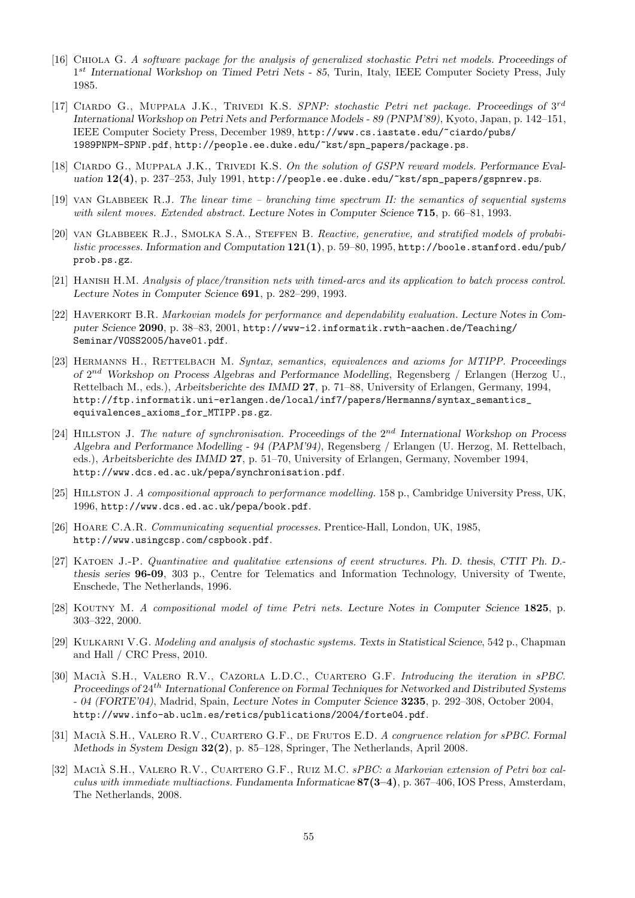[16] Chiola G. *A software package for the analysis of generalized stochastic Petri net models. Proceedings of $1^{st}$ International Workshop on Timed Petri Nets - 85*, Turin, Italy, IEEE Computer Society Press, July 1985.

[17] Ciardo G., Muppala J.K., Trivedi K.S. *SPNP: stochastic Petri net package. Proceedings of $3^{rd}$ International Workshop on Petri Nets and Performance Models - 89 (PNPM'89)*, Kyoto, Japan, p. 142–151, IEEE Computer Society Press, December 1989, http://www.cs.iastate.edu/~ciardo/pubs/1989PNPM-SPNP.pdf, http://people.ee.duke.edu/~kst/spn_papers/package.ps.

[18] Ciardo G., Muppala J.K., Trivedi K.S. *On the solution of GSPN reward models. Performance Evaluation* **12(4)**, p. 237–253, July 1991, http://people.ee.duke.edu/~kst/spn_papers/gspnrew.ps.

[19] van Glabbeek R.J. *The linear time – branching time spectrum II: the semantics of sequential systems with silent moves. Extended abstract. Lecture Notes in Computer Science* **715**, p. 66–81, 1993.

[20] van Glabbeek R.J., Smolka S.A., Steffen B. *Reactive, generative, and stratified models of probabilistic processes. Information and Computation* **121(1)**, p. 59–80, 1995, http://boole.stanford.edu/pub/prob.ps.gz.

[21] Hanish H.M. *Analysis of place/transition nets with timed-arcs and its application to batch process control. Lecture Notes in Computer Science* **691**, p. 282–299, 1993.

[22] Haverkort B.R. *Markovian models for performance and dependability evaluation. Lecture Notes in Computer Science* **2090**, p. 38–83, 2001, http://www-i2.informatik.rwth-aachen.de/Teaching/Seminar/VOSS2005/have01.pdf.

[23] Hermanns H., Rettelbach M. *Syntax, semantics, equivalences and axioms for MTIPP. Proceedings of $2^{nd}$ Workshop on Process Algebras and Performance Modelling*, Regensberg / Erlangen (Herzog U., Rettelbach M., eds.), *Arbeitsberichte des IMMD* **27**, p. 71–88, University of Erlangen, Germany, 1994, http://ftp.informatik.uni-erlangen.de/local/inf7/papers/Hermanns/syntax_semantics_equivalences_axioms_for_MTIPP.ps.gz.

[24] Hillston J. *The nature of synchronisation. Proceedings of the $2^{nd}$ International Workshop on Process Algebra and Performance Modelling - 94 (PAPM'94)*, Regensberg / Erlangen (U. Herzog, M. Rettelbach, eds.), *Arbeitsberichte des IMMD* **27**, p. 51–70, University of Erlangen, Germany, November 1994, http://www.dcs.ed.ac.uk/pepa/synchronisation.pdf.

[25] Hillston J. *A compositional approach to performance modelling.* 158 p., Cambridge University Press, UK, 1996, http://www.dcs.ed.ac.uk/pepa/book.pdf.

[26] Hoare C.A.R. *Communicating sequential processes.* Prentice-Hall, London, UK, 1985, http://www.usingcsp.com/cspbook.pdf.

[27] Katoen J.-P. *Quantinative and qualitative extensions of event structures. Ph. D. thesis, CTIT Ph. D.-thesis series* **96-09**, 303 p., Centre for Telematics and Information Technology, University of Twente, Enschede, The Netherlands, 1996.

[28] Koutny M. *A compositional model of time Petri nets. Lecture Notes in Computer Science* **1825**, p. 303–322, 2000.

[29] Kulkarni V.G. *Modeling and analysis of stochastic systems. Texts in Statistical Science*, 542 p., Chapman and Hall / CRC Press, 2010.

[30] Macià S.H., Valero R.V., Cazorla L.D.C., Cuartero G.F. *Introducing the iteration in sPBC. Proceedings of $24^{th}$ International Conference on Formal Techniques for Networked and Distributed Systems - 04 (FORTE'04)*, Madrid, Spain, *Lecture Notes in Computer Science* **3235**, p. 292–308, October 2004, http://www.info-ab.uclm.es/retics/publications/2004/forte04.pdf.

[31] Macià S.H., Valero R.V., Cuartero G.F., de Frutos E.D. *A congruence relation for sPBC. Formal Methods in System Design* **32(2)**, p. 85–128, Springer, The Netherlands, April 2008.

[32] Macià S.H., Valero R.V., Cuartero G.F., Ruiz M.C. *sPBC: a Markovian extension of Petri box calculus with immediate multiactions. Fundamenta Informaticae* **87(3–4)**, p. 367–406, IOS Press, Amsterdam, The Netherlands, 2008.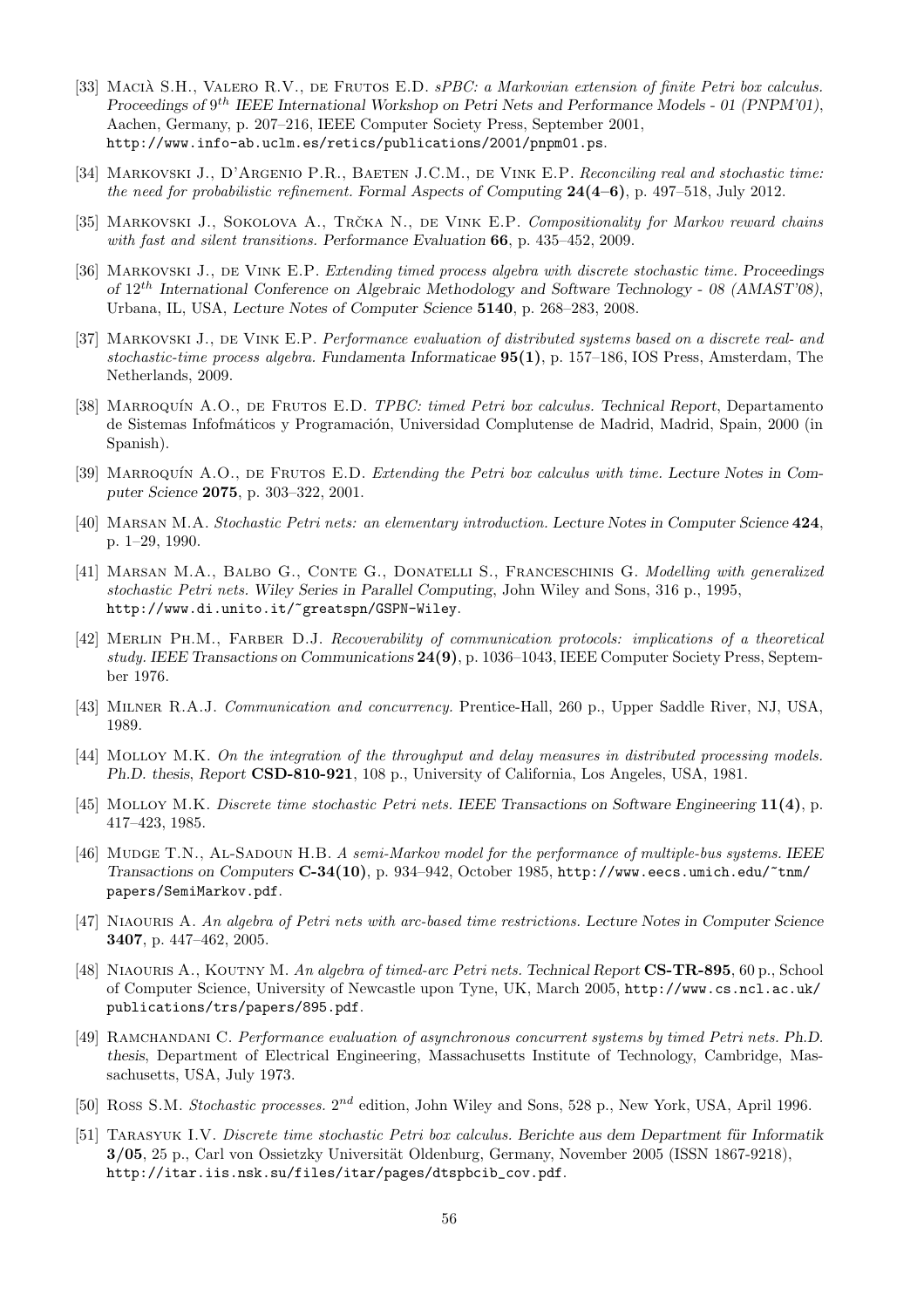[33] Macià S.H., Valero R.V., de Frutos E.D. *sPBC: a Markovian extension of finite Petri box calculus.* Proceedings of $9^{th}$ IEEE International Workshop on Petri Nets and Performance Models - 01 (PNPM'01), Aachen, Germany, p. 207–216, IEEE Computer Society Press, September 2001, `http://www.info-ab.uclm.es/retics/publications/2001/pnpm01.ps`.

[34] Markovski J., D'Argenio P.R., Baeten J.C.M., de Vink E.P. *Reconciling real and stochastic time: the need for probabilistic refinement.* Formal Aspects of Computing **24(4–6)**, p. 497–518, July 2012.

[35] Markovski J., Sokolova A., Trčka N., de Vink E.P. *Compositionality for Markov reward chains with fast and silent transitions.* Performance Evaluation **66**, p. 435–452, 2009.

[36] Markovski J., de Vink E.P. *Extending timed process algebra with discrete stochastic time.* Proceedings of $12^{th}$ International Conference on Algebraic Methodology and Software Technology - 08 (AMAST'08), Urbana, IL, USA, Lecture Notes of Computer Science **5140**, p. 268–283, 2008.

[37] Markovski J., de Vink E.P. *Performance evaluation of distributed systems based on a discrete real- and stochastic-time process algebra.* Fundamenta Informaticae **95(1)**, p. 157–186, IOS Press, Amsterdam, The Netherlands, 2009.

[38] Marroquín A.O., de Frutos E.D. *TPBC: timed Petri box calculus.* Technical Report, Departamento de Sistemas Infofmáticos y Programación, Universidad Complutense de Madrid, Madrid, Spain, 2000 (in Spanish).

[39] Marroquín A.O., de Frutos E.D. *Extending the Petri box calculus with time.* Lecture Notes in Computer Science **2075**, p. 303–322, 2001.

[40] Marsan M.A. *Stochastic Petri nets: an elementary introduction.* Lecture Notes in Computer Science **424**, p. 1–29, 1990.

[41] Marsan M.A., Balbo G., Conte G., Donatelli S., Franceschinis G. *Modelling with generalized stochastic Petri nets.* Wiley Series in Parallel Computing, John Wiley and Sons, 316 p., 1995, `http://www.di.unito.it/~greatspn/GSPN-Wiley`.

[42] Merlin Ph.M., Farber D.J. *Recoverability of communication protocols: implications of a theoretical study.* IEEE Transactions on Communications **24(9)**, p. 1036–1043, IEEE Computer Society Press, September 1976.

[43] Milner R.A.J. *Communication and concurrency.* Prentice-Hall, 260 p., Upper Saddle River, NJ, USA, 1989.

[44] Molloy M.K. *On the integration of the throughput and delay measures in distributed processing models.* Ph.D. thesis, Report **CSD-810-921**, 108 p., University of California, Los Angeles, USA, 1981.

[45] Molloy M.K. *Discrete time stochastic Petri nets.* IEEE Transactions on Software Engineering **11(4)**, p. 417–423, 1985.

[46] Mudge T.N., Al-Sadoun H.B. *A semi-Markov model for the performance of multiple-bus systems.* IEEE Transactions on Computers **C-34(10)**, p. 934–942, October 1985, `http://www.eecs.umich.edu/~tnm/papers/SemiMarkov.pdf`.

[47] Niaouris A. *An algebra of Petri nets with arc-based time restrictions.* Lecture Notes in Computer Science **3407**, p. 447–462, 2005.

[48] Niaouris A., Koutny M. *An algebra of timed-arc Petri nets.* Technical Report **CS-TR-895**, 60 p., School of Computer Science, University of Newcastle upon Tyne, UK, March 2005, `http://www.cs.ncl.ac.uk/publications/trs/papers/895.pdf`.

[49] Ramchandani C. *Performance evaluation of asynchronous concurrent systems by timed Petri nets.* Ph.D. thesis, Department of Electrical Engineering, Massachusetts Institute of Technology, Cambridge, Massachusetts, USA, July 1973.

[50] Ross S.M. *Stochastic processes.* $2^{nd}$ edition, John Wiley and Sons, 528 p., New York, USA, April 1996.

[51] Tarasyuk I.V. *Discrete time stochastic Petri box calculus.* Berichte aus dem Department für Informatik **3/05**, 25 p., Carl von Ossietzky Universität Oldenburg, Germany, November 2005 (ISSN 1867-9218), `http://itar.iis.nsk.su/files/itar/pages/dtspbcib_cov.pdf`.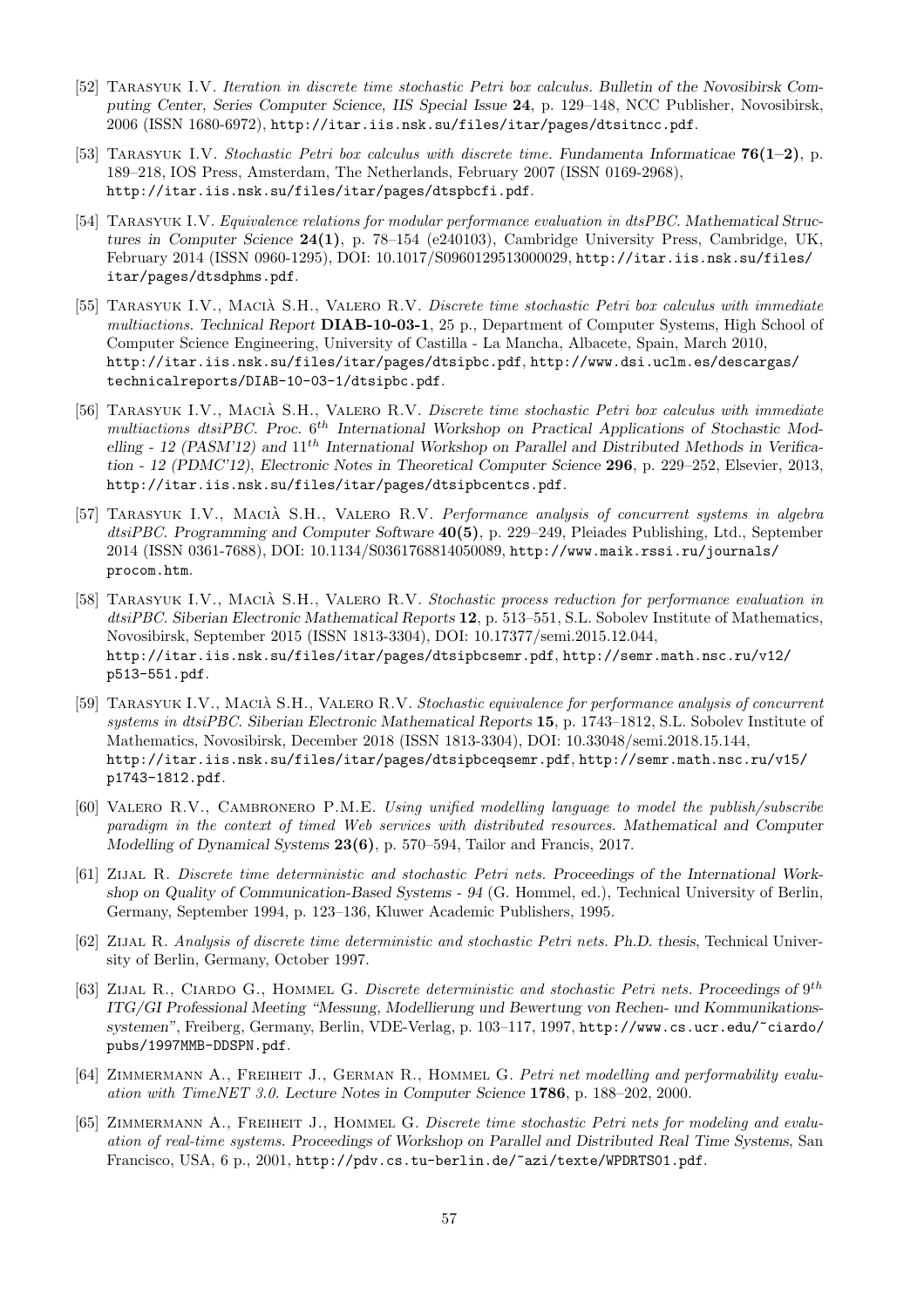[52] Tarasyuk I.V. *Iteration in discrete time stochastic Petri box calculus.* Bulletin of the Novosibirsk Computing Center, Series Computer Science, IIS Special Issue **24**, p. 129–148, NCC Publisher, Novosibirsk, 2006 (ISSN 1680-6972), http://itar.iis.nsk.su/files/itar/pages/dtsitncc.pdf.

[53] Tarasyuk I.V. *Stochastic Petri box calculus with discrete time.* Fundamenta Informaticae **76(1–2)**, p. 189–218, IOS Press, Amsterdam, The Netherlands, February 2007 (ISSN 0169-2968), http://itar.iis.nsk.su/files/itar/pages/dtspbcfi.pdf.

[54] Tarasyuk I.V. *Equivalence relations for modular performance evaluation in dtsPBC.* Mathematical Structures in Computer Science **24(1)**, p. 78–154 (e240103), Cambridge University Press, Cambridge, UK, February 2014 (ISSN 0960-1295), DOI: 10.1017/S0960129513000029, http://itar.iis.nsk.su/files/itar/pages/dtsdphms.pdf.

[55] Tarasyuk I.V., Macià S.H., Valero R.V. *Discrete time stochastic Petri box calculus with immediate multiactions.* Technical Report **DIAB-10-03-1**, 25 p., Department of Computer Systems, High School of Computer Science Engineering, University of Castilla - La Mancha, Albacete, Spain, March 2010, http://itar.iis.nsk.su/files/itar/pages/dtsipbc.pdf, http://www.dsi.uclm.es/descargas/technicalreports/DIAB-10-03-1/dtsipbc.pdf.

[56] Tarasyuk I.V., Macià S.H., Valero R.V. *Discrete time stochastic Petri box calculus with immediate multiactions dtsiPBC.* Proc. $6^{th}$ International Workshop on Practical Applications of Stochastic Modelling - 12 (PASM'12) and $11^{th}$ International Workshop on Parallel and Distributed Methods in Verification - 12 (PDMC'12), Electronic Notes in Theoretical Computer Science **296**, p. 229–252, Elsevier, 2013, http://itar.iis.nsk.su/files/itar/pages/dtsipbcentcs.pdf.

[57] Tarasyuk I.V., Macià S.H., Valero R.V. *Performance analysis of concurrent systems in algebra dtsiPBC.* Programming and Computer Software **40(5)**, p. 229–249, Pleiades Publishing, Ltd., September 2014 (ISSN 0361-7688), DOI: 10.1134/S0361768814050089, http://www.maik.rssi.ru/journals/procom.htm.

[58] Tarasyuk I.V., Macià S.H., Valero R.V. *Stochastic process reduction for performance evaluation in dtsiPBC.* Siberian Electronic Mathematical Reports **12**, p. 513–551, S.L. Sobolev Institute of Mathematics, Novosibirsk, September 2015 (ISSN 1813-3304), DOI: 10.17377/semi.2015.12.044, http://itar.iis.nsk.su/files/itar/pages/dtsipbcsemr.pdf, http://semr.math.nsc.ru/v12/p513-551.pdf.

[59] Tarasyuk I.V., Macià S.H., Valero R.V. *Stochastic equivalence for performance analysis of concurrent systems in dtsiPBC.* Siberian Electronic Mathematical Reports **15**, p. 1743–1812, S.L. Sobolev Institute of Mathematics, Novosibirsk, December 2018 (ISSN 1813-3304), DOI: 10.33048/semi.2018.15.144, http://itar.iis.nsk.su/files/itar/pages/dtsipbceqsemr.pdf, http://semr.math.nsc.ru/v15/p1743-1812.pdf.

[60] Valero R.V., Cambronero P.M.E. *Using unified modelling language to model the publish/subscribe paradigm in the context of timed Web services with distributed resources.* Mathematical and Computer Modelling of Dynamical Systems **23(6)**, p. 570–594, Tailor and Francis, 2017.

[61] Zijal R. *Discrete time deterministic and stochastic Petri nets.* Proceedings of the International Workshop on Quality of Communication-Based Systems - 94 (G. Hommel, ed.), Technical University of Berlin, Germany, September 1994, p. 123–136, Kluwer Academic Publishers, 1995.

[62] Zijal R. *Analysis of discrete time deterministic and stochastic Petri nets.* Ph.D. thesis, Technical University of Berlin, Germany, October 1997.

[63] Zijal R., Ciardo G., Hommel G. *Discrete deterministic and stochastic Petri nets.* Proceedings of $9^{th}$ ITG/GI Professional Meeting "Messung, Modellierung und Bewertung von Rechen- und Kommunikationssystemen", Freiberg, Germany, Berlin, VDE-Verlag, p. 103–117, 1997, http://www.cs.ucr.edu/~ciardo/pubs/1997MMB-DDSPN.pdf.

[64] Zimmermann A., Freiheit J., German R., Hommel G. *Petri net modelling and performability evaluation with TimeNET 3.0.* Lecture Notes in Computer Science **1786**, p. 188–202, 2000.

[65] Zimmermann A., Freiheit J., Hommel G. *Discrete time stochastic Petri nets for modeling and evaluation of real-time systems.* Proceedings of Workshop on Parallel and Distributed Real Time Systems, San Francisco, USA, 6 p., 2001, http://pdv.cs.tu-berlin.de/~azi/texte/WPDRTS01.pdf.